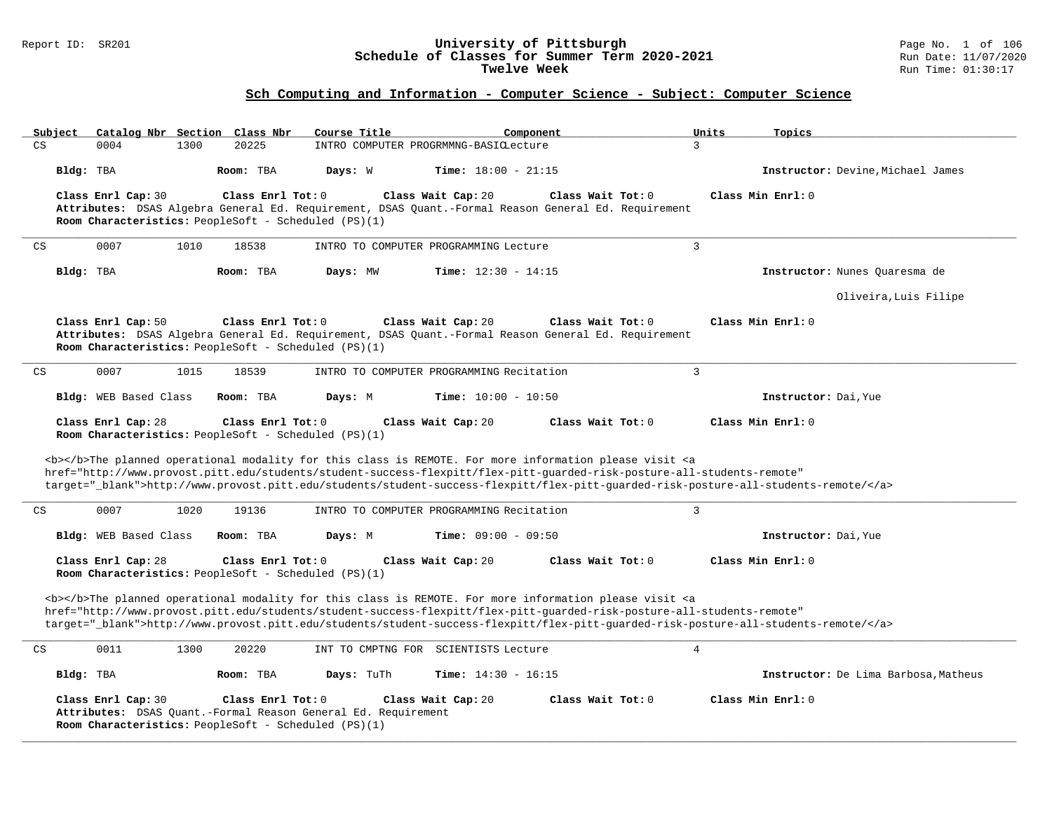Report ID: SR201

# University of Pittsburgh
## Schedule of Classes for Summer Term 2020-2021
### Twelve Week

Run Date: 11/07/2020
Run Time: 01:30:17

## Sch Computing and Information - Computer Science - Subject: Computer Science

| Subject | Catalog Nbr | Section | Class Nbr | Course Title | Component | Units | Topics |
|---|---|---|---|---|---|---|---|
| CS | 0004 | 1300 | 20225 | INTRO COMPUTER PROGRMMNG-BASIC | Lecture | 3 | |

**Bldg:** TBA **Room:** TBA **Days:** W **Time:** 18:00 - 21:15 **Instructor:** Devine,Michael James

**Class Enrl Cap:** 30 **Class Enrl Tot:** 0 **Class Wait Cap:** 20 **Class Wait Tot:** 0 **Class Min Enrl:** 0
**Attributes:** DSAS Algebra General Ed. Requirement, DSAS Quant.-Formal Reason General Ed. Requirement
**Room Characteristics:** PeopleSoft - Scheduled (PS)(1)

---

| Subject | Catalog Nbr | Section | Class Nbr | Course Title | Component | Units | Topics |
|---|---|---|---|---|---|---|---|
| CS | 0007 | 1010 | 18538 | INTRO TO COMPUTER PROGRAMMING | Lecture | 3 | |

**Bldg:** TBA **Room:** TBA **Days:** MW **Time:** 12:30 - 14:15 **Instructor:** Nunes Quaresma de Oliveira,Luis Filipe

**Class Enrl Cap:** 50 **Class Enrl Tot:** 0 **Class Wait Cap:** 20 **Class Wait Tot:** 0 **Class Min Enrl:** 0
**Attributes:** DSAS Algebra General Ed. Requirement, DSAS Quant.-Formal Reason General Ed. Requirement
**Room Characteristics:** PeopleSoft - Scheduled (PS)(1)

---

| Subject | Catalog Nbr | Section | Class Nbr | Course Title | Component | Units | Topics |
|---|---|---|---|---|---|---|---|
| CS | 0007 | 1015 | 18539 | INTRO TO COMPUTER PROGRAMMING | Recitation | 3 | |

**Bldg:** WEB Based Class **Room:** TBA **Days:** M **Time:** 10:00 - 10:50 **Instructor:** Dai,Yue

**Class Enrl Cap:** 28 **Class Enrl Tot:** 0 **Class Wait Cap:** 20 **Class Wait Tot:** 0 **Class Min Enrl:** 0
**Room Characteristics:** PeopleSoft - Scheduled (PS)(1)

<b></b>The planned operational modality for this class is REMOTE. For more information please visit <a href="http://www.provost.pitt.edu/students/student-success-flexpitt/flex-pitt-guarded-risk-posture-all-students-remote" target="_blank">http://www.provost.pitt.edu/students/student-success-flexpitt/flex-pitt-guarded-risk-posture-all-students-remote/</a>

---

| Subject | Catalog Nbr | Section | Class Nbr | Course Title | Component | Units | Topics |
|---|---|---|---|---|---|---|---|
| CS | 0007 | 1020 | 19136 | INTRO TO COMPUTER PROGRAMMING | Recitation | 3 | |

**Bldg:** WEB Based Class **Room:** TBA **Days:** M **Time:** 09:00 - 09:50 **Instructor:** Dai,Yue

**Class Enrl Cap:** 28 **Class Enrl Tot:** 0 **Class Wait Cap:** 20 **Class Wait Tot:** 0 **Class Min Enrl:** 0
**Room Characteristics:** PeopleSoft - Scheduled (PS)(1)

<b></b>The planned operational modality for this class is REMOTE. For more information please visit <a href="http://www.provost.pitt.edu/students/student-success-flexpitt/flex-pitt-guarded-risk-posture-all-students-remote" target="_blank">http://www.provost.pitt.edu/students/student-success-flexpitt/flex-pitt-guarded-risk-posture-all-students-remote/</a>

---

| Subject | Catalog Nbr | Section | Class Nbr | Course Title | Component | Units | Topics |
|---|---|---|---|---|---|---|---|
| CS | 0011 | 1300 | 20220 | INT TO CMPTNG FOR SCIENTISTS | Lecture | 4 | |

**Bldg:** TBA **Room:** TBA **Days:** TuTh **Time:** 14:30 - 16:15 **Instructor:** De Lima Barbosa,Matheus

**Class Enrl Cap:** 30 **Class Enrl Tot:** 0 **Class Wait Cap:** 20 **Class Wait Tot:** 0 **Class Min Enrl:** 0
**Attributes:** DSAS Quant.-Formal Reason General Ed. Requirement
**Room Characteristics:** PeopleSoft - Scheduled (PS)(1)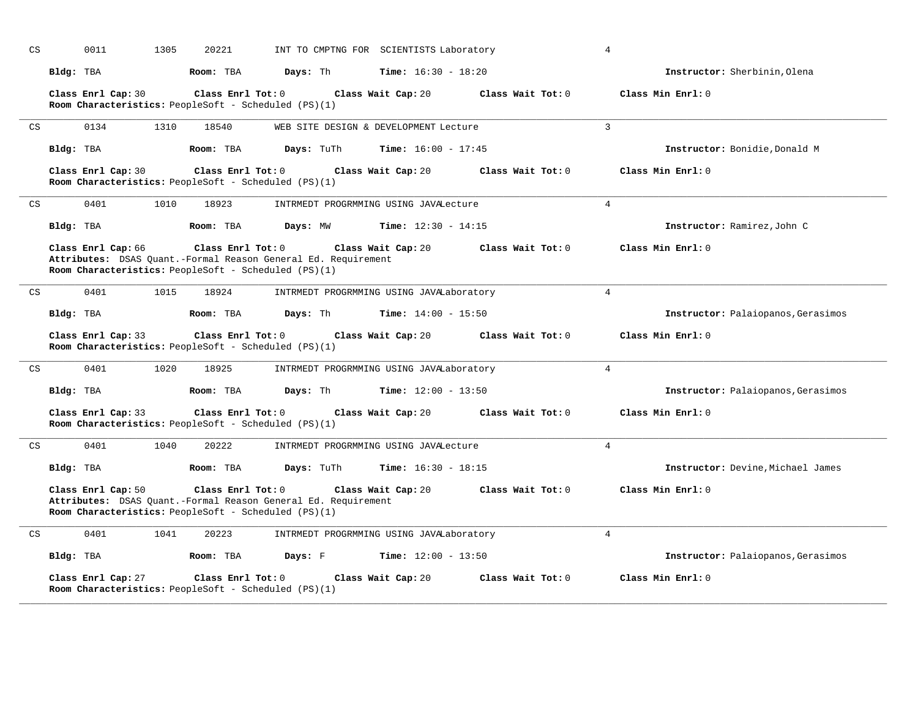CS 0011 1305 20221 INT TO CMPTNG FOR SCIENTISTS Laboratory 4

**Bldg:** TBA **Room:** TBA **Days:** Th **Time:** 16:30 - 18:20 **Instructor:** Sherbinin,Olena

**Class Enrl Cap:** 30 **Class Enrl Tot:** 0 **Class Wait Cap:** 20 **Class Wait Tot:** 0 **Class Min Enrl:** 0
**Room Characteristics:** PeopleSoft - Scheduled (PS)(1)

---

CS 0134 1310 18540 WEB SITE DESIGN & DEVELOPMENT Lecture 3

**Bldg:** TBA **Room:** TBA **Days:** TuTh **Time:** 16:00 - 17:45 **Instructor:** Bonidie,Donald M

**Class Enrl Cap:** 30 **Class Enrl Tot:** 0 **Class Wait Cap:** 20 **Class Wait Tot:** 0 **Class Min Enrl:** 0
**Room Characteristics:** PeopleSoft - Scheduled (PS)(1)

---

CS 0401 1010 18923 INTRMEDT PROGRMMING USING JAVALecture 4

**Bldg:** TBA **Room:** TBA **Days:** MW **Time:** 12:30 - 14:15 **Instructor:** Ramirez,John C

**Class Enrl Cap:** 66 **Class Enrl Tot:** 0 **Class Wait Cap:** 20 **Class Wait Tot:** 0 **Class Min Enrl:** 0
**Attributes:** DSAS Quant.-Formal Reason General Ed. Requirement
**Room Characteristics:** PeopleSoft - Scheduled (PS)(1)

---

CS 0401 1015 18924 INTRMEDT PROGRMMING USING JAVALaboratory 4

**Bldg:** TBA **Room:** TBA **Days:** Th **Time:** 14:00 - 15:50 **Instructor:** Palaiopanos,Gerasimos

**Class Enrl Cap:** 33 **Class Enrl Tot:** 0 **Class Wait Cap:** 20 **Class Wait Tot:** 0 **Class Min Enrl:** 0
**Room Characteristics:** PeopleSoft - Scheduled (PS)(1)

---

CS 0401 1020 18925 INTRMEDT PROGRMMING USING JAVALaboratory 4

**Bldg:** TBA **Room:** TBA **Days:** Th **Time:** 12:00 - 13:50 **Instructor:** Palaiopanos,Gerasimos

**Class Enrl Cap:** 33 **Class Enrl Tot:** 0 **Class Wait Cap:** 20 **Class Wait Tot:** 0 **Class Min Enrl:** 0
**Room Characteristics:** PeopleSoft - Scheduled (PS)(1)

---

CS 0401 1040 20222 INTRMEDT PROGRMMING USING JAVALecture 4

**Bldg:** TBA **Room:** TBA **Days:** TuTh **Time:** 16:30 - 18:15 **Instructor:** Devine,Michael James

**Class Enrl Cap:** 50 **Class Enrl Tot:** 0 **Class Wait Cap:** 20 **Class Wait Tot:** 0 **Class Min Enrl:** 0
**Attributes:** DSAS Quant.-Formal Reason General Ed. Requirement
**Room Characteristics:** PeopleSoft - Scheduled (PS)(1)

---

CS 0401 1041 20223 INTRMEDT PROGRMMING USING JAVALaboratory 4

**Bldg:** TBA **Room:** TBA **Days:** F **Time:** 12:00 - 13:50 **Instructor:** Palaiopanos,Gerasimos

**Class Enrl Cap:** 27 **Class Enrl Tot:** 0 **Class Wait Cap:** 20 **Class Wait Tot:** 0 **Class Min Enrl:** 0
**Room Characteristics:** PeopleSoft - Scheduled (PS)(1)

---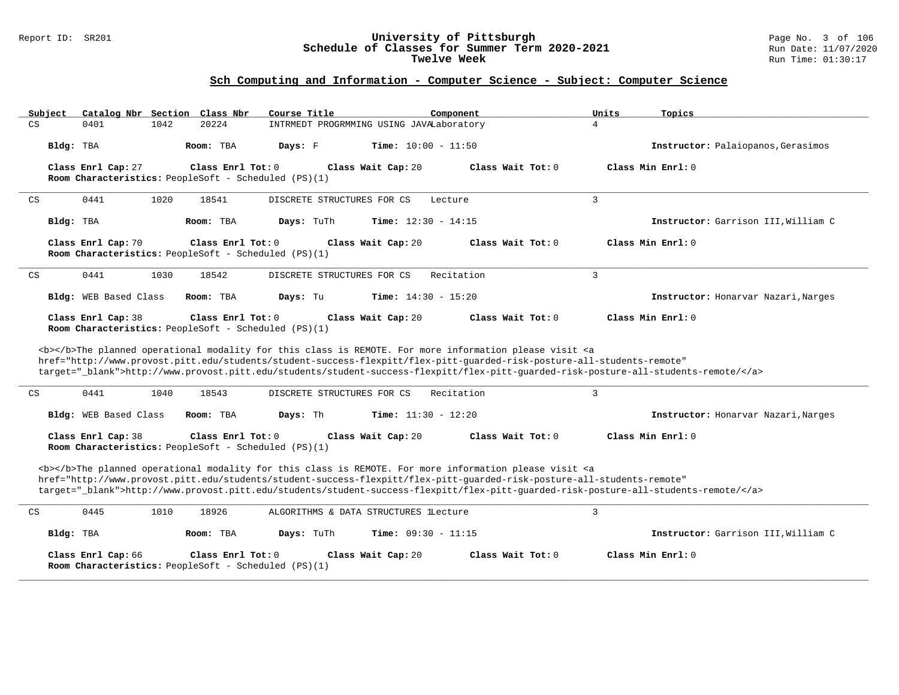## Sch Computing and Information - Computer Science - Subject: Computer Science

| Subject | Catalog Nbr | Section | Class Nbr | Course Title | Component | Units | Topics |
|---|---|---|---|---|---|---|---|
| CS | 0401 | 1042 | 20224 | INTRMEDT PROGRMMING USING JAVA | Laboratory | 4 | |

**Bldg:** TBA **Room:** TBA **Days:** F **Time:** 10:00 - 11:50 **Instructor:** Palaiopanos,Gerasimos

**Class Enrl Cap:** 27 **Class Enrl Tot:** 0 **Class Wait Cap:** 20 **Class Wait Tot:** 0 **Class Min Enrl:** 0

**Room Characteristics:** PeopleSoft - Scheduled (PS)(1)

---

| Subject | Catalog Nbr | Section | Class Nbr | Course Title | Component | Units | Topics |
|---|---|---|---|---|---|---|---|
| CS | 0441 | 1020 | 18541 | DISCRETE STRUCTURES FOR CS | Lecture | 3 | |

**Bldg:** TBA **Room:** TBA **Days:** TuTh **Time:** 12:30 - 14:15 **Instructor:** Garrison III,William C

**Class Enrl Cap:** 70 **Class Enrl Tot:** 0 **Class Wait Cap:** 20 **Class Wait Tot:** 0 **Class Min Enrl:** 0

**Room Characteristics:** PeopleSoft - Scheduled (PS)(1)

---

| Subject | Catalog Nbr | Section | Class Nbr | Course Title | Component | Units | Topics |
|---|---|---|---|---|---|---|---|
| CS | 0441 | 1030 | 18542 | DISCRETE STRUCTURES FOR CS | Recitation | 3 | |

**Bldg:** WEB Based Class **Room:** TBA **Days:** Tu **Time:** 14:30 - 15:20 **Instructor:** Honarvar Nazari,Narges

**Class Enrl Cap:** 38 **Class Enrl Tot:** 0 **Class Wait Cap:** 20 **Class Wait Tot:** 0 **Class Min Enrl:** 0

**Room Characteristics:** PeopleSoft - Scheduled (PS)(1)

<b></b>The planned operational modality for this class is REMOTE. For more information please visit <a href="http://www.provost.pitt.edu/students/student-success-flexpitt/flex-pitt-guarded-risk-posture-all-students-remote" target="_blank">http://www.provost.pitt.edu/students/student-success-flexpitt/flex-pitt-guarded-risk-posture-all-students-remote/</a>

---

| Subject | Catalog Nbr | Section | Class Nbr | Course Title | Component | Units | Topics |
|---|---|---|---|---|---|---|---|
| CS | 0441 | 1040 | 18543 | DISCRETE STRUCTURES FOR CS | Recitation | 3 | |

**Bldg:** WEB Based Class **Room:** TBA **Days:** Th **Time:** 11:30 - 12:20 **Instructor:** Honarvar Nazari,Narges

**Class Enrl Cap:** 38 **Class Enrl Tot:** 0 **Class Wait Cap:** 20 **Class Wait Tot:** 0 **Class Min Enrl:** 0

**Room Characteristics:** PeopleSoft - Scheduled (PS)(1)

<b></b>The planned operational modality for this class is REMOTE. For more information please visit <a href="http://www.provost.pitt.edu/students/student-success-flexpitt/flex-pitt-guarded-risk-posture-all-students-remote" target="_blank">http://www.provost.pitt.edu/students/student-success-flexpitt/flex-pitt-guarded-risk-posture-all-students-remote/</a>

---

| Subject | Catalog Nbr | Section | Class Nbr | Course Title | Component | Units | Topics |
|---|---|---|---|---|---|---|---|
| CS | 0445 | 1010 | 18926 | ALGORITHMS & DATA STRUCTURES 1 | Lecture | 3 | |

**Bldg:** TBA **Room:** TBA **Days:** TuTh **Time:** 09:30 - 11:15 **Instructor:** Garrison III,William C

**Class Enrl Cap:** 66 **Class Enrl Tot:** 0 **Class Wait Cap:** 20 **Class Wait Tot:** 0 **Class Min Enrl:** 0

**Room Characteristics:** PeopleSoft - Scheduled (PS)(1)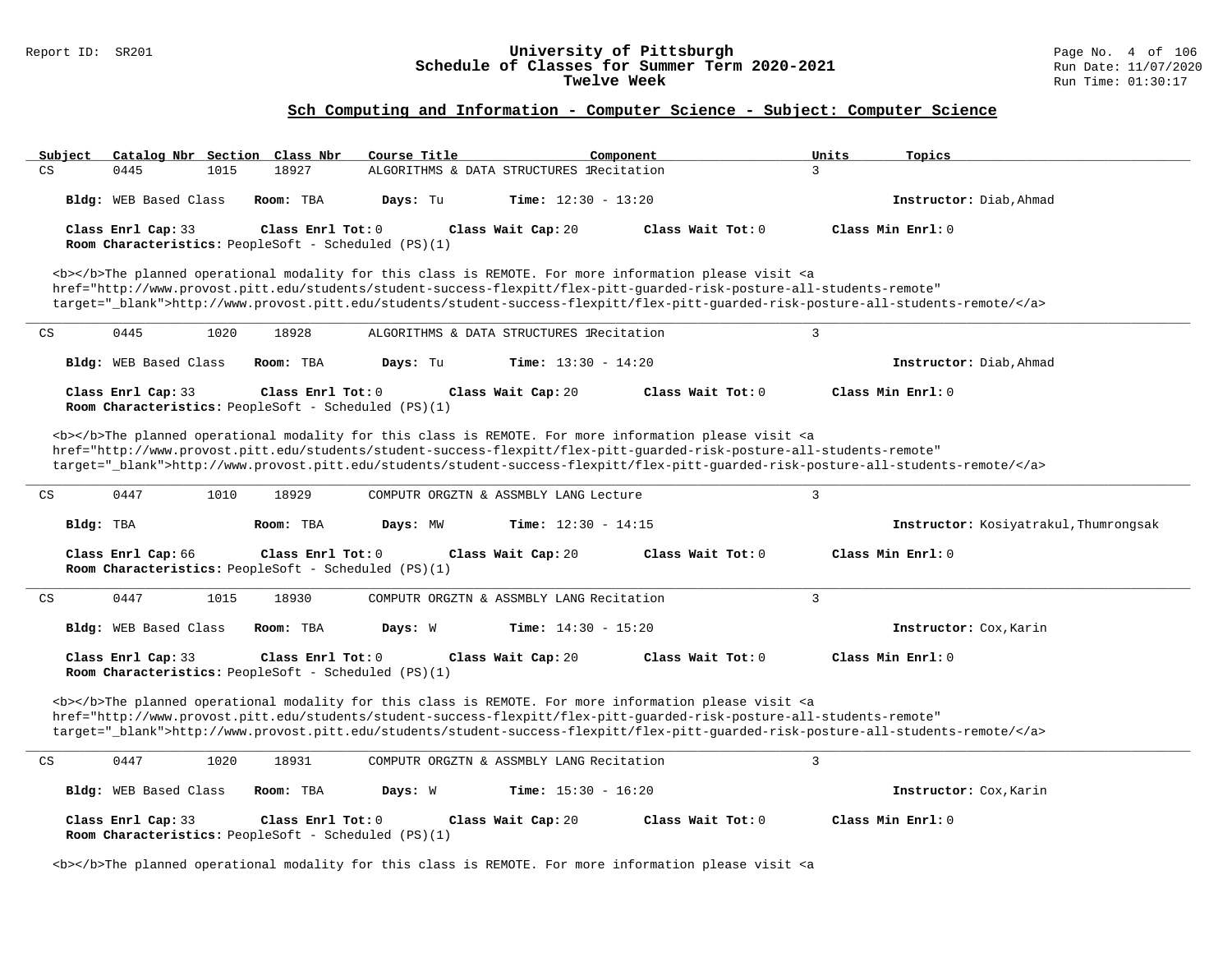## Sch Computing and Information - Computer Science - Subject: Computer Science

| Subject | Catalog Nbr | Section | Class Nbr | Course Title | Component | Units | Topics |
|---|---|---|---|---|---|---|---|
| CS | 0445 | 1015 | 18927 | ALGORITHMS & DATA STRUCTURES 1 | Recitation | 3 | |

**Bldg:** WEB Based Class **Room:** TBA **Days:** Tu **Time:** 12:30 - 13:20 **Instructor:** Diab,Ahmad

**Class Enrl Cap:** 33 **Class Enrl Tot:** 0 **Class Wait Cap:** 20 **Class Wait Tot:** 0 **Class Min Enrl:** 0
**Room Characteristics:** PeopleSoft - Scheduled (PS)(1)

<b></b>The planned operational modality for this class is REMOTE. For more information please visit <a href="http://www.provost.pitt.edu/students/student-success-flexpitt/flex-pitt-guarded-risk-posture-all-students-remote" target="_blank">http://www.provost.pitt.edu/students/student-success-flexpitt/flex-pitt-guarded-risk-posture-all-students-remote/</a>

---

| Subject | Catalog Nbr | Section | Class Nbr | Course Title | Component | Units | Topics |
|---|---|---|---|---|---|---|---|
| CS | 0445 | 1020 | 18928 | ALGORITHMS & DATA STRUCTURES 1 | Recitation | 3 | |

**Bldg:** WEB Based Class **Room:** TBA **Days:** Tu **Time:** 13:30 - 14:20 **Instructor:** Diab,Ahmad

**Class Enrl Cap:** 33 **Class Enrl Tot:** 0 **Class Wait Cap:** 20 **Class Wait Tot:** 0 **Class Min Enrl:** 0
**Room Characteristics:** PeopleSoft - Scheduled (PS)(1)

<b></b>The planned operational modality for this class is REMOTE. For more information please visit <a href="http://www.provost.pitt.edu/students/student-success-flexpitt/flex-pitt-guarded-risk-posture-all-students-remote" target="_blank">http://www.provost.pitt.edu/students/student-success-flexpitt/flex-pitt-guarded-risk-posture-all-students-remote/</a>

---

| Subject | Catalog Nbr | Section | Class Nbr | Course Title | Component | Units | Topics |
|---|---|---|---|---|---|---|---|
| CS | 0447 | 1010 | 18929 | COMPUTR ORGZTN & ASSMBLY LANG | Lecture | 3 | |

**Bldg:** TBA **Room:** TBA **Days:** MW **Time:** 12:30 - 14:15 **Instructor:** Kosiyatrakul,Thumrongsak

**Class Enrl Cap:** 66 **Class Enrl Tot:** 0 **Class Wait Cap:** 20 **Class Wait Tot:** 0 **Class Min Enrl:** 0
**Room Characteristics:** PeopleSoft - Scheduled (PS)(1)

---

| Subject | Catalog Nbr | Section | Class Nbr | Course Title | Component | Units | Topics |
|---|---|---|---|---|---|---|---|
| CS | 0447 | 1015 | 18930 | COMPUTR ORGZTN & ASSMBLY LANG | Recitation | 3 | |

**Bldg:** WEB Based Class **Room:** TBA **Days:** W **Time:** 14:30 - 15:20 **Instructor:** Cox,Karin

**Class Enrl Cap:** 33 **Class Enrl Tot:** 0 **Class Wait Cap:** 20 **Class Wait Tot:** 0 **Class Min Enrl:** 0
**Room Characteristics:** PeopleSoft - Scheduled (PS)(1)

<b></b>The planned operational modality for this class is REMOTE. For more information please visit <a href="http://www.provost.pitt.edu/students/student-success-flexpitt/flex-pitt-guarded-risk-posture-all-students-remote" target="_blank">http://www.provost.pitt.edu/students/student-success-flexpitt/flex-pitt-guarded-risk-posture-all-students-remote/</a>

---

| Subject | Catalog Nbr | Section | Class Nbr | Course Title | Component | Units | Topics |
|---|---|---|---|---|---|---|---|
| CS | 0447 | 1020 | 18931 | COMPUTR ORGZTN & ASSMBLY LANG | Recitation | 3 | |

**Bldg:** WEB Based Class **Room:** TBA **Days:** W **Time:** 15:30 - 16:20 **Instructor:** Cox,Karin

**Class Enrl Cap:** 33 **Class Enrl Tot:** 0 **Class Wait Cap:** 20 **Class Wait Tot:** 0 **Class Min Enrl:** 0
**Room Characteristics:** PeopleSoft - Scheduled (PS)(1)

<b></b>The planned operational modality for this class is REMOTE. For more information please visit <a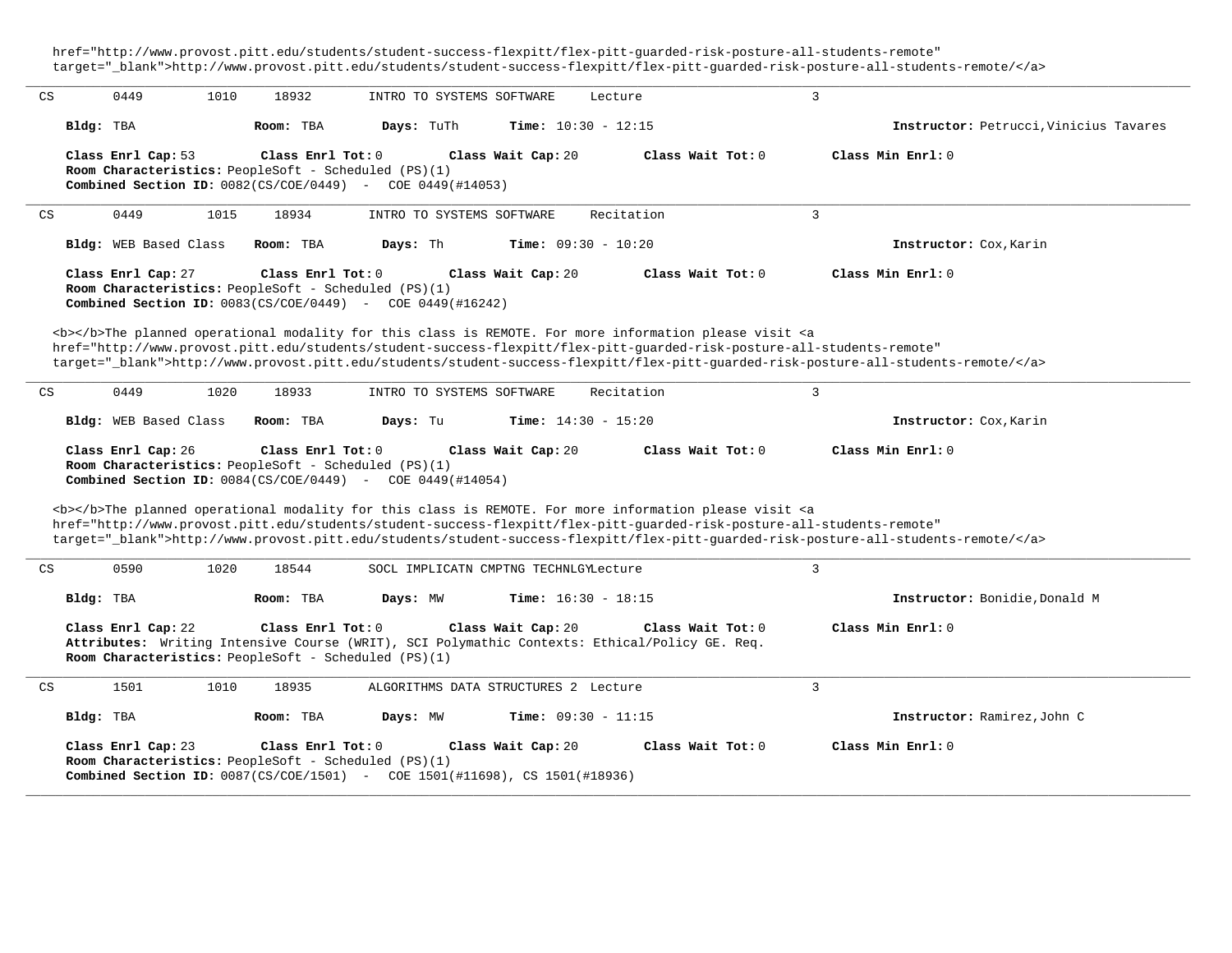href="http://www.provost.pitt.edu/students/student-success-flexpitt/flex-pitt-guarded-risk-posture-all-students-remote"
target="_blank">http://www.provost.pitt.edu/students/student-success-flexpitt/flex-pitt-guarded-risk-posture-all-students-remote/</a>

---

CS 0449 1010 18932 INTRO TO SYSTEMS SOFTWARE Lecture 3

**Bldg:** TBA **Room:** TBA **Days:** TuTh **Time:** 10:30 - 12:15 **Instructor:** Petrucci,Vinicius Tavares

**Class Enrl Cap:** 53 **Class Enrl Tot:** 0 **Class Wait Cap:** 20 **Class Wait Tot:** 0 **Class Min Enrl:** 0
**Room Characteristics:** PeopleSoft - Scheduled (PS)(1)
**Combined Section ID:** 0082(CS/COE/0449) - COE 0449(#14053)

---

CS 0449 1015 18934 INTRO TO SYSTEMS SOFTWARE Recitation 3

**Bldg:** WEB Based Class **Room:** TBA **Days:** Th **Time:** 09:30 - 10:20 **Instructor:** Cox,Karin

**Class Enrl Cap:** 27 **Class Enrl Tot:** 0 **Class Wait Cap:** 20 **Class Wait Tot:** 0 **Class Min Enrl:** 0
**Room Characteristics:** PeopleSoft - Scheduled (PS)(1)
**Combined Section ID:** 0083(CS/COE/0449) - COE 0449(#16242)

<b></b>The planned operational modality for this class is REMOTE. For more information please visit <a
href="http://www.provost.pitt.edu/students/student-success-flexpitt/flex-pitt-guarded-risk-posture-all-students-remote"
target="_blank">http://www.provost.pitt.edu/students/student-success-flexpitt/flex-pitt-guarded-risk-posture-all-students-remote/</a>

---

CS 0449 1020 18933 INTRO TO SYSTEMS SOFTWARE Recitation 3

**Bldg:** WEB Based Class **Room:** TBA **Days:** Tu **Time:** 14:30 - 15:20 **Instructor:** Cox,Karin

**Class Enrl Cap:** 26 **Class Enrl Tot:** 0 **Class Wait Cap:** 20 **Class Wait Tot:** 0 **Class Min Enrl:** 0
**Room Characteristics:** PeopleSoft - Scheduled (PS)(1)
**Combined Section ID:** 0084(CS/COE/0449) - COE 0449(#14054)

<b></b>The planned operational modality for this class is REMOTE. For more information please visit <a
href="http://www.provost.pitt.edu/students/student-success-flexpitt/flex-pitt-guarded-risk-posture-all-students-remote"
target="_blank">http://www.provost.pitt.edu/students/student-success-flexpitt/flex-pitt-guarded-risk-posture-all-students-remote/</a>

---

CS 0590 1020 18544 SOCL IMPLICATN CMPTNG TECHNLGYLecture 3

**Bldg:** TBA **Room:** TBA **Days:** MW **Time:** 16:30 - 18:15 **Instructor:** Bonidie,Donald M

**Class Enrl Cap:** 22 **Class Enrl Tot:** 0 **Class Wait Cap:** 20 **Class Wait Tot:** 0 **Class Min Enrl:** 0
**Attributes:** Writing Intensive Course (WRIT), SCI Polymathic Contexts: Ethical/Policy GE. Req.
**Room Characteristics:** PeopleSoft - Scheduled (PS)(1)

---

CS 1501 1010 18935 ALGORITHMS DATA STRUCTURES 2 Lecture 3

**Bldg:** TBA **Room:** TBA **Days:** MW **Time:** 09:30 - 11:15 **Instructor:** Ramirez,John C

**Class Enrl Cap:** 23 **Class Enrl Tot:** 0 **Class Wait Cap:** 20 **Class Wait Tot:** 0 **Class Min Enrl:** 0
**Room Characteristics:** PeopleSoft - Scheduled (PS)(1)
**Combined Section ID:** 0087(CS/COE/1501) - COE 1501(#11698), CS 1501(#18936)

---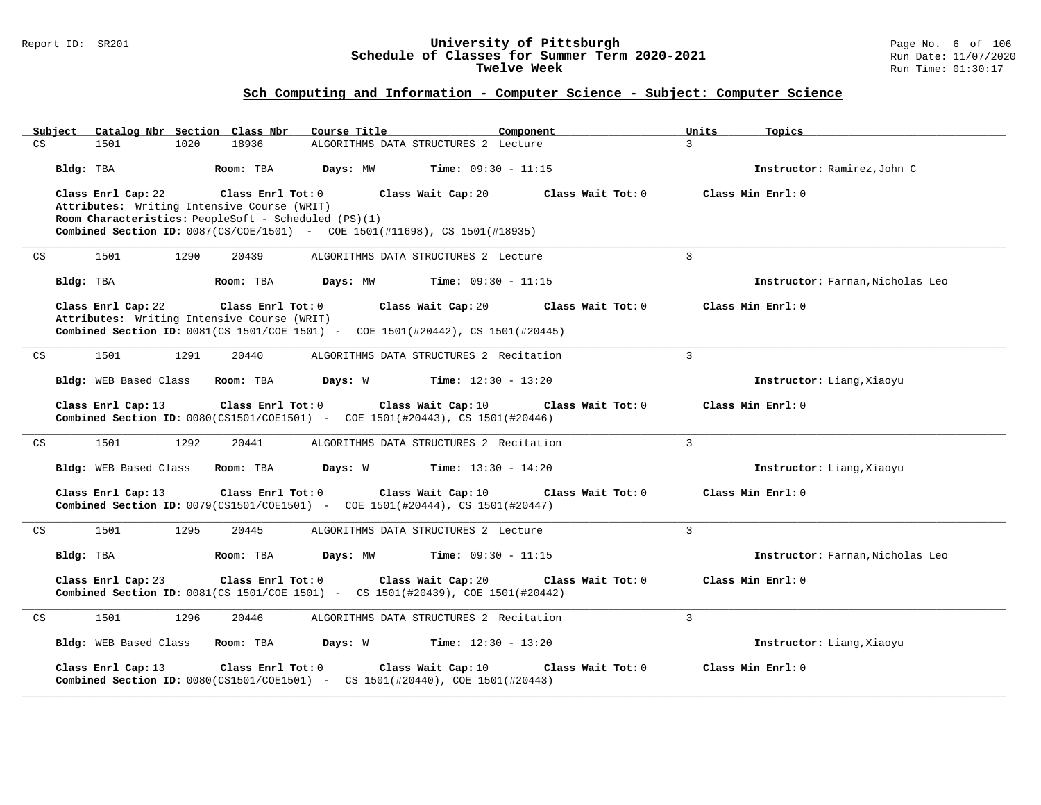## Sch Computing and Information - Computer Science - Subject: Computer Science

| Subject | Catalog Nbr | Section | Class Nbr | Course Title | Component | Units | Topics |
|---|---|---|---|---|---|---|---|
| CS | 1501 | 1020 | 18936 | ALGORITHMS DATA STRUCTURES 2 | Lecture | 3 | |

**Bldg:** TBA **Room:** TBA **Days:** MW **Time:** 09:30 - 11:15 **Instructor:** Ramirez,John C

**Class Enrl Cap:** 22 **Class Enrl Tot:** 0 **Class Wait Cap:** 20 **Class Wait Tot:** 0 **Class Min Enrl:** 0
**Attributes:** Writing Intensive Course (WRIT)
**Room Characteristics:** PeopleSoft - Scheduled (PS)(1)
**Combined Section ID:** 0087(CS/COE/1501) - COE 1501(#11698), CS 1501(#18935)

---

| Subject | Catalog Nbr | Section | Class Nbr | Course Title | Component | Units | Topics |
|---|---|---|---|---|---|---|---|
| CS | 1501 | 1290 | 20439 | ALGORITHMS DATA STRUCTURES 2 | Lecture | 3 | |

**Bldg:** TBA **Room:** TBA **Days:** MW **Time:** 09:30 - 11:15 **Instructor:** Farnan,Nicholas Leo

**Class Enrl Cap:** 22 **Class Enrl Tot:** 0 **Class Wait Cap:** 20 **Class Wait Tot:** 0 **Class Min Enrl:** 0
**Attributes:** Writing Intensive Course (WRIT)
**Combined Section ID:** 0081(CS 1501/COE 1501) - COE 1501(#20442), CS 1501(#20445)

---

| Subject | Catalog Nbr | Section | Class Nbr | Course Title | Component | Units | Topics |
|---|---|---|---|---|---|---|---|
| CS | 1501 | 1291 | 20440 | ALGORITHMS DATA STRUCTURES 2 | Recitation | 3 | |

**Bldg:** WEB Based Class **Room:** TBA **Days:** W **Time:** 12:30 - 13:20 **Instructor:** Liang,Xiaoyu

**Class Enrl Cap:** 13 **Class Enrl Tot:** 0 **Class Wait Cap:** 10 **Class Wait Tot:** 0 **Class Min Enrl:** 0
**Combined Section ID:** 0080(CS1501/COE1501) - COE 1501(#20443), CS 1501(#20446)

---

| Subject | Catalog Nbr | Section | Class Nbr | Course Title | Component | Units | Topics |
|---|---|---|---|---|---|---|---|
| CS | 1501 | 1292 | 20441 | ALGORITHMS DATA STRUCTURES 2 | Recitation | 3 | |

**Bldg:** WEB Based Class **Room:** TBA **Days:** W **Time:** 13:30 - 14:20 **Instructor:** Liang,Xiaoyu

**Class Enrl Cap:** 13 **Class Enrl Tot:** 0 **Class Wait Cap:** 10 **Class Wait Tot:** 0 **Class Min Enrl:** 0
**Combined Section ID:** 0079(CS1501/COE1501) - COE 1501(#20444), CS 1501(#20447)

---

| Subject | Catalog Nbr | Section | Class Nbr | Course Title | Component | Units | Topics |
|---|---|---|---|---|---|---|---|
| CS | 1501 | 1295 | 20445 | ALGORITHMS DATA STRUCTURES 2 | Lecture | 3 | |

**Bldg:** TBA **Room:** TBA **Days:** MW **Time:** 09:30 - 11:15 **Instructor:** Farnan,Nicholas Leo

**Class Enrl Cap:** 23 **Class Enrl Tot:** 0 **Class Wait Cap:** 20 **Class Wait Tot:** 0 **Class Min Enrl:** 0
**Combined Section ID:** 0081(CS 1501/COE 1501) - CS 1501(#20439), COE 1501(#20442)

---

| Subject | Catalog Nbr | Section | Class Nbr | Course Title | Component | Units | Topics |
|---|---|---|---|---|---|---|---|
| CS | 1501 | 1296 | 20446 | ALGORITHMS DATA STRUCTURES 2 | Recitation | 3 | |

**Bldg:** WEB Based Class **Room:** TBA **Days:** W **Time:** 12:30 - 13:20 **Instructor:** Liang,Xiaoyu

**Class Enrl Cap:** 13 **Class Enrl Tot:** 0 **Class Wait Cap:** 10 **Class Wait Tot:** 0 **Class Min Enrl:** 0
**Combined Section ID:** 0080(CS1501/COE1501) - CS 1501(#20440), COE 1501(#20443)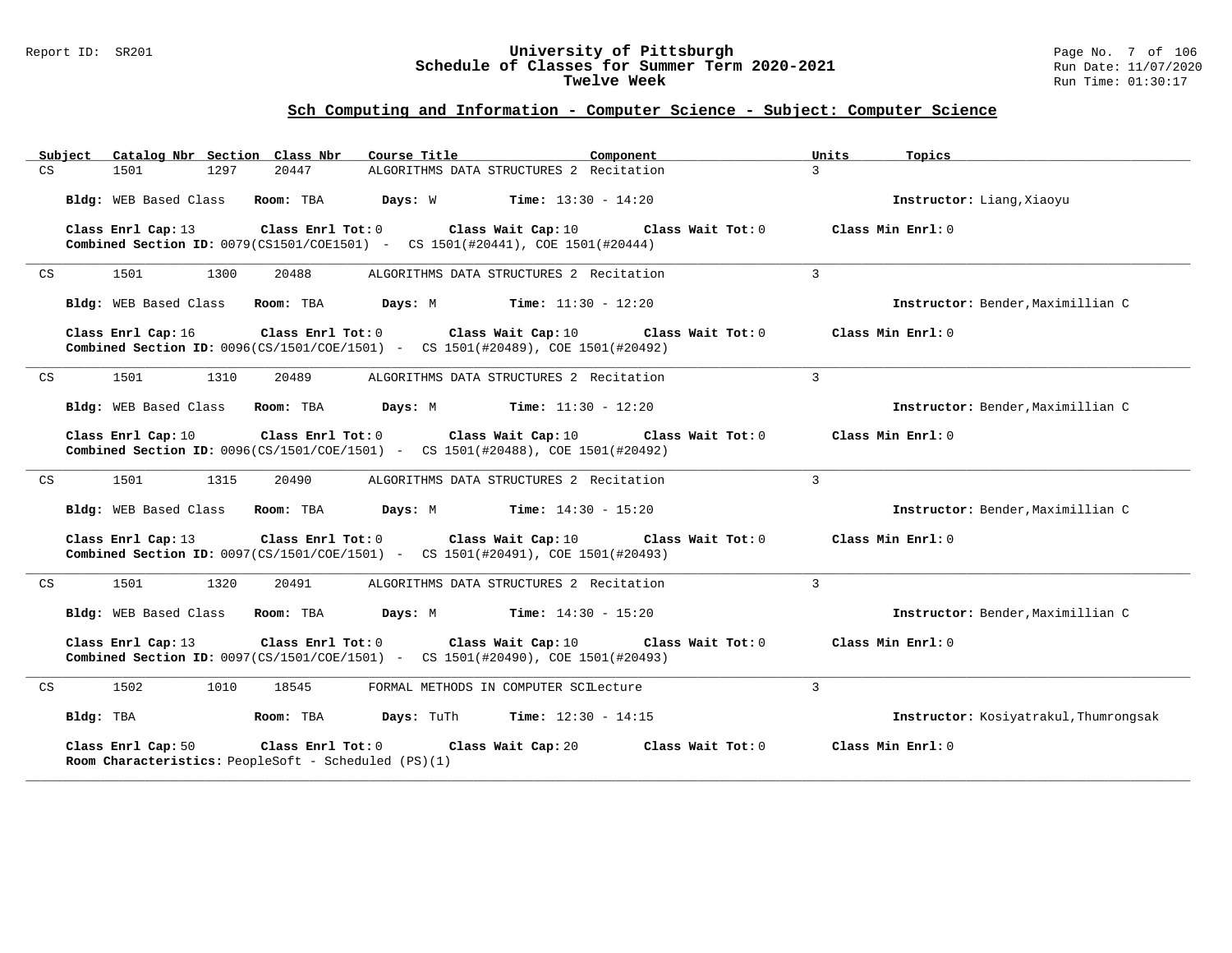## Sch Computing and Information - Computer Science - Subject: Computer Science

| Subject | Catalog Nbr | Section | Class Nbr | Course Title | Component | Units | Topics |
|---|---|---|---|---|---|---|---|
| CS | 1501 | 1297 | 20447 | ALGORITHMS DATA STRUCTURES 2 | Recitation | 3 | |

**Bldg:** WEB Based Class **Room:** TBA **Days:** W **Time:** 13:30 - 14:20 **Instructor:** Liang,Xiaoyu

**Class Enrl Cap:** 13 **Class Enrl Tot:** 0 **Class Wait Cap:** 10 **Class Wait Tot:** 0 **Class Min Enrl:** 0
**Combined Section ID:** 0079(CS1501/COE1501) - CS 1501(#20441), COE 1501(#20444)

---

| Subject | Catalog Nbr | Section | Class Nbr | Course Title | Component | Units | Topics |
|---|---|---|---|---|---|---|---|
| CS | 1501 | 1300 | 20488 | ALGORITHMS DATA STRUCTURES 2 | Recitation | 3 | |

**Bldg:** WEB Based Class **Room:** TBA **Days:** M **Time:** 11:30 - 12:20 **Instructor:** Bender,Maximillian C

**Class Enrl Cap:** 16 **Class Enrl Tot:** 0 **Class Wait Cap:** 10 **Class Wait Tot:** 0 **Class Min Enrl:** 0
**Combined Section ID:** 0096(CS/1501/COE/1501) - CS 1501(#20489), COE 1501(#20492)

---

| Subject | Catalog Nbr | Section | Class Nbr | Course Title | Component | Units | Topics |
|---|---|---|---|---|---|---|---|
| CS | 1501 | 1310 | 20489 | ALGORITHMS DATA STRUCTURES 2 | Recitation | 3 | |

**Bldg:** WEB Based Class **Room:** TBA **Days:** M **Time:** 11:30 - 12:20 **Instructor:** Bender,Maximillian C

**Class Enrl Cap:** 10 **Class Enrl Tot:** 0 **Class Wait Cap:** 10 **Class Wait Tot:** 0 **Class Min Enrl:** 0
**Combined Section ID:** 0096(CS/1501/COE/1501) - CS 1501(#20488), COE 1501(#20492)

---

| Subject | Catalog Nbr | Section | Class Nbr | Course Title | Component | Units | Topics |
|---|---|---|---|---|---|---|---|
| CS | 1501 | 1315 | 20490 | ALGORITHMS DATA STRUCTURES 2 | Recitation | 3 | |

**Bldg:** WEB Based Class **Room:** TBA **Days:** M **Time:** 14:30 - 15:20 **Instructor:** Bender,Maximillian C

**Class Enrl Cap:** 13 **Class Enrl Tot:** 0 **Class Wait Cap:** 10 **Class Wait Tot:** 0 **Class Min Enrl:** 0
**Combined Section ID:** 0097(CS/1501/COE/1501) - CS 1501(#20491), COE 1501(#20493)

---

| Subject | Catalog Nbr | Section | Class Nbr | Course Title | Component | Units | Topics |
|---|---|---|---|---|---|---|---|
| CS | 1501 | 1320 | 20491 | ALGORITHMS DATA STRUCTURES 2 | Recitation | 3 | |

**Bldg:** WEB Based Class **Room:** TBA **Days:** M **Time:** 14:30 - 15:20 **Instructor:** Bender,Maximillian C

**Class Enrl Cap:** 13 **Class Enrl Tot:** 0 **Class Wait Cap:** 10 **Class Wait Tot:** 0 **Class Min Enrl:** 0
**Combined Section ID:** 0097(CS/1501/COE/1501) - CS 1501(#20490), COE 1501(#20493)

---

| Subject | Catalog Nbr | Section | Class Nbr | Course Title | Component | Units | Topics |
|---|---|---|---|---|---|---|---|
| CS | 1502 | 1010 | 18545 | FORMAL METHODS IN COMPUTER SCI | Lecture | 3 | |

**Bldg:** TBA **Room:** TBA **Days:** TuTh **Time:** 12:30 - 14:15 **Instructor:** Kosiyatrakul,Thumrongsak

**Class Enrl Cap:** 50 **Class Enrl Tot:** 0 **Class Wait Cap:** 20 **Class Wait Tot:** 0 **Class Min Enrl:** 0
**Room Characteristics:** PeopleSoft - Scheduled (PS)(1)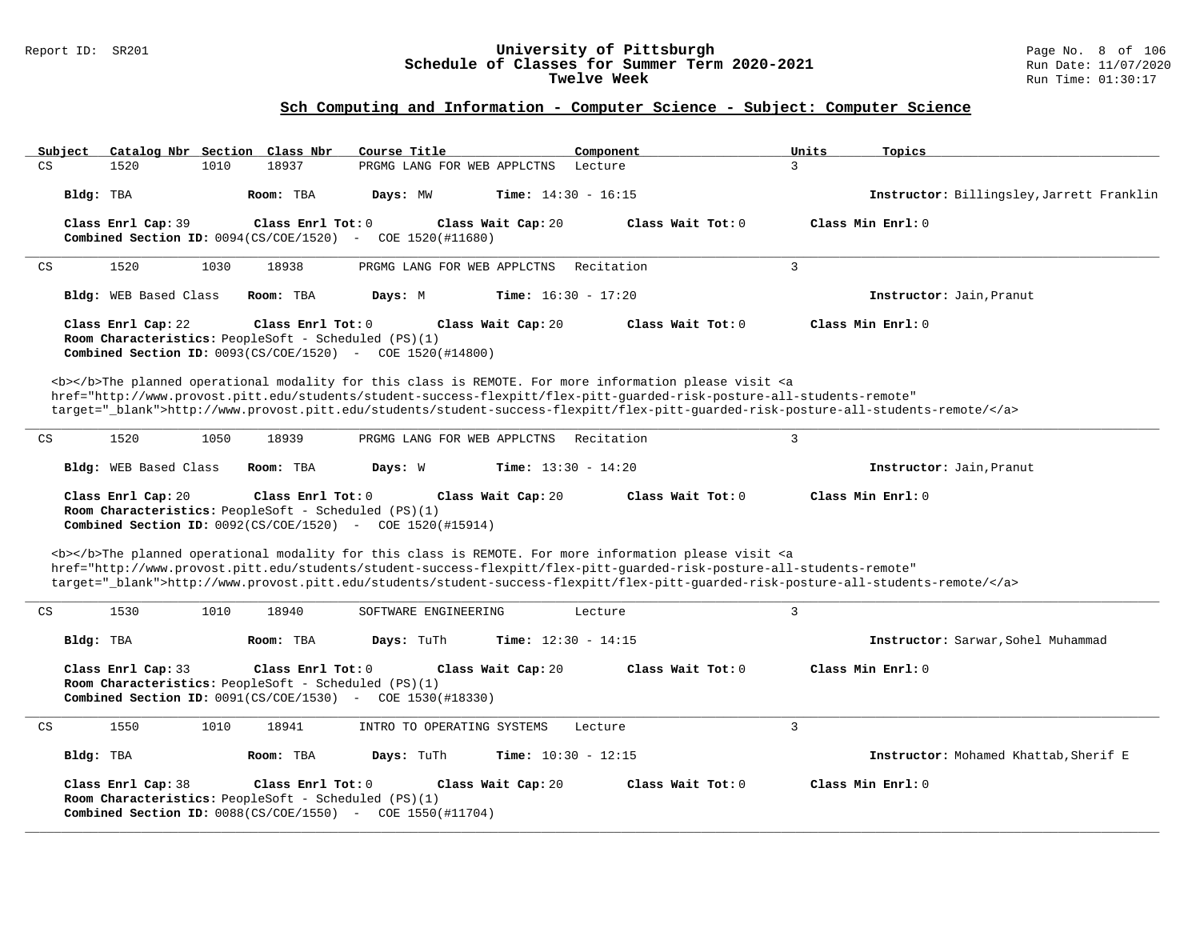## Sch Computing and Information - Computer Science - Subject: Computer Science

| Subject | Catalog Nbr | Section | Class Nbr | Course Title | Component | Units | Topics |
|---|---|---|---|---|---|---|---|
| CS | 1520 | 1010 | 18937 | PRGMG LANG FOR WEB APPLCTNS | Lecture | 3 | |

**Bldg:** TBA **Room:** TBA **Days:** MW **Time:** 14:30 - 16:15 **Instructor:** Billingsley,Jarrett Franklin

**Class Enrl Cap:** 39 **Class Enrl Tot:** 0 **Class Wait Cap:** 20 **Class Wait Tot:** 0 **Class Min Enrl:** 0
**Combined Section ID:** 0094(CS/COE/1520) - COE 1520(#11680)

---

| Subject | Catalog Nbr | Section | Class Nbr | Course Title | Component | Units | Topics |
|---|---|---|---|---|---|---|---|
| CS | 1520 | 1030 | 18938 | PRGMG LANG FOR WEB APPLCTNS | Recitation | 3 | |

**Bldg:** WEB Based Class **Room:** TBA **Days:** M **Time:** 16:30 - 17:20 **Instructor:** Jain,Pranut

**Class Enrl Cap:** 22 **Class Enrl Tot:** 0 **Class Wait Cap:** 20 **Class Wait Tot:** 0 **Class Min Enrl:** 0
**Room Characteristics:** PeopleSoft - Scheduled (PS)(1)
**Combined Section ID:** 0093(CS/COE/1520) - COE 1520(#14800)

<b></b>The planned operational modality for this class is REMOTE. For more information please visit <a href="http://www.provost.pitt.edu/students/student-success-flexpitt/flex-pitt-guarded-risk-posture-all-students-remote" target="_blank">http://www.provost.pitt.edu/students/student-success-flexpitt/flex-pitt-guarded-risk-posture-all-students-remote/</a>

---

| Subject | Catalog Nbr | Section | Class Nbr | Course Title | Component | Units | Topics |
|---|---|---|---|---|---|---|---|
| CS | 1520 | 1050 | 18939 | PRGMG LANG FOR WEB APPLCTNS | Recitation | 3 | |

**Bldg:** WEB Based Class **Room:** TBA **Days:** W **Time:** 13:30 - 14:20 **Instructor:** Jain,Pranut

**Class Enrl Cap:** 20 **Class Enrl Tot:** 0 **Class Wait Cap:** 20 **Class Wait Tot:** 0 **Class Min Enrl:** 0
**Room Characteristics:** PeopleSoft - Scheduled (PS)(1)
**Combined Section ID:** 0092(CS/COE/1520) - COE 1520(#15914)

<b></b>The planned operational modality for this class is REMOTE. For more information please visit <a href="http://www.provost.pitt.edu/students/student-success-flexpitt/flex-pitt-guarded-risk-posture-all-students-remote" target="_blank">http://www.provost.pitt.edu/students/student-success-flexpitt/flex-pitt-guarded-risk-posture-all-students-remote/</a>

---

| Subject | Catalog Nbr | Section | Class Nbr | Course Title | Component | Units | Topics |
|---|---|---|---|---|---|---|---|
| CS | 1530 | 1010 | 18940 | SOFTWARE ENGINEERING | Lecture | 3 | |

**Bldg:** TBA **Room:** TBA **Days:** TuTh **Time:** 12:30 - 14:15 **Instructor:** Sarwar,Sohel Muhammad

**Class Enrl Cap:** 33 **Class Enrl Tot:** 0 **Class Wait Cap:** 20 **Class Wait Tot:** 0 **Class Min Enrl:** 0
**Room Characteristics:** PeopleSoft - Scheduled (PS)(1)
**Combined Section ID:** 0091(CS/COE/1530) - COE 1530(#18330)

---

| Subject | Catalog Nbr | Section | Class Nbr | Course Title | Component | Units | Topics |
|---|---|---|---|---|---|---|---|
| CS | 1550 | 1010 | 18941 | INTRO TO OPERATING SYSTEMS | Lecture | 3 | |

**Bldg:** TBA **Room:** TBA **Days:** TuTh **Time:** 10:30 - 12:15 **Instructor:** Mohamed Khattab,Sherif E

**Class Enrl Cap:** 38 **Class Enrl Tot:** 0 **Class Wait Cap:** 20 **Class Wait Tot:** 0 **Class Min Enrl:** 0
**Room Characteristics:** PeopleSoft - Scheduled (PS)(1)
**Combined Section ID:** 0088(CS/COE/1550) - COE 1550(#11704)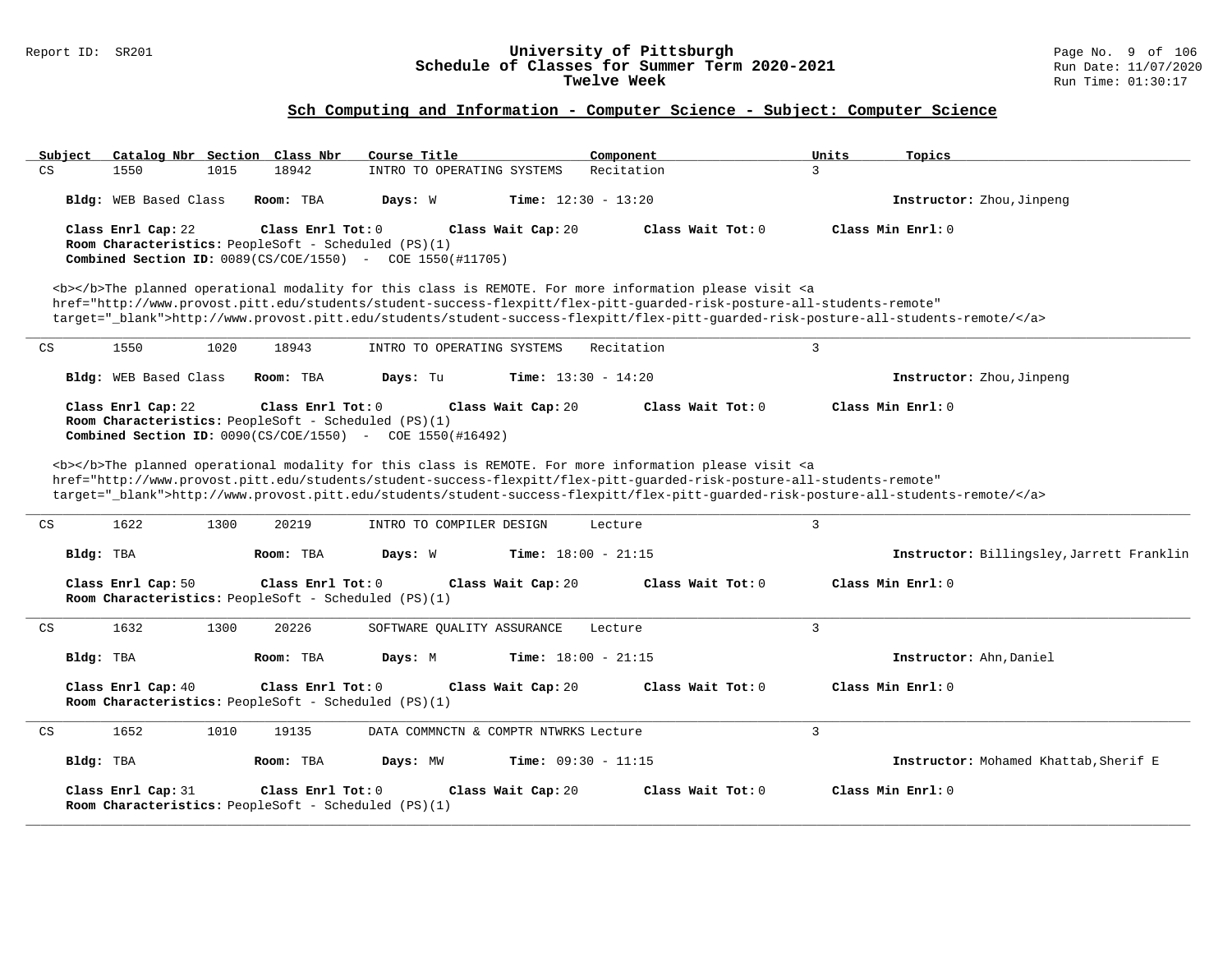## Sch Computing and Information - Computer Science - Subject: Computer Science

| Subject | Catalog Nbr | Section | Class Nbr | Course Title | Component | Units | Topics |
|---|---|---|---|---|---|---|---|
| CS | 1550 | 1015 | 18942 | INTRO TO OPERATING SYSTEMS | Recitation | 3 | |

**Bldg:** WEB Based Class **Room:** TBA **Days:** W **Time:** 12:30 - 13:20 **Instructor:** Zhou,Jinpeng

**Class Enrl Cap:** 22 **Class Enrl Tot:** 0 **Class Wait Cap:** 20 **Class Wait Tot:** 0 **Class Min Enrl:** 0
**Room Characteristics:** PeopleSoft - Scheduled (PS)(1)
**Combined Section ID:** 0089(CS/COE/1550) - COE 1550(#11705)

<b></b>The planned operational modality for this class is REMOTE. For more information please visit <a href="http://www.provost.pitt.edu/students/student-success-flexpitt/flex-pitt-guarded-risk-posture-all-students-remote" target="_blank">http://www.provost.pitt.edu/students/student-success-flexpitt/flex-pitt-guarded-risk-posture-all-students-remote/</a>

---

| Subject | Catalog Nbr | Section | Class Nbr | Course Title | Component | Units | Topics |
|---|---|---|---|---|---|---|---|
| CS | 1550 | 1020 | 18943 | INTRO TO OPERATING SYSTEMS | Recitation | 3 | |

**Bldg:** WEB Based Class **Room:** TBA **Days:** Tu **Time:** 13:30 - 14:20 **Instructor:** Zhou,Jinpeng

**Class Enrl Cap:** 22 **Class Enrl Tot:** 0 **Class Wait Cap:** 20 **Class Wait Tot:** 0 **Class Min Enrl:** 0
**Room Characteristics:** PeopleSoft - Scheduled (PS)(1)
**Combined Section ID:** 0090(CS/COE/1550) - COE 1550(#16492)

<b></b>The planned operational modality for this class is REMOTE. For more information please visit <a href="http://www.provost.pitt.edu/students/student-success-flexpitt/flex-pitt-guarded-risk-posture-all-students-remote" target="_blank">http://www.provost.pitt.edu/students/student-success-flexpitt/flex-pitt-guarded-risk-posture-all-students-remote/</a>

---

| Subject | Catalog Nbr | Section | Class Nbr | Course Title | Component | Units | Topics |
|---|---|---|---|---|---|---|---|
| CS | 1622 | 1300 | 20219 | INTRO TO COMPILER DESIGN | Lecture | 3 | |

**Bldg:** TBA **Room:** TBA **Days:** W **Time:** 18:00 - 21:15 **Instructor:** Billingsley,Jarrett Franklin

**Class Enrl Cap:** 50 **Class Enrl Tot:** 0 **Class Wait Cap:** 20 **Class Wait Tot:** 0 **Class Min Enrl:** 0
**Room Characteristics:** PeopleSoft - Scheduled (PS)(1)

---

| Subject | Catalog Nbr | Section | Class Nbr | Course Title | Component | Units | Topics |
|---|---|---|---|---|---|---|---|
| CS | 1632 | 1300 | 20226 | SOFTWARE QUALITY ASSURANCE | Lecture | 3 | |

**Bldg:** TBA **Room:** TBA **Days:** M **Time:** 18:00 - 21:15 **Instructor:** Ahn,Daniel

**Class Enrl Cap:** 40 **Class Enrl Tot:** 0 **Class Wait Cap:** 20 **Class Wait Tot:** 0 **Class Min Enrl:** 0
**Room Characteristics:** PeopleSoft - Scheduled (PS)(1)

---

| Subject | Catalog Nbr | Section | Class Nbr | Course Title | Component | Units | Topics |
|---|---|---|---|---|---|---|---|
| CS | 1652 | 1010 | 19135 | DATA COMMNCTN & COMPTR NTWRKS | Lecture | 3 | |

**Bldg:** TBA **Room:** TBA **Days:** MW **Time:** 09:30 - 11:15 **Instructor:** Mohamed Khattab,Sherif E

**Class Enrl Cap:** 31 **Class Enrl Tot:** 0 **Class Wait Cap:** 20 **Class Wait Tot:** 0 **Class Min Enrl:** 0
**Room Characteristics:** PeopleSoft - Scheduled (PS)(1)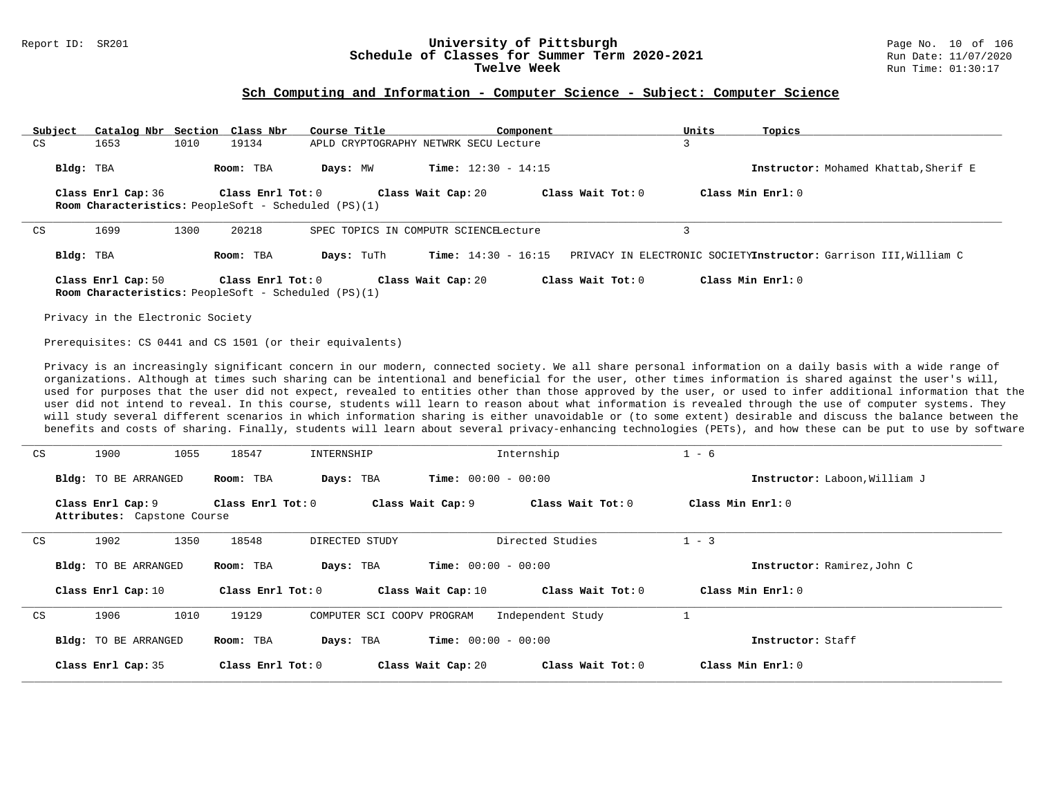## Sch Computing and Information - Computer Science - Subject: Computer Science

| Subject | Catalog Nbr | Section | Class Nbr | Course Title | Component | Units | Topics |
|---|---|---|---|---|---|---|---|
| CS | 1653 | 1010 | 19134 | APLD CRYPTOGRAPHY NETWRK SECU | Lecture | 3 | |

**Bldg:** TBA **Room:** TBA **Days:** MW **Time:** 12:30 - 14:15 **Instructor:** Mohamed Khattab,Sherif E

**Class Enrl Cap:** 36 **Class Enrl Tot:** 0 **Class Wait Cap:** 20 **Class Wait Tot:** 0 **Class Min Enrl:** 0

**Room Characteristics:** PeopleSoft - Scheduled (PS)(1)

---

| Subject | Catalog Nbr | Section | Class Nbr | Course Title | Component | Units | Topics |
|---|---|---|---|---|---|---|---|
| CS | 1699 | 1300 | 20218 | SPEC TOPICS IN COMPUTR SCIENCE | Lecture | 3 | PRIVACY IN ELECTRONIC SOCIETY |

**Bldg:** TBA **Room:** TBA **Days:** TuTh **Time:** 14:30 - 16:15 **Instructor:** Garrison III,William C

**Class Enrl Cap:** 50 **Class Enrl Tot:** 0 **Class Wait Cap:** 20 **Class Wait Tot:** 0 **Class Min Enrl:** 0

**Room Characteristics:** PeopleSoft - Scheduled (PS)(1)

Privacy in the Electronic Society

Prerequisites: CS 0441 and CS 1501 (or their equivalents)

Privacy is an increasingly significant concern in our modern, connected society. We all share personal information on a daily basis with a wide range of organizations. Although at times such sharing can be intentional and beneficial for the user, other times information is shared against the user's will, used for purposes that the user did not expect, revealed to entities other than those approved by the user, or used to infer additional information that the user did not intend to reveal. In this course, students will learn to reason about what information is revealed through the use of computer systems. They will study several different scenarios in which information sharing is either unavoidable or (to some extent) desirable and discuss the balance between the benefits and costs of sharing. Finally, students will learn about several privacy-enhancing technologies (PETs), and how these can be put to use by software

---

| Subject | Catalog Nbr | Section | Class Nbr | Course Title | Component | Units | Topics |
|---|---|---|---|---|---|---|---|
| CS | 1900 | 1055 | 18547 | INTERNSHIP | Internship | 1 - 6 | |

**Bldg:** TO BE ARRANGED **Room:** TBA **Days:** TBA **Time:** 00:00 - 00:00 **Instructor:** Laboon,William J

**Class Enrl Cap:** 9 **Class Enrl Tot:** 0 **Class Wait Cap:** 9 **Class Wait Tot:** 0 **Class Min Enrl:** 0

**Attributes:** Capstone Course

---

| Subject | Catalog Nbr | Section | Class Nbr | Course Title | Component | Units | Topics |
|---|---|---|---|---|---|---|---|
| CS | 1902 | 1350 | 18548 | DIRECTED STUDY | Directed Studies | 1 - 3 | |

**Bldg:** TO BE ARRANGED **Room:** TBA **Days:** TBA **Time:** 00:00 - 00:00 **Instructor:** Ramirez,John C

**Class Enrl Cap:** 10 **Class Enrl Tot:** 0 **Class Wait Cap:** 10 **Class Wait Tot:** 0 **Class Min Enrl:** 0

---

| Subject | Catalog Nbr | Section | Class Nbr | Course Title | Component | Units | Topics |
|---|---|---|---|---|---|---|---|
| CS | 1906 | 1010 | 19129 | COMPUTER SCI COOPV PROGRAM | Independent Study | 1 | |

**Bldg:** TO BE ARRANGED **Room:** TBA **Days:** TBA **Time:** 00:00 - 00:00 **Instructor:** Staff

**Class Enrl Cap:** 35 **Class Enrl Tot:** 0 **Class Wait Cap:** 20 **Class Wait Tot:** 0 **Class Min Enrl:** 0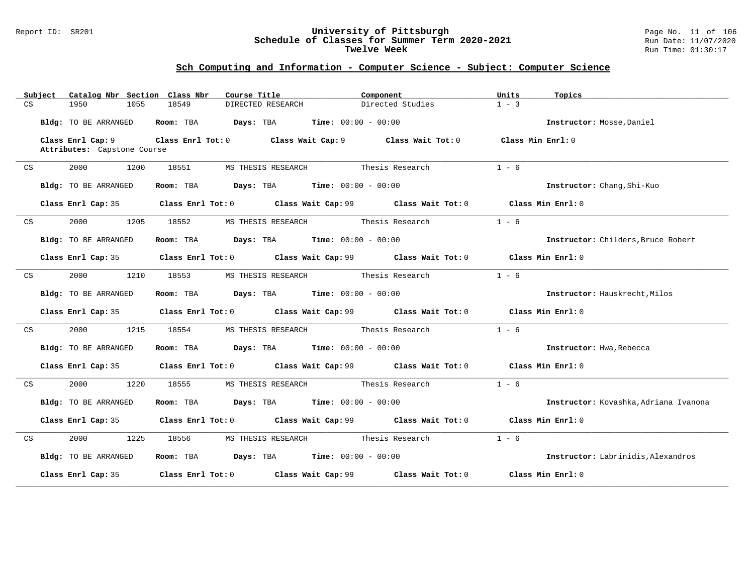## Sch Computing and Information - Computer Science - Subject: Computer Science

| Subject | Catalog Nbr | Section | Class Nbr | Course Title | Component | Units | Topics |
|---|---|---|---|---|---|---|---|
| CS | 1950 | 1055 | 18549 | DIRECTED RESEARCH | Directed Studies | 1 - 3 | |

**Bldg:** TO BE ARRANGED **Room:** TBA **Days:** TBA **Time:** 00:00 - 00:00 **Instructor:** Mosse,Daniel

**Class Enrl Cap:** 9 **Class Enrl Tot:** 0 **Class Wait Cap:** 9 **Class Wait Tot:** 0 **Class Min Enrl:** 0
**Attributes:** Capstone Course

---

| Subject | Catalog Nbr | Section | Class Nbr | Course Title | Component | Units | Topics |
|---|---|---|---|---|---|---|---|
| CS | 2000 | 1200 | 18551 | MS THESIS RESEARCH | Thesis Research | 1 - 6 | |

**Bldg:** TO BE ARRANGED **Room:** TBA **Days:** TBA **Time:** 00:00 - 00:00 **Instructor:** Chang,Shi-Kuo

**Class Enrl Cap:** 35 **Class Enrl Tot:** 0 **Class Wait Cap:** 99 **Class Wait Tot:** 0 **Class Min Enrl:** 0

---

| Subject | Catalog Nbr | Section | Class Nbr | Course Title | Component | Units | Topics |
|---|---|---|---|---|---|---|---|
| CS | 2000 | 1205 | 18552 | MS THESIS RESEARCH | Thesis Research | 1 - 6 | |

**Bldg:** TO BE ARRANGED **Room:** TBA **Days:** TBA **Time:** 00:00 - 00:00 **Instructor:** Childers,Bruce Robert

**Class Enrl Cap:** 35 **Class Enrl Tot:** 0 **Class Wait Cap:** 99 **Class Wait Tot:** 0 **Class Min Enrl:** 0

---

| Subject | Catalog Nbr | Section | Class Nbr | Course Title | Component | Units | Topics |
|---|---|---|---|---|---|---|---|
| CS | 2000 | 1210 | 18553 | MS THESIS RESEARCH | Thesis Research | 1 - 6 | |

**Bldg:** TO BE ARRANGED **Room:** TBA **Days:** TBA **Time:** 00:00 - 00:00 **Instructor:** Hauskrecht,Milos

**Class Enrl Cap:** 35 **Class Enrl Tot:** 0 **Class Wait Cap:** 99 **Class Wait Tot:** 0 **Class Min Enrl:** 0

---

| Subject | Catalog Nbr | Section | Class Nbr | Course Title | Component | Units | Topics |
|---|---|---|---|---|---|---|---|
| CS | 2000 | 1215 | 18554 | MS THESIS RESEARCH | Thesis Research | 1 - 6 | |

**Bldg:** TO BE ARRANGED **Room:** TBA **Days:** TBA **Time:** 00:00 - 00:00 **Instructor:** Hwa,Rebecca

**Class Enrl Cap:** 35 **Class Enrl Tot:** 0 **Class Wait Cap:** 99 **Class Wait Tot:** 0 **Class Min Enrl:** 0

---

| Subject | Catalog Nbr | Section | Class Nbr | Course Title | Component | Units | Topics |
|---|---|---|---|---|---|---|---|
| CS | 2000 | 1220 | 18555 | MS THESIS RESEARCH | Thesis Research | 1 - 6 | |

**Bldg:** TO BE ARRANGED **Room:** TBA **Days:** TBA **Time:** 00:00 - 00:00 **Instructor:** Kovashka,Adriana Ivanona

**Class Enrl Cap:** 35 **Class Enrl Tot:** 0 **Class Wait Cap:** 99 **Class Wait Tot:** 0 **Class Min Enrl:** 0

---

| Subject | Catalog Nbr | Section | Class Nbr | Course Title | Component | Units | Topics |
|---|---|---|---|---|---|---|---|
| CS | 2000 | 1225 | 18556 | MS THESIS RESEARCH | Thesis Research | 1 - 6 | |

**Bldg:** TO BE ARRANGED **Room:** TBA **Days:** TBA **Time:** 00:00 - 00:00 **Instructor:** Labrinidis,Alexandros

**Class Enrl Cap:** 35 **Class Enrl Tot:** 0 **Class Wait Cap:** 99 **Class Wait Tot:** 0 **Class Min Enrl:** 0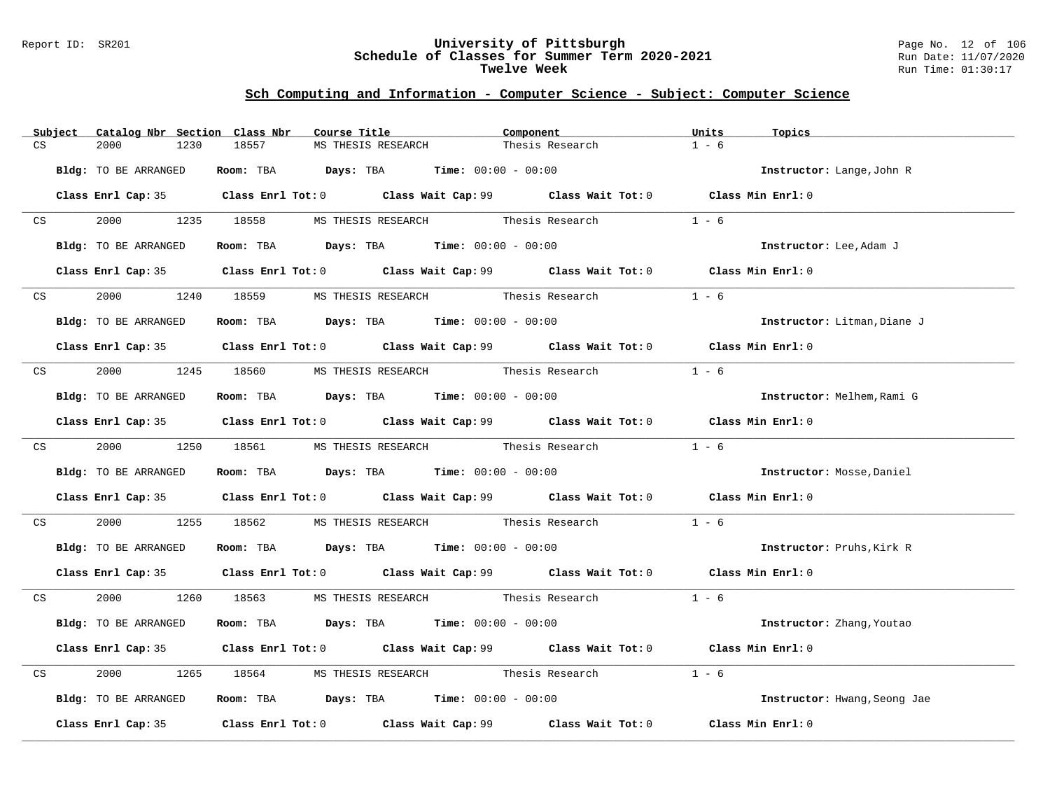## Sch Computing and Information - Computer Science - Subject: Computer Science

| Subject | Catalog Nbr | Section | Class Nbr | Course Title | Component | Units | Topics |
|---|---|---|---|---|---|---|---|
| CS | 2000 | 1230 | 18557 | MS THESIS RESEARCH | Thesis Research | 1 - 6 | |

**Bldg:** TO BE ARRANGED **Room:** TBA **Days:** TBA **Time:** 00:00 - 00:00 **Instructor:** Lange,John R

**Class Enrl Cap:** 35 **Class Enrl Tot:** 0 **Class Wait Cap:** 99 **Class Wait Tot:** 0 **Class Min Enrl:** 0

---

| Subject | Catalog Nbr | Section | Class Nbr | Course Title | Component | Units | Topics |
|---|---|---|---|---|---|---|---|
| CS | 2000 | 1235 | 18558 | MS THESIS RESEARCH | Thesis Research | 1 - 6 | |

**Bldg:** TO BE ARRANGED **Room:** TBA **Days:** TBA **Time:** 00:00 - 00:00 **Instructor:** Lee,Adam J

**Class Enrl Cap:** 35 **Class Enrl Tot:** 0 **Class Wait Cap:** 99 **Class Wait Tot:** 0 **Class Min Enrl:** 0

---

| Subject | Catalog Nbr | Section | Class Nbr | Course Title | Component | Units | Topics |
|---|---|---|---|---|---|---|---|
| CS | 2000 | 1240 | 18559 | MS THESIS RESEARCH | Thesis Research | 1 - 6 | |

**Bldg:** TO BE ARRANGED **Room:** TBA **Days:** TBA **Time:** 00:00 - 00:00 **Instructor:** Litman,Diane J

**Class Enrl Cap:** 35 **Class Enrl Tot:** 0 **Class Wait Cap:** 99 **Class Wait Tot:** 0 **Class Min Enrl:** 0

---

| Subject | Catalog Nbr | Section | Class Nbr | Course Title | Component | Units | Topics |
|---|---|---|---|---|---|---|---|
| CS | 2000 | 1245 | 18560 | MS THESIS RESEARCH | Thesis Research | 1 - 6 | |

**Bldg:** TO BE ARRANGED **Room:** TBA **Days:** TBA **Time:** 00:00 - 00:00 **Instructor:** Melhem,Rami G

**Class Enrl Cap:** 35 **Class Enrl Tot:** 0 **Class Wait Cap:** 99 **Class Wait Tot:** 0 **Class Min Enrl:** 0

---

| Subject | Catalog Nbr | Section | Class Nbr | Course Title | Component | Units | Topics |
|---|---|---|---|---|---|---|---|
| CS | 2000 | 1250 | 18561 | MS THESIS RESEARCH | Thesis Research | 1 - 6 | |

**Bldg:** TO BE ARRANGED **Room:** TBA **Days:** TBA **Time:** 00:00 - 00:00 **Instructor:** Mosse,Daniel

**Class Enrl Cap:** 35 **Class Enrl Tot:** 0 **Class Wait Cap:** 99 **Class Wait Tot:** 0 **Class Min Enrl:** 0

---

| Subject | Catalog Nbr | Section | Class Nbr | Course Title | Component | Units | Topics |
|---|---|---|---|---|---|---|---|
| CS | 2000 | 1255 | 18562 | MS THESIS RESEARCH | Thesis Research | 1 - 6 | |

**Bldg:** TO BE ARRANGED **Room:** TBA **Days:** TBA **Time:** 00:00 - 00:00 **Instructor:** Pruhs,Kirk R

**Class Enrl Cap:** 35 **Class Enrl Tot:** 0 **Class Wait Cap:** 99 **Class Wait Tot:** 0 **Class Min Enrl:** 0

---

| Subject | Catalog Nbr | Section | Class Nbr | Course Title | Component | Units | Topics |
|---|---|---|---|---|---|---|---|
| CS | 2000 | 1260 | 18563 | MS THESIS RESEARCH | Thesis Research | 1 - 6 | |

**Bldg:** TO BE ARRANGED **Room:** TBA **Days:** TBA **Time:** 00:00 - 00:00 **Instructor:** Zhang,Youtao

**Class Enrl Cap:** 35 **Class Enrl Tot:** 0 **Class Wait Cap:** 99 **Class Wait Tot:** 0 **Class Min Enrl:** 0

---

| Subject | Catalog Nbr | Section | Class Nbr | Course Title | Component | Units | Topics |
|---|---|---|---|---|---|---|---|
| CS | 2000 | 1265 | 18564 | MS THESIS RESEARCH | Thesis Research | 1 - 6 | |

**Bldg:** TO BE ARRANGED **Room:** TBA **Days:** TBA **Time:** 00:00 - 00:00 **Instructor:** Hwang,Seong Jae

**Class Enrl Cap:** 35 **Class Enrl Tot:** 0 **Class Wait Cap:** 99 **Class Wait Tot:** 0 **Class Min Enrl:** 0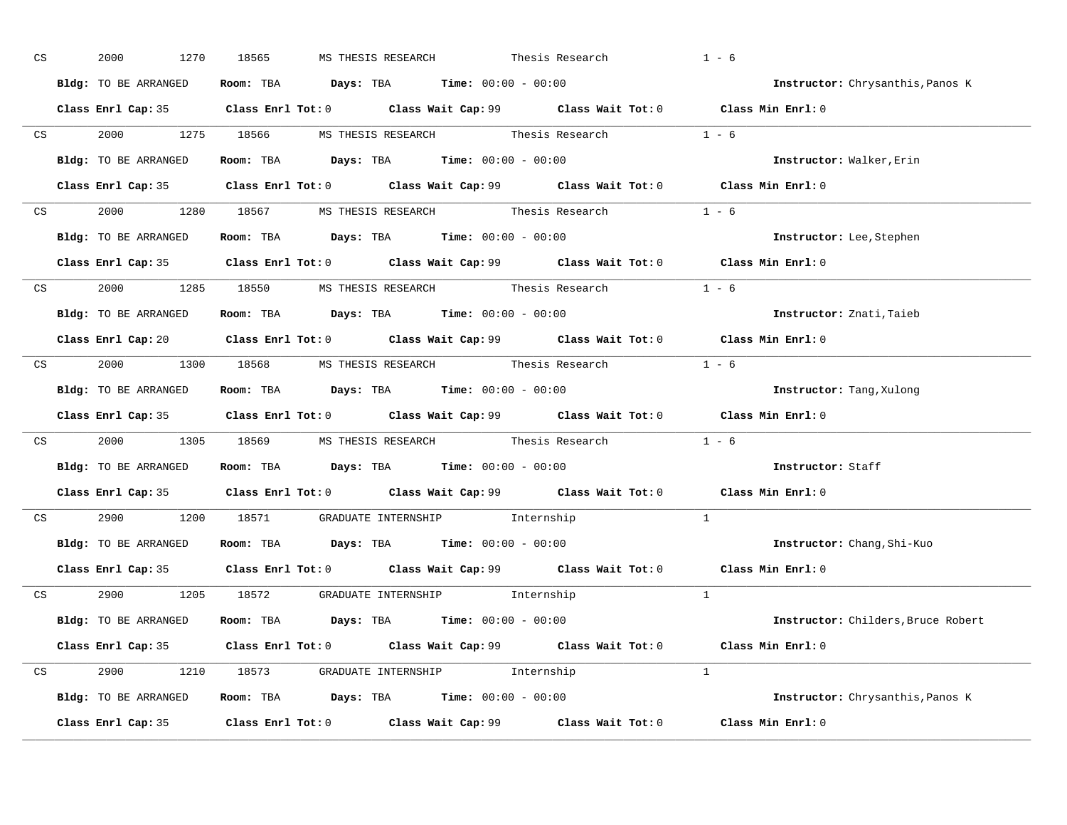CS 2000 1270 18565 MS THESIS RESEARCH Thesis Research 1 - 6

**Bldg:** TO BE ARRANGED **Room:** TBA **Days:** TBA **Time:** 00:00 - 00:00 **Instructor:** Chrysanthis,Panos K

**Class Enrl Cap:** 35 **Class Enrl Tot:** 0 **Class Wait Cap:** 99 **Class Wait Tot:** 0 **Class Min Enrl:** 0

---

CS 2000 1275 18566 MS THESIS RESEARCH Thesis Research 1 - 6

**Bldg:** TO BE ARRANGED **Room:** TBA **Days:** TBA **Time:** 00:00 - 00:00 **Instructor:** Walker,Erin

**Class Enrl Cap:** 35 **Class Enrl Tot:** 0 **Class Wait Cap:** 99 **Class Wait Tot:** 0 **Class Min Enrl:** 0

---

CS 2000 1280 18567 MS THESIS RESEARCH Thesis Research 1 - 6

**Bldg:** TO BE ARRANGED **Room:** TBA **Days:** TBA **Time:** 00:00 - 00:00 **Instructor:** Lee,Stephen

**Class Enrl Cap:** 35 **Class Enrl Tot:** 0 **Class Wait Cap:** 99 **Class Wait Tot:** 0 **Class Min Enrl:** 0

---

CS 2000 1285 18550 MS THESIS RESEARCH Thesis Research 1 - 6

**Bldg:** TO BE ARRANGED **Room:** TBA **Days:** TBA **Time:** 00:00 - 00:00 **Instructor:** Znati,Taieb

**Class Enrl Cap:** 20 **Class Enrl Tot:** 0 **Class Wait Cap:** 99 **Class Wait Tot:** 0 **Class Min Enrl:** 0

---

CS 2000 1300 18568 MS THESIS RESEARCH Thesis Research 1 - 6

**Bldg:** TO BE ARRANGED **Room:** TBA **Days:** TBA **Time:** 00:00 - 00:00 **Instructor:** Tang,Xulong

**Class Enrl Cap:** 35 **Class Enrl Tot:** 0 **Class Wait Cap:** 99 **Class Wait Tot:** 0 **Class Min Enrl:** 0

---

CS 2000 1305 18569 MS THESIS RESEARCH Thesis Research 1 - 6

**Bldg:** TO BE ARRANGED **Room:** TBA **Days:** TBA **Time:** 00:00 - 00:00 **Instructor:** Staff

**Class Enrl Cap:** 35 **Class Enrl Tot:** 0 **Class Wait Cap:** 99 **Class Wait Tot:** 0 **Class Min Enrl:** 0

---

CS 2900 1200 18571 GRADUATE INTERNSHIP Internship 1

**Bldg:** TO BE ARRANGED **Room:** TBA **Days:** TBA **Time:** 00:00 - 00:00 **Instructor:** Chang,Shi-Kuo

**Class Enrl Cap:** 35 **Class Enrl Tot:** 0 **Class Wait Cap:** 99 **Class Wait Tot:** 0 **Class Min Enrl:** 0

---

CS 2900 1205 18572 GRADUATE INTERNSHIP Internship 1

**Bldg:** TO BE ARRANGED **Room:** TBA **Days:** TBA **Time:** 00:00 - 00:00 **Instructor:** Childers,Bruce Robert

**Class Enrl Cap:** 35 **Class Enrl Tot:** 0 **Class Wait Cap:** 99 **Class Wait Tot:** 0 **Class Min Enrl:** 0

---

CS 2900 1210 18573 GRADUATE INTERNSHIP Internship 1

**Bldg:** TO BE ARRANGED **Room:** TBA **Days:** TBA **Time:** 00:00 - 00:00 **Instructor:** Chrysanthis,Panos K

**Class Enrl Cap:** 35 **Class Enrl Tot:** 0 **Class Wait Cap:** 99 **Class Wait Tot:** 0 **Class Min Enrl:** 0

---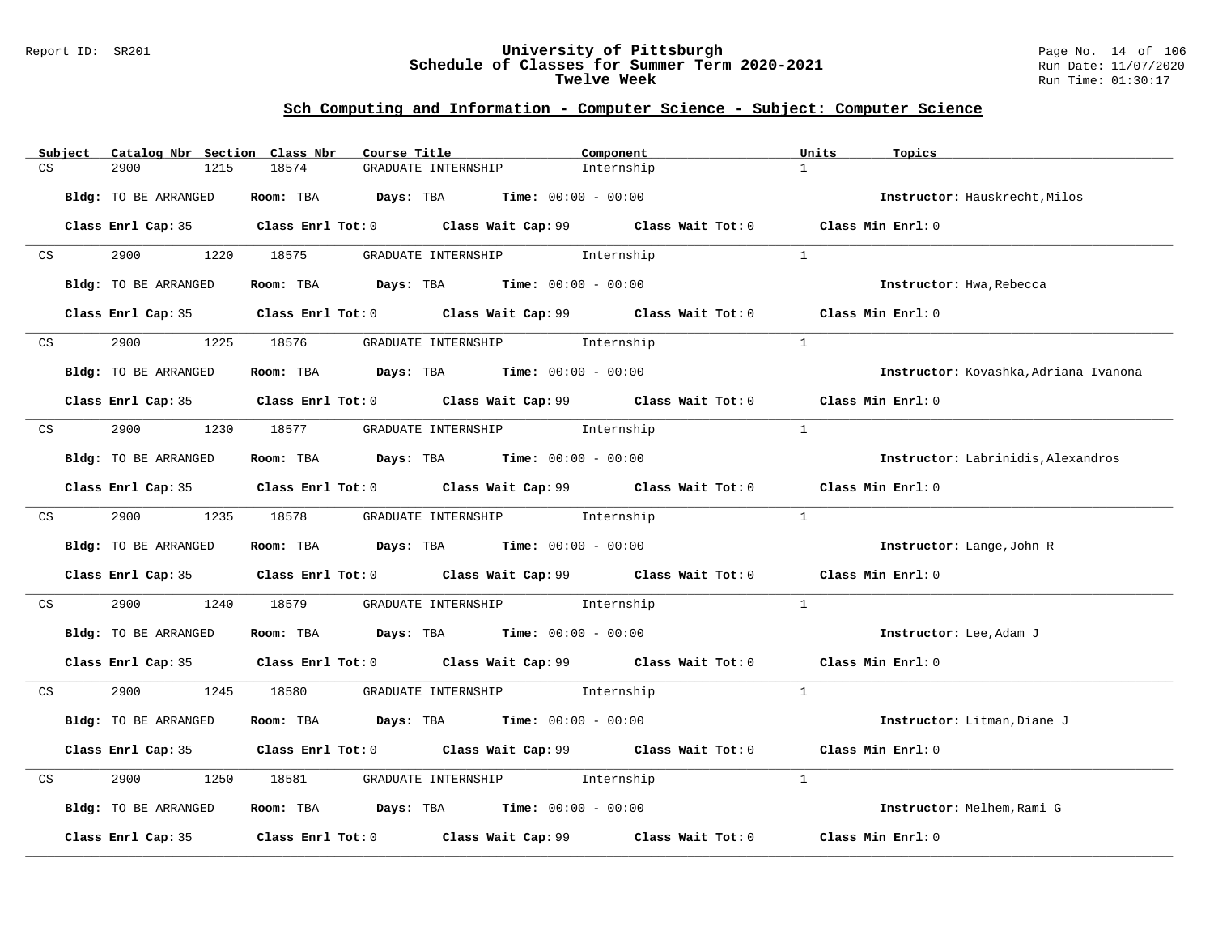## Sch Computing and Information - Computer Science - Subject: Computer Science

| Subject | Catalog Nbr | Section | Class Nbr | Course Title | Component | Units | Topics |
|---|---|---|---|---|---|---|---|
| CS | 2900 | 1215 | 18574 | GRADUATE INTERNSHIP | Internship | 1 | |

**Bldg:** TO BE ARRANGED **Room:** TBA **Days:** TBA **Time:** 00:00 - 00:00 **Instructor:** Hauskrecht,Milos

**Class Enrl Cap:** 35 **Class Enrl Tot:** 0 **Class Wait Cap:** 99 **Class Wait Tot:** 0 **Class Min Enrl:** 0

---

| Subject | Catalog Nbr | Section | Class Nbr | Course Title | Component | Units | Topics |
|---|---|---|---|---|---|---|---|
| CS | 2900 | 1220 | 18575 | GRADUATE INTERNSHIP | Internship | 1 | |

**Bldg:** TO BE ARRANGED **Room:** TBA **Days:** TBA **Time:** 00:00 - 00:00 **Instructor:** Hwa,Rebecca

**Class Enrl Cap:** 35 **Class Enrl Tot:** 0 **Class Wait Cap:** 99 **Class Wait Tot:** 0 **Class Min Enrl:** 0

---

| Subject | Catalog Nbr | Section | Class Nbr | Course Title | Component | Units | Topics |
|---|---|---|---|---|---|---|---|
| CS | 2900 | 1225 | 18576 | GRADUATE INTERNSHIP | Internship | 1 | |

**Bldg:** TO BE ARRANGED **Room:** TBA **Days:** TBA **Time:** 00:00 - 00:00 **Instructor:** Kovashka,Adriana Ivanona

**Class Enrl Cap:** 35 **Class Enrl Tot:** 0 **Class Wait Cap:** 99 **Class Wait Tot:** 0 **Class Min Enrl:** 0

---

| Subject | Catalog Nbr | Section | Class Nbr | Course Title | Component | Units | Topics |
|---|---|---|---|---|---|---|---|
| CS | 2900 | 1230 | 18577 | GRADUATE INTERNSHIP | Internship | 1 | |

**Bldg:** TO BE ARRANGED **Room:** TBA **Days:** TBA **Time:** 00:00 - 00:00 **Instructor:** Labrinidis,Alexandros

**Class Enrl Cap:** 35 **Class Enrl Tot:** 0 **Class Wait Cap:** 99 **Class Wait Tot:** 0 **Class Min Enrl:** 0

---

| Subject | Catalog Nbr | Section | Class Nbr | Course Title | Component | Units | Topics |
|---|---|---|---|---|---|---|---|
| CS | 2900 | 1235 | 18578 | GRADUATE INTERNSHIP | Internship | 1 | |

**Bldg:** TO BE ARRANGED **Room:** TBA **Days:** TBA **Time:** 00:00 - 00:00 **Instructor:** Lange,John R

**Class Enrl Cap:** 35 **Class Enrl Tot:** 0 **Class Wait Cap:** 99 **Class Wait Tot:** 0 **Class Min Enrl:** 0

---

| Subject | Catalog Nbr | Section | Class Nbr | Course Title | Component | Units | Topics |
|---|---|---|---|---|---|---|---|
| CS | 2900 | 1240 | 18579 | GRADUATE INTERNSHIP | Internship | 1 | |

**Bldg:** TO BE ARRANGED **Room:** TBA **Days:** TBA **Time:** 00:00 - 00:00 **Instructor:** Lee,Adam J

**Class Enrl Cap:** 35 **Class Enrl Tot:** 0 **Class Wait Cap:** 99 **Class Wait Tot:** 0 **Class Min Enrl:** 0

---

| Subject | Catalog Nbr | Section | Class Nbr | Course Title | Component | Units | Topics |
|---|---|---|---|---|---|---|---|
| CS | 2900 | 1245 | 18580 | GRADUATE INTERNSHIP | Internship | 1 | |

**Bldg:** TO BE ARRANGED **Room:** TBA **Days:** TBA **Time:** 00:00 - 00:00 **Instructor:** Litman,Diane J

**Class Enrl Cap:** 35 **Class Enrl Tot:** 0 **Class Wait Cap:** 99 **Class Wait Tot:** 0 **Class Min Enrl:** 0

---

| Subject | Catalog Nbr | Section | Class Nbr | Course Title | Component | Units | Topics |
|---|---|---|---|---|---|---|---|
| CS | 2900 | 1250 | 18581 | GRADUATE INTERNSHIP | Internship | 1 | |

**Bldg:** TO BE ARRANGED **Room:** TBA **Days:** TBA **Time:** 00:00 - 00:00 **Instructor:** Melhem,Rami G

**Class Enrl Cap:** 35 **Class Enrl Tot:** 0 **Class Wait Cap:** 99 **Class Wait Tot:** 0 **Class Min Enrl:** 0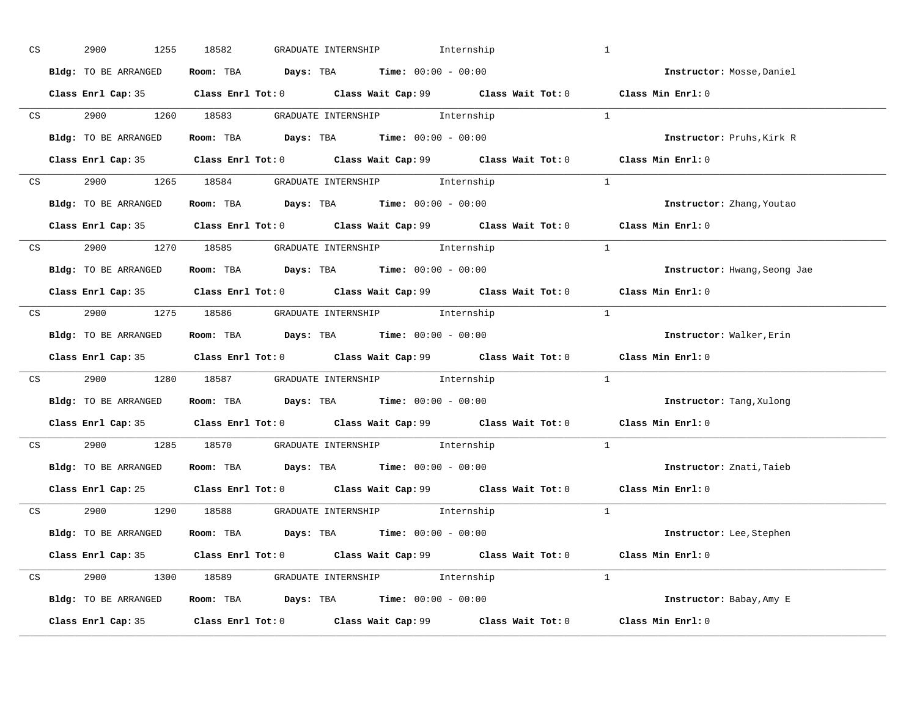CS 2900 1255 18582 GRADUATE INTERNSHIP Internship 1

**Bldg:** TO BE ARRANGED **Room:** TBA **Days:** TBA **Time:** 00:00 - 00:00 **Instructor:** Mosse,Daniel

**Class Enrl Cap:** 35 **Class Enrl Tot:** 0 **Class Wait Cap:** 99 **Class Wait Tot:** 0 **Class Min Enrl:** 0

---

CS 2900 1260 18583 GRADUATE INTERNSHIP Internship 1

**Bldg:** TO BE ARRANGED **Room:** TBA **Days:** TBA **Time:** 00:00 - 00:00 **Instructor:** Pruhs,Kirk R

**Class Enrl Cap:** 35 **Class Enrl Tot:** 0 **Class Wait Cap:** 99 **Class Wait Tot:** 0 **Class Min Enrl:** 0

---

CS 2900 1265 18584 GRADUATE INTERNSHIP Internship 1

**Bldg:** TO BE ARRANGED **Room:** TBA **Days:** TBA **Time:** 00:00 - 00:00 **Instructor:** Zhang,Youtao

**Class Enrl Cap:** 35 **Class Enrl Tot:** 0 **Class Wait Cap:** 99 **Class Wait Tot:** 0 **Class Min Enrl:** 0

---

CS 2900 1270 18585 GRADUATE INTERNSHIP Internship 1

**Bldg:** TO BE ARRANGED **Room:** TBA **Days:** TBA **Time:** 00:00 - 00:00 **Instructor:** Hwang,Seong Jae

**Class Enrl Cap:** 35 **Class Enrl Tot:** 0 **Class Wait Cap:** 99 **Class Wait Tot:** 0 **Class Min Enrl:** 0

---

CS 2900 1275 18586 GRADUATE INTERNSHIP Internship 1

**Bldg:** TO BE ARRANGED **Room:** TBA **Days:** TBA **Time:** 00:00 - 00:00 **Instructor:** Walker,Erin

**Class Enrl Cap:** 35 **Class Enrl Tot:** 0 **Class Wait Cap:** 99 **Class Wait Tot:** 0 **Class Min Enrl:** 0

---

CS 2900 1280 18587 GRADUATE INTERNSHIP Internship 1

**Bldg:** TO BE ARRANGED **Room:** TBA **Days:** TBA **Time:** 00:00 - 00:00 **Instructor:** Tang,Xulong

**Class Enrl Cap:** 35 **Class Enrl Tot:** 0 **Class Wait Cap:** 99 **Class Wait Tot:** 0 **Class Min Enrl:** 0

---

CS 2900 1285 18570 GRADUATE INTERNSHIP Internship 1

**Bldg:** TO BE ARRANGED **Room:** TBA **Days:** TBA **Time:** 00:00 - 00:00 **Instructor:** Znati,Taieb

**Class Enrl Cap:** 25 **Class Enrl Tot:** 0 **Class Wait Cap:** 99 **Class Wait Tot:** 0 **Class Min Enrl:** 0

---

CS 2900 1290 18588 GRADUATE INTERNSHIP Internship 1

**Bldg:** TO BE ARRANGED **Room:** TBA **Days:** TBA **Time:** 00:00 - 00:00 **Instructor:** Lee,Stephen

**Class Enrl Cap:** 35 **Class Enrl Tot:** 0 **Class Wait Cap:** 99 **Class Wait Tot:** 0 **Class Min Enrl:** 0

---

CS 2900 1300 18589 GRADUATE INTERNSHIP Internship 1

**Bldg:** TO BE ARRANGED **Room:** TBA **Days:** TBA **Time:** 00:00 - 00:00 **Instructor:** Babay,Amy E

**Class Enrl Cap:** 35 **Class Enrl Tot:** 0 **Class Wait Cap:** 99 **Class Wait Tot:** 0 **Class Min Enrl:** 0

---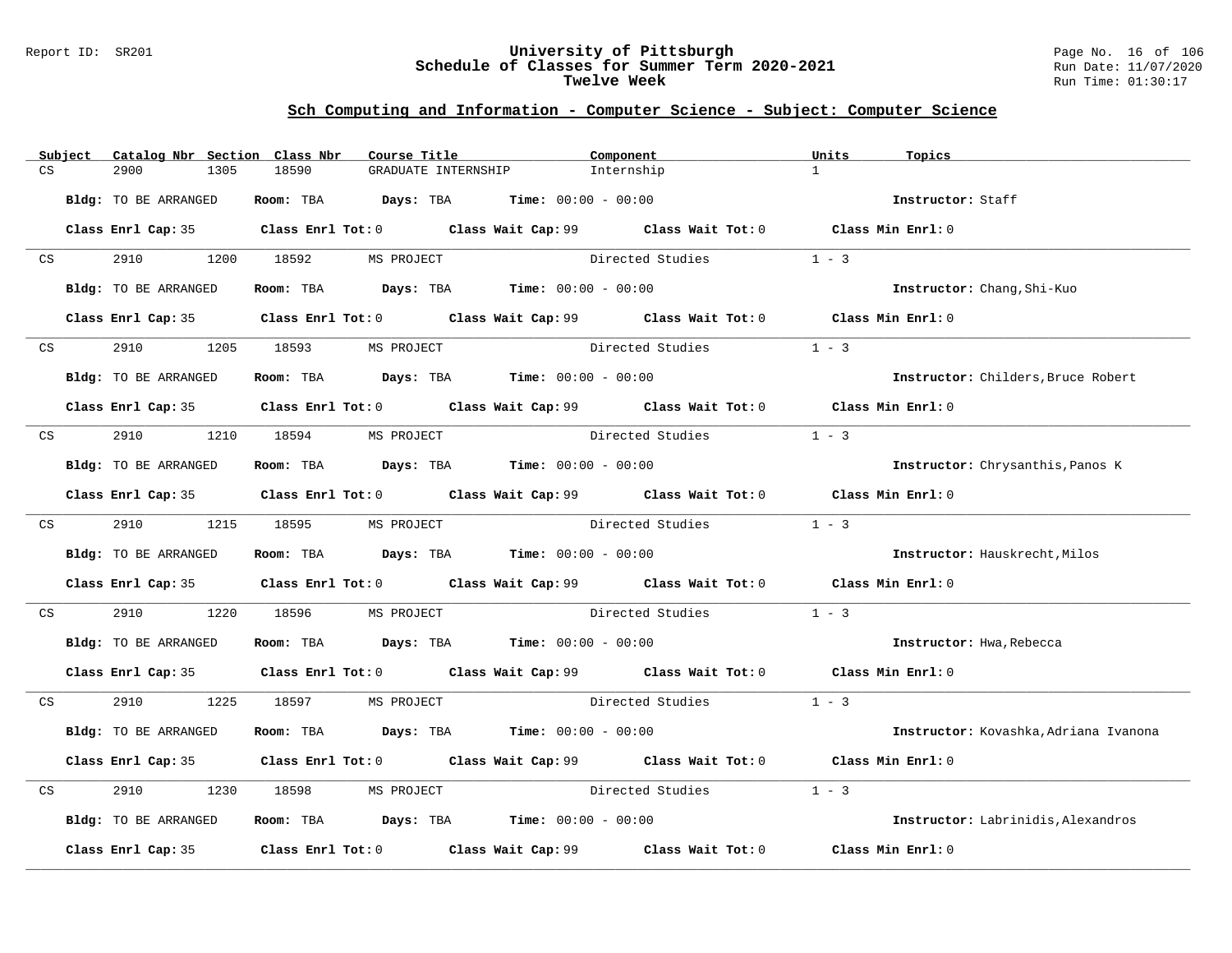## Sch Computing and Information - Computer Science - Subject: Computer Science

| Subject | Catalog Nbr | Section | Class Nbr | Course Title | Component | Units | Topics |
|---|---|---|---|---|---|---|---|
| CS | 2900 | 1305 | 18590 | GRADUATE INTERNSHIP | Internship | 1 | |

**Bldg:** TO BE ARRANGED **Room:** TBA **Days:** TBA **Time:** 00:00 - 00:00 **Instructor:** Staff

**Class Enrl Cap:** 35 **Class Enrl Tot:** 0 **Class Wait Cap:** 99 **Class Wait Tot:** 0 **Class Min Enrl:** 0

| Subject | Catalog Nbr | Section | Class Nbr | Course Title | Component | Units | Topics |
|---|---|---|---|---|---|---|---|
| CS | 2910 | 1200 | 18592 | MS PROJECT | Directed Studies | 1 - 3 | |

**Bldg:** TO BE ARRANGED **Room:** TBA **Days:** TBA **Time:** 00:00 - 00:00 **Instructor:** Chang,Shi-Kuo

**Class Enrl Cap:** 35 **Class Enrl Tot:** 0 **Class Wait Cap:** 99 **Class Wait Tot:** 0 **Class Min Enrl:** 0

| Subject | Catalog Nbr | Section | Class Nbr | Course Title | Component | Units | Topics |
|---|---|---|---|---|---|---|---|
| CS | 2910 | 1205 | 18593 | MS PROJECT | Directed Studies | 1 - 3 | |

**Bldg:** TO BE ARRANGED **Room:** TBA **Days:** TBA **Time:** 00:00 - 00:00 **Instructor:** Childers,Bruce Robert

**Class Enrl Cap:** 35 **Class Enrl Tot:** 0 **Class Wait Cap:** 99 **Class Wait Tot:** 0 **Class Min Enrl:** 0

| Subject | Catalog Nbr | Section | Class Nbr | Course Title | Component | Units | Topics |
|---|---|---|---|---|---|---|---|
| CS | 2910 | 1210 | 18594 | MS PROJECT | Directed Studies | 1 - 3 | |

**Bldg:** TO BE ARRANGED **Room:** TBA **Days:** TBA **Time:** 00:00 - 00:00 **Instructor:** Chrysanthis,Panos K

**Class Enrl Cap:** 35 **Class Enrl Tot:** 0 **Class Wait Cap:** 99 **Class Wait Tot:** 0 **Class Min Enrl:** 0

| Subject | Catalog Nbr | Section | Class Nbr | Course Title | Component | Units | Topics |
|---|---|---|---|---|---|---|---|
| CS | 2910 | 1215 | 18595 | MS PROJECT | Directed Studies | 1 - 3 | |

**Bldg:** TO BE ARRANGED **Room:** TBA **Days:** TBA **Time:** 00:00 - 00:00 **Instructor:** Hauskrecht,Milos

**Class Enrl Cap:** 35 **Class Enrl Tot:** 0 **Class Wait Cap:** 99 **Class Wait Tot:** 0 **Class Min Enrl:** 0

| Subject | Catalog Nbr | Section | Class Nbr | Course Title | Component | Units | Topics |
|---|---|---|---|---|---|---|---|
| CS | 2910 | 1220 | 18596 | MS PROJECT | Directed Studies | 1 - 3 | |

**Bldg:** TO BE ARRANGED **Room:** TBA **Days:** TBA **Time:** 00:00 - 00:00 **Instructor:** Hwa,Rebecca

**Class Enrl Cap:** 35 **Class Enrl Tot:** 0 **Class Wait Cap:** 99 **Class Wait Tot:** 0 **Class Min Enrl:** 0

| Subject | Catalog Nbr | Section | Class Nbr | Course Title | Component | Units | Topics |
|---|---|---|---|---|---|---|---|
| CS | 2910 | 1225 | 18597 | MS PROJECT | Directed Studies | 1 - 3 | |

**Bldg:** TO BE ARRANGED **Room:** TBA **Days:** TBA **Time:** 00:00 - 00:00 **Instructor:** Kovashka,Adriana Ivanona

**Class Enrl Cap:** 35 **Class Enrl Tot:** 0 **Class Wait Cap:** 99 **Class Wait Tot:** 0 **Class Min Enrl:** 0

| Subject | Catalog Nbr | Section | Class Nbr | Course Title | Component | Units | Topics |
|---|---|---|---|---|---|---|---|
| CS | 2910 | 1230 | 18598 | MS PROJECT | Directed Studies | 1 - 3 | |

**Bldg:** TO BE ARRANGED **Room:** TBA **Days:** TBA **Time:** 00:00 - 00:00 **Instructor:** Labrinidis,Alexandros

**Class Enrl Cap:** 35 **Class Enrl Tot:** 0 **Class Wait Cap:** 99 **Class Wait Tot:** 0 **Class Min Enrl:** 0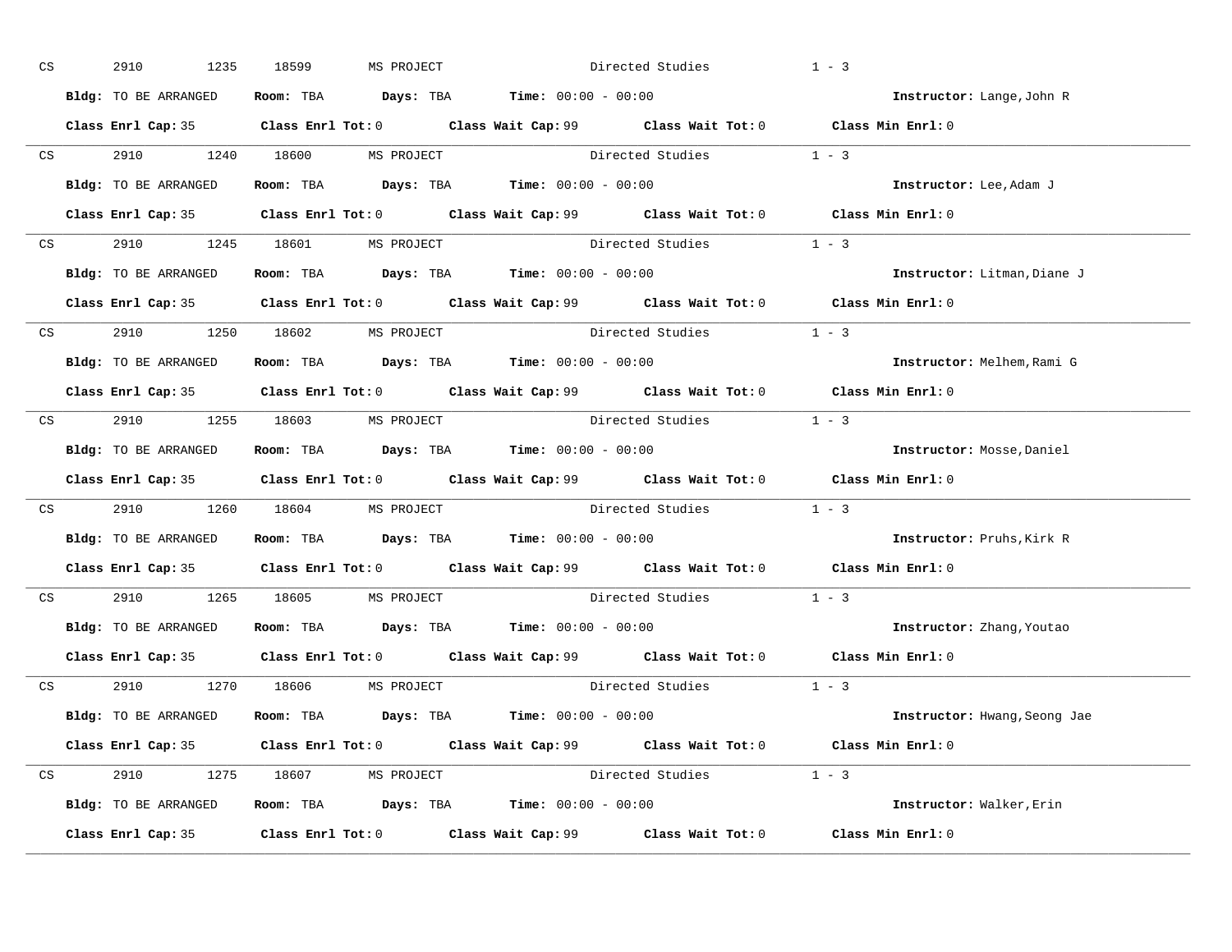CS 2910 1235 18599 MS PROJECT Directed Studies 1 - 3

**Bldg:** TO BE ARRANGED **Room:** TBA **Days:** TBA **Time:** 00:00 - 00:00 **Instructor:** Lange,John R

**Class Enrl Cap:** 35 **Class Enrl Tot:** 0 **Class Wait Cap:** 99 **Class Wait Tot:** 0 **Class Min Enrl:** 0

---

CS 2910 1240 18600 MS PROJECT Directed Studies 1 - 3

**Bldg:** TO BE ARRANGED **Room:** TBA **Days:** TBA **Time:** 00:00 - 00:00 **Instructor:** Lee,Adam J

**Class Enrl Cap:** 35 **Class Enrl Tot:** 0 **Class Wait Cap:** 99 **Class Wait Tot:** 0 **Class Min Enrl:** 0

---

CS 2910 1245 18601 MS PROJECT Directed Studies 1 - 3

**Bldg:** TO BE ARRANGED **Room:** TBA **Days:** TBA **Time:** 00:00 - 00:00 **Instructor:** Litman,Diane J

**Class Enrl Cap:** 35 **Class Enrl Tot:** 0 **Class Wait Cap:** 99 **Class Wait Tot:** 0 **Class Min Enrl:** 0

---

CS 2910 1250 18602 MS PROJECT Directed Studies 1 - 3

**Bldg:** TO BE ARRANGED **Room:** TBA **Days:** TBA **Time:** 00:00 - 00:00 **Instructor:** Melhem,Rami G

**Class Enrl Cap:** 35 **Class Enrl Tot:** 0 **Class Wait Cap:** 99 **Class Wait Tot:** 0 **Class Min Enrl:** 0

---

CS 2910 1255 18603 MS PROJECT Directed Studies 1 - 3

**Bldg:** TO BE ARRANGED **Room:** TBA **Days:** TBA **Time:** 00:00 - 00:00 **Instructor:** Mosse,Daniel

**Class Enrl Cap:** 35 **Class Enrl Tot:** 0 **Class Wait Cap:** 99 **Class Wait Tot:** 0 **Class Min Enrl:** 0

---

CS 2910 1260 18604 MS PROJECT Directed Studies 1 - 3

**Bldg:** TO BE ARRANGED **Room:** TBA **Days:** TBA **Time:** 00:00 - 00:00 **Instructor:** Pruhs,Kirk R

**Class Enrl Cap:** 35 **Class Enrl Tot:** 0 **Class Wait Cap:** 99 **Class Wait Tot:** 0 **Class Min Enrl:** 0

---

CS 2910 1265 18605 MS PROJECT Directed Studies 1 - 3

**Bldg:** TO BE ARRANGED **Room:** TBA **Days:** TBA **Time:** 00:00 - 00:00 **Instructor:** Zhang,Youtao

**Class Enrl Cap:** 35 **Class Enrl Tot:** 0 **Class Wait Cap:** 99 **Class Wait Tot:** 0 **Class Min Enrl:** 0

---

CS 2910 1270 18606 MS PROJECT Directed Studies 1 - 3

**Bldg:** TO BE ARRANGED **Room:** TBA **Days:** TBA **Time:** 00:00 - 00:00 **Instructor:** Hwang,Seong Jae

**Class Enrl Cap:** 35 **Class Enrl Tot:** 0 **Class Wait Cap:** 99 **Class Wait Tot:** 0 **Class Min Enrl:** 0

---

CS 2910 1275 18607 MS PROJECT Directed Studies 1 - 3

**Bldg:** TO BE ARRANGED **Room:** TBA **Days:** TBA **Time:** 00:00 - 00:00 **Instructor:** Walker,Erin

**Class Enrl Cap:** 35 **Class Enrl Tot:** 0 **Class Wait Cap:** 99 **Class Wait Tot:** 0 **Class Min Enrl:** 0

---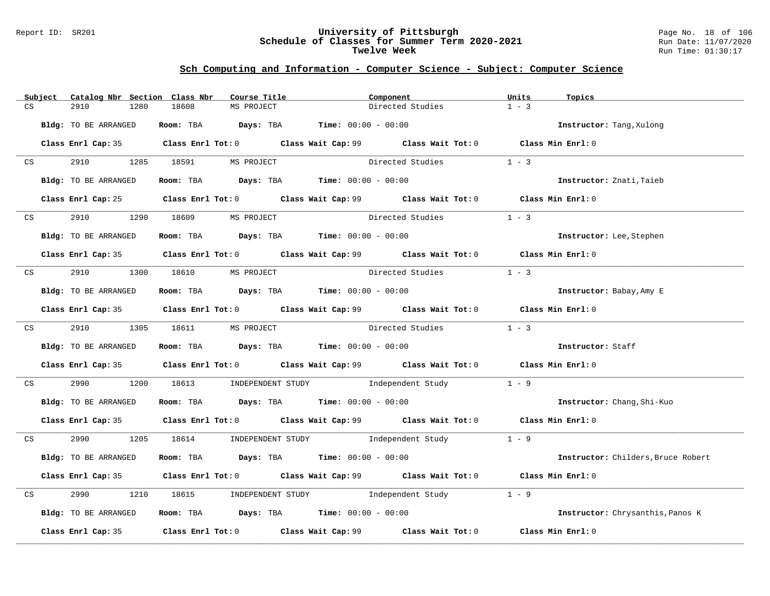## Sch Computing and Information - Computer Science - Subject: Computer Science

| Subject | Catalog Nbr | Section | Class Nbr | Course Title | Component | Units | Topics |
|---|---|---|---|---|---|---|---|
| CS | 2910 | 1280 | 18608 | MS PROJECT | Directed Studies | 1 - 3 | |

**Bldg:** TO BE ARRANGED **Room:** TBA **Days:** TBA **Time:** 00:00 - 00:00 **Instructor:** Tang,Xulong

**Class Enrl Cap:** 35 **Class Enrl Tot:** 0 **Class Wait Cap:** 99 **Class Wait Tot:** 0 **Class Min Enrl:** 0

| Subject | Catalog Nbr | Section | Class Nbr | Course Title | Component | Units | Topics |
|---|---|---|---|---|---|---|---|
| CS | 2910 | 1285 | 18591 | MS PROJECT | Directed Studies | 1 - 3 | |

**Bldg:** TO BE ARRANGED **Room:** TBA **Days:** TBA **Time:** 00:00 - 00:00 **Instructor:** Znati,Taieb

**Class Enrl Cap:** 25 **Class Enrl Tot:** 0 **Class Wait Cap:** 99 **Class Wait Tot:** 0 **Class Min Enrl:** 0

| Subject | Catalog Nbr | Section | Class Nbr | Course Title | Component | Units | Topics |
|---|---|---|---|---|---|---|---|
| CS | 2910 | 1290 | 18609 | MS PROJECT | Directed Studies | 1 - 3 | |

**Bldg:** TO BE ARRANGED **Room:** TBA **Days:** TBA **Time:** 00:00 - 00:00 **Instructor:** Lee,Stephen

**Class Enrl Cap:** 35 **Class Enrl Tot:** 0 **Class Wait Cap:** 99 **Class Wait Tot:** 0 **Class Min Enrl:** 0

| Subject | Catalog Nbr | Section | Class Nbr | Course Title | Component | Units | Topics |
|---|---|---|---|---|---|---|---|
| CS | 2910 | 1300 | 18610 | MS PROJECT | Directed Studies | 1 - 3 | |

**Bldg:** TO BE ARRANGED **Room:** TBA **Days:** TBA **Time:** 00:00 - 00:00 **Instructor:** Babay,Amy E

**Class Enrl Cap:** 35 **Class Enrl Tot:** 0 **Class Wait Cap:** 99 **Class Wait Tot:** 0 **Class Min Enrl:** 0

| Subject | Catalog Nbr | Section | Class Nbr | Course Title | Component | Units | Topics |
|---|---|---|---|---|---|---|---|
| CS | 2910 | 1305 | 18611 | MS PROJECT | Directed Studies | 1 - 3 | |

**Bldg:** TO BE ARRANGED **Room:** TBA **Days:** TBA **Time:** 00:00 - 00:00 **Instructor:** Staff

**Class Enrl Cap:** 35 **Class Enrl Tot:** 0 **Class Wait Cap:** 99 **Class Wait Tot:** 0 **Class Min Enrl:** 0

| Subject | Catalog Nbr | Section | Class Nbr | Course Title | Component | Units | Topics |
|---|---|---|---|---|---|---|---|
| CS | 2990 | 1200 | 18613 | INDEPENDENT STUDY | Independent Study | 1 - 9 | |

**Bldg:** TO BE ARRANGED **Room:** TBA **Days:** TBA **Time:** 00:00 - 00:00 **Instructor:** Chang,Shi-Kuo

**Class Enrl Cap:** 35 **Class Enrl Tot:** 0 **Class Wait Cap:** 99 **Class Wait Tot:** 0 **Class Min Enrl:** 0

| Subject | Catalog Nbr | Section | Class Nbr | Course Title | Component | Units | Topics |
|---|---|---|---|---|---|---|---|
| CS | 2990 | 1205 | 18614 | INDEPENDENT STUDY | Independent Study | 1 - 9 | |

**Bldg:** TO BE ARRANGED **Room:** TBA **Days:** TBA **Time:** 00:00 - 00:00 **Instructor:** Childers,Bruce Robert

**Class Enrl Cap:** 35 **Class Enrl Tot:** 0 **Class Wait Cap:** 99 **Class Wait Tot:** 0 **Class Min Enrl:** 0

| Subject | Catalog Nbr | Section | Class Nbr | Course Title | Component | Units | Topics |
|---|---|---|---|---|---|---|---|
| CS | 2990 | 1210 | 18615 | INDEPENDENT STUDY | Independent Study | 1 - 9 | |

**Bldg:** TO BE ARRANGED **Room:** TBA **Days:** TBA **Time:** 00:00 - 00:00 **Instructor:** Chrysanthis,Panos K

**Class Enrl Cap:** 35 **Class Enrl Tot:** 0 **Class Wait Cap:** 99 **Class Wait Tot:** 0 **Class Min Enrl:** 0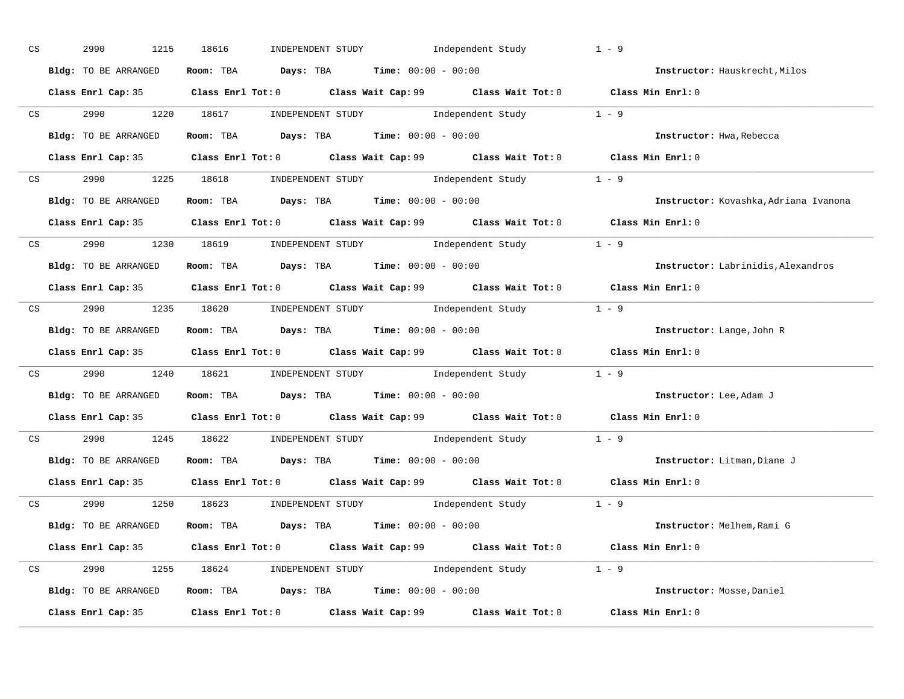CS 2990 1215 18616 INDEPENDENT STUDY Independent Study 1 - 9

**Bldg:** TO BE ARRANGED **Room:** TBA **Days:** TBA **Time:** 00:00 - 00:00 **Instructor:** Hauskrecht,Milos

**Class Enrl Cap:** 35 **Class Enrl Tot:** 0 **Class Wait Cap:** 99 **Class Wait Tot:** 0 **Class Min Enrl:** 0

---

CS 2990 1220 18617 INDEPENDENT STUDY Independent Study 1 - 9

**Bldg:** TO BE ARRANGED **Room:** TBA **Days:** TBA **Time:** 00:00 - 00:00 **Instructor:** Hwa,Rebecca

**Class Enrl Cap:** 35 **Class Enrl Tot:** 0 **Class Wait Cap:** 99 **Class Wait Tot:** 0 **Class Min Enrl:** 0

---

CS 2990 1225 18618 INDEPENDENT STUDY Independent Study 1 - 9

**Bldg:** TO BE ARRANGED **Room:** TBA **Days:** TBA **Time:** 00:00 - 00:00 **Instructor:** Kovashka,Adriana Ivanona

**Class Enrl Cap:** 35 **Class Enrl Tot:** 0 **Class Wait Cap:** 99 **Class Wait Tot:** 0 **Class Min Enrl:** 0

---

CS 2990 1230 18619 INDEPENDENT STUDY Independent Study 1 - 9

**Bldg:** TO BE ARRANGED **Room:** TBA **Days:** TBA **Time:** 00:00 - 00:00 **Instructor:** Labrinidis,Alexandros

**Class Enrl Cap:** 35 **Class Enrl Tot:** 0 **Class Wait Cap:** 99 **Class Wait Tot:** 0 **Class Min Enrl:** 0

---

CS 2990 1235 18620 INDEPENDENT STUDY Independent Study 1 - 9

**Bldg:** TO BE ARRANGED **Room:** TBA **Days:** TBA **Time:** 00:00 - 00:00 **Instructor:** Lange,John R

**Class Enrl Cap:** 35 **Class Enrl Tot:** 0 **Class Wait Cap:** 99 **Class Wait Tot:** 0 **Class Min Enrl:** 0

---

CS 2990 1240 18621 INDEPENDENT STUDY Independent Study 1 - 9

**Bldg:** TO BE ARRANGED **Room:** TBA **Days:** TBA **Time:** 00:00 - 00:00 **Instructor:** Lee,Adam J

**Class Enrl Cap:** 35 **Class Enrl Tot:** 0 **Class Wait Cap:** 99 **Class Wait Tot:** 0 **Class Min Enrl:** 0

---

CS 2990 1245 18622 INDEPENDENT STUDY Independent Study 1 - 9

**Bldg:** TO BE ARRANGED **Room:** TBA **Days:** TBA **Time:** 00:00 - 00:00 **Instructor:** Litman,Diane J

**Class Enrl Cap:** 35 **Class Enrl Tot:** 0 **Class Wait Cap:** 99 **Class Wait Tot:** 0 **Class Min Enrl:** 0

---

CS 2990 1250 18623 INDEPENDENT STUDY Independent Study 1 - 9

**Bldg:** TO BE ARRANGED **Room:** TBA **Days:** TBA **Time:** 00:00 - 00:00 **Instructor:** Melhem,Rami G

**Class Enrl Cap:** 35 **Class Enrl Tot:** 0 **Class Wait Cap:** 99 **Class Wait Tot:** 0 **Class Min Enrl:** 0

---

CS 2990 1255 18624 INDEPENDENT STUDY Independent Study 1 - 9

**Bldg:** TO BE ARRANGED **Room:** TBA **Days:** TBA **Time:** 00:00 - 00:00 **Instructor:** Mosse,Daniel

**Class Enrl Cap:** 35 **Class Enrl Tot:** 0 **Class Wait Cap:** 99 **Class Wait Tot:** 0 **Class Min Enrl:** 0

---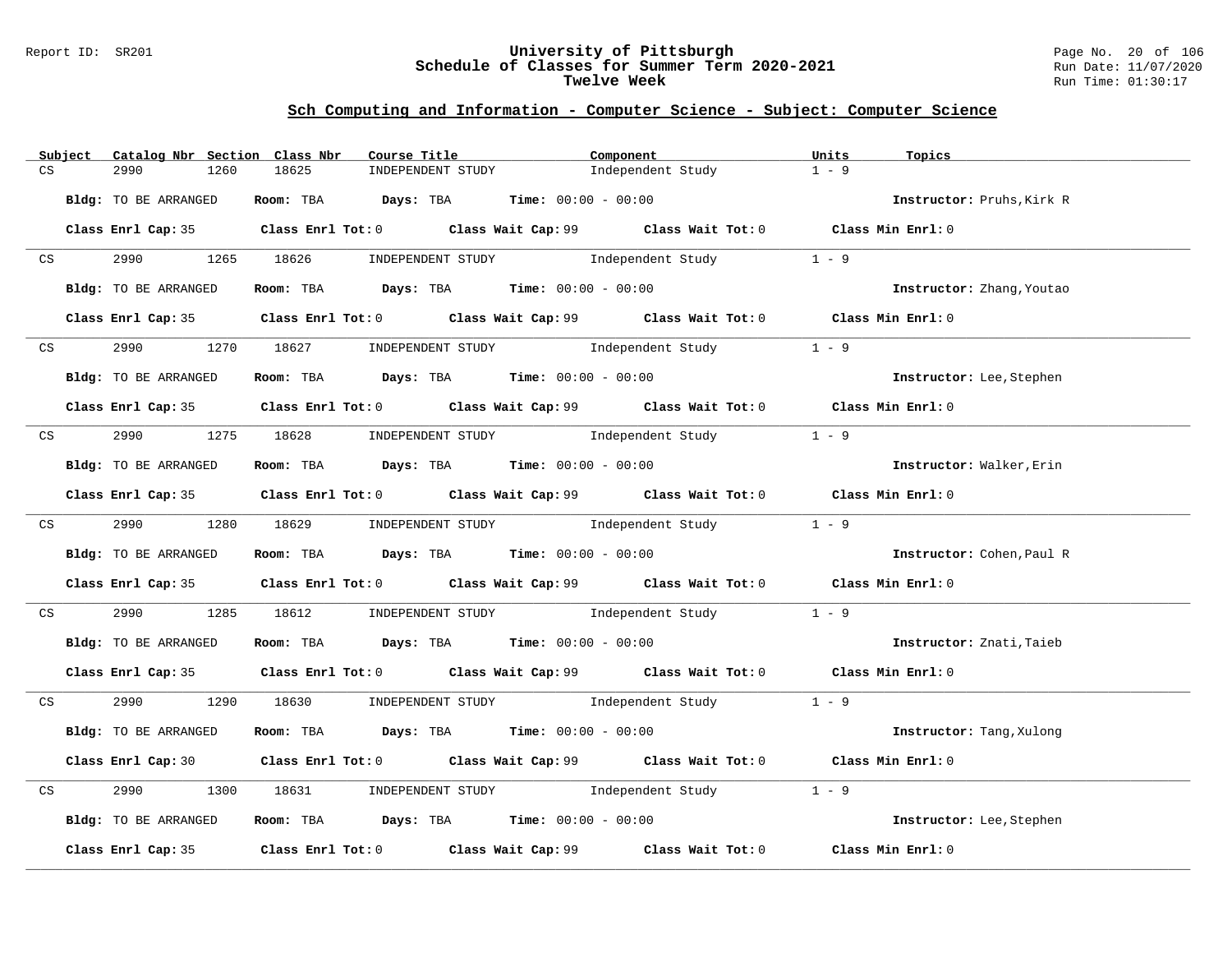## Sch Computing and Information - Computer Science - Subject: Computer Science

| Subject | Catalog Nbr | Section | Class Nbr | Course Title | Component | Units | Topics |
|---|---|---|---|---|---|---|---|
| CS | 2990 | 1260 | 18625 | INDEPENDENT STUDY | Independent Study | 1 - 9 | |

**Bldg:** TO BE ARRANGED **Room:** TBA **Days:** TBA **Time:** 00:00 - 00:00 **Instructor:** Pruhs,Kirk R

**Class Enrl Cap:** 35 **Class Enrl Tot:** 0 **Class Wait Cap:** 99 **Class Wait Tot:** 0 **Class Min Enrl:** 0

| Subject | Catalog Nbr | Section | Class Nbr | Course Title | Component | Units | Topics |
|---|---|---|---|---|---|---|---|
| CS | 2990 | 1265 | 18626 | INDEPENDENT STUDY | Independent Study | 1 - 9 | |

**Bldg:** TO BE ARRANGED **Room:** TBA **Days:** TBA **Time:** 00:00 - 00:00 **Instructor:** Zhang,Youtao

**Class Enrl Cap:** 35 **Class Enrl Tot:** 0 **Class Wait Cap:** 99 **Class Wait Tot:** 0 **Class Min Enrl:** 0

| Subject | Catalog Nbr | Section | Class Nbr | Course Title | Component | Units | Topics |
|---|---|---|---|---|---|---|---|
| CS | 2990 | 1270 | 18627 | INDEPENDENT STUDY | Independent Study | 1 - 9 | |

**Bldg:** TO BE ARRANGED **Room:** TBA **Days:** TBA **Time:** 00:00 - 00:00 **Instructor:** Lee,Stephen

**Class Enrl Cap:** 35 **Class Enrl Tot:** 0 **Class Wait Cap:** 99 **Class Wait Tot:** 0 **Class Min Enrl:** 0

| Subject | Catalog Nbr | Section | Class Nbr | Course Title | Component | Units | Topics |
|---|---|---|---|---|---|---|---|
| CS | 2990 | 1275 | 18628 | INDEPENDENT STUDY | Independent Study | 1 - 9 | |

**Bldg:** TO BE ARRANGED **Room:** TBA **Days:** TBA **Time:** 00:00 - 00:00 **Instructor:** Walker,Erin

**Class Enrl Cap:** 35 **Class Enrl Tot:** 0 **Class Wait Cap:** 99 **Class Wait Tot:** 0 **Class Min Enrl:** 0

| Subject | Catalog Nbr | Section | Class Nbr | Course Title | Component | Units | Topics |
|---|---|---|---|---|---|---|---|
| CS | 2990 | 1280 | 18629 | INDEPENDENT STUDY | Independent Study | 1 - 9 | |

**Bldg:** TO BE ARRANGED **Room:** TBA **Days:** TBA **Time:** 00:00 - 00:00 **Instructor:** Cohen,Paul R

**Class Enrl Cap:** 35 **Class Enrl Tot:** 0 **Class Wait Cap:** 99 **Class Wait Tot:** 0 **Class Min Enrl:** 0

| Subject | Catalog Nbr | Section | Class Nbr | Course Title | Component | Units | Topics |
|---|---|---|---|---|---|---|---|
| CS | 2990 | 1285 | 18612 | INDEPENDENT STUDY | Independent Study | 1 - 9 | |

**Bldg:** TO BE ARRANGED **Room:** TBA **Days:** TBA **Time:** 00:00 - 00:00 **Instructor:** Znati,Taieb

**Class Enrl Cap:** 35 **Class Enrl Tot:** 0 **Class Wait Cap:** 99 **Class Wait Tot:** 0 **Class Min Enrl:** 0

| Subject | Catalog Nbr | Section | Class Nbr | Course Title | Component | Units | Topics |
|---|---|---|---|---|---|---|---|
| CS | 2990 | 1290 | 18630 | INDEPENDENT STUDY | Independent Study | 1 - 9 | |

**Bldg:** TO BE ARRANGED **Room:** TBA **Days:** TBA **Time:** 00:00 - 00:00 **Instructor:** Tang,Xulong

**Class Enrl Cap:** 30 **Class Enrl Tot:** 0 **Class Wait Cap:** 99 **Class Wait Tot:** 0 **Class Min Enrl:** 0

| Subject | Catalog Nbr | Section | Class Nbr | Course Title | Component | Units | Topics |
|---|---|---|---|---|---|---|---|
| CS | 2990 | 1300 | 18631 | INDEPENDENT STUDY | Independent Study | 1 - 9 | |

**Bldg:** TO BE ARRANGED **Room:** TBA **Days:** TBA **Time:** 00:00 - 00:00 **Instructor:** Lee,Stephen

**Class Enrl Cap:** 35 **Class Enrl Tot:** 0 **Class Wait Cap:** 99 **Class Wait Tot:** 0 **Class Min Enrl:** 0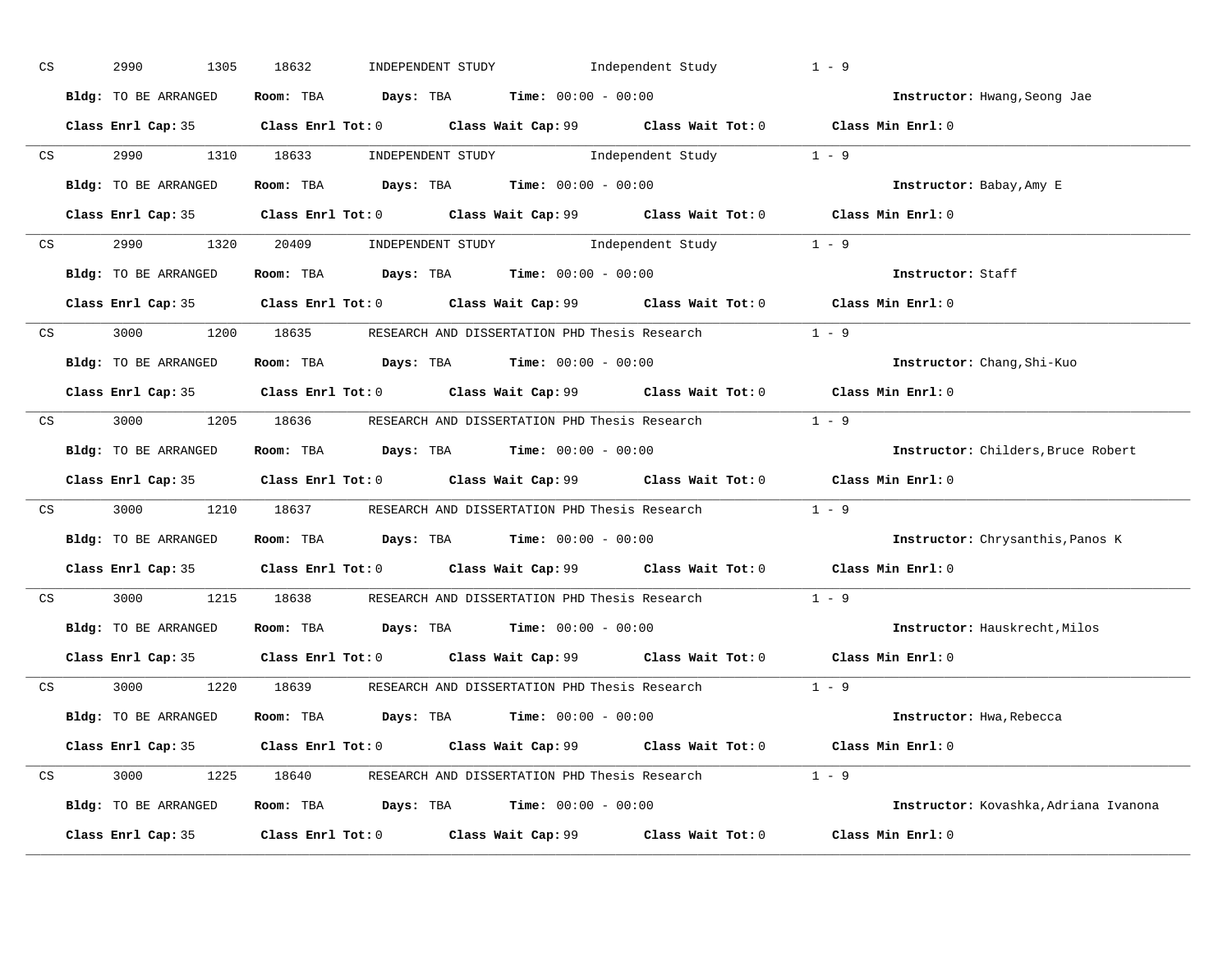CS 2990 1305 18632 INDEPENDENT STUDY Independent Study 1 - 9

**Bldg:** TO BE ARRANGED **Room:** TBA **Days:** TBA **Time:** 00:00 - 00:00 **Instructor:** Hwang,Seong Jae

**Class Enrl Cap:** 35 **Class Enrl Tot:** 0 **Class Wait Cap:** 99 **Class Wait Tot:** 0 **Class Min Enrl:** 0

---

CS 2990 1310 18633 INDEPENDENT STUDY Independent Study 1 - 9

**Bldg:** TO BE ARRANGED **Room:** TBA **Days:** TBA **Time:** 00:00 - 00:00 **Instructor:** Babay,Amy E

**Class Enrl Cap:** 35 **Class Enrl Tot:** 0 **Class Wait Cap:** 99 **Class Wait Tot:** 0 **Class Min Enrl:** 0

---

CS 2990 1320 20409 INDEPENDENT STUDY Independent Study 1 - 9

**Bldg:** TO BE ARRANGED **Room:** TBA **Days:** TBA **Time:** 00:00 - 00:00 **Instructor:** Staff

**Class Enrl Cap:** 35 **Class Enrl Tot:** 0 **Class Wait Cap:** 99 **Class Wait Tot:** 0 **Class Min Enrl:** 0

---

CS 3000 1200 18635 RESEARCH AND DISSERTATION PHD Thesis Research 1 - 9

**Bldg:** TO BE ARRANGED **Room:** TBA **Days:** TBA **Time:** 00:00 - 00:00 **Instructor:** Chang,Shi-Kuo

**Class Enrl Cap:** 35 **Class Enrl Tot:** 0 **Class Wait Cap:** 99 **Class Wait Tot:** 0 **Class Min Enrl:** 0

---

CS 3000 1205 18636 RESEARCH AND DISSERTATION PHD Thesis Research 1 - 9

**Bldg:** TO BE ARRANGED **Room:** TBA **Days:** TBA **Time:** 00:00 - 00:00 **Instructor:** Childers,Bruce Robert

**Class Enrl Cap:** 35 **Class Enrl Tot:** 0 **Class Wait Cap:** 99 **Class Wait Tot:** 0 **Class Min Enrl:** 0

---

CS 3000 1210 18637 RESEARCH AND DISSERTATION PHD Thesis Research 1 - 9

**Bldg:** TO BE ARRANGED **Room:** TBA **Days:** TBA **Time:** 00:00 - 00:00 **Instructor:** Chrysanthis,Panos K

**Class Enrl Cap:** 35 **Class Enrl Tot:** 0 **Class Wait Cap:** 99 **Class Wait Tot:** 0 **Class Min Enrl:** 0

---

CS 3000 1215 18638 RESEARCH AND DISSERTATION PHD Thesis Research 1 - 9

**Bldg:** TO BE ARRANGED **Room:** TBA **Days:** TBA **Time:** 00:00 - 00:00 **Instructor:** Hauskrecht,Milos

**Class Enrl Cap:** 35 **Class Enrl Tot:** 0 **Class Wait Cap:** 99 **Class Wait Tot:** 0 **Class Min Enrl:** 0

---

CS 3000 1220 18639 RESEARCH AND DISSERTATION PHD Thesis Research 1 - 9

**Bldg:** TO BE ARRANGED **Room:** TBA **Days:** TBA **Time:** 00:00 - 00:00 **Instructor:** Hwa,Rebecca

**Class Enrl Cap:** 35 **Class Enrl Tot:** 0 **Class Wait Cap:** 99 **Class Wait Tot:** 0 **Class Min Enrl:** 0

---

CS 3000 1225 18640 RESEARCH AND DISSERTATION PHD Thesis Research 1 - 9

**Bldg:** TO BE ARRANGED **Room:** TBA **Days:** TBA **Time:** 00:00 - 00:00 **Instructor:** Kovashka,Adriana Ivanona

**Class Enrl Cap:** 35 **Class Enrl Tot:** 0 **Class Wait Cap:** 99 **Class Wait Tot:** 0 **Class Min Enrl:** 0

---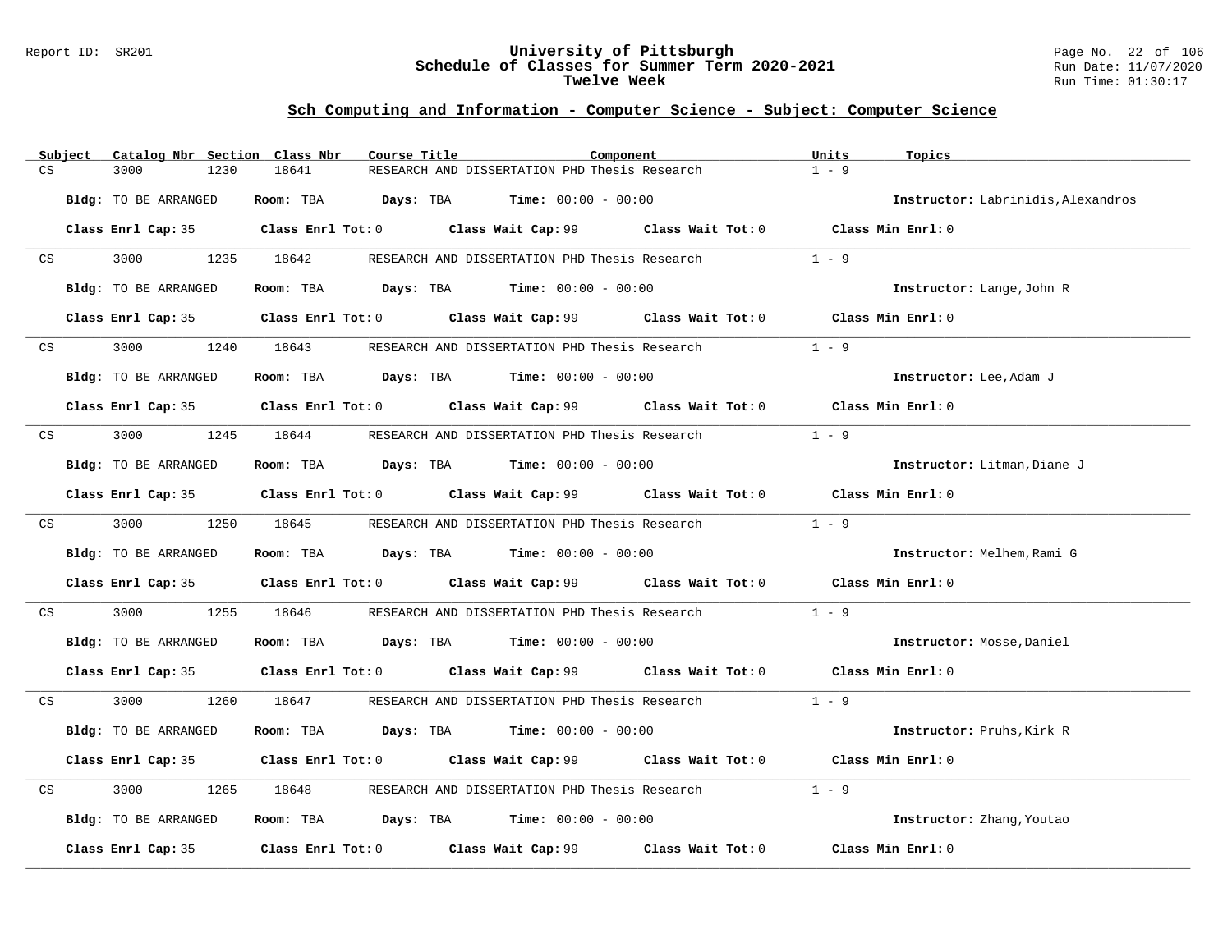# University of Pittsburgh
## Schedule of Classes for Summer Term 2020-2021
### Twelve Week

Report ID: SR201

Run Date: 11/07/2020
Run Time: 01:30:17

## Sch Computing and Information - Computer Science - Subject: Computer Science

| Subject | Catalog Nbr | Section | Class Nbr | Course Title | Component | Units | Topics |
|---|---|---|---|---|---|---|---|
| CS | 3000 | 1230 | 18641 | RESEARCH AND DISSERTATION PHD | Thesis Research | 1 - 9 | |

**Bldg:** TO BE ARRANGED **Room:** TBA **Days:** TBA **Time:** 00:00 - 00:00 **Instructor:** Labrinidis,Alexandros

**Class Enrl Cap:** 35 **Class Enrl Tot:** 0 **Class Wait Cap:** 99 **Class Wait Tot:** 0 **Class Min Enrl:** 0

| Subject | Catalog Nbr | Section | Class Nbr | Course Title | Component | Units | Topics |
|---|---|---|---|---|---|---|---|
| CS | 3000 | 1235 | 18642 | RESEARCH AND DISSERTATION PHD | Thesis Research | 1 - 9 | |

**Bldg:** TO BE ARRANGED **Room:** TBA **Days:** TBA **Time:** 00:00 - 00:00 **Instructor:** Lange,John R

**Class Enrl Cap:** 35 **Class Enrl Tot:** 0 **Class Wait Cap:** 99 **Class Wait Tot:** 0 **Class Min Enrl:** 0

| Subject | Catalog Nbr | Section | Class Nbr | Course Title | Component | Units | Topics |
|---|---|---|---|---|---|---|---|
| CS | 3000 | 1240 | 18643 | RESEARCH AND DISSERTATION PHD | Thesis Research | 1 - 9 | |

**Bldg:** TO BE ARRANGED **Room:** TBA **Days:** TBA **Time:** 00:00 - 00:00 **Instructor:** Lee,Adam J

**Class Enrl Cap:** 35 **Class Enrl Tot:** 0 **Class Wait Cap:** 99 **Class Wait Tot:** 0 **Class Min Enrl:** 0

| Subject | Catalog Nbr | Section | Class Nbr | Course Title | Component | Units | Topics |
|---|---|---|---|---|---|---|---|
| CS | 3000 | 1245 | 18644 | RESEARCH AND DISSERTATION PHD | Thesis Research | 1 - 9 | |

**Bldg:** TO BE ARRANGED **Room:** TBA **Days:** TBA **Time:** 00:00 - 00:00 **Instructor:** Litman,Diane J

**Class Enrl Cap:** 35 **Class Enrl Tot:** 0 **Class Wait Cap:** 99 **Class Wait Tot:** 0 **Class Min Enrl:** 0

| Subject | Catalog Nbr | Section | Class Nbr | Course Title | Component | Units | Topics |
|---|---|---|---|---|---|---|---|
| CS | 3000 | 1250 | 18645 | RESEARCH AND DISSERTATION PHD | Thesis Research | 1 - 9 | |

**Bldg:** TO BE ARRANGED **Room:** TBA **Days:** TBA **Time:** 00:00 - 00:00 **Instructor:** Melhem,Rami G

**Class Enrl Cap:** 35 **Class Enrl Tot:** 0 **Class Wait Cap:** 99 **Class Wait Tot:** 0 **Class Min Enrl:** 0

| Subject | Catalog Nbr | Section | Class Nbr | Course Title | Component | Units | Topics |
|---|---|---|---|---|---|---|---|
| CS | 3000 | 1255 | 18646 | RESEARCH AND DISSERTATION PHD | Thesis Research | 1 - 9 | |

**Bldg:** TO BE ARRANGED **Room:** TBA **Days:** TBA **Time:** 00:00 - 00:00 **Instructor:** Mosse,Daniel

**Class Enrl Cap:** 35 **Class Enrl Tot:** 0 **Class Wait Cap:** 99 **Class Wait Tot:** 0 **Class Min Enrl:** 0

| Subject | Catalog Nbr | Section | Class Nbr | Course Title | Component | Units | Topics |
|---|---|---|---|---|---|---|---|
| CS | 3000 | 1260 | 18647 | RESEARCH AND DISSERTATION PHD | Thesis Research | 1 - 9 | |

**Bldg:** TO BE ARRANGED **Room:** TBA **Days:** TBA **Time:** 00:00 - 00:00 **Instructor:** Pruhs,Kirk R

**Class Enrl Cap:** 35 **Class Enrl Tot:** 0 **Class Wait Cap:** 99 **Class Wait Tot:** 0 **Class Min Enrl:** 0

| Subject | Catalog Nbr | Section | Class Nbr | Course Title | Component | Units | Topics |
|---|---|---|---|---|---|---|---|
| CS | 3000 | 1265 | 18648 | RESEARCH AND DISSERTATION PHD | Thesis Research | 1 - 9 | |

**Bldg:** TO BE ARRANGED **Room:** TBA **Days:** TBA **Time:** 00:00 - 00:00 **Instructor:** Zhang,Youtao

**Class Enrl Cap:** 35 **Class Enrl Tot:** 0 **Class Wait Cap:** 99 **Class Wait Tot:** 0 **Class Min Enrl:** 0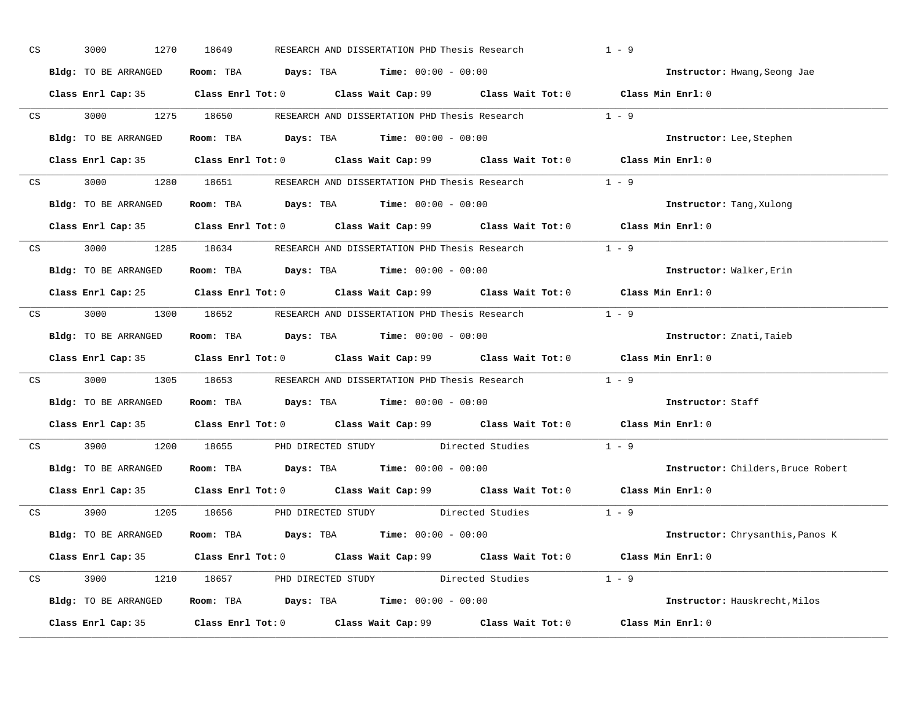CS 3000 1270 18649 RESEARCH AND DISSERTATION PHD Thesis Research 1 - 9

**Bldg:** TO BE ARRANGED **Room:** TBA **Days:** TBA **Time:** 00:00 - 00:00 **Instructor:** Hwang,Seong Jae

**Class Enrl Cap:** 35 **Class Enrl Tot:** 0 **Class Wait Cap:** 99 **Class Wait Tot:** 0 **Class Min Enrl:** 0

---

CS 3000 1275 18650 RESEARCH AND DISSERTATION PHD Thesis Research 1 - 9

**Bldg:** TO BE ARRANGED **Room:** TBA **Days:** TBA **Time:** 00:00 - 00:00 **Instructor:** Lee,Stephen

**Class Enrl Cap:** 35 **Class Enrl Tot:** 0 **Class Wait Cap:** 99 **Class Wait Tot:** 0 **Class Min Enrl:** 0

---

CS 3000 1280 18651 RESEARCH AND DISSERTATION PHD Thesis Research 1 - 9

**Bldg:** TO BE ARRANGED **Room:** TBA **Days:** TBA **Time:** 00:00 - 00:00 **Instructor:** Tang,Xulong

**Class Enrl Cap:** 35 **Class Enrl Tot:** 0 **Class Wait Cap:** 99 **Class Wait Tot:** 0 **Class Min Enrl:** 0

---

CS 3000 1285 18634 RESEARCH AND DISSERTATION PHD Thesis Research 1 - 9

**Bldg:** TO BE ARRANGED **Room:** TBA **Days:** TBA **Time:** 00:00 - 00:00 **Instructor:** Walker,Erin

**Class Enrl Cap:** 25 **Class Enrl Tot:** 0 **Class Wait Cap:** 99 **Class Wait Tot:** 0 **Class Min Enrl:** 0

---

CS 3000 1300 18652 RESEARCH AND DISSERTATION PHD Thesis Research 1 - 9

**Bldg:** TO BE ARRANGED **Room:** TBA **Days:** TBA **Time:** 00:00 - 00:00 **Instructor:** Znati,Taieb

**Class Enrl Cap:** 35 **Class Enrl Tot:** 0 **Class Wait Cap:** 99 **Class Wait Tot:** 0 **Class Min Enrl:** 0

---

CS 3000 1305 18653 RESEARCH AND DISSERTATION PHD Thesis Research 1 - 9

**Bldg:** TO BE ARRANGED **Room:** TBA **Days:** TBA **Time:** 00:00 - 00:00 **Instructor:** Staff

**Class Enrl Cap:** 35 **Class Enrl Tot:** 0 **Class Wait Cap:** 99 **Class Wait Tot:** 0 **Class Min Enrl:** 0

---

CS 3900 1200 18655 PHD DIRECTED STUDY Directed Studies 1 - 9

**Bldg:** TO BE ARRANGED **Room:** TBA **Days:** TBA **Time:** 00:00 - 00:00 **Instructor:** Childers,Bruce Robert

**Class Enrl Cap:** 35 **Class Enrl Tot:** 0 **Class Wait Cap:** 99 **Class Wait Tot:** 0 **Class Min Enrl:** 0

---

CS 3900 1205 18656 PHD DIRECTED STUDY Directed Studies 1 - 9

**Bldg:** TO BE ARRANGED **Room:** TBA **Days:** TBA **Time:** 00:00 - 00:00 **Instructor:** Chrysanthis,Panos K

**Class Enrl Cap:** 35 **Class Enrl Tot:** 0 **Class Wait Cap:** 99 **Class Wait Tot:** 0 **Class Min Enrl:** 0

---

CS 3900 1210 18657 PHD DIRECTED STUDY Directed Studies 1 - 9

**Bldg:** TO BE ARRANGED **Room:** TBA **Days:** TBA **Time:** 00:00 - 00:00 **Instructor:** Hauskrecht,Milos

**Class Enrl Cap:** 35 **Class Enrl Tot:** 0 **Class Wait Cap:** 99 **Class Wait Tot:** 0 **Class Min Enrl:** 0

---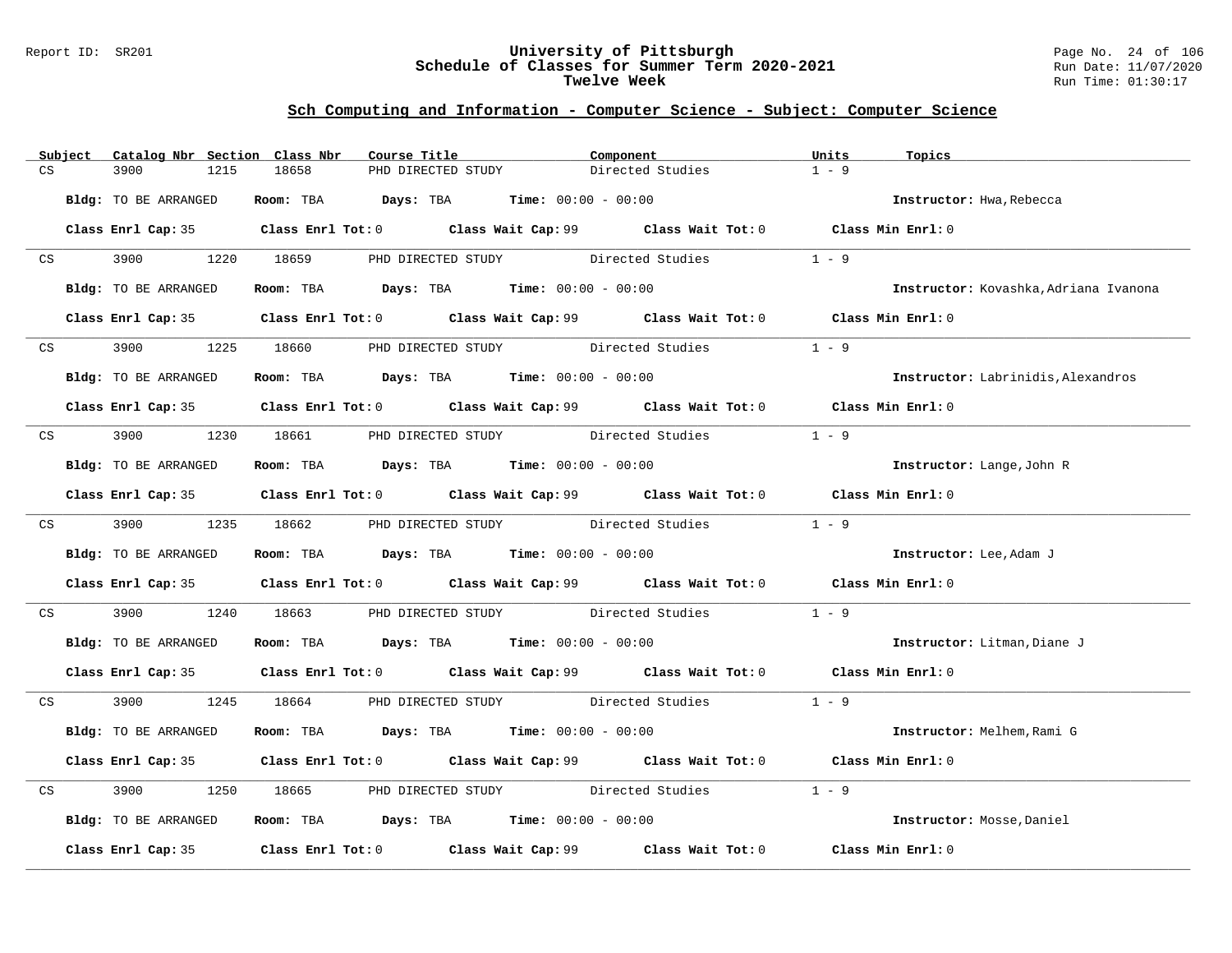## Sch Computing and Information - Computer Science - Subject: Computer Science

| Subject | Catalog Nbr | Section | Class Nbr | Course Title | Component | Units | Topics |
|---|---|---|---|---|---|---|---|
| CS | 3900 | 1215 | 18658 | PHD DIRECTED STUDY | Directed Studies | 1 - 9 | |

**Bldg:** TO BE ARRANGED **Room:** TBA **Days:** TBA **Time:** 00:00 - 00:00 **Instructor:** Hwa,Rebecca

**Class Enrl Cap:** 35 **Class Enrl Tot:** 0 **Class Wait Cap:** 99 **Class Wait Tot:** 0 **Class Min Enrl:** 0

| Subject | Catalog Nbr | Section | Class Nbr | Course Title | Component | Units | Topics |
|---|---|---|---|---|---|---|---|
| CS | 3900 | 1220 | 18659 | PHD DIRECTED STUDY | Directed Studies | 1 - 9 | |

**Bldg:** TO BE ARRANGED **Room:** TBA **Days:** TBA **Time:** 00:00 - 00:00 **Instructor:** Kovashka,Adriana Ivanona

**Class Enrl Cap:** 35 **Class Enrl Tot:** 0 **Class Wait Cap:** 99 **Class Wait Tot:** 0 **Class Min Enrl:** 0

| Subject | Catalog Nbr | Section | Class Nbr | Course Title | Component | Units | Topics |
|---|---|---|---|---|---|---|---|
| CS | 3900 | 1225 | 18660 | PHD DIRECTED STUDY | Directed Studies | 1 - 9 | |

**Bldg:** TO BE ARRANGED **Room:** TBA **Days:** TBA **Time:** 00:00 - 00:00 **Instructor:** Labrinidis,Alexandros

**Class Enrl Cap:** 35 **Class Enrl Tot:** 0 **Class Wait Cap:** 99 **Class Wait Tot:** 0 **Class Min Enrl:** 0

| Subject | Catalog Nbr | Section | Class Nbr | Course Title | Component | Units | Topics |
|---|---|---|---|---|---|---|---|
| CS | 3900 | 1230 | 18661 | PHD DIRECTED STUDY | Directed Studies | 1 - 9 | |

**Bldg:** TO BE ARRANGED **Room:** TBA **Days:** TBA **Time:** 00:00 - 00:00 **Instructor:** Lange,John R

**Class Enrl Cap:** 35 **Class Enrl Tot:** 0 **Class Wait Cap:** 99 **Class Wait Tot:** 0 **Class Min Enrl:** 0

| Subject | Catalog Nbr | Section | Class Nbr | Course Title | Component | Units | Topics |
|---|---|---|---|---|---|---|---|
| CS | 3900 | 1235 | 18662 | PHD DIRECTED STUDY | Directed Studies | 1 - 9 | |

**Bldg:** TO BE ARRANGED **Room:** TBA **Days:** TBA **Time:** 00:00 - 00:00 **Instructor:** Lee,Adam J

**Class Enrl Cap:** 35 **Class Enrl Tot:** 0 **Class Wait Cap:** 99 **Class Wait Tot:** 0 **Class Min Enrl:** 0

| Subject | Catalog Nbr | Section | Class Nbr | Course Title | Component | Units | Topics |
|---|---|---|---|---|---|---|---|
| CS | 3900 | 1240 | 18663 | PHD DIRECTED STUDY | Directed Studies | 1 - 9 | |

**Bldg:** TO BE ARRANGED **Room:** TBA **Days:** TBA **Time:** 00:00 - 00:00 **Instructor:** Litman,Diane J

**Class Enrl Cap:** 35 **Class Enrl Tot:** 0 **Class Wait Cap:** 99 **Class Wait Tot:** 0 **Class Min Enrl:** 0

| Subject | Catalog Nbr | Section | Class Nbr | Course Title | Component | Units | Topics |
|---|---|---|---|---|---|---|---|
| CS | 3900 | 1245 | 18664 | PHD DIRECTED STUDY | Directed Studies | 1 - 9 | |

**Bldg:** TO BE ARRANGED **Room:** TBA **Days:** TBA **Time:** 00:00 - 00:00 **Instructor:** Melhem,Rami G

**Class Enrl Cap:** 35 **Class Enrl Tot:** 0 **Class Wait Cap:** 99 **Class Wait Tot:** 0 **Class Min Enrl:** 0

| Subject | Catalog Nbr | Section | Class Nbr | Course Title | Component | Units | Topics |
|---|---|---|---|---|---|---|---|
| CS | 3900 | 1250 | 18665 | PHD DIRECTED STUDY | Directed Studies | 1 - 9 | |

**Bldg:** TO BE ARRANGED **Room:** TBA **Days:** TBA **Time:** 00:00 - 00:00 **Instructor:** Mosse,Daniel

**Class Enrl Cap:** 35 **Class Enrl Tot:** 0 **Class Wait Cap:** 99 **Class Wait Tot:** 0 **Class Min Enrl:** 0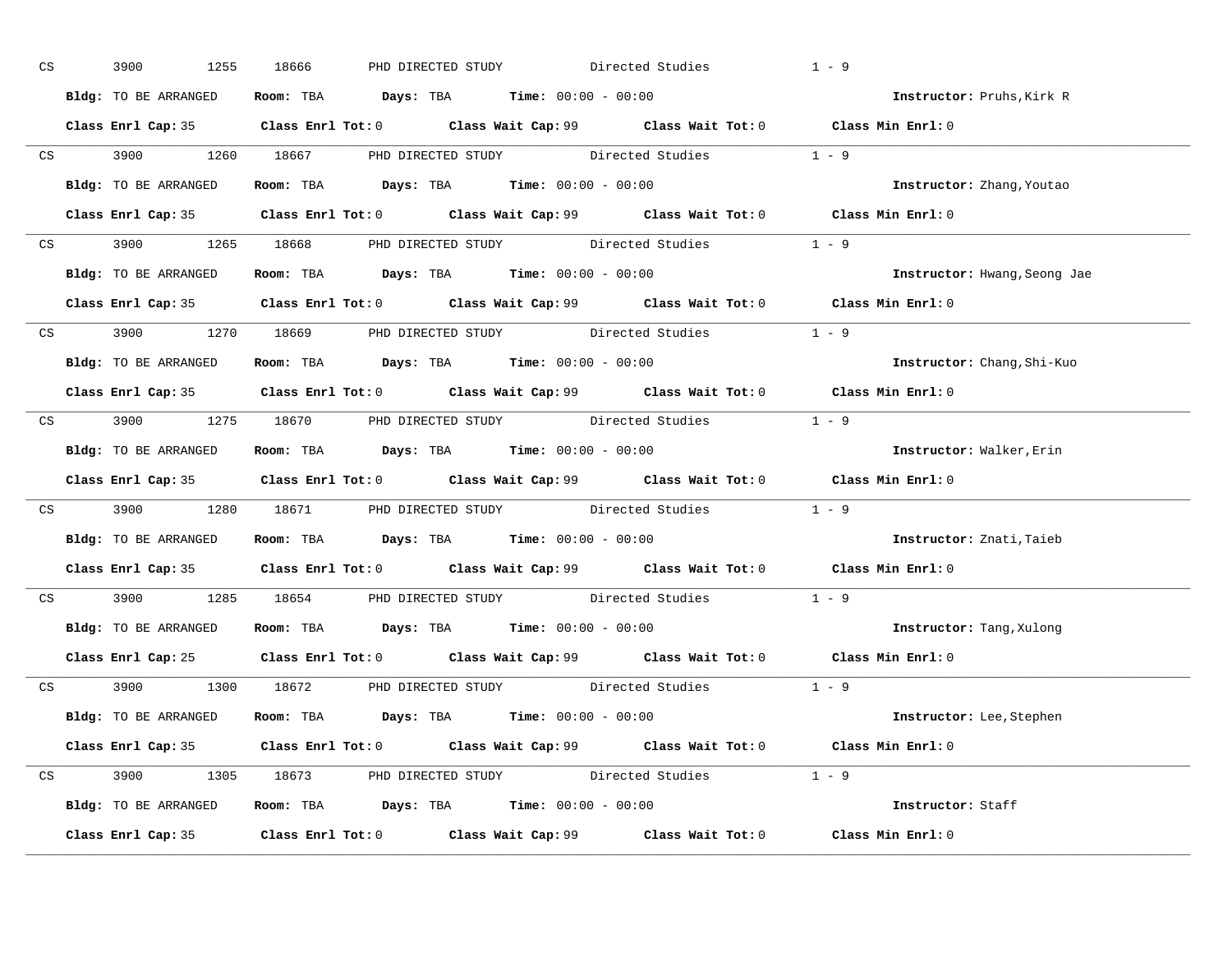CS 3900 1255 18666 PHD DIRECTED STUDY Directed Studies 1 - 9

**Bldg:** TO BE ARRANGED **Room:** TBA **Days:** TBA **Time:** 00:00 - 00:00 **Instructor:** Pruhs,Kirk R

**Class Enrl Cap:** 35 **Class Enrl Tot:** 0 **Class Wait Cap:** 99 **Class Wait Tot:** 0 **Class Min Enrl:** 0

---

CS 3900 1260 18667 PHD DIRECTED STUDY Directed Studies 1 - 9

**Bldg:** TO BE ARRANGED **Room:** TBA **Days:** TBA **Time:** 00:00 - 00:00 **Instructor:** Zhang,Youtao

**Class Enrl Cap:** 35 **Class Enrl Tot:** 0 **Class Wait Cap:** 99 **Class Wait Tot:** 0 **Class Min Enrl:** 0

---

CS 3900 1265 18668 PHD DIRECTED STUDY Directed Studies 1 - 9

**Bldg:** TO BE ARRANGED **Room:** TBA **Days:** TBA **Time:** 00:00 - 00:00 **Instructor:** Hwang,Seong Jae

**Class Enrl Cap:** 35 **Class Enrl Tot:** 0 **Class Wait Cap:** 99 **Class Wait Tot:** 0 **Class Min Enrl:** 0

---

CS 3900 1270 18669 PHD DIRECTED STUDY Directed Studies 1 - 9

**Bldg:** TO BE ARRANGED **Room:** TBA **Days:** TBA **Time:** 00:00 - 00:00 **Instructor:** Chang,Shi-Kuo

**Class Enrl Cap:** 35 **Class Enrl Tot:** 0 **Class Wait Cap:** 99 **Class Wait Tot:** 0 **Class Min Enrl:** 0

---

CS 3900 1275 18670 PHD DIRECTED STUDY Directed Studies 1 - 9

**Bldg:** TO BE ARRANGED **Room:** TBA **Days:** TBA **Time:** 00:00 - 00:00 **Instructor:** Walker,Erin

**Class Enrl Cap:** 35 **Class Enrl Tot:** 0 **Class Wait Cap:** 99 **Class Wait Tot:** 0 **Class Min Enrl:** 0

---

CS 3900 1280 18671 PHD DIRECTED STUDY Directed Studies 1 - 9

**Bldg:** TO BE ARRANGED **Room:** TBA **Days:** TBA **Time:** 00:00 - 00:00 **Instructor:** Znati,Taieb

**Class Enrl Cap:** 35 **Class Enrl Tot:** 0 **Class Wait Cap:** 99 **Class Wait Tot:** 0 **Class Min Enrl:** 0

---

CS 3900 1285 18654 PHD DIRECTED STUDY Directed Studies 1 - 9

**Bldg:** TO BE ARRANGED **Room:** TBA **Days:** TBA **Time:** 00:00 - 00:00 **Instructor:** Tang,Xulong

**Class Enrl Cap:** 25 **Class Enrl Tot:** 0 **Class Wait Cap:** 99 **Class Wait Tot:** 0 **Class Min Enrl:** 0

---

CS 3900 1300 18672 PHD DIRECTED STUDY Directed Studies 1 - 9

**Bldg:** TO BE ARRANGED **Room:** TBA **Days:** TBA **Time:** 00:00 - 00:00 **Instructor:** Lee,Stephen

**Class Enrl Cap:** 35 **Class Enrl Tot:** 0 **Class Wait Cap:** 99 **Class Wait Tot:** 0 **Class Min Enrl:** 0

---

CS 3900 1305 18673 PHD DIRECTED STUDY Directed Studies 1 - 9

**Bldg:** TO BE ARRANGED **Room:** TBA **Days:** TBA **Time:** 00:00 - 00:00 **Instructor:** Staff

**Class Enrl Cap:** 35 **Class Enrl Tot:** 0 **Class Wait Cap:** 99 **Class Wait Tot:** 0 **Class Min Enrl:** 0

---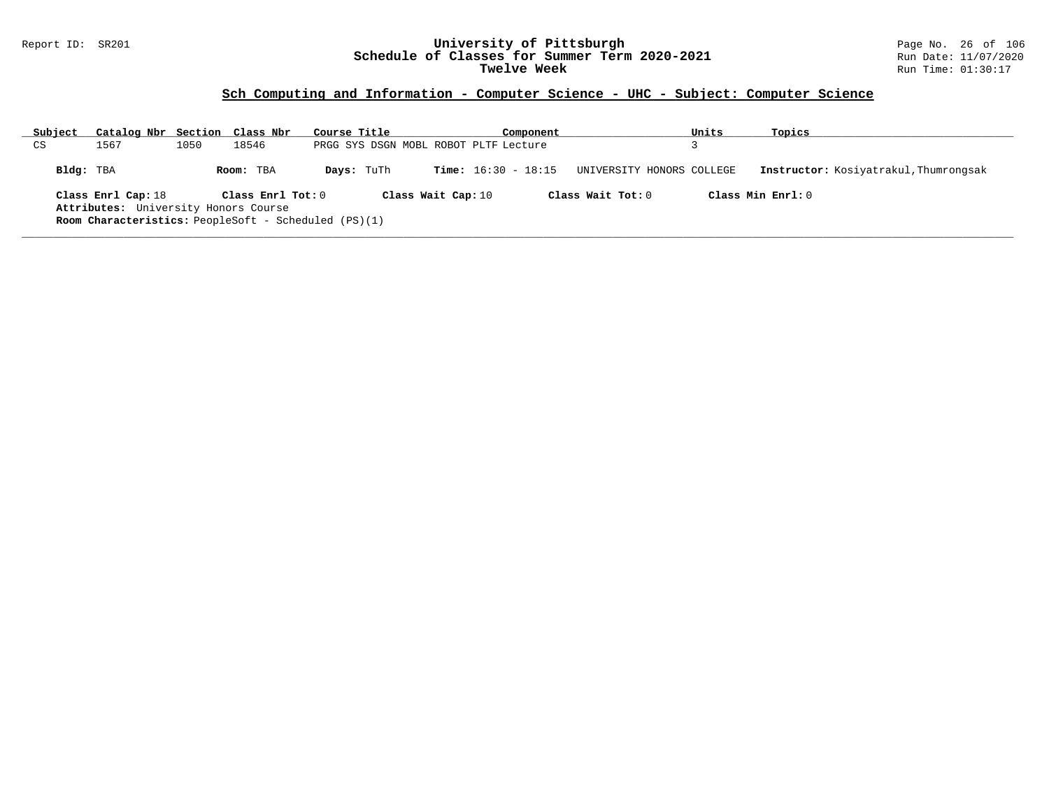## Sch Computing and Information - Computer Science - UHC - Subject: Computer Science

| Subject | Catalog Nbr | Section | Class Nbr | Course Title | Component | Units | Topics |
|---|---|---|---|---|---|---|---|
| CS | 1567 | 1050 | 18546 | PRGG SYS DSGN MOBL ROBOT PLTF | Lecture | 3 | |

**Bldg:** TBA **Room:** TBA **Days:** TuTh **Time:** 16:30 - 18:15 UNIVERSITY HONORS COLLEGE **Instructor:** Kosiyatrakul,Thumrongsak

**Class Enrl Cap:** 18 **Class Enrl Tot:** 0 **Class Wait Cap:** 10 **Class Wait Tot:** 0 **Class Min Enrl:** 0

**Attributes:** University Honors Course

**Room Characteristics:** PeopleSoft - Scheduled (PS)(1)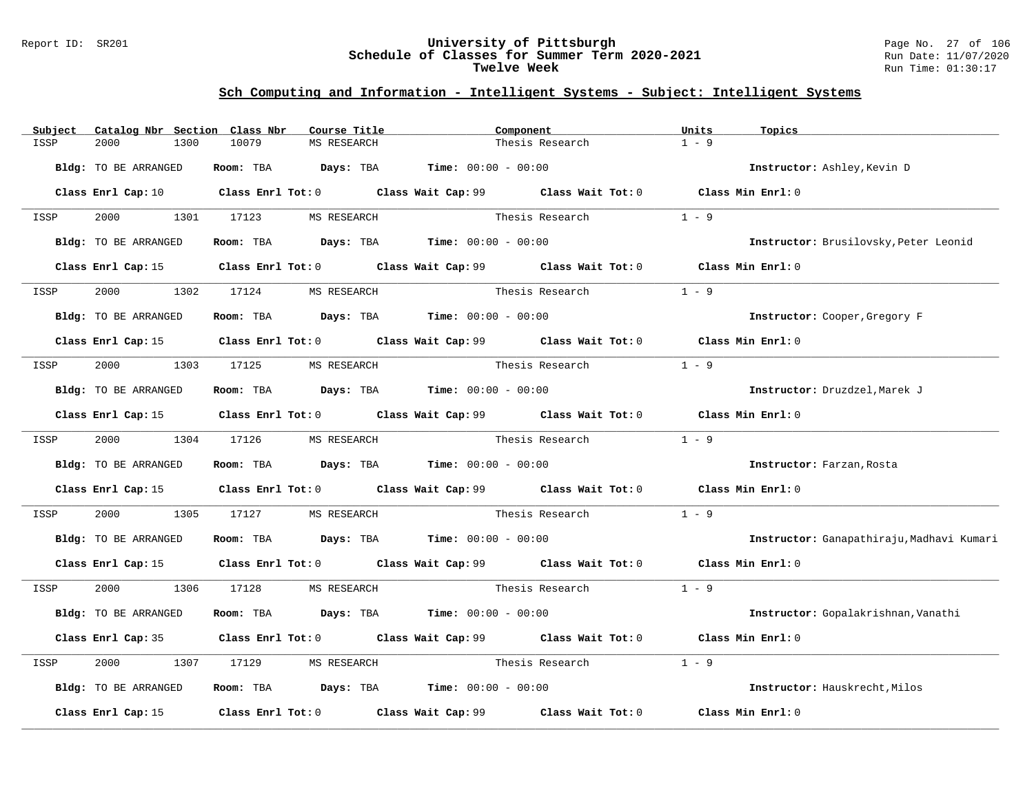## Sch Computing and Information - Intelligent Systems - Subject: Intelligent Systems

| Subject | Catalog Nbr | Section | Class Nbr | Course Title | Component | Units | Topics |
|---|---|---|---|---|---|---|---|
| ISSP | 2000 | 1300 | 10079 | MS RESEARCH | Thesis Research | 1 - 9 | |

**Bldg:** TO BE ARRANGED **Room:** TBA **Days:** TBA **Time:** 00:00 - 00:00 **Instructor:** Ashley,Kevin D

**Class Enrl Cap:** 10 **Class Enrl Tot:** 0 **Class Wait Cap:** 99 **Class Wait Tot:** 0 **Class Min Enrl:** 0

| Subject | Catalog Nbr | Section | Class Nbr | Course Title | Component | Units | Topics |
|---|---|---|---|---|---|---|---|
| ISSP | 2000 | 1301 | 17123 | MS RESEARCH | Thesis Research | 1 - 9 | |

**Bldg:** TO BE ARRANGED **Room:** TBA **Days:** TBA **Time:** 00:00 - 00:00 **Instructor:** Brusilovsky,Peter Leonid

**Class Enrl Cap:** 15 **Class Enrl Tot:** 0 **Class Wait Cap:** 99 **Class Wait Tot:** 0 **Class Min Enrl:** 0

| Subject | Catalog Nbr | Section | Class Nbr | Course Title | Component | Units | Topics |
|---|---|---|---|---|---|---|---|
| ISSP | 2000 | 1302 | 17124 | MS RESEARCH | Thesis Research | 1 - 9 | |

**Bldg:** TO BE ARRANGED **Room:** TBA **Days:** TBA **Time:** 00:00 - 00:00 **Instructor:** Cooper,Gregory F

**Class Enrl Cap:** 15 **Class Enrl Tot:** 0 **Class Wait Cap:** 99 **Class Wait Tot:** 0 **Class Min Enrl:** 0

| Subject | Catalog Nbr | Section | Class Nbr | Course Title | Component | Units | Topics |
|---|---|---|---|---|---|---|---|
| ISSP | 2000 | 1303 | 17125 | MS RESEARCH | Thesis Research | 1 - 9 | |

**Bldg:** TO BE ARRANGED **Room:** TBA **Days:** TBA **Time:** 00:00 - 00:00 **Instructor:** Druzdzel,Marek J

**Class Enrl Cap:** 15 **Class Enrl Tot:** 0 **Class Wait Cap:** 99 **Class Wait Tot:** 0 **Class Min Enrl:** 0

| Subject | Catalog Nbr | Section | Class Nbr | Course Title | Component | Units | Topics |
|---|---|---|---|---|---|---|---|
| ISSP | 2000 | 1304 | 17126 | MS RESEARCH | Thesis Research | 1 - 9 | |

**Bldg:** TO BE ARRANGED **Room:** TBA **Days:** TBA **Time:** 00:00 - 00:00 **Instructor:** Farzan,Rosta

**Class Enrl Cap:** 15 **Class Enrl Tot:** 0 **Class Wait Cap:** 99 **Class Wait Tot:** 0 **Class Min Enrl:** 0

| Subject | Catalog Nbr | Section | Class Nbr | Course Title | Component | Units | Topics |
|---|---|---|---|---|---|---|---|
| ISSP | 2000 | 1305 | 17127 | MS RESEARCH | Thesis Research | 1 - 9 | |

**Bldg:** TO BE ARRANGED **Room:** TBA **Days:** TBA **Time:** 00:00 - 00:00 **Instructor:** Ganapathiraju,Madhavi Kumari

**Class Enrl Cap:** 15 **Class Enrl Tot:** 0 **Class Wait Cap:** 99 **Class Wait Tot:** 0 **Class Min Enrl:** 0

| Subject | Catalog Nbr | Section | Class Nbr | Course Title | Component | Units | Topics |
|---|---|---|---|---|---|---|---|
| ISSP | 2000 | 1306 | 17128 | MS RESEARCH | Thesis Research | 1 - 9 | |

**Bldg:** TO BE ARRANGED **Room:** TBA **Days:** TBA **Time:** 00:00 - 00:00 **Instructor:** Gopalakrishnan,Vanathi

**Class Enrl Cap:** 35 **Class Enrl Tot:** 0 **Class Wait Cap:** 99 **Class Wait Tot:** 0 **Class Min Enrl:** 0

| Subject | Catalog Nbr | Section | Class Nbr | Course Title | Component | Units | Topics |
|---|---|---|---|---|---|---|---|
| ISSP | 2000 | 1307 | 17129 | MS RESEARCH | Thesis Research | 1 - 9 | |

**Bldg:** TO BE ARRANGED **Room:** TBA **Days:** TBA **Time:** 00:00 - 00:00 **Instructor:** Hauskrecht,Milos

**Class Enrl Cap:** 15 **Class Enrl Tot:** 0 **Class Wait Cap:** 99 **Class Wait Tot:** 0 **Class Min Enrl:** 0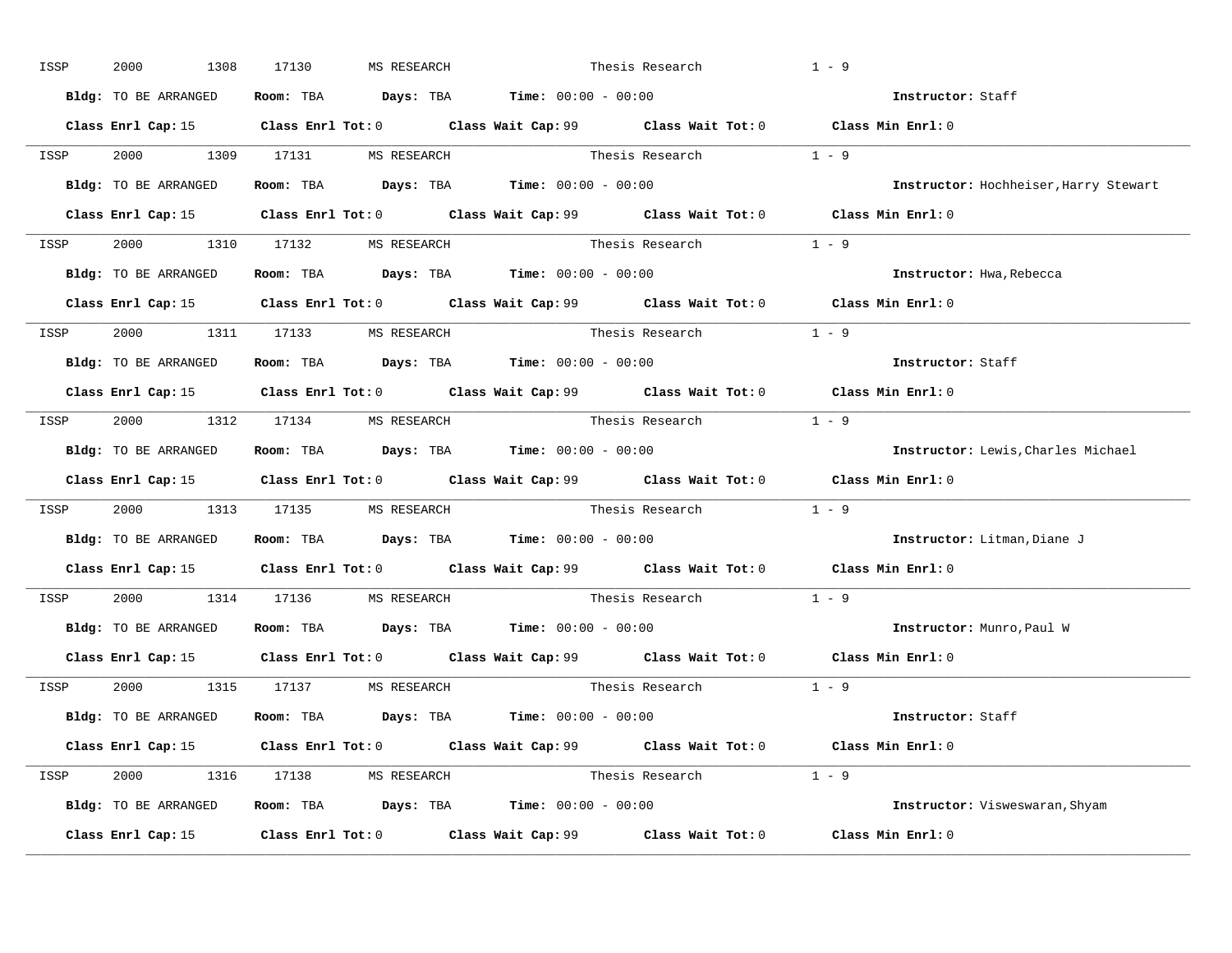ISSP 2000 1308 17130 MS RESEARCH Thesis Research 1 - 9

**Bldg:** TO BE ARRANGED **Room:** TBA **Days:** TBA **Time:** 00:00 - 00:00 **Instructor:** Staff

**Class Enrl Cap:** 15 **Class Enrl Tot:** 0 **Class Wait Cap:** 99 **Class Wait Tot:** 0 **Class Min Enrl:** 0

---

ISSP 2000 1309 17131 MS RESEARCH Thesis Research 1 - 9

**Bldg:** TO BE ARRANGED **Room:** TBA **Days:** TBA **Time:** 00:00 - 00:00 **Instructor:** Hochheiser,Harry Stewart

**Class Enrl Cap:** 15 **Class Enrl Tot:** 0 **Class Wait Cap:** 99 **Class Wait Tot:** 0 **Class Min Enrl:** 0

---

ISSP 2000 1310 17132 MS RESEARCH Thesis Research 1 - 9

**Bldg:** TO BE ARRANGED **Room:** TBA **Days:** TBA **Time:** 00:00 - 00:00 **Instructor:** Hwa,Rebecca

**Class Enrl Cap:** 15 **Class Enrl Tot:** 0 **Class Wait Cap:** 99 **Class Wait Tot:** 0 **Class Min Enrl:** 0

---

ISSP 2000 1311 17133 MS RESEARCH Thesis Research 1 - 9

**Bldg:** TO BE ARRANGED **Room:** TBA **Days:** TBA **Time:** 00:00 - 00:00 **Instructor:** Staff

**Class Enrl Cap:** 15 **Class Enrl Tot:** 0 **Class Wait Cap:** 99 **Class Wait Tot:** 0 **Class Min Enrl:** 0

---

ISSP 2000 1312 17134 MS RESEARCH Thesis Research 1 - 9

**Bldg:** TO BE ARRANGED **Room:** TBA **Days:** TBA **Time:** 00:00 - 00:00 **Instructor:** Lewis,Charles Michael

**Class Enrl Cap:** 15 **Class Enrl Tot:** 0 **Class Wait Cap:** 99 **Class Wait Tot:** 0 **Class Min Enrl:** 0

---

ISSP 2000 1313 17135 MS RESEARCH Thesis Research 1 - 9

**Bldg:** TO BE ARRANGED **Room:** TBA **Days:** TBA **Time:** 00:00 - 00:00 **Instructor:** Litman,Diane J

**Class Enrl Cap:** 15 **Class Enrl Tot:** 0 **Class Wait Cap:** 99 **Class Wait Tot:** 0 **Class Min Enrl:** 0

---

ISSP 2000 1314 17136 MS RESEARCH Thesis Research 1 - 9

**Bldg:** TO BE ARRANGED **Room:** TBA **Days:** TBA **Time:** 00:00 - 00:00 **Instructor:** Munro,Paul W

**Class Enrl Cap:** 15 **Class Enrl Tot:** 0 **Class Wait Cap:** 99 **Class Wait Tot:** 0 **Class Min Enrl:** 0

---

ISSP 2000 1315 17137 MS RESEARCH Thesis Research 1 - 9

**Bldg:** TO BE ARRANGED **Room:** TBA **Days:** TBA **Time:** 00:00 - 00:00 **Instructor:** Staff

**Class Enrl Cap:** 15 **Class Enrl Tot:** 0 **Class Wait Cap:** 99 **Class Wait Tot:** 0 **Class Min Enrl:** 0

---

ISSP 2000 1316 17138 MS RESEARCH Thesis Research 1 - 9

**Bldg:** TO BE ARRANGED **Room:** TBA **Days:** TBA **Time:** 00:00 - 00:00 **Instructor:** Visweswaran,Shyam

**Class Enrl Cap:** 15 **Class Enrl Tot:** 0 **Class Wait Cap:** 99 **Class Wait Tot:** 0 **Class Min Enrl:** 0

---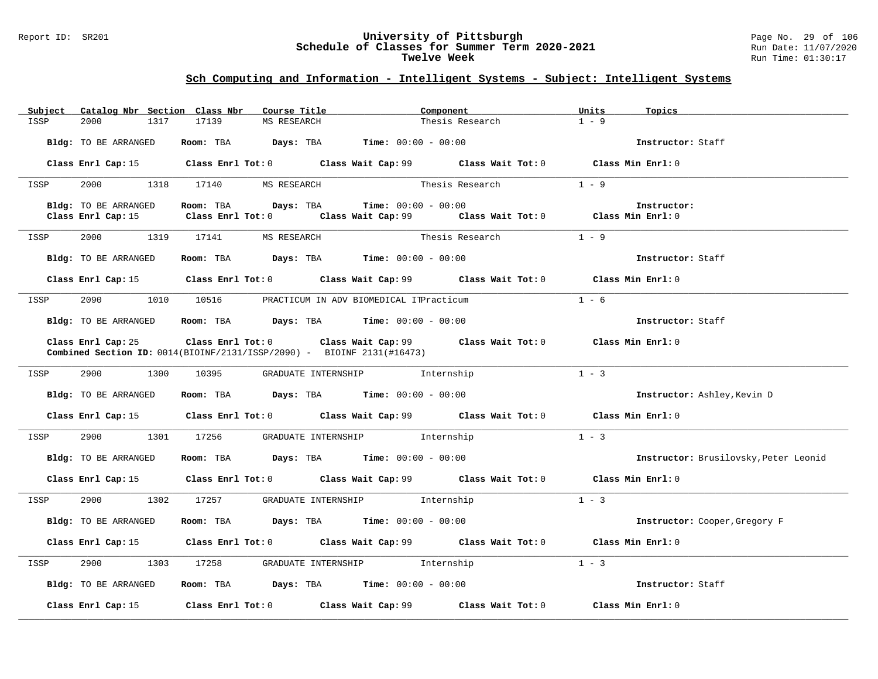## University of Pittsburgh
## Schedule of Classes for Summer Term 2020-2021
## Twelve Week

Report ID: SR201 | Run Date: 11/07/2020 | Run Time: 01:30:17

### Sch Computing and Information - Intelligent Systems - Subject: Intelligent Systems

| Subject | Catalog Nbr | Section | Class Nbr | Course Title | Component | Units | Topics |
|---|---|---|---|---|---|---|---|
| ISSP | 2000 | 1317 | 17139 | MS RESEARCH | Thesis Research | 1 - 9 | |

**Bldg:** TO BE ARRANGED **Room:** TBA **Days:** TBA **Time:** 00:00 - 00:00 **Instructor:** Staff

**Class Enrl Cap:** 15 **Class Enrl Tot:** 0 **Class Wait Cap:** 99 **Class Wait Tot:** 0 **Class Min Enrl:** 0

---

| Subject | Catalog Nbr | Section | Class Nbr | Course Title | Component | Units | Topics |
|---|---|---|---|---|---|---|---|
| ISSP | 2000 | 1318 | 17140 | MS RESEARCH | Thesis Research | 1 - 9 | |

**Bldg:** TO BE ARRANGED **Room:** TBA **Days:** TBA **Time:** 00:00 - 00:00 **Instructor:**
**Class Enrl Cap:** 15 **Class Enrl Tot:** 0 **Class Wait Cap:** 99 **Class Wait Tot:** 0 **Class Min Enrl:** 0

---

| Subject | Catalog Nbr | Section | Class Nbr | Course Title | Component | Units | Topics |
|---|---|---|---|---|---|---|---|
| ISSP | 2000 | 1319 | 17141 | MS RESEARCH | Thesis Research | 1 - 9 | |

**Bldg:** TO BE ARRANGED **Room:** TBA **Days:** TBA **Time:** 00:00 - 00:00 **Instructor:** Staff

**Class Enrl Cap:** 15 **Class Enrl Tot:** 0 **Class Wait Cap:** 99 **Class Wait Tot:** 0 **Class Min Enrl:** 0

---

| Subject | Catalog Nbr | Section | Class Nbr | Course Title | Component | Units | Topics |
|---|---|---|---|---|---|---|---|
| ISSP | 2090 | 1010 | 10516 | PRACTICUM IN ADV BIOMEDICAL IT | Practicum | 1 - 6 | |

**Bldg:** TO BE ARRANGED **Room:** TBA **Days:** TBA **Time:** 00:00 - 00:00 **Instructor:** Staff

**Class Enrl Cap:** 25 **Class Enrl Tot:** 0 **Class Wait Cap:** 99 **Class Wait Tot:** 0 **Class Min Enrl:** 0
**Combined Section ID:** 0014(BIOINF/2131/ISSP/2090) - BIOINF 2131(#16473)

---

| Subject | Catalog Nbr | Section | Class Nbr | Course Title | Component | Units | Topics |
|---|---|---|---|---|---|---|---|
| ISSP | 2900 | 1300 | 10395 | GRADUATE INTERNSHIP | Internship | 1 - 3 | |

**Bldg:** TO BE ARRANGED **Room:** TBA **Days:** TBA **Time:** 00:00 - 00:00 **Instructor:** Ashley,Kevin D

**Class Enrl Cap:** 15 **Class Enrl Tot:** 0 **Class Wait Cap:** 99 **Class Wait Tot:** 0 **Class Min Enrl:** 0

---

| Subject | Catalog Nbr | Section | Class Nbr | Course Title | Component | Units | Topics |
|---|---|---|---|---|---|---|---|
| ISSP | 2900 | 1301 | 17256 | GRADUATE INTERNSHIP | Internship | 1 - 3 | |

**Bldg:** TO BE ARRANGED **Room:** TBA **Days:** TBA **Time:** 00:00 - 00:00 **Instructor:** Brusilovsky,Peter Leonid

**Class Enrl Cap:** 15 **Class Enrl Tot:** 0 **Class Wait Cap:** 99 **Class Wait Tot:** 0 **Class Min Enrl:** 0

---

| Subject | Catalog Nbr | Section | Class Nbr | Course Title | Component | Units | Topics |
|---|---|---|---|---|---|---|---|
| ISSP | 2900 | 1302 | 17257 | GRADUATE INTERNSHIP | Internship | 1 - 3 | |

**Bldg:** TO BE ARRANGED **Room:** TBA **Days:** TBA **Time:** 00:00 - 00:00 **Instructor:** Cooper,Gregory F

**Class Enrl Cap:** 15 **Class Enrl Tot:** 0 **Class Wait Cap:** 99 **Class Wait Tot:** 0 **Class Min Enrl:** 0

---

| Subject | Catalog Nbr | Section | Class Nbr | Course Title | Component | Units | Topics |
|---|---|---|---|---|---|---|---|
| ISSP | 2900 | 1303 | 17258 | GRADUATE INTERNSHIP | Internship | 1 - 3 | |

**Bldg:** TO BE ARRANGED **Room:** TBA **Days:** TBA **Time:** 00:00 - 00:00 **Instructor:** Staff

**Class Enrl Cap:** 15 **Class Enrl Tot:** 0 **Class Wait Cap:** 99 **Class Wait Tot:** 0 **Class Min Enrl:** 0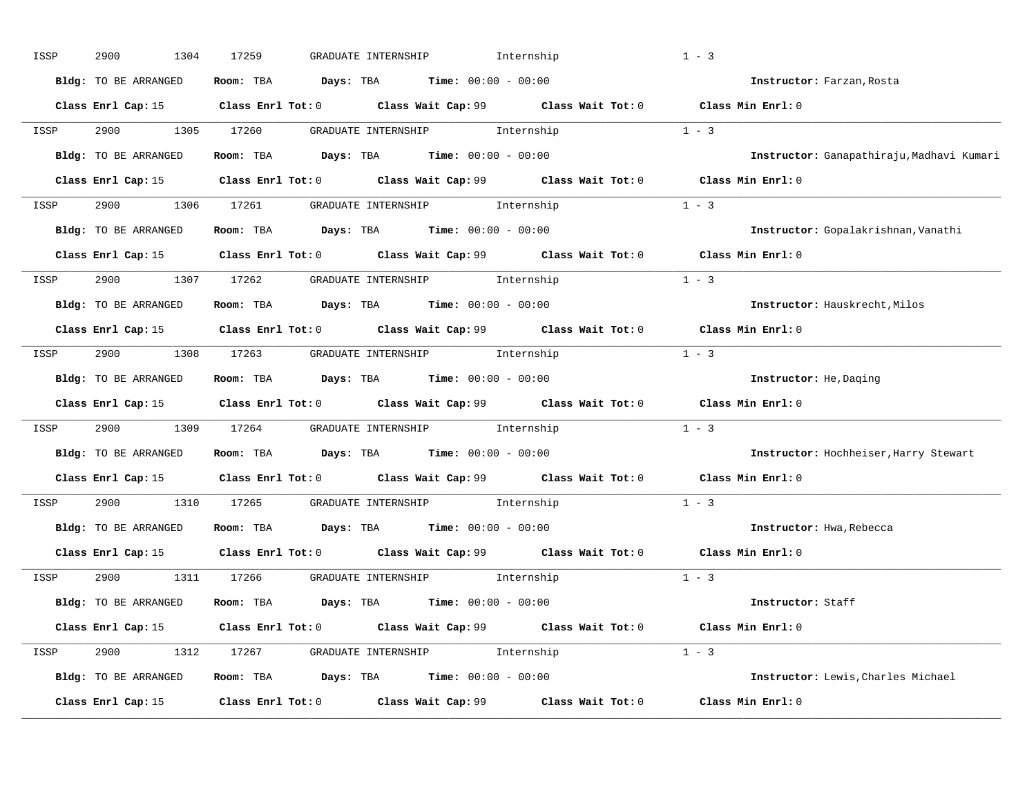ISSP 2900 1304 17259 GRADUATE INTERNSHIP Internship 1 - 3

**Bldg:** TO BE ARRANGED **Room:** TBA **Days:** TBA **Time:** 00:00 - 00:00 **Instructor:** Farzan,Rosta

**Class Enrl Cap:** 15 **Class Enrl Tot:** 0 **Class Wait Cap:** 99 **Class Wait Tot:** 0 **Class Min Enrl:** 0

---

ISSP 2900 1305 17260 GRADUATE INTERNSHIP Internship 1 - 3

**Bldg:** TO BE ARRANGED **Room:** TBA **Days:** TBA **Time:** 00:00 - 00:00 **Instructor:** Ganapathiraju,Madhavi Kumari

**Class Enrl Cap:** 15 **Class Enrl Tot:** 0 **Class Wait Cap:** 99 **Class Wait Tot:** 0 **Class Min Enrl:** 0

---

ISSP 2900 1306 17261 GRADUATE INTERNSHIP Internship 1 - 3

**Bldg:** TO BE ARRANGED **Room:** TBA **Days:** TBA **Time:** 00:00 - 00:00 **Instructor:** Gopalakrishnan,Vanathi

**Class Enrl Cap:** 15 **Class Enrl Tot:** 0 **Class Wait Cap:** 99 **Class Wait Tot:** 0 **Class Min Enrl:** 0

---

ISSP 2900 1307 17262 GRADUATE INTERNSHIP Internship 1 - 3

**Bldg:** TO BE ARRANGED **Room:** TBA **Days:** TBA **Time:** 00:00 - 00:00 **Instructor:** Hauskrecht,Milos

**Class Enrl Cap:** 15 **Class Enrl Tot:** 0 **Class Wait Cap:** 99 **Class Wait Tot:** 0 **Class Min Enrl:** 0

---

ISSP 2900 1308 17263 GRADUATE INTERNSHIP Internship 1 - 3

**Bldg:** TO BE ARRANGED **Room:** TBA **Days:** TBA **Time:** 00:00 - 00:00 **Instructor:** He,Daqing

**Class Enrl Cap:** 15 **Class Enrl Tot:** 0 **Class Wait Cap:** 99 **Class Wait Tot:** 0 **Class Min Enrl:** 0

---

ISSP 2900 1309 17264 GRADUATE INTERNSHIP Internship 1 - 3

**Bldg:** TO BE ARRANGED **Room:** TBA **Days:** TBA **Time:** 00:00 - 00:00 **Instructor:** Hochheiser,Harry Stewart

**Class Enrl Cap:** 15 **Class Enrl Tot:** 0 **Class Wait Cap:** 99 **Class Wait Tot:** 0 **Class Min Enrl:** 0

---

ISSP 2900 1310 17265 GRADUATE INTERNSHIP Internship 1 - 3

**Bldg:** TO BE ARRANGED **Room:** TBA **Days:** TBA **Time:** 00:00 - 00:00 **Instructor:** Hwa,Rebecca

**Class Enrl Cap:** 15 **Class Enrl Tot:** 0 **Class Wait Cap:** 99 **Class Wait Tot:** 0 **Class Min Enrl:** 0

---

ISSP 2900 1311 17266 GRADUATE INTERNSHIP Internship 1 - 3

**Bldg:** TO BE ARRANGED **Room:** TBA **Days:** TBA **Time:** 00:00 - 00:00 **Instructor:** Staff

**Class Enrl Cap:** 15 **Class Enrl Tot:** 0 **Class Wait Cap:** 99 **Class Wait Tot:** 0 **Class Min Enrl:** 0

---

ISSP 2900 1312 17267 GRADUATE INTERNSHIP Internship 1 - 3

**Bldg:** TO BE ARRANGED **Room:** TBA **Days:** TBA **Time:** 00:00 - 00:00 **Instructor:** Lewis,Charles Michael

**Class Enrl Cap:** 15 **Class Enrl Tot:** 0 **Class Wait Cap:** 99 **Class Wait Tot:** 0 **Class Min Enrl:** 0

---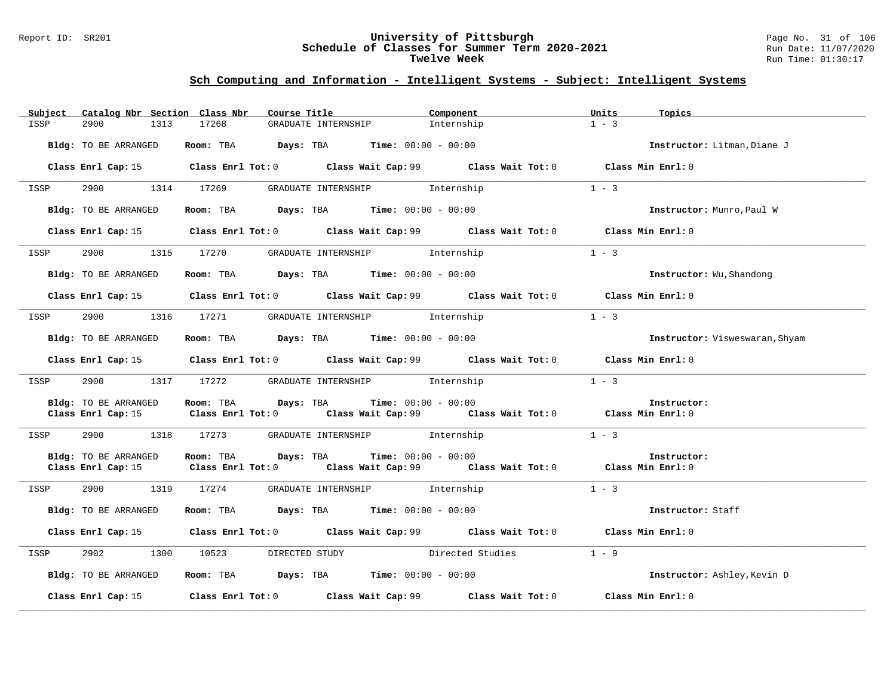## Sch Computing and Information - Intelligent Systems - Subject: Intelligent Systems

| Subject | Catalog Nbr | Section | Class Nbr | Course Title | Component | Units | Topics |
|---|---|---|---|---|---|---|---|
| ISSP | 2900 | 1313 | 17268 | GRADUATE INTERNSHIP | Internship | 1 - 3 | |

**Bldg:** TO BE ARRANGED **Room:** TBA **Days:** TBA **Time:** 00:00 - 00:00 **Instructor:** Litman,Diane J

**Class Enrl Cap:** 15 **Class Enrl Tot:** 0 **Class Wait Cap:** 99 **Class Wait Tot:** 0 **Class Min Enrl:** 0

---

| Subject | Catalog Nbr | Section | Class Nbr | Course Title | Component | Units | Topics |
|---|---|---|---|---|---|---|---|
| ISSP | 2900 | 1314 | 17269 | GRADUATE INTERNSHIP | Internship | 1 - 3 | |

**Bldg:** TO BE ARRANGED **Room:** TBA **Days:** TBA **Time:** 00:00 - 00:00 **Instructor:** Munro,Paul W

**Class Enrl Cap:** 15 **Class Enrl Tot:** 0 **Class Wait Cap:** 99 **Class Wait Tot:** 0 **Class Min Enrl:** 0

---

| Subject | Catalog Nbr | Section | Class Nbr | Course Title | Component | Units | Topics |
|---|---|---|---|---|---|---|---|
| ISSP | 2900 | 1315 | 17270 | GRADUATE INTERNSHIP | Internship | 1 - 3 | |

**Bldg:** TO BE ARRANGED **Room:** TBA **Days:** TBA **Time:** 00:00 - 00:00 **Instructor:** Wu,Shandong

**Class Enrl Cap:** 15 **Class Enrl Tot:** 0 **Class Wait Cap:** 99 **Class Wait Tot:** 0 **Class Min Enrl:** 0

---

| Subject | Catalog Nbr | Section | Class Nbr | Course Title | Component | Units | Topics |
|---|---|---|---|---|---|---|---|
| ISSP | 2900 | 1316 | 17271 | GRADUATE INTERNSHIP | Internship | 1 - 3 | |

**Bldg:** TO BE ARRANGED **Room:** TBA **Days:** TBA **Time:** 00:00 - 00:00 **Instructor:** Visweswaran,Shyam

**Class Enrl Cap:** 15 **Class Enrl Tot:** 0 **Class Wait Cap:** 99 **Class Wait Tot:** 0 **Class Min Enrl:** 0

---

| Subject | Catalog Nbr | Section | Class Nbr | Course Title | Component | Units | Topics |
|---|---|---|---|---|---|---|---|
| ISSP | 2900 | 1317 | 17272 | GRADUATE INTERNSHIP | Internship | 1 - 3 | |

**Bldg:** TO BE ARRANGED **Room:** TBA **Days:** TBA **Time:** 00:00 - 00:00 **Instructor:**
**Class Enrl Cap:** 15 **Class Enrl Tot:** 0 **Class Wait Cap:** 99 **Class Wait Tot:** 0 **Class Min Enrl:** 0

---

| Subject | Catalog Nbr | Section | Class Nbr | Course Title | Component | Units | Topics |
|---|---|---|---|---|---|---|---|
| ISSP | 2900 | 1318 | 17273 | GRADUATE INTERNSHIP | Internship | 1 - 3 | |

**Bldg:** TO BE ARRANGED **Room:** TBA **Days:** TBA **Time:** 00:00 - 00:00 **Instructor:**
**Class Enrl Cap:** 15 **Class Enrl Tot:** 0 **Class Wait Cap:** 99 **Class Wait Tot:** 0 **Class Min Enrl:** 0

---

| Subject | Catalog Nbr | Section | Class Nbr | Course Title | Component | Units | Topics |
|---|---|---|---|---|---|---|---|
| ISSP | 2900 | 1319 | 17274 | GRADUATE INTERNSHIP | Internship | 1 - 3 | |

**Bldg:** TO BE ARRANGED **Room:** TBA **Days:** TBA **Time:** 00:00 - 00:00 **Instructor:** Staff

**Class Enrl Cap:** 15 **Class Enrl Tot:** 0 **Class Wait Cap:** 99 **Class Wait Tot:** 0 **Class Min Enrl:** 0

---

| Subject | Catalog Nbr | Section | Class Nbr | Course Title | Component | Units | Topics |
|---|---|---|---|---|---|---|---|
| ISSP | 2902 | 1300 | 10523 | DIRECTED STUDY | Directed Studies | 1 - 9 | |

**Bldg:** TO BE ARRANGED **Room:** TBA **Days:** TBA **Time:** 00:00 - 00:00 **Instructor:** Ashley,Kevin D

**Class Enrl Cap:** 15 **Class Enrl Tot:** 0 **Class Wait Cap:** 99 **Class Wait Tot:** 0 **Class Min Enrl:** 0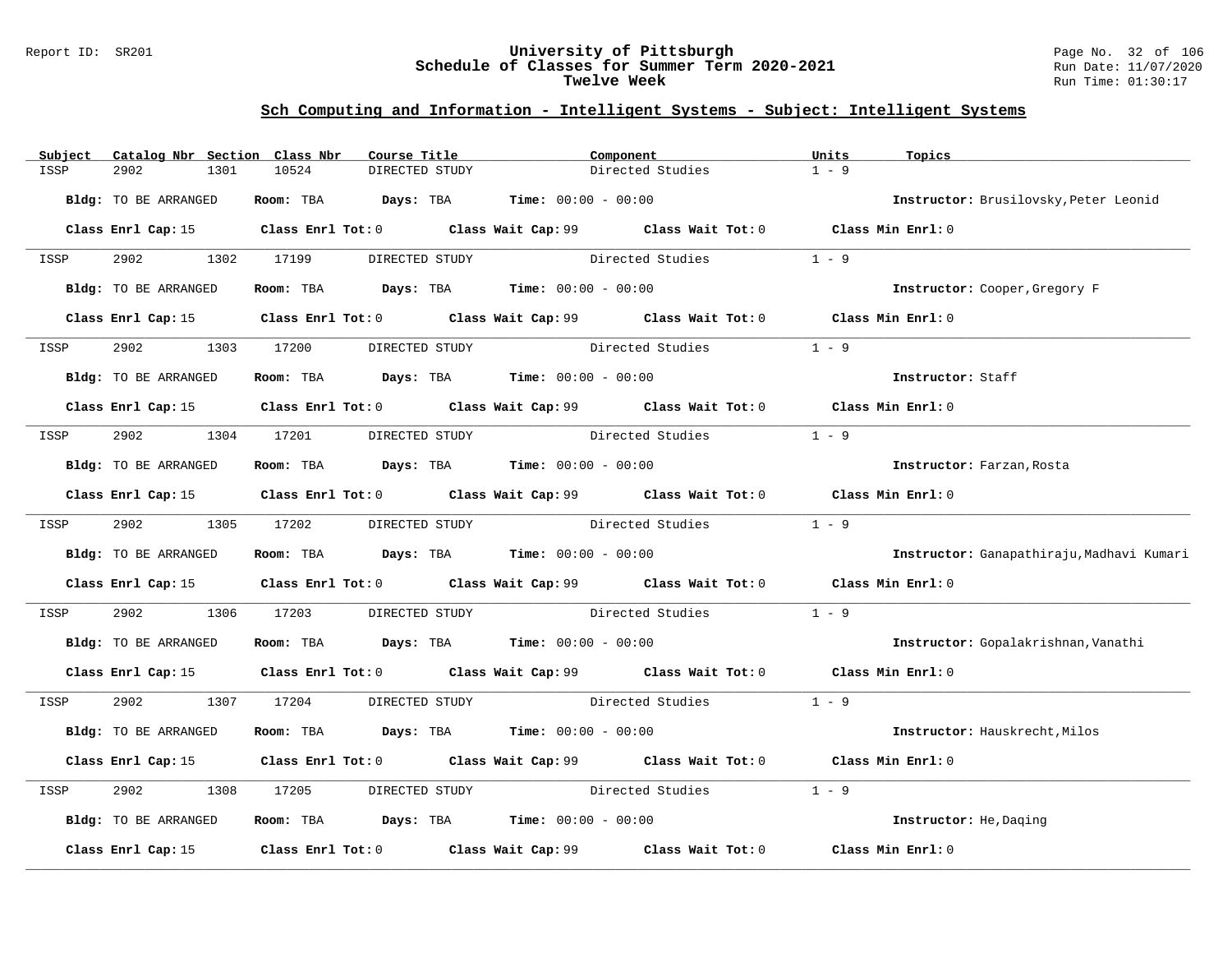## Sch Computing and Information - Intelligent Systems - Subject: Intelligent Systems

| Subject | Catalog Nbr | Section | Class Nbr | Course Title | Component | Units | Topics |
|---|---|---|---|---|---|---|---|
| ISSP | 2902 | 1301 | 10524 | DIRECTED STUDY | Directed Studies | 1 - 9 | |

**Bldg:** TO BE ARRANGED **Room:** TBA **Days:** TBA **Time:** 00:00 - 00:00 **Instructor:** Brusilovsky,Peter Leonid

**Class Enrl Cap:** 15 **Class Enrl Tot:** 0 **Class Wait Cap:** 99 **Class Wait Tot:** 0 **Class Min Enrl:** 0

---

| Subject | Catalog Nbr | Section | Class Nbr | Course Title | Component | Units | Topics |
|---|---|---|---|---|---|---|---|
| ISSP | 2902 | 1302 | 17199 | DIRECTED STUDY | Directed Studies | 1 - 9 | |

**Bldg:** TO BE ARRANGED **Room:** TBA **Days:** TBA **Time:** 00:00 - 00:00 **Instructor:** Cooper,Gregory F

**Class Enrl Cap:** 15 **Class Enrl Tot:** 0 **Class Wait Cap:** 99 **Class Wait Tot:** 0 **Class Min Enrl:** 0

---

| Subject | Catalog Nbr | Section | Class Nbr | Course Title | Component | Units | Topics |
|---|---|---|---|---|---|---|---|
| ISSP | 2902 | 1303 | 17200 | DIRECTED STUDY | Directed Studies | 1 - 9 | |

**Bldg:** TO BE ARRANGED **Room:** TBA **Days:** TBA **Time:** 00:00 - 00:00 **Instructor:** Staff

**Class Enrl Cap:** 15 **Class Enrl Tot:** 0 **Class Wait Cap:** 99 **Class Wait Tot:** 0 **Class Min Enrl:** 0

---

| Subject | Catalog Nbr | Section | Class Nbr | Course Title | Component | Units | Topics |
|---|---|---|---|---|---|---|---|
| ISSP | 2902 | 1304 | 17201 | DIRECTED STUDY | Directed Studies | 1 - 9 | |

**Bldg:** TO BE ARRANGED **Room:** TBA **Days:** TBA **Time:** 00:00 - 00:00 **Instructor:** Farzan,Rosta

**Class Enrl Cap:** 15 **Class Enrl Tot:** 0 **Class Wait Cap:** 99 **Class Wait Tot:** 0 **Class Min Enrl:** 0

---

| Subject | Catalog Nbr | Section | Class Nbr | Course Title | Component | Units | Topics |
|---|---|---|---|---|---|---|---|
| ISSP | 2902 | 1305 | 17202 | DIRECTED STUDY | Directed Studies | 1 - 9 | |

**Bldg:** TO BE ARRANGED **Room:** TBA **Days:** TBA **Time:** 00:00 - 00:00 **Instructor:** Ganapathiraju,Madhavi Kumari

**Class Enrl Cap:** 15 **Class Enrl Tot:** 0 **Class Wait Cap:** 99 **Class Wait Tot:** 0 **Class Min Enrl:** 0

---

| Subject | Catalog Nbr | Section | Class Nbr | Course Title | Component | Units | Topics |
|---|---|---|---|---|---|---|---|
| ISSP | 2902 | 1306 | 17203 | DIRECTED STUDY | Directed Studies | 1 - 9 | |

**Bldg:** TO BE ARRANGED **Room:** TBA **Days:** TBA **Time:** 00:00 - 00:00 **Instructor:** Gopalakrishnan,Vanathi

**Class Enrl Cap:** 15 **Class Enrl Tot:** 0 **Class Wait Cap:** 99 **Class Wait Tot:** 0 **Class Min Enrl:** 0

---

| Subject | Catalog Nbr | Section | Class Nbr | Course Title | Component | Units | Topics |
|---|---|---|---|---|---|---|---|
| ISSP | 2902 | 1307 | 17204 | DIRECTED STUDY | Directed Studies | 1 - 9 | |

**Bldg:** TO BE ARRANGED **Room:** TBA **Days:** TBA **Time:** 00:00 - 00:00 **Instructor:** Hauskrecht,Milos

**Class Enrl Cap:** 15 **Class Enrl Tot:** 0 **Class Wait Cap:** 99 **Class Wait Tot:** 0 **Class Min Enrl:** 0

---

| Subject | Catalog Nbr | Section | Class Nbr | Course Title | Component | Units | Topics |
|---|---|---|---|---|---|---|---|
| ISSP | 2902 | 1308 | 17205 | DIRECTED STUDY | Directed Studies | 1 - 9 | |

**Bldg:** TO BE ARRANGED **Room:** TBA **Days:** TBA **Time:** 00:00 - 00:00 **Instructor:** He,Daqing

**Class Enrl Cap:** 15 **Class Enrl Tot:** 0 **Class Wait Cap:** 99 **Class Wait Tot:** 0 **Class Min Enrl:** 0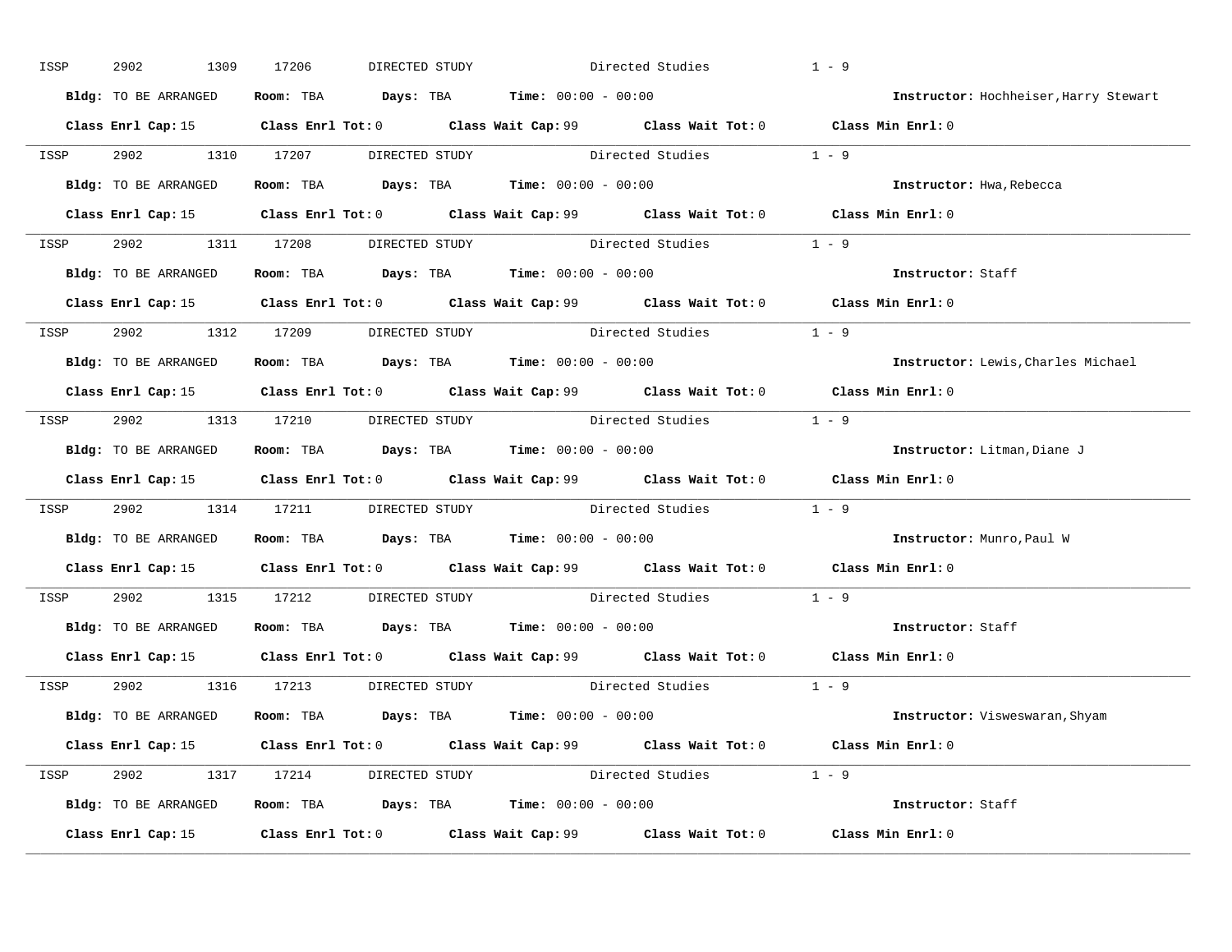ISSP 2902 1309 17206 DIRECTED STUDY Directed Studies 1 - 9

**Bldg:** TO BE ARRANGED **Room:** TBA **Days:** TBA **Time:** 00:00 - 00:00 **Instructor:** Hochheiser,Harry Stewart

**Class Enrl Cap:** 15 **Class Enrl Tot:** 0 **Class Wait Cap:** 99 **Class Wait Tot:** 0 **Class Min Enrl:** 0

---

ISSP 2902 1310 17207 DIRECTED STUDY Directed Studies 1 - 9

**Bldg:** TO BE ARRANGED **Room:** TBA **Days:** TBA **Time:** 00:00 - 00:00 **Instructor:** Hwa,Rebecca

**Class Enrl Cap:** 15 **Class Enrl Tot:** 0 **Class Wait Cap:** 99 **Class Wait Tot:** 0 **Class Min Enrl:** 0

---

ISSP 2902 1311 17208 DIRECTED STUDY Directed Studies 1 - 9

**Bldg:** TO BE ARRANGED **Room:** TBA **Days:** TBA **Time:** 00:00 - 00:00 **Instructor:** Staff

**Class Enrl Cap:** 15 **Class Enrl Tot:** 0 **Class Wait Cap:** 99 **Class Wait Tot:** 0 **Class Min Enrl:** 0

---

ISSP 2902 1312 17209 DIRECTED STUDY Directed Studies 1 - 9

**Bldg:** TO BE ARRANGED **Room:** TBA **Days:** TBA **Time:** 00:00 - 00:00 **Instructor:** Lewis,Charles Michael

**Class Enrl Cap:** 15 **Class Enrl Tot:** 0 **Class Wait Cap:** 99 **Class Wait Tot:** 0 **Class Min Enrl:** 0

---

ISSP 2902 1313 17210 DIRECTED STUDY Directed Studies 1 - 9

**Bldg:** TO BE ARRANGED **Room:** TBA **Days:** TBA **Time:** 00:00 - 00:00 **Instructor:** Litman,Diane J

**Class Enrl Cap:** 15 **Class Enrl Tot:** 0 **Class Wait Cap:** 99 **Class Wait Tot:** 0 **Class Min Enrl:** 0

---

ISSP 2902 1314 17211 DIRECTED STUDY Directed Studies 1 - 9

**Bldg:** TO BE ARRANGED **Room:** TBA **Days:** TBA **Time:** 00:00 - 00:00 **Instructor:** Munro,Paul W

**Class Enrl Cap:** 15 **Class Enrl Tot:** 0 **Class Wait Cap:** 99 **Class Wait Tot:** 0 **Class Min Enrl:** 0

---

ISSP 2902 1315 17212 DIRECTED STUDY Directed Studies 1 - 9

**Bldg:** TO BE ARRANGED **Room:** TBA **Days:** TBA **Time:** 00:00 - 00:00 **Instructor:** Staff

**Class Enrl Cap:** 15 **Class Enrl Tot:** 0 **Class Wait Cap:** 99 **Class Wait Tot:** 0 **Class Min Enrl:** 0

---

ISSP 2902 1316 17213 DIRECTED STUDY Directed Studies 1 - 9

**Bldg:** TO BE ARRANGED **Room:** TBA **Days:** TBA **Time:** 00:00 - 00:00 **Instructor:** Visweswaran,Shyam

**Class Enrl Cap:** 15 **Class Enrl Tot:** 0 **Class Wait Cap:** 99 **Class Wait Tot:** 0 **Class Min Enrl:** 0

---

ISSP 2902 1317 17214 DIRECTED STUDY Directed Studies 1 - 9

**Bldg:** TO BE ARRANGED **Room:** TBA **Days:** TBA **Time:** 00:00 - 00:00 **Instructor:** Staff

**Class Enrl Cap:** 15 **Class Enrl Tot:** 0 **Class Wait Cap:** 99 **Class Wait Tot:** 0 **Class Min Enrl:** 0

---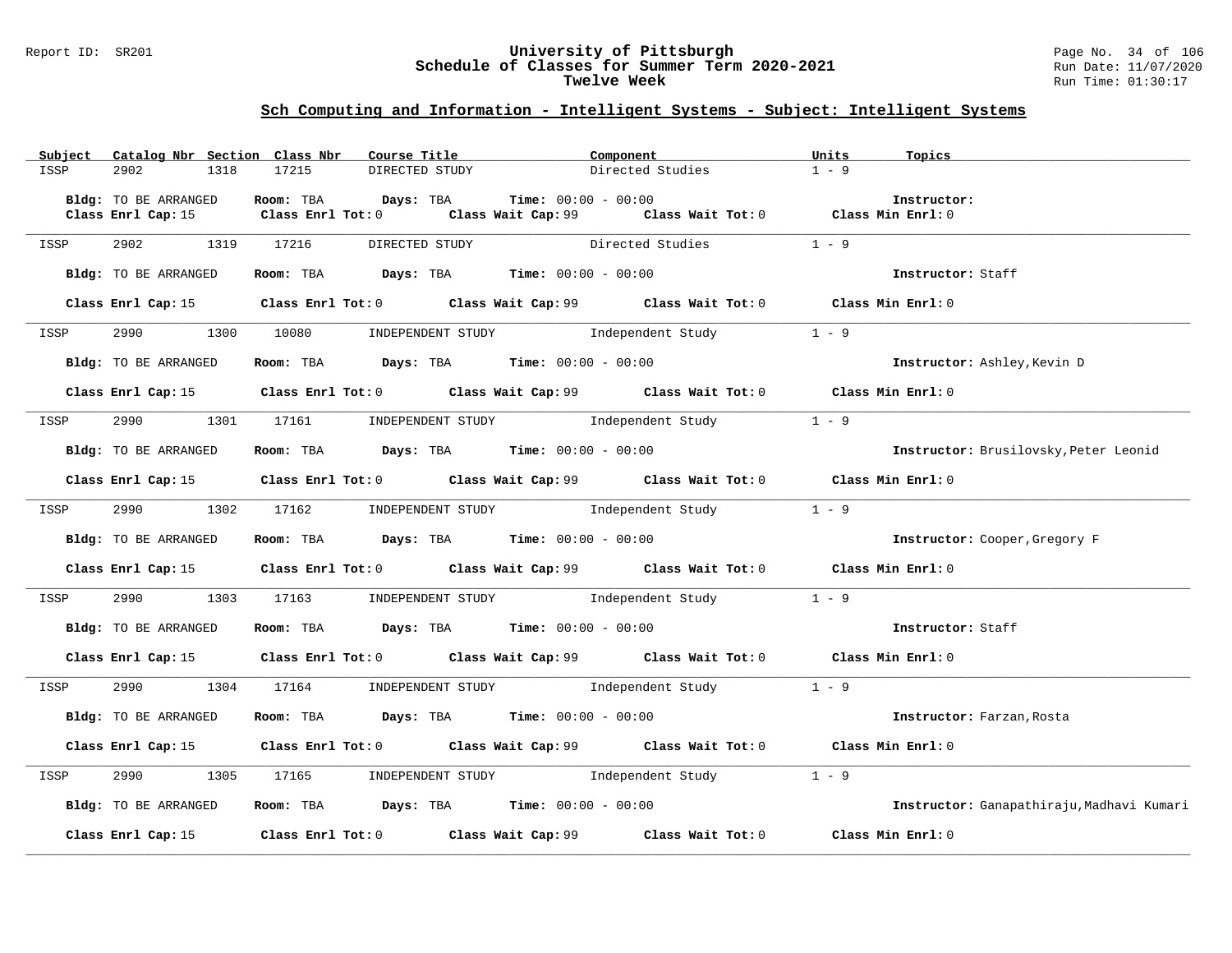# University of Pittsburgh
## Schedule of Classes for Summer Term 2020-2021
### Twelve Week

Report ID: SR201

Run Date: 11/07/2020
Run Time: 01:30:17

## Sch Computing and Information - Intelligent Systems - Subject: Intelligent Systems

| Subject | Catalog Nbr | Section | Class Nbr | Course Title | Component | Units | Topics |
|---|---|---|---|---|---|---|---|
| ISSP | 2902 | 1318 | 17215 | DIRECTED STUDY | Directed Studies | 1 - 9 | |

**Bldg:** TO BE ARRANGED **Room:** TBA **Days:** TBA **Time:** 00:00 - 00:00 **Instructor:**
**Class Enrl Cap:** 15 **Class Enrl Tot:** 0 **Class Wait Cap:** 99 **Class Wait Tot:** 0 **Class Min Enrl:** 0

| Subject | Catalog Nbr | Section | Class Nbr | Course Title | Component | Units | Topics |
|---|---|---|---|---|---|---|---|
| ISSP | 2902 | 1319 | 17216 | DIRECTED STUDY | Directed Studies | 1 - 9 | |

**Bldg:** TO BE ARRANGED **Room:** TBA **Days:** TBA **Time:** 00:00 - 00:00 **Instructor:** Staff
**Class Enrl Cap:** 15 **Class Enrl Tot:** 0 **Class Wait Cap:** 99 **Class Wait Tot:** 0 **Class Min Enrl:** 0

| Subject | Catalog Nbr | Section | Class Nbr | Course Title | Component | Units | Topics |
|---|---|---|---|---|---|---|---|
| ISSP | 2990 | 1300 | 10080 | INDEPENDENT STUDY | Independent Study | 1 - 9 | |

**Bldg:** TO BE ARRANGED **Room:** TBA **Days:** TBA **Time:** 00:00 - 00:00 **Instructor:** Ashley,Kevin D
**Class Enrl Cap:** 15 **Class Enrl Tot:** 0 **Class Wait Cap:** 99 **Class Wait Tot:** 0 **Class Min Enrl:** 0

| Subject | Catalog Nbr | Section | Class Nbr | Course Title | Component | Units | Topics |
|---|---|---|---|---|---|---|---|
| ISSP | 2990 | 1301 | 17161 | INDEPENDENT STUDY | Independent Study | 1 - 9 | |

**Bldg:** TO BE ARRANGED **Room:** TBA **Days:** TBA **Time:** 00:00 - 00:00 **Instructor:** Brusilovsky,Peter Leonid
**Class Enrl Cap:** 15 **Class Enrl Tot:** 0 **Class Wait Cap:** 99 **Class Wait Tot:** 0 **Class Min Enrl:** 0

| Subject | Catalog Nbr | Section | Class Nbr | Course Title | Component | Units | Topics |
|---|---|---|---|---|---|---|---|
| ISSP | 2990 | 1302 | 17162 | INDEPENDENT STUDY | Independent Study | 1 - 9 | |

**Bldg:** TO BE ARRANGED **Room:** TBA **Days:** TBA **Time:** 00:00 - 00:00 **Instructor:** Cooper,Gregory F
**Class Enrl Cap:** 15 **Class Enrl Tot:** 0 **Class Wait Cap:** 99 **Class Wait Tot:** 0 **Class Min Enrl:** 0

| Subject | Catalog Nbr | Section | Class Nbr | Course Title | Component | Units | Topics |
|---|---|---|---|---|---|---|---|
| ISSP | 2990 | 1303 | 17163 | INDEPENDENT STUDY | Independent Study | 1 - 9 | |

**Bldg:** TO BE ARRANGED **Room:** TBA **Days:** TBA **Time:** 00:00 - 00:00 **Instructor:** Staff
**Class Enrl Cap:** 15 **Class Enrl Tot:** 0 **Class Wait Cap:** 99 **Class Wait Tot:** 0 **Class Min Enrl:** 0

| Subject | Catalog Nbr | Section | Class Nbr | Course Title | Component | Units | Topics |
|---|---|---|---|---|---|---|---|
| ISSP | 2990 | 1304 | 17164 | INDEPENDENT STUDY | Independent Study | 1 - 9 | |

**Bldg:** TO BE ARRANGED **Room:** TBA **Days:** TBA **Time:** 00:00 - 00:00 **Instructor:** Farzan,Rosta
**Class Enrl Cap:** 15 **Class Enrl Tot:** 0 **Class Wait Cap:** 99 **Class Wait Tot:** 0 **Class Min Enrl:** 0

| Subject | Catalog Nbr | Section | Class Nbr | Course Title | Component | Units | Topics |
|---|---|---|---|---|---|---|---|
| ISSP | 2990 | 1305 | 17165 | INDEPENDENT STUDY | Independent Study | 1 - 9 | |

**Bldg:** TO BE ARRANGED **Room:** TBA **Days:** TBA **Time:** 00:00 - 00:00 **Instructor:** Ganapathiraju,Madhavi Kumari
**Class Enrl Cap:** 15 **Class Enrl Tot:** 0 **Class Wait Cap:** 99 **Class Wait Tot:** 0 **Class Min Enrl:** 0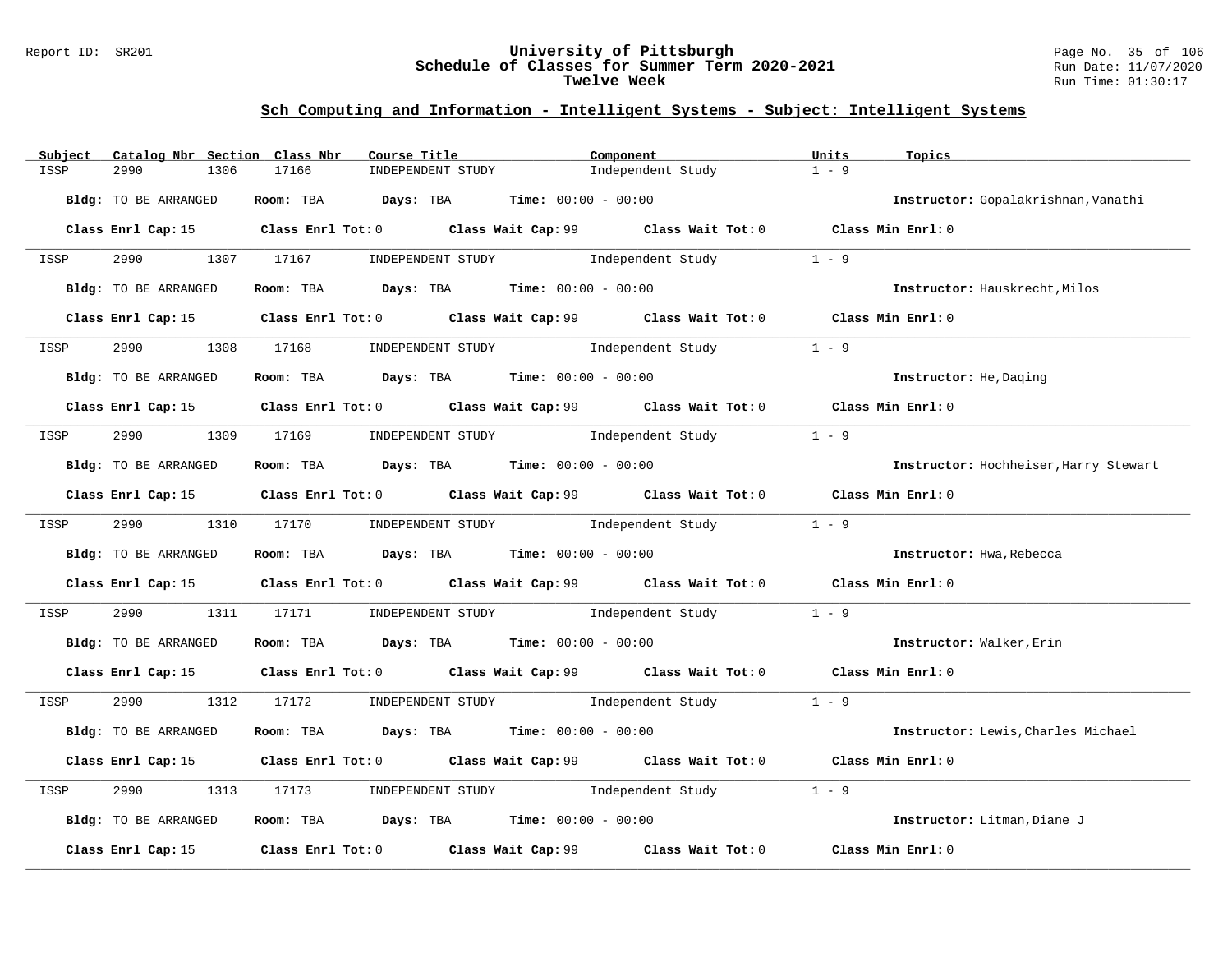## Sch Computing and Information - Intelligent Systems - Subject: Intelligent Systems

| Subject | Catalog Nbr | Section | Class Nbr | Course Title | Component | Units | Topics |
|---|---|---|---|---|---|---|---|
| ISSP | 2990 | 1306 | 17166 | INDEPENDENT STUDY | Independent Study | 1 - 9 | |

**Bldg:** TO BE ARRANGED **Room:** TBA **Days:** TBA **Time:** 00:00 - 00:00 **Instructor:** Gopalakrishnan,Vanathi

**Class Enrl Cap:** 15 **Class Enrl Tot:** 0 **Class Wait Cap:** 99 **Class Wait Tot:** 0 **Class Min Enrl:** 0

---

| Subject | Catalog Nbr | Section | Class Nbr | Course Title | Component | Units | Topics |
|---|---|---|---|---|---|---|---|
| ISSP | 2990 | 1307 | 17167 | INDEPENDENT STUDY | Independent Study | 1 - 9 | |

**Bldg:** TO BE ARRANGED **Room:** TBA **Days:** TBA **Time:** 00:00 - 00:00 **Instructor:** Hauskrecht,Milos

**Class Enrl Cap:** 15 **Class Enrl Tot:** 0 **Class Wait Cap:** 99 **Class Wait Tot:** 0 **Class Min Enrl:** 0

---

| Subject | Catalog Nbr | Section | Class Nbr | Course Title | Component | Units | Topics |
|---|---|---|---|---|---|---|---|
| ISSP | 2990 | 1308 | 17168 | INDEPENDENT STUDY | Independent Study | 1 - 9 | |

**Bldg:** TO BE ARRANGED **Room:** TBA **Days:** TBA **Time:** 00:00 - 00:00 **Instructor:** He,Daqing

**Class Enrl Cap:** 15 **Class Enrl Tot:** 0 **Class Wait Cap:** 99 **Class Wait Tot:** 0 **Class Min Enrl:** 0

---

| Subject | Catalog Nbr | Section | Class Nbr | Course Title | Component | Units | Topics |
|---|---|---|---|---|---|---|---|
| ISSP | 2990 | 1309 | 17169 | INDEPENDENT STUDY | Independent Study | 1 - 9 | |

**Bldg:** TO BE ARRANGED **Room:** TBA **Days:** TBA **Time:** 00:00 - 00:00 **Instructor:** Hochheiser,Harry Stewart

**Class Enrl Cap:** 15 **Class Enrl Tot:** 0 **Class Wait Cap:** 99 **Class Wait Tot:** 0 **Class Min Enrl:** 0

---

| Subject | Catalog Nbr | Section | Class Nbr | Course Title | Component | Units | Topics |
|---|---|---|---|---|---|---|---|
| ISSP | 2990 | 1310 | 17170 | INDEPENDENT STUDY | Independent Study | 1 - 9 | |

**Bldg:** TO BE ARRANGED **Room:** TBA **Days:** TBA **Time:** 00:00 - 00:00 **Instructor:** Hwa,Rebecca

**Class Enrl Cap:** 15 **Class Enrl Tot:** 0 **Class Wait Cap:** 99 **Class Wait Tot:** 0 **Class Min Enrl:** 0

---

| Subject | Catalog Nbr | Section | Class Nbr | Course Title | Component | Units | Topics |
|---|---|---|---|---|---|---|---|
| ISSP | 2990 | 1311 | 17171 | INDEPENDENT STUDY | Independent Study | 1 - 9 | |

**Bldg:** TO BE ARRANGED **Room:** TBA **Days:** TBA **Time:** 00:00 - 00:00 **Instructor:** Walker,Erin

**Class Enrl Cap:** 15 **Class Enrl Tot:** 0 **Class Wait Cap:** 99 **Class Wait Tot:** 0 **Class Min Enrl:** 0

---

| Subject | Catalog Nbr | Section | Class Nbr | Course Title | Component | Units | Topics |
|---|---|---|---|---|---|---|---|
| ISSP | 2990 | 1312 | 17172 | INDEPENDENT STUDY | Independent Study | 1 - 9 | |

**Bldg:** TO BE ARRANGED **Room:** TBA **Days:** TBA **Time:** 00:00 - 00:00 **Instructor:** Lewis,Charles Michael

**Class Enrl Cap:** 15 **Class Enrl Tot:** 0 **Class Wait Cap:** 99 **Class Wait Tot:** 0 **Class Min Enrl:** 0

---

| Subject | Catalog Nbr | Section | Class Nbr | Course Title | Component | Units | Topics |
|---|---|---|---|---|---|---|---|
| ISSP | 2990 | 1313 | 17173 | INDEPENDENT STUDY | Independent Study | 1 - 9 | |

**Bldg:** TO BE ARRANGED **Room:** TBA **Days:** TBA **Time:** 00:00 - 00:00 **Instructor:** Litman,Diane J

**Class Enrl Cap:** 15 **Class Enrl Tot:** 0 **Class Wait Cap:** 99 **Class Wait Tot:** 0 **Class Min Enrl:** 0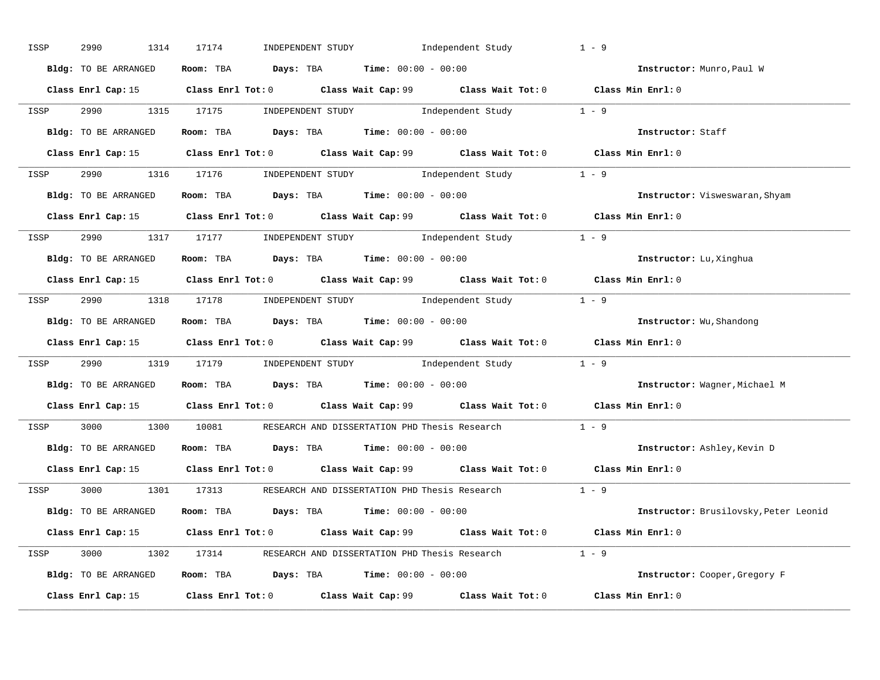ISSP 2990 1314 17174 INDEPENDENT STUDY Independent Study 1 - 9

**Bldg:** TO BE ARRANGED **Room:** TBA **Days:** TBA **Time:** 00:00 - 00:00 **Instructor:** Munro,Paul W

**Class Enrl Cap:** 15 **Class Enrl Tot:** 0 **Class Wait Cap:** 99 **Class Wait Tot:** 0 **Class Min Enrl:** 0

---

ISSP 2990 1315 17175 INDEPENDENT STUDY Independent Study 1 - 9

**Bldg:** TO BE ARRANGED **Room:** TBA **Days:** TBA **Time:** 00:00 - 00:00 **Instructor:** Staff

**Class Enrl Cap:** 15 **Class Enrl Tot:** 0 **Class Wait Cap:** 99 **Class Wait Tot:** 0 **Class Min Enrl:** 0

---

ISSP 2990 1316 17176 INDEPENDENT STUDY Independent Study 1 - 9

**Bldg:** TO BE ARRANGED **Room:** TBA **Days:** TBA **Time:** 00:00 - 00:00 **Instructor:** Visweswaran,Shyam

**Class Enrl Cap:** 15 **Class Enrl Tot:** 0 **Class Wait Cap:** 99 **Class Wait Tot:** 0 **Class Min Enrl:** 0

---

ISSP 2990 1317 17177 INDEPENDENT STUDY Independent Study 1 - 9

**Bldg:** TO BE ARRANGED **Room:** TBA **Days:** TBA **Time:** 00:00 - 00:00 **Instructor:** Lu,Xinghua

**Class Enrl Cap:** 15 **Class Enrl Tot:** 0 **Class Wait Cap:** 99 **Class Wait Tot:** 0 **Class Min Enrl:** 0

---

ISSP 2990 1318 17178 INDEPENDENT STUDY Independent Study 1 - 9

**Bldg:** TO BE ARRANGED **Room:** TBA **Days:** TBA **Time:** 00:00 - 00:00 **Instructor:** Wu,Shandong

**Class Enrl Cap:** 15 **Class Enrl Tot:** 0 **Class Wait Cap:** 99 **Class Wait Tot:** 0 **Class Min Enrl:** 0

---

ISSP 2990 1319 17179 INDEPENDENT STUDY Independent Study 1 - 9

**Bldg:** TO BE ARRANGED **Room:** TBA **Days:** TBA **Time:** 00:00 - 00:00 **Instructor:** Wagner,Michael M

**Class Enrl Cap:** 15 **Class Enrl Tot:** 0 **Class Wait Cap:** 99 **Class Wait Tot:** 0 **Class Min Enrl:** 0

---

ISSP 3000 1300 10081 RESEARCH AND DISSERTATION PHD Thesis Research 1 - 9

**Bldg:** TO BE ARRANGED **Room:** TBA **Days:** TBA **Time:** 00:00 - 00:00 **Instructor:** Ashley,Kevin D

**Class Enrl Cap:** 15 **Class Enrl Tot:** 0 **Class Wait Cap:** 99 **Class Wait Tot:** 0 **Class Min Enrl:** 0

---

ISSP 3000 1301 17313 RESEARCH AND DISSERTATION PHD Thesis Research 1 - 9

**Bldg:** TO BE ARRANGED **Room:** TBA **Days:** TBA **Time:** 00:00 - 00:00 **Instructor:** Brusilovsky,Peter Leonid

**Class Enrl Cap:** 15 **Class Enrl Tot:** 0 **Class Wait Cap:** 99 **Class Wait Tot:** 0 **Class Min Enrl:** 0

---

ISSP 3000 1302 17314 RESEARCH AND DISSERTATION PHD Thesis Research 1 - 9

**Bldg:** TO BE ARRANGED **Room:** TBA **Days:** TBA **Time:** 00:00 - 00:00 **Instructor:** Cooper,Gregory F

**Class Enrl Cap:** 15 **Class Enrl Tot:** 0 **Class Wait Cap:** 99 **Class Wait Tot:** 0 **Class Min Enrl:** 0

---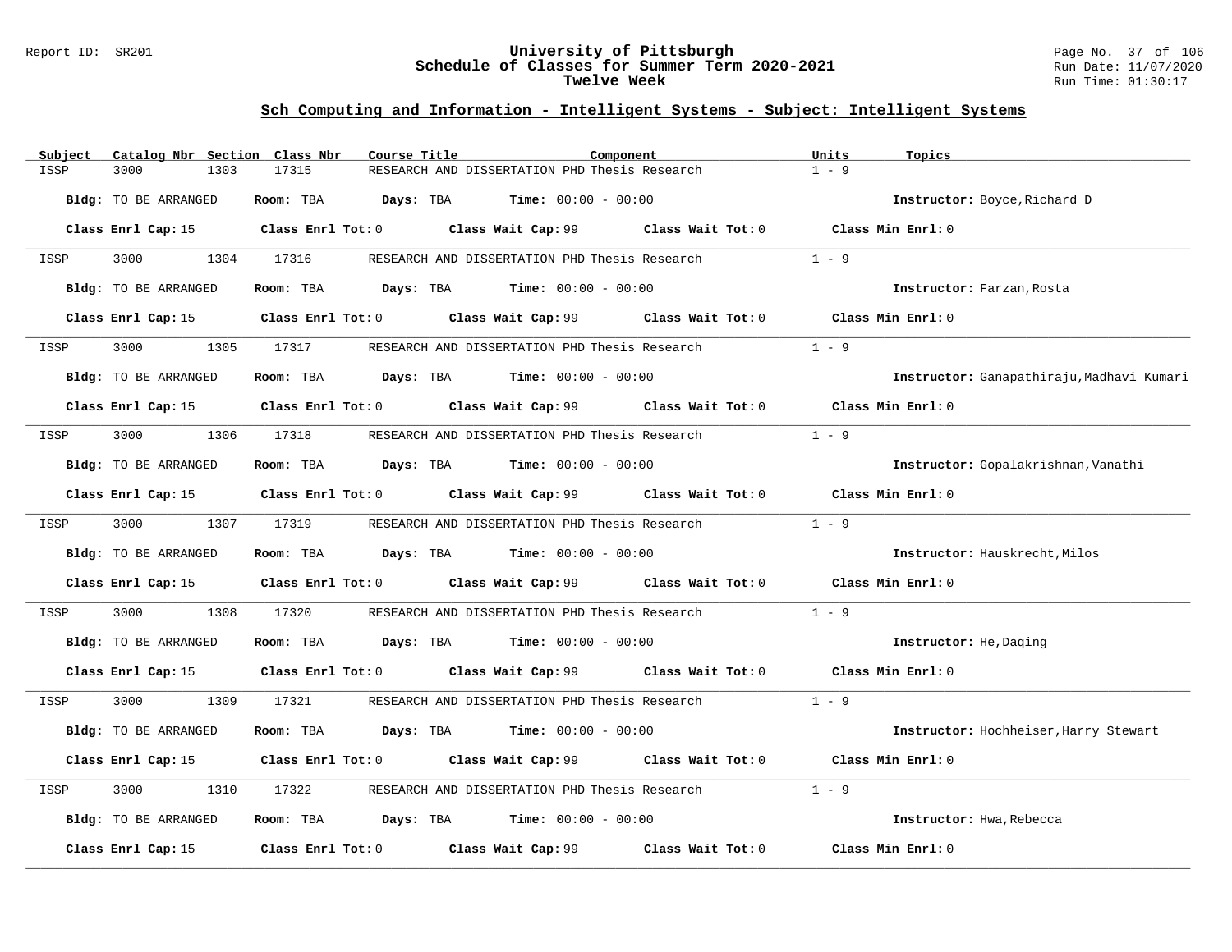# University of Pittsburgh
## Schedule of Classes for Summer Term 2020-2021
### Twelve Week

## Sch Computing and Information - Intelligent Systems - Subject: Intelligent Systems

| Subject | Catalog Nbr | Section | Class Nbr | Course Title | Component | Units | Topics |
|---|---|---|---|---|---|---|---|
| ISSP | 3000 | 1303 | 17315 | RESEARCH AND DISSERTATION PHD | Thesis Research | 1 - 9 | |

**Bldg:** TO BE ARRANGED **Room:** TBA **Days:** TBA **Time:** 00:00 - 00:00 **Instructor:** Boyce,Richard D

**Class Enrl Cap:** 15 **Class Enrl Tot:** 0 **Class Wait Cap:** 99 **Class Wait Tot:** 0 **Class Min Enrl:** 0

---

| Subject | Catalog Nbr | Section | Class Nbr | Course Title | Component | Units | Topics |
|---|---|---|---|---|---|---|---|
| ISSP | 3000 | 1304 | 17316 | RESEARCH AND DISSERTATION PHD | Thesis Research | 1 - 9 | |

**Bldg:** TO BE ARRANGED **Room:** TBA **Days:** TBA **Time:** 00:00 - 00:00 **Instructor:** Farzan,Rosta

**Class Enrl Cap:** 15 **Class Enrl Tot:** 0 **Class Wait Cap:** 99 **Class Wait Tot:** 0 **Class Min Enrl:** 0

---

| Subject | Catalog Nbr | Section | Class Nbr | Course Title | Component | Units | Topics |
|---|---|---|---|---|---|---|---|
| ISSP | 3000 | 1305 | 17317 | RESEARCH AND DISSERTATION PHD | Thesis Research | 1 - 9 | |

**Bldg:** TO BE ARRANGED **Room:** TBA **Days:** TBA **Time:** 00:00 - 00:00 **Instructor:** Ganapathiraju,Madhavi Kumari

**Class Enrl Cap:** 15 **Class Enrl Tot:** 0 **Class Wait Cap:** 99 **Class Wait Tot:** 0 **Class Min Enrl:** 0

---

| Subject | Catalog Nbr | Section | Class Nbr | Course Title | Component | Units | Topics |
|---|---|---|---|---|---|---|---|
| ISSP | 3000 | 1306 | 17318 | RESEARCH AND DISSERTATION PHD | Thesis Research | 1 - 9 | |

**Bldg:** TO BE ARRANGED **Room:** TBA **Days:** TBA **Time:** 00:00 - 00:00 **Instructor:** Gopalakrishnan,Vanathi

**Class Enrl Cap:** 15 **Class Enrl Tot:** 0 **Class Wait Cap:** 99 **Class Wait Tot:** 0 **Class Min Enrl:** 0

---

| Subject | Catalog Nbr | Section | Class Nbr | Course Title | Component | Units | Topics |
|---|---|---|---|---|---|---|---|
| ISSP | 3000 | 1307 | 17319 | RESEARCH AND DISSERTATION PHD | Thesis Research | 1 - 9 | |

**Bldg:** TO BE ARRANGED **Room:** TBA **Days:** TBA **Time:** 00:00 - 00:00 **Instructor:** Hauskrecht,Milos

**Class Enrl Cap:** 15 **Class Enrl Tot:** 0 **Class Wait Cap:** 99 **Class Wait Tot:** 0 **Class Min Enrl:** 0

---

| Subject | Catalog Nbr | Section | Class Nbr | Course Title | Component | Units | Topics |
|---|---|---|---|---|---|---|---|
| ISSP | 3000 | 1308 | 17320 | RESEARCH AND DISSERTATION PHD | Thesis Research | 1 - 9 | |

**Bldg:** TO BE ARRANGED **Room:** TBA **Days:** TBA **Time:** 00:00 - 00:00 **Instructor:** He,Daqing

**Class Enrl Cap:** 15 **Class Enrl Tot:** 0 **Class Wait Cap:** 99 **Class Wait Tot:** 0 **Class Min Enrl:** 0

---

| Subject | Catalog Nbr | Section | Class Nbr | Course Title | Component | Units | Topics |
|---|---|---|---|---|---|---|---|
| ISSP | 3000 | 1309 | 17321 | RESEARCH AND DISSERTATION PHD | Thesis Research | 1 - 9 | |

**Bldg:** TO BE ARRANGED **Room:** TBA **Days:** TBA **Time:** 00:00 - 00:00 **Instructor:** Hochheiser,Harry Stewart

**Class Enrl Cap:** 15 **Class Enrl Tot:** 0 **Class Wait Cap:** 99 **Class Wait Tot:** 0 **Class Min Enrl:** 0

---

| Subject | Catalog Nbr | Section | Class Nbr | Course Title | Component | Units | Topics |
|---|---|---|---|---|---|---|---|
| ISSP | 3000 | 1310 | 17322 | RESEARCH AND DISSERTATION PHD | Thesis Research | 1 - 9 | |

**Bldg:** TO BE ARRANGED **Room:** TBA **Days:** TBA **Time:** 00:00 - 00:00 **Instructor:** Hwa,Rebecca

**Class Enrl Cap:** 15 **Class Enrl Tot:** 0 **Class Wait Cap:** 99 **Class Wait Tot:** 0 **Class Min Enrl:** 0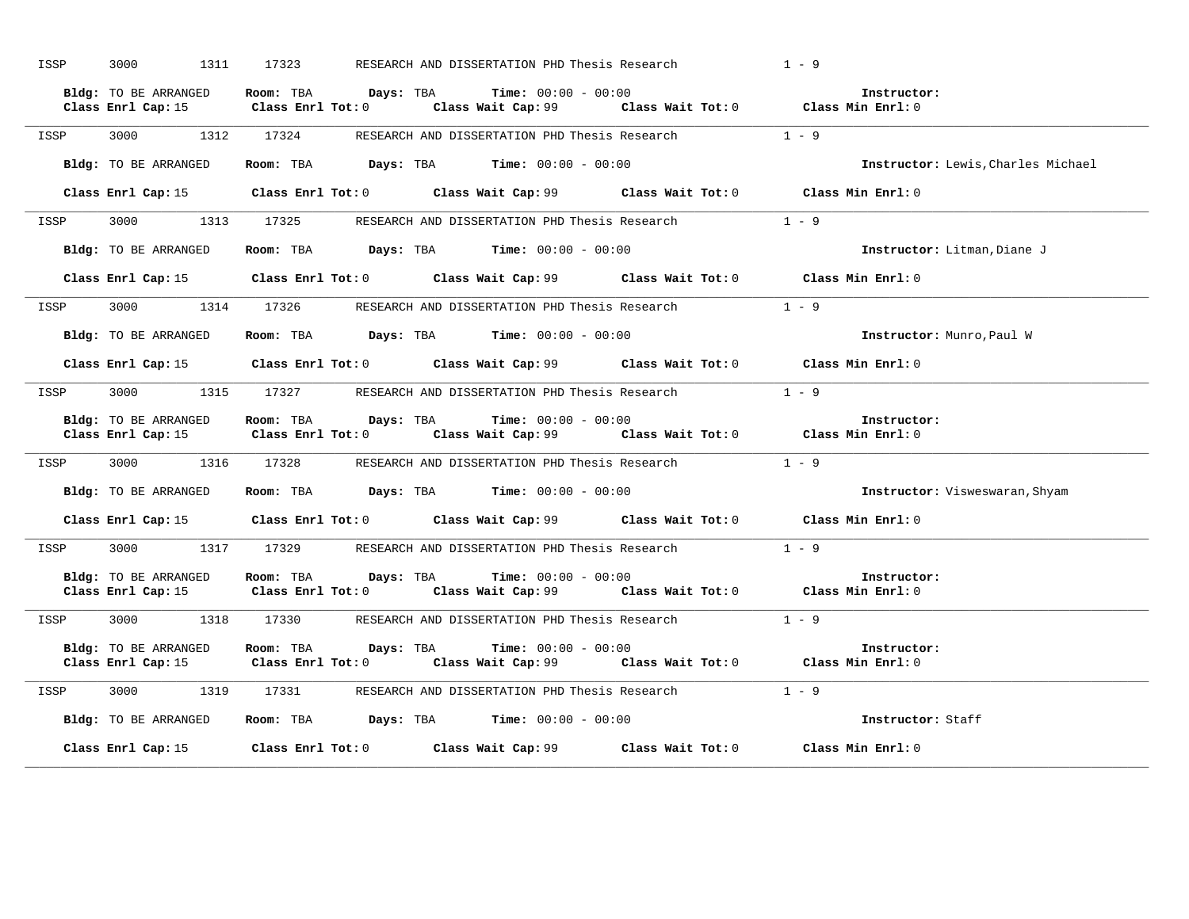ISSP 3000 1311 17323 RESEARCH AND DISSERTATION PHD Thesis Research 1 - 9

**Bldg:** TO BE ARRANGED **Room:** TBA **Days:** TBA **Time:** 00:00 - 00:00 **Instructor:**
**Class Enrl Cap:** 15 **Class Enrl Tot:** 0 **Class Wait Cap:** 99 **Class Wait Tot:** 0 **Class Min Enrl:** 0

---

ISSP 3000 1312 17324 RESEARCH AND DISSERTATION PHD Thesis Research 1 - 9

**Bldg:** TO BE ARRANGED **Room:** TBA **Days:** TBA **Time:** 00:00 - 00:00 **Instructor:** Lewis,Charles Michael

**Class Enrl Cap:** 15 **Class Enrl Tot:** 0 **Class Wait Cap:** 99 **Class Wait Tot:** 0 **Class Min Enrl:** 0

---

ISSP 3000 1313 17325 RESEARCH AND DISSERTATION PHD Thesis Research 1 - 9

**Bldg:** TO BE ARRANGED **Room:** TBA **Days:** TBA **Time:** 00:00 - 00:00 **Instructor:** Litman,Diane J

**Class Enrl Cap:** 15 **Class Enrl Tot:** 0 **Class Wait Cap:** 99 **Class Wait Tot:** 0 **Class Min Enrl:** 0

---

ISSP 3000 1314 17326 RESEARCH AND DISSERTATION PHD Thesis Research 1 - 9

**Bldg:** TO BE ARRANGED **Room:** TBA **Days:** TBA **Time:** 00:00 - 00:00 **Instructor:** Munro,Paul W

**Class Enrl Cap:** 15 **Class Enrl Tot:** 0 **Class Wait Cap:** 99 **Class Wait Tot:** 0 **Class Min Enrl:** 0

---

ISSP 3000 1315 17327 RESEARCH AND DISSERTATION PHD Thesis Research 1 - 9

**Bldg:** TO BE ARRANGED **Room:** TBA **Days:** TBA **Time:** 00:00 - 00:00 **Instructor:**
**Class Enrl Cap:** 15 **Class Enrl Tot:** 0 **Class Wait Cap:** 99 **Class Wait Tot:** 0 **Class Min Enrl:** 0

---

ISSP 3000 1316 17328 RESEARCH AND DISSERTATION PHD Thesis Research 1 - 9

**Bldg:** TO BE ARRANGED **Room:** TBA **Days:** TBA **Time:** 00:00 - 00:00 **Instructor:** Visweswaran,Shyam

**Class Enrl Cap:** 15 **Class Enrl Tot:** 0 **Class Wait Cap:** 99 **Class Wait Tot:** 0 **Class Min Enrl:** 0

---

ISSP 3000 1317 17329 RESEARCH AND DISSERTATION PHD Thesis Research 1 - 9

**Bldg:** TO BE ARRANGED **Room:** TBA **Days:** TBA **Time:** 00:00 - 00:00 **Instructor:**
**Class Enrl Cap:** 15 **Class Enrl Tot:** 0 **Class Wait Cap:** 99 **Class Wait Tot:** 0 **Class Min Enrl:** 0

---

ISSP 3000 1318 17330 RESEARCH AND DISSERTATION PHD Thesis Research 1 - 9

**Bldg:** TO BE ARRANGED **Room:** TBA **Days:** TBA **Time:** 00:00 - 00:00 **Instructor:**
**Class Enrl Cap:** 15 **Class Enrl Tot:** 0 **Class Wait Cap:** 99 **Class Wait Tot:** 0 **Class Min Enrl:** 0

---

ISSP 3000 1319 17331 RESEARCH AND DISSERTATION PHD Thesis Research 1 - 9

**Bldg:** TO BE ARRANGED **Room:** TBA **Days:** TBA **Time:** 00:00 - 00:00 **Instructor:** Staff

**Class Enrl Cap:** 15 **Class Enrl Tot:** 0 **Class Wait Cap:** 99 **Class Wait Tot:** 0 **Class Min Enrl:** 0

---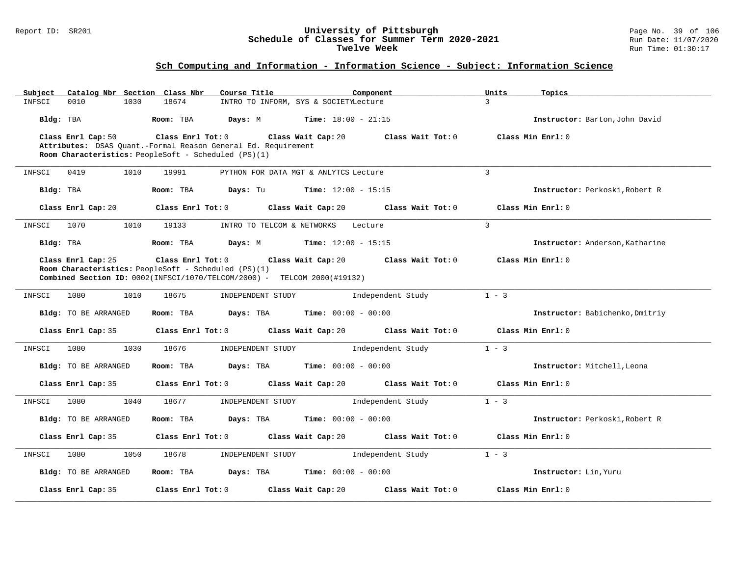# University of Pittsburgh
## Schedule of Classes for Summer Term 2020-2021
### Twelve Week

Report ID: SR201

## Sch Computing and Information - Information Science - Subject: Information Science

| Subject | Catalog Nbr | Section | Class Nbr | Course Title | Component | Units | Topics |
|---|---|---|---|---|---|---|---|
| INFSCI | 0010 | 1030 | 18674 | INTRO TO INFORM, SYS & SOCIETY | Lecture | 3 | |

**Bldg:** TBA **Room:** TBA **Days:** M **Time:** 18:00 - 21:15 **Instructor:** Barton,John David

**Class Enrl Cap:** 50 **Class Enrl Tot:** 0 **Class Wait Cap:** 20 **Class Wait Tot:** 0 **Class Min Enrl:** 0
**Attributes:** DSAS Quant.-Formal Reason General Ed. Requirement
**Room Characteristics:** PeopleSoft - Scheduled (PS)(1)

---

| Subject | Catalog Nbr | Section | Class Nbr | Course Title | Component | Units | Topics |
|---|---|---|---|---|---|---|---|
| INFSCI | 0419 | 1010 | 19991 | PYTHON FOR DATA MGT & ANLYTCS | Lecture | 3 | |

**Bldg:** TBA **Room:** TBA **Days:** Tu **Time:** 12:00 - 15:15 **Instructor:** Perkoski,Robert R

**Class Enrl Cap:** 20 **Class Enrl Tot:** 0 **Class Wait Cap:** 20 **Class Wait Tot:** 0 **Class Min Enrl:** 0

---

| Subject | Catalog Nbr | Section | Class Nbr | Course Title | Component | Units | Topics |
|---|---|---|---|---|---|---|---|
| INFSCI | 1070 | 1010 | 19133 | INTRO TO TELCOM & NETWORKS | Lecture | 3 | |

**Bldg:** TBA **Room:** TBA **Days:** M **Time:** 12:00 - 15:15 **Instructor:** Anderson,Katharine

**Class Enrl Cap:** 25 **Class Enrl Tot:** 0 **Class Wait Cap:** 20 **Class Wait Tot:** 0 **Class Min Enrl:** 0
**Room Characteristics:** PeopleSoft - Scheduled (PS)(1)
**Combined Section ID:** 0002(INFSCI/1070/TELCOM/2000) - TELCOM 2000(#19132)

---

| Subject | Catalog Nbr | Section | Class Nbr | Course Title | Component | Units | Topics |
|---|---|---|---|---|---|---|---|
| INFSCI | 1080 | 1010 | 18675 | INDEPENDENT STUDY | Independent Study | 1 - 3 | |

**Bldg:** TO BE ARRANGED **Room:** TBA **Days:** TBA **Time:** 00:00 - 00:00 **Instructor:** Babichenko,Dmitriy

**Class Enrl Cap:** 35 **Class Enrl Tot:** 0 **Class Wait Cap:** 20 **Class Wait Tot:** 0 **Class Min Enrl:** 0

---

| Subject | Catalog Nbr | Section | Class Nbr | Course Title | Component | Units | Topics |
|---|---|---|---|---|---|---|---|
| INFSCI | 1080 | 1030 | 18676 | INDEPENDENT STUDY | Independent Study | 1 - 3 | |

**Bldg:** TO BE ARRANGED **Room:** TBA **Days:** TBA **Time:** 00:00 - 00:00 **Instructor:** Mitchell,Leona

**Class Enrl Cap:** 35 **Class Enrl Tot:** 0 **Class Wait Cap:** 20 **Class Wait Tot:** 0 **Class Min Enrl:** 0

---

| Subject | Catalog Nbr | Section | Class Nbr | Course Title | Component | Units | Topics |
|---|---|---|---|---|---|---|---|
| INFSCI | 1080 | 1040 | 18677 | INDEPENDENT STUDY | Independent Study | 1 - 3 | |

**Bldg:** TO BE ARRANGED **Room:** TBA **Days:** TBA **Time:** 00:00 - 00:00 **Instructor:** Perkoski,Robert R

**Class Enrl Cap:** 35 **Class Enrl Tot:** 0 **Class Wait Cap:** 20 **Class Wait Tot:** 0 **Class Min Enrl:** 0

---

| Subject | Catalog Nbr | Section | Class Nbr | Course Title | Component | Units | Topics |
|---|---|---|---|---|---|---|---|
| INFSCI | 1080 | 1050 | 18678 | INDEPENDENT STUDY | Independent Study | 1 - 3 | |

**Bldg:** TO BE ARRANGED **Room:** TBA **Days:** TBA **Time:** 00:00 - 00:00 **Instructor:** Lin,Yuru

**Class Enrl Cap:** 35 **Class Enrl Tot:** 0 **Class Wait Cap:** 20 **Class Wait Tot:** 0 **Class Min Enrl:** 0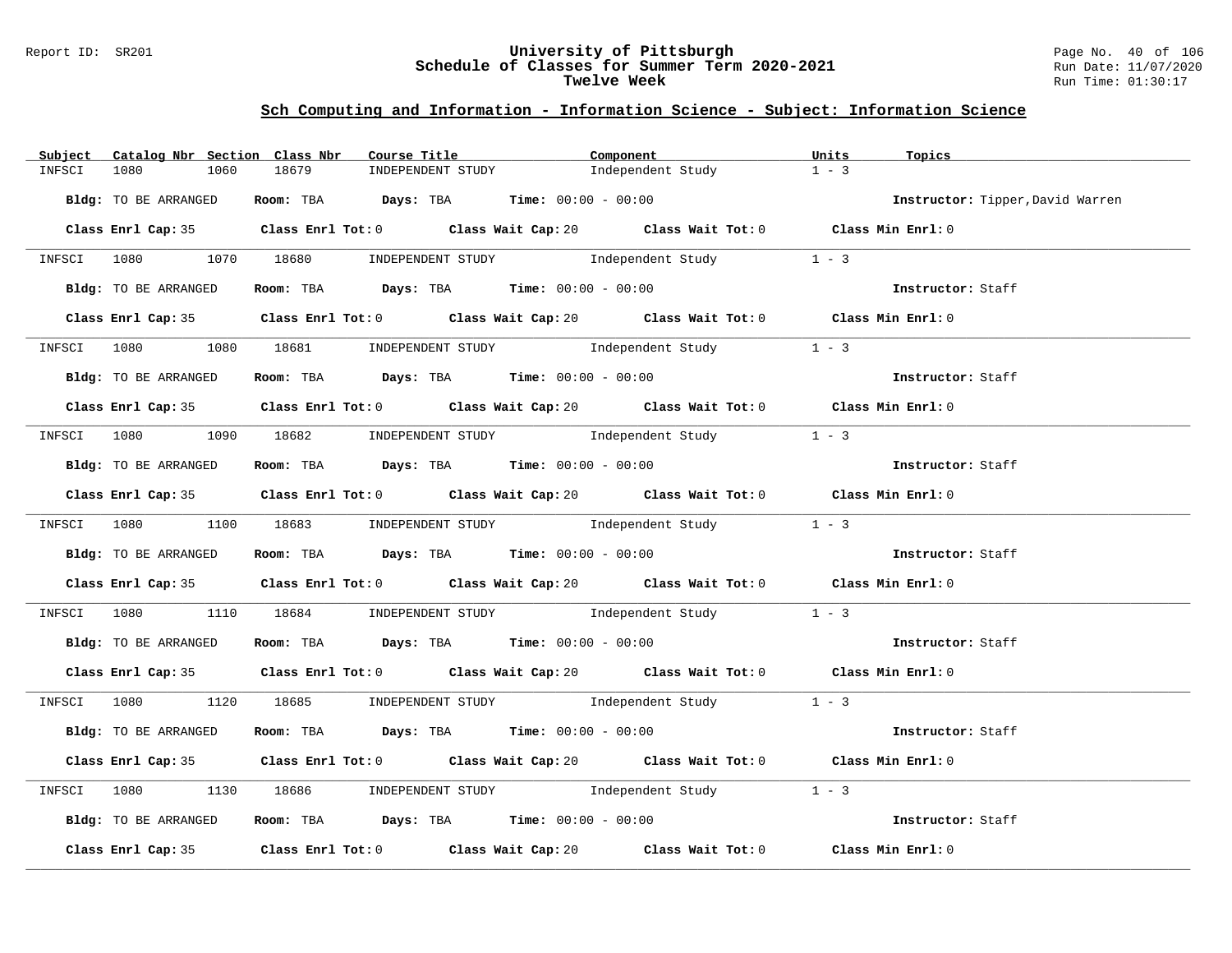## Sch Computing and Information - Information Science - Subject: Information Science

| Subject | Catalog Nbr | Section | Class Nbr | Course Title | Component | Units | Topics |
|---|---|---|---|---|---|---|---|
| INFSCI | 1080 | 1060 | 18679 | INDEPENDENT STUDY | Independent Study | 1 - 3 | |

**Bldg:** TO BE ARRANGED **Room:** TBA **Days:** TBA **Time:** 00:00 - 00:00 **Instructor:** Tipper,David Warren

**Class Enrl Cap:** 35 **Class Enrl Tot:** 0 **Class Wait Cap:** 20 **Class Wait Tot:** 0 **Class Min Enrl:** 0

---

| Subject | Catalog Nbr | Section | Class Nbr | Course Title | Component | Units | Topics |
|---|---|---|---|---|---|---|---|
| INFSCI | 1080 | 1070 | 18680 | INDEPENDENT STUDY | Independent Study | 1 - 3 | |

**Bldg:** TO BE ARRANGED **Room:** TBA **Days:** TBA **Time:** 00:00 - 00:00 **Instructor:** Staff

**Class Enrl Cap:** 35 **Class Enrl Tot:** 0 **Class Wait Cap:** 20 **Class Wait Tot:** 0 **Class Min Enrl:** 0

---

| Subject | Catalog Nbr | Section | Class Nbr | Course Title | Component | Units | Topics |
|---|---|---|---|---|---|---|---|
| INFSCI | 1080 | 1080 | 18681 | INDEPENDENT STUDY | Independent Study | 1 - 3 | |

**Bldg:** TO BE ARRANGED **Room:** TBA **Days:** TBA **Time:** 00:00 - 00:00 **Instructor:** Staff

**Class Enrl Cap:** 35 **Class Enrl Tot:** 0 **Class Wait Cap:** 20 **Class Wait Tot:** 0 **Class Min Enrl:** 0

---

| Subject | Catalog Nbr | Section | Class Nbr | Course Title | Component | Units | Topics |
|---|---|---|---|---|---|---|---|
| INFSCI | 1080 | 1090 | 18682 | INDEPENDENT STUDY | Independent Study | 1 - 3 | |

**Bldg:** TO BE ARRANGED **Room:** TBA **Days:** TBA **Time:** 00:00 - 00:00 **Instructor:** Staff

**Class Enrl Cap:** 35 **Class Enrl Tot:** 0 **Class Wait Cap:** 20 **Class Wait Tot:** 0 **Class Min Enrl:** 0

---

| Subject | Catalog Nbr | Section | Class Nbr | Course Title | Component | Units | Topics |
|---|---|---|---|---|---|---|---|
| INFSCI | 1080 | 1100 | 18683 | INDEPENDENT STUDY | Independent Study | 1 - 3 | |

**Bldg:** TO BE ARRANGED **Room:** TBA **Days:** TBA **Time:** 00:00 - 00:00 **Instructor:** Staff

**Class Enrl Cap:** 35 **Class Enrl Tot:** 0 **Class Wait Cap:** 20 **Class Wait Tot:** 0 **Class Min Enrl:** 0

---

| Subject | Catalog Nbr | Section | Class Nbr | Course Title | Component | Units | Topics |
|---|---|---|---|---|---|---|---|
| INFSCI | 1080 | 1110 | 18684 | INDEPENDENT STUDY | Independent Study | 1 - 3 | |

**Bldg:** TO BE ARRANGED **Room:** TBA **Days:** TBA **Time:** 00:00 - 00:00 **Instructor:** Staff

**Class Enrl Cap:** 35 **Class Enrl Tot:** 0 **Class Wait Cap:** 20 **Class Wait Tot:** 0 **Class Min Enrl:** 0

---

| Subject | Catalog Nbr | Section | Class Nbr | Course Title | Component | Units | Topics |
|---|---|---|---|---|---|---|---|
| INFSCI | 1080 | 1120 | 18685 | INDEPENDENT STUDY | Independent Study | 1 - 3 | |

**Bldg:** TO BE ARRANGED **Room:** TBA **Days:** TBA **Time:** 00:00 - 00:00 **Instructor:** Staff

**Class Enrl Cap:** 35 **Class Enrl Tot:** 0 **Class Wait Cap:** 20 **Class Wait Tot:** 0 **Class Min Enrl:** 0

---

| Subject | Catalog Nbr | Section | Class Nbr | Course Title | Component | Units | Topics |
|---|---|---|---|---|---|---|---|
| INFSCI | 1080 | 1130 | 18686 | INDEPENDENT STUDY | Independent Study | 1 - 3 | |

**Bldg:** TO BE ARRANGED **Room:** TBA **Days:** TBA **Time:** 00:00 - 00:00 **Instructor:** Staff

**Class Enrl Cap:** 35 **Class Enrl Tot:** 0 **Class Wait Cap:** 20 **Class Wait Tot:** 0 **Class Min Enrl:** 0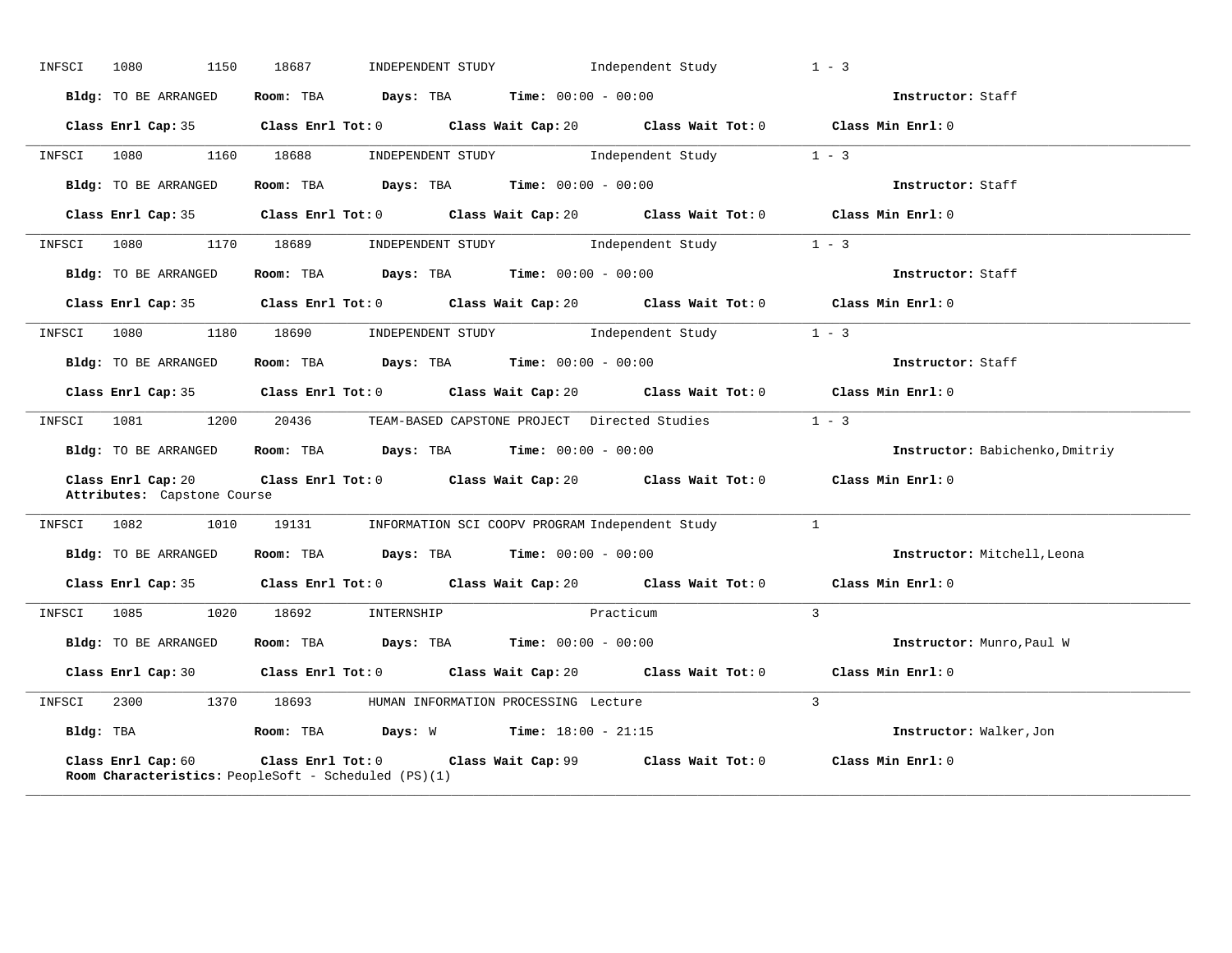INFSCI 1080 1150 18687 INDEPENDENT STUDY Independent Study 1 - 3

**Bldg:** TO BE ARRANGED **Room:** TBA **Days:** TBA **Time:** 00:00 - 00:00 **Instructor:** Staff

**Class Enrl Cap:** 35 **Class Enrl Tot:** 0 **Class Wait Cap:** 20 **Class Wait Tot:** 0 **Class Min Enrl:** 0

---

INFSCI 1080 1160 18688 INDEPENDENT STUDY Independent Study 1 - 3

**Bldg:** TO BE ARRANGED **Room:** TBA **Days:** TBA **Time:** 00:00 - 00:00 **Instructor:** Staff

**Class Enrl Cap:** 35 **Class Enrl Tot:** 0 **Class Wait Cap:** 20 **Class Wait Tot:** 0 **Class Min Enrl:** 0

---

INFSCI 1080 1170 18689 INDEPENDENT STUDY Independent Study 1 - 3

**Bldg:** TO BE ARRANGED **Room:** TBA **Days:** TBA **Time:** 00:00 - 00:00 **Instructor:** Staff

**Class Enrl Cap:** 35 **Class Enrl Tot:** 0 **Class Wait Cap:** 20 **Class Wait Tot:** 0 **Class Min Enrl:** 0

---

INFSCI 1080 1180 18690 INDEPENDENT STUDY Independent Study 1 - 3

**Bldg:** TO BE ARRANGED **Room:** TBA **Days:** TBA **Time:** 00:00 - 00:00 **Instructor:** Staff

**Class Enrl Cap:** 35 **Class Enrl Tot:** 0 **Class Wait Cap:** 20 **Class Wait Tot:** 0 **Class Min Enrl:** 0

---

INFSCI 1081 1200 20436 TEAM-BASED CAPSTONE PROJECT Directed Studies 1 - 3

**Bldg:** TO BE ARRANGED **Room:** TBA **Days:** TBA **Time:** 00:00 - 00:00 **Instructor:** Babichenko,Dmitriy

**Class Enrl Cap:** 20 **Class Enrl Tot:** 0 **Class Wait Cap:** 20 **Class Wait Tot:** 0 **Class Min Enrl:** 0
**Attributes:** Capstone Course

---

INFSCI 1082 1010 19131 INFORMATION SCI COOPV PROGRAM Independent Study 1

**Bldg:** TO BE ARRANGED **Room:** TBA **Days:** TBA **Time:** 00:00 - 00:00 **Instructor:** Mitchell,Leona

**Class Enrl Cap:** 35 **Class Enrl Tot:** 0 **Class Wait Cap:** 20 **Class Wait Tot:** 0 **Class Min Enrl:** 0

---

INFSCI 1085 1020 18692 INTERNSHIP Practicum 3

**Bldg:** TO BE ARRANGED **Room:** TBA **Days:** TBA **Time:** 00:00 - 00:00 **Instructor:** Munro,Paul W

**Class Enrl Cap:** 30 **Class Enrl Tot:** 0 **Class Wait Cap:** 20 **Class Wait Tot:** 0 **Class Min Enrl:** 0

---

INFSCI 2300 1370 18693 HUMAN INFORMATION PROCESSING Lecture 3

**Bldg:** TBA **Room:** TBA **Days:** W **Time:** 18:00 - 21:15 **Instructor:** Walker,Jon

**Class Enrl Cap:** 60 **Class Enrl Tot:** 0 **Class Wait Cap:** 99 **Class Wait Tot:** 0 **Class Min Enrl:** 0
**Room Characteristics:** PeopleSoft - Scheduled (PS)(1)

---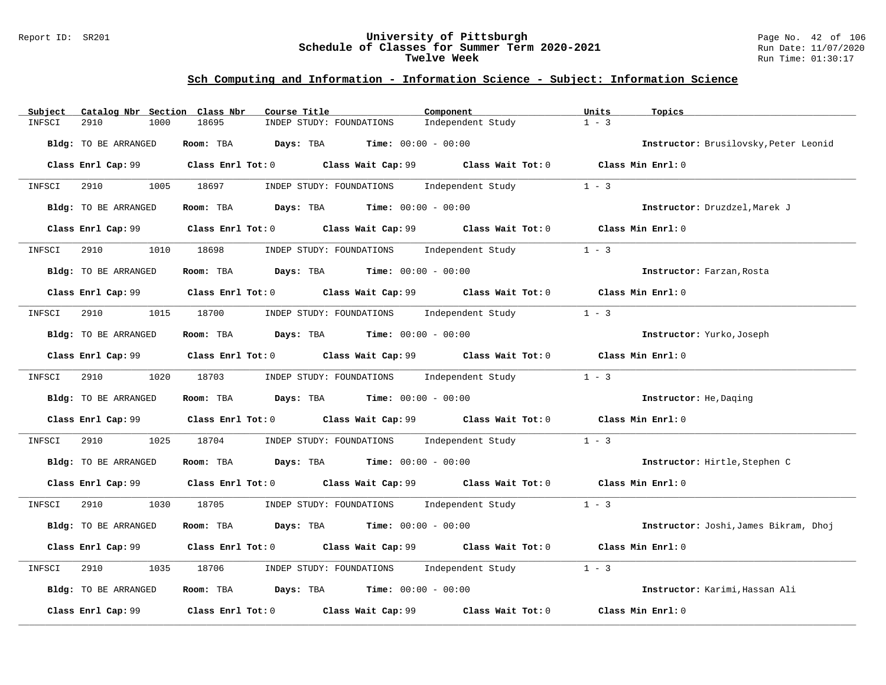## Sch Computing and Information - Information Science - Subject: Information Science

| Subject | Catalog Nbr | Section | Class Nbr | Course Title | Component | Units | Topics |
|---|---|---|---|---|---|---|---|
| INFSCI | 2910 | 1000 | 18695 | INDEP STUDY: FOUNDATIONS | Independent Study | 1 - 3 | |

**Bldg:** TO BE ARRANGED **Room:** TBA **Days:** TBA **Time:** 00:00 - 00:00 **Instructor:** Brusilovsky,Peter Leonid

**Class Enrl Cap:** 99 **Class Enrl Tot:** 0 **Class Wait Cap:** 99 **Class Wait Tot:** 0 **Class Min Enrl:** 0

---

| Subject | Catalog Nbr | Section | Class Nbr | Course Title | Component | Units | Topics |
|---|---|---|---|---|---|---|---|
| INFSCI | 2910 | 1005 | 18697 | INDEP STUDY: FOUNDATIONS | Independent Study | 1 - 3 | |

**Bldg:** TO BE ARRANGED **Room:** TBA **Days:** TBA **Time:** 00:00 - 00:00 **Instructor:** Druzdzel,Marek J

**Class Enrl Cap:** 99 **Class Enrl Tot:** 0 **Class Wait Cap:** 99 **Class Wait Tot:** 0 **Class Min Enrl:** 0

---

| Subject | Catalog Nbr | Section | Class Nbr | Course Title | Component | Units | Topics |
|---|---|---|---|---|---|---|---|
| INFSCI | 2910 | 1010 | 18698 | INDEP STUDY: FOUNDATIONS | Independent Study | 1 - 3 | |

**Bldg:** TO BE ARRANGED **Room:** TBA **Days:** TBA **Time:** 00:00 - 00:00 **Instructor:** Farzan,Rosta

**Class Enrl Cap:** 99 **Class Enrl Tot:** 0 **Class Wait Cap:** 99 **Class Wait Tot:** 0 **Class Min Enrl:** 0

---

| Subject | Catalog Nbr | Section | Class Nbr | Course Title | Component | Units | Topics |
|---|---|---|---|---|---|---|---|
| INFSCI | 2910 | 1015 | 18700 | INDEP STUDY: FOUNDATIONS | Independent Study | 1 - 3 | |

**Bldg:** TO BE ARRANGED **Room:** TBA **Days:** TBA **Time:** 00:00 - 00:00 **Instructor:** Yurko,Joseph

**Class Enrl Cap:** 99 **Class Enrl Tot:** 0 **Class Wait Cap:** 99 **Class Wait Tot:** 0 **Class Min Enrl:** 0

---

| Subject | Catalog Nbr | Section | Class Nbr | Course Title | Component | Units | Topics |
|---|---|---|---|---|---|---|---|
| INFSCI | 2910 | 1020 | 18703 | INDEP STUDY: FOUNDATIONS | Independent Study | 1 - 3 | |

**Bldg:** TO BE ARRANGED **Room:** TBA **Days:** TBA **Time:** 00:00 - 00:00 **Instructor:** He,Daqing

**Class Enrl Cap:** 99 **Class Enrl Tot:** 0 **Class Wait Cap:** 99 **Class Wait Tot:** 0 **Class Min Enrl:** 0

---

| Subject | Catalog Nbr | Section | Class Nbr | Course Title | Component | Units | Topics |
|---|---|---|---|---|---|---|---|
| INFSCI | 2910 | 1025 | 18704 | INDEP STUDY: FOUNDATIONS | Independent Study | 1 - 3 | |

**Bldg:** TO BE ARRANGED **Room:** TBA **Days:** TBA **Time:** 00:00 - 00:00 **Instructor:** Hirtle,Stephen C

**Class Enrl Cap:** 99 **Class Enrl Tot:** 0 **Class Wait Cap:** 99 **Class Wait Tot:** 0 **Class Min Enrl:** 0

---

| Subject | Catalog Nbr | Section | Class Nbr | Course Title | Component | Units | Topics |
|---|---|---|---|---|---|---|---|
| INFSCI | 2910 | 1030 | 18705 | INDEP STUDY: FOUNDATIONS | Independent Study | 1 - 3 | |

**Bldg:** TO BE ARRANGED **Room:** TBA **Days:** TBA **Time:** 00:00 - 00:00 **Instructor:** Joshi,James Bikram, Dhoj

**Class Enrl Cap:** 99 **Class Enrl Tot:** 0 **Class Wait Cap:** 99 **Class Wait Tot:** 0 **Class Min Enrl:** 0

---

| Subject | Catalog Nbr | Section | Class Nbr | Course Title | Component | Units | Topics |
|---|---|---|---|---|---|---|---|
| INFSCI | 2910 | 1035 | 18706 | INDEP STUDY: FOUNDATIONS | Independent Study | 1 - 3 | |

**Bldg:** TO BE ARRANGED **Room:** TBA **Days:** TBA **Time:** 00:00 - 00:00 **Instructor:** Karimi,Hassan Ali

**Class Enrl Cap:** 99 **Class Enrl Tot:** 0 **Class Wait Cap:** 99 **Class Wait Tot:** 0 **Class Min Enrl:** 0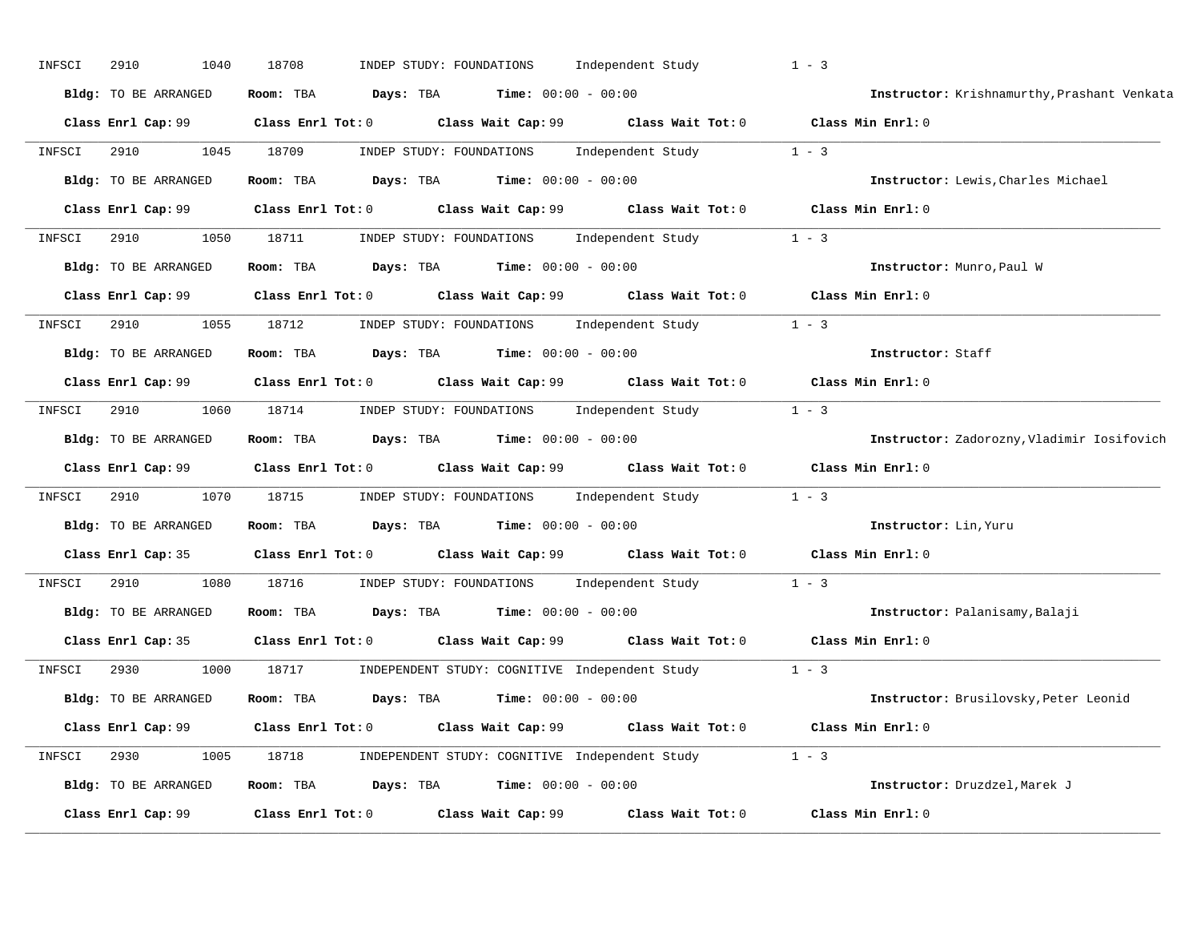INFSCI 2910 1040 18708 INDEP STUDY: FOUNDATIONS Independent Study 1 - 3

**Bldg:** TO BE ARRANGED **Room:** TBA **Days:** TBA **Time:** 00:00 - 00:00 **Instructor:** Krishnamurthy,Prashant Venkata

**Class Enrl Cap:** 99 **Class Enrl Tot:** 0 **Class Wait Cap:** 99 **Class Wait Tot:** 0 **Class Min Enrl:** 0

---

INFSCI 2910 1045 18709 INDEP STUDY: FOUNDATIONS Independent Study 1 - 3

**Bldg:** TO BE ARRANGED **Room:** TBA **Days:** TBA **Time:** 00:00 - 00:00 **Instructor:** Lewis,Charles Michael

**Class Enrl Cap:** 99 **Class Enrl Tot:** 0 **Class Wait Cap:** 99 **Class Wait Tot:** 0 **Class Min Enrl:** 0

---

INFSCI 2910 1050 18711 INDEP STUDY: FOUNDATIONS Independent Study 1 - 3

**Bldg:** TO BE ARRANGED **Room:** TBA **Days:** TBA **Time:** 00:00 - 00:00 **Instructor:** Munro,Paul W

**Class Enrl Cap:** 99 **Class Enrl Tot:** 0 **Class Wait Cap:** 99 **Class Wait Tot:** 0 **Class Min Enrl:** 0

---

INFSCI 2910 1055 18712 INDEP STUDY: FOUNDATIONS Independent Study 1 - 3

**Bldg:** TO BE ARRANGED **Room:** TBA **Days:** TBA **Time:** 00:00 - 00:00 **Instructor:** Staff

**Class Enrl Cap:** 99 **Class Enrl Tot:** 0 **Class Wait Cap:** 99 **Class Wait Tot:** 0 **Class Min Enrl:** 0

---

INFSCI 2910 1060 18714 INDEP STUDY: FOUNDATIONS Independent Study 1 - 3

**Bldg:** TO BE ARRANGED **Room:** TBA **Days:** TBA **Time:** 00:00 - 00:00 **Instructor:** Zadorozny,Vladimir Iosifovich

**Class Enrl Cap:** 99 **Class Enrl Tot:** 0 **Class Wait Cap:** 99 **Class Wait Tot:** 0 **Class Min Enrl:** 0

---

INFSCI 2910 1070 18715 INDEP STUDY: FOUNDATIONS Independent Study 1 - 3

**Bldg:** TO BE ARRANGED **Room:** TBA **Days:** TBA **Time:** 00:00 - 00:00 **Instructor:** Lin,Yuru

**Class Enrl Cap:** 35 **Class Enrl Tot:** 0 **Class Wait Cap:** 99 **Class Wait Tot:** 0 **Class Min Enrl:** 0

---

INFSCI 2910 1080 18716 INDEP STUDY: FOUNDATIONS Independent Study 1 - 3

**Bldg:** TO BE ARRANGED **Room:** TBA **Days:** TBA **Time:** 00:00 - 00:00 **Instructor:** Palanisamy,Balaji

**Class Enrl Cap:** 35 **Class Enrl Tot:** 0 **Class Wait Cap:** 99 **Class Wait Tot:** 0 **Class Min Enrl:** 0

---

INFSCI 2930 1000 18717 INDEPENDENT STUDY: COGNITIVE Independent Study 1 - 3

**Bldg:** TO BE ARRANGED **Room:** TBA **Days:** TBA **Time:** 00:00 - 00:00 **Instructor:** Brusilovsky,Peter Leonid

**Class Enrl Cap:** 99 **Class Enrl Tot:** 0 **Class Wait Cap:** 99 **Class Wait Tot:** 0 **Class Min Enrl:** 0

---

INFSCI 2930 1005 18718 INDEPENDENT STUDY: COGNITIVE Independent Study 1 - 3

**Bldg:** TO BE ARRANGED **Room:** TBA **Days:** TBA **Time:** 00:00 - 00:00 **Instructor:** Druzdzel,Marek J

**Class Enrl Cap:** 99 **Class Enrl Tot:** 0 **Class Wait Cap:** 99 **Class Wait Tot:** 0 **Class Min Enrl:** 0

---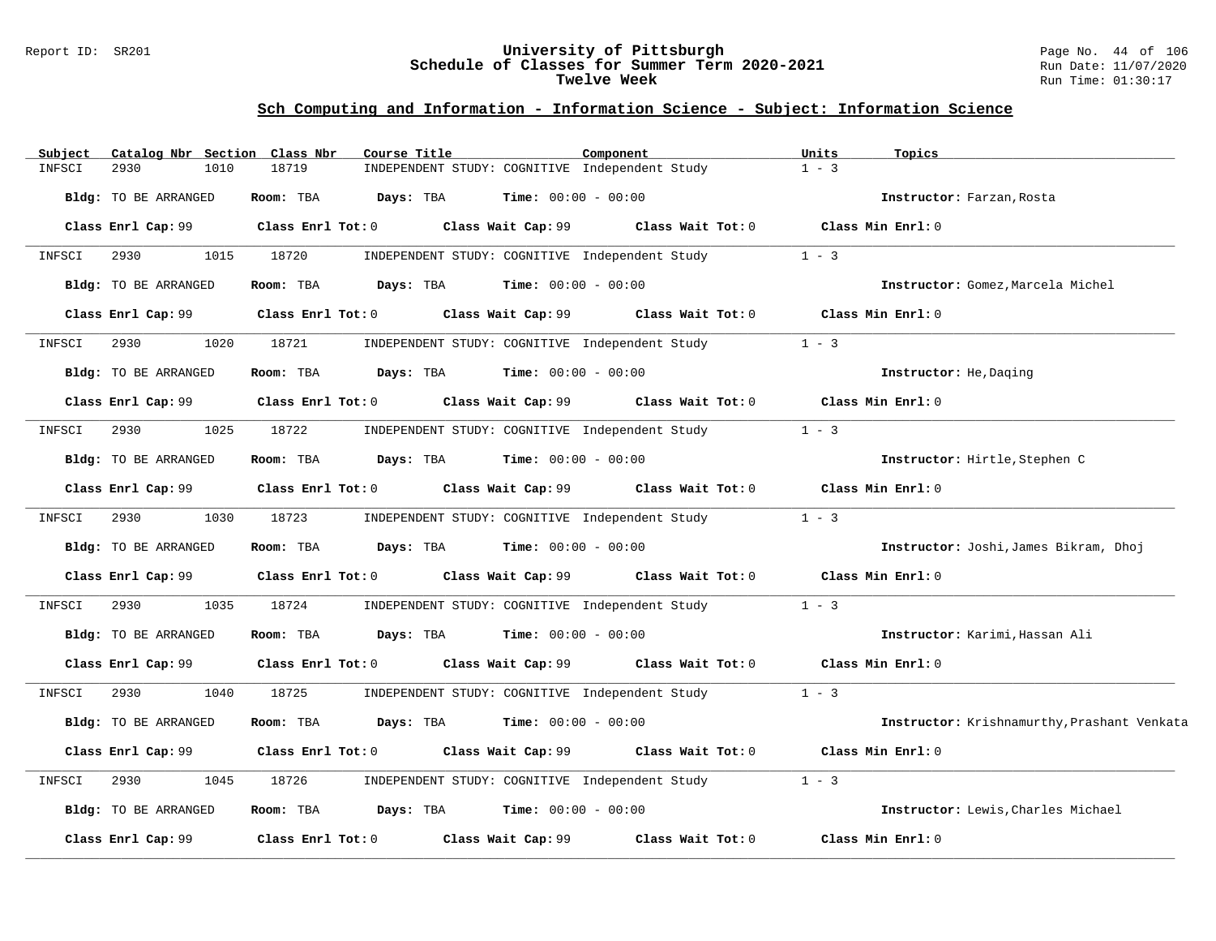# University of Pittsburgh
## Schedule of Classes for Summer Term 2020-2021
### Twelve Week

Report ID: SR201

Run Date: 11/07/2020
Run Time: 01:30:17

## Sch Computing and Information - Information Science - Subject: Information Science

| Subject | Catalog Nbr | Section | Class Nbr | Course Title | Component | Units | Topics |
|---|---|---|---|---|---|---|---|
| INFSCI | 2930 | 1010 | 18719 | INDEPENDENT STUDY: COGNITIVE | Independent Study | 1 - 3 | |

**Bldg:** TO BE ARRANGED **Room:** TBA **Days:** TBA **Time:** 00:00 - 00:00 **Instructor:** Farzan,Rosta

**Class Enrl Cap:** 99 **Class Enrl Tot:** 0 **Class Wait Cap:** 99 **Class Wait Tot:** 0 **Class Min Enrl:** 0

| Subject | Catalog Nbr | Section | Class Nbr | Course Title | Component | Units | Topics |
|---|---|---|---|---|---|---|---|
| INFSCI | 2930 | 1015 | 18720 | INDEPENDENT STUDY: COGNITIVE | Independent Study | 1 - 3 | |

**Bldg:** TO BE ARRANGED **Room:** TBA **Days:** TBA **Time:** 00:00 - 00:00 **Instructor:** Gomez,Marcela Michel

**Class Enrl Cap:** 99 **Class Enrl Tot:** 0 **Class Wait Cap:** 99 **Class Wait Tot:** 0 **Class Min Enrl:** 0

| Subject | Catalog Nbr | Section | Class Nbr | Course Title | Component | Units | Topics |
|---|---|---|---|---|---|---|---|
| INFSCI | 2930 | 1020 | 18721 | INDEPENDENT STUDY: COGNITIVE | Independent Study | 1 - 3 | |

**Bldg:** TO BE ARRANGED **Room:** TBA **Days:** TBA **Time:** 00:00 - 00:00 **Instructor:** He,Daqing

**Class Enrl Cap:** 99 **Class Enrl Tot:** 0 **Class Wait Cap:** 99 **Class Wait Tot:** 0 **Class Min Enrl:** 0

| Subject | Catalog Nbr | Section | Class Nbr | Course Title | Component | Units | Topics |
|---|---|---|---|---|---|---|---|
| INFSCI | 2930 | 1025 | 18722 | INDEPENDENT STUDY: COGNITIVE | Independent Study | 1 - 3 | |

**Bldg:** TO BE ARRANGED **Room:** TBA **Days:** TBA **Time:** 00:00 - 00:00 **Instructor:** Hirtle,Stephen C

**Class Enrl Cap:** 99 **Class Enrl Tot:** 0 **Class Wait Cap:** 99 **Class Wait Tot:** 0 **Class Min Enrl:** 0

| Subject | Catalog Nbr | Section | Class Nbr | Course Title | Component | Units | Topics |
|---|---|---|---|---|---|---|---|
| INFSCI | 2930 | 1030 | 18723 | INDEPENDENT STUDY: COGNITIVE | Independent Study | 1 - 3 | |

**Bldg:** TO BE ARRANGED **Room:** TBA **Days:** TBA **Time:** 00:00 - 00:00 **Instructor:** Joshi,James Bikram, Dhoj

**Class Enrl Cap:** 99 **Class Enrl Tot:** 0 **Class Wait Cap:** 99 **Class Wait Tot:** 0 **Class Min Enrl:** 0

| Subject | Catalog Nbr | Section | Class Nbr | Course Title | Component | Units | Topics |
|---|---|---|---|---|---|---|---|
| INFSCI | 2930 | 1035 | 18724 | INDEPENDENT STUDY: COGNITIVE | Independent Study | 1 - 3 | |

**Bldg:** TO BE ARRANGED **Room:** TBA **Days:** TBA **Time:** 00:00 - 00:00 **Instructor:** Karimi,Hassan Ali

**Class Enrl Cap:** 99 **Class Enrl Tot:** 0 **Class Wait Cap:** 99 **Class Wait Tot:** 0 **Class Min Enrl:** 0

| Subject | Catalog Nbr | Section | Class Nbr | Course Title | Component | Units | Topics |
|---|---|---|---|---|---|---|---|
| INFSCI | 2930 | 1040 | 18725 | INDEPENDENT STUDY: COGNITIVE | Independent Study | 1 - 3 | |

**Bldg:** TO BE ARRANGED **Room:** TBA **Days:** TBA **Time:** 00:00 - 00:00 **Instructor:** Krishnamurthy,Prashant Venkata

**Class Enrl Cap:** 99 **Class Enrl Tot:** 0 **Class Wait Cap:** 99 **Class Wait Tot:** 0 **Class Min Enrl:** 0

| Subject | Catalog Nbr | Section | Class Nbr | Course Title | Component | Units | Topics |
|---|---|---|---|---|---|---|---|
| INFSCI | 2930 | 1045 | 18726 | INDEPENDENT STUDY: COGNITIVE | Independent Study | 1 - 3 | |

**Bldg:** TO BE ARRANGED **Room:** TBA **Days:** TBA **Time:** 00:00 - 00:00 **Instructor:** Lewis,Charles Michael

**Class Enrl Cap:** 99 **Class Enrl Tot:** 0 **Class Wait Cap:** 99 **Class Wait Tot:** 0 **Class Min Enrl:** 0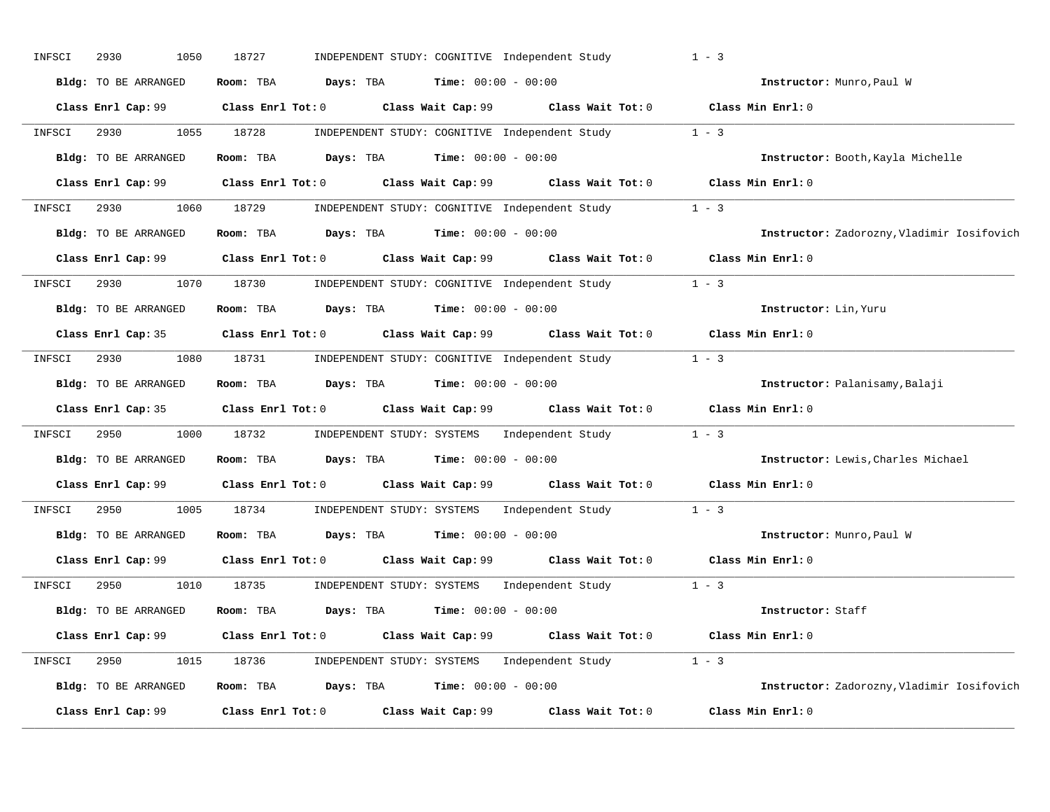INFSCI 2930 1050 18727 INDEPENDENT STUDY: COGNITIVE Independent Study 1 - 3

**Bldg:** TO BE ARRANGED **Room:** TBA **Days:** TBA **Time:** 00:00 - 00:00 **Instructor:** Munro,Paul W

**Class Enrl Cap:** 99 **Class Enrl Tot:** 0 **Class Wait Cap:** 99 **Class Wait Tot:** 0 **Class Min Enrl:** 0

---

INFSCI 2930 1055 18728 INDEPENDENT STUDY: COGNITIVE Independent Study 1 - 3

**Bldg:** TO BE ARRANGED **Room:** TBA **Days:** TBA **Time:** 00:00 - 00:00 **Instructor:** Booth,Kayla Michelle

**Class Enrl Cap:** 99 **Class Enrl Tot:** 0 **Class Wait Cap:** 99 **Class Wait Tot:** 0 **Class Min Enrl:** 0

---

INFSCI 2930 1060 18729 INDEPENDENT STUDY: COGNITIVE Independent Study 1 - 3

**Bldg:** TO BE ARRANGED **Room:** TBA **Days:** TBA **Time:** 00:00 - 00:00 **Instructor:** Zadorozny,Vladimir Iosifovich

**Class Enrl Cap:** 99 **Class Enrl Tot:** 0 **Class Wait Cap:** 99 **Class Wait Tot:** 0 **Class Min Enrl:** 0

---

INFSCI 2930 1070 18730 INDEPENDENT STUDY: COGNITIVE Independent Study 1 - 3

**Bldg:** TO BE ARRANGED **Room:** TBA **Days:** TBA **Time:** 00:00 - 00:00 **Instructor:** Lin,Yuru

**Class Enrl Cap:** 35 **Class Enrl Tot:** 0 **Class Wait Cap:** 99 **Class Wait Tot:** 0 **Class Min Enrl:** 0

---

INFSCI 2930 1080 18731 INDEPENDENT STUDY: COGNITIVE Independent Study 1 - 3

**Bldg:** TO BE ARRANGED **Room:** TBA **Days:** TBA **Time:** 00:00 - 00:00 **Instructor:** Palanisamy,Balaji

**Class Enrl Cap:** 35 **Class Enrl Tot:** 0 **Class Wait Cap:** 99 **Class Wait Tot:** 0 **Class Min Enrl:** 0

---

INFSCI 2950 1000 18732 INDEPENDENT STUDY: SYSTEMS Independent Study 1 - 3

**Bldg:** TO BE ARRANGED **Room:** TBA **Days:** TBA **Time:** 00:00 - 00:00 **Instructor:** Lewis,Charles Michael

**Class Enrl Cap:** 99 **Class Enrl Tot:** 0 **Class Wait Cap:** 99 **Class Wait Tot:** 0 **Class Min Enrl:** 0

---

INFSCI 2950 1005 18734 INDEPENDENT STUDY: SYSTEMS Independent Study 1 - 3

**Bldg:** TO BE ARRANGED **Room:** TBA **Days:** TBA **Time:** 00:00 - 00:00 **Instructor:** Munro,Paul W

**Class Enrl Cap:** 99 **Class Enrl Tot:** 0 **Class Wait Cap:** 99 **Class Wait Tot:** 0 **Class Min Enrl:** 0

---

INFSCI 2950 1010 18735 INDEPENDENT STUDY: SYSTEMS Independent Study 1 - 3

**Bldg:** TO BE ARRANGED **Room:** TBA **Days:** TBA **Time:** 00:00 - 00:00 **Instructor:** Staff

**Class Enrl Cap:** 99 **Class Enrl Tot:** 0 **Class Wait Cap:** 99 **Class Wait Tot:** 0 **Class Min Enrl:** 0

---

INFSCI 2950 1015 18736 INDEPENDENT STUDY: SYSTEMS Independent Study 1 - 3

**Bldg:** TO BE ARRANGED **Room:** TBA **Days:** TBA **Time:** 00:00 - 00:00 **Instructor:** Zadorozny,Vladimir Iosifovich

**Class Enrl Cap:** 99 **Class Enrl Tot:** 0 **Class Wait Cap:** 99 **Class Wait Tot:** 0 **Class Min Enrl:** 0

---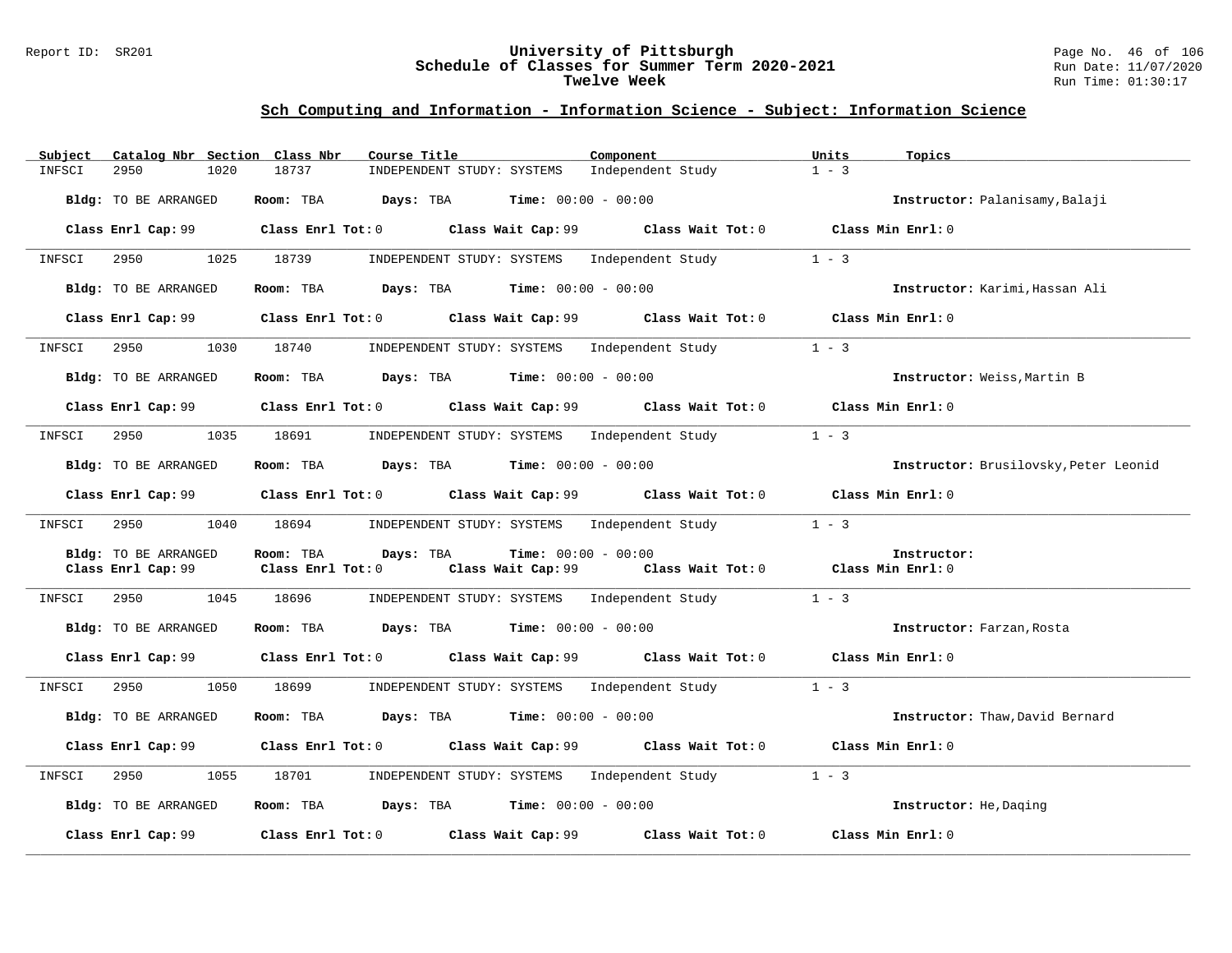## Sch Computing and Information - Information Science - Subject: Information Science

| Subject | Catalog Nbr | Section | Class Nbr | Course Title | Component | Units | Topics |
|---|---|---|---|---|---|---|---|
| INFSCI | 2950 | 1020 | 18737 | INDEPENDENT STUDY: SYSTEMS | Independent Study | 1 - 3 | |

**Bldg:** TO BE ARRANGED **Room:** TBA **Days:** TBA **Time:** 00:00 - 00:00 **Instructor:** Palanisamy,Balaji

**Class Enrl Cap:** 99 **Class Enrl Tot:** 0 **Class Wait Cap:** 99 **Class Wait Tot:** 0 **Class Min Enrl:** 0

---

| Subject | Catalog Nbr | Section | Class Nbr | Course Title | Component | Units | Topics |
|---|---|---|---|---|---|---|---|
| INFSCI | 2950 | 1025 | 18739 | INDEPENDENT STUDY: SYSTEMS | Independent Study | 1 - 3 | |

**Bldg:** TO BE ARRANGED **Room:** TBA **Days:** TBA **Time:** 00:00 - 00:00 **Instructor:** Karimi,Hassan Ali

**Class Enrl Cap:** 99 **Class Enrl Tot:** 0 **Class Wait Cap:** 99 **Class Wait Tot:** 0 **Class Min Enrl:** 0

---

| Subject | Catalog Nbr | Section | Class Nbr | Course Title | Component | Units | Topics |
|---|---|---|---|---|---|---|---|
| INFSCI | 2950 | 1030 | 18740 | INDEPENDENT STUDY: SYSTEMS | Independent Study | 1 - 3 | |

**Bldg:** TO BE ARRANGED **Room:** TBA **Days:** TBA **Time:** 00:00 - 00:00 **Instructor:** Weiss,Martin B

**Class Enrl Cap:** 99 **Class Enrl Tot:** 0 **Class Wait Cap:** 99 **Class Wait Tot:** 0 **Class Min Enrl:** 0

---

| Subject | Catalog Nbr | Section | Class Nbr | Course Title | Component | Units | Topics |
|---|---|---|---|---|---|---|---|
| INFSCI | 2950 | 1035 | 18691 | INDEPENDENT STUDY: SYSTEMS | Independent Study | 1 - 3 | |

**Bldg:** TO BE ARRANGED **Room:** TBA **Days:** TBA **Time:** 00:00 - 00:00 **Instructor:** Brusilovsky,Peter Leonid

**Class Enrl Cap:** 99 **Class Enrl Tot:** 0 **Class Wait Cap:** 99 **Class Wait Tot:** 0 **Class Min Enrl:** 0

---

| Subject | Catalog Nbr | Section | Class Nbr | Course Title | Component | Units | Topics |
|---|---|---|---|---|---|---|---|
| INFSCI | 2950 | 1040 | 18694 | INDEPENDENT STUDY: SYSTEMS | Independent Study | 1 - 3 | |

**Bldg:** TO BE ARRANGED **Room:** TBA **Days:** TBA **Time:** 00:00 - 00:00 **Instructor:**

**Class Enrl Cap:** 99 **Class Enrl Tot:** 0 **Class Wait Cap:** 99 **Class Wait Tot:** 0 **Class Min Enrl:** 0

---

| Subject | Catalog Nbr | Section | Class Nbr | Course Title | Component | Units | Topics |
|---|---|---|---|---|---|---|---|
| INFSCI | 2950 | 1045 | 18696 | INDEPENDENT STUDY: SYSTEMS | Independent Study | 1 - 3 | |

**Bldg:** TO BE ARRANGED **Room:** TBA **Days:** TBA **Time:** 00:00 - 00:00 **Instructor:** Farzan,Rosta

**Class Enrl Cap:** 99 **Class Enrl Tot:** 0 **Class Wait Cap:** 99 **Class Wait Tot:** 0 **Class Min Enrl:** 0

---

| Subject | Catalog Nbr | Section | Class Nbr | Course Title | Component | Units | Topics |
|---|---|---|---|---|---|---|---|
| INFSCI | 2950 | 1050 | 18699 | INDEPENDENT STUDY: SYSTEMS | Independent Study | 1 - 3 | |

**Bldg:** TO BE ARRANGED **Room:** TBA **Days:** TBA **Time:** 00:00 - 00:00 **Instructor:** Thaw,David Bernard

**Class Enrl Cap:** 99 **Class Enrl Tot:** 0 **Class Wait Cap:** 99 **Class Wait Tot:** 0 **Class Min Enrl:** 0

---

| Subject | Catalog Nbr | Section | Class Nbr | Course Title | Component | Units | Topics |
|---|---|---|---|---|---|---|---|
| INFSCI | 2950 | 1055 | 18701 | INDEPENDENT STUDY: SYSTEMS | Independent Study | 1 - 3 | |

**Bldg:** TO BE ARRANGED **Room:** TBA **Days:** TBA **Time:** 00:00 - 00:00 **Instructor:** He,Daqing

**Class Enrl Cap:** 99 **Class Enrl Tot:** 0 **Class Wait Cap:** 99 **Class Wait Tot:** 0 **Class Min Enrl:** 0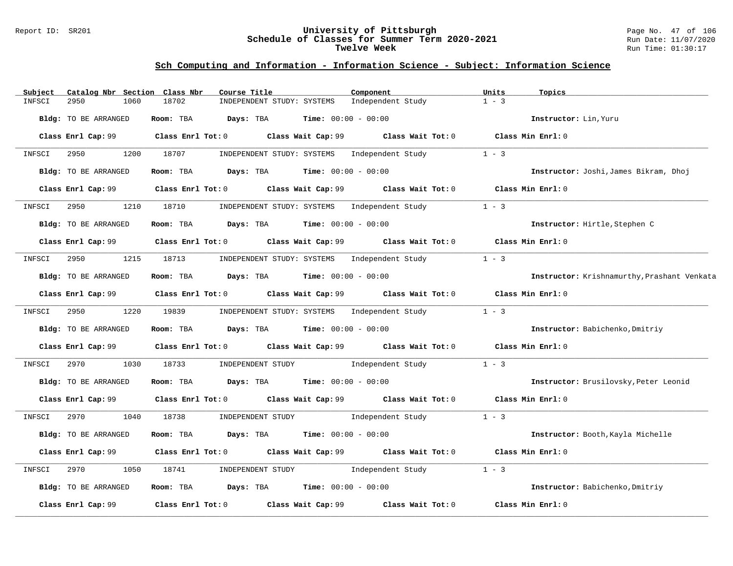## Sch Computing and Information - Information Science - Subject: Information Science

| Subject | Catalog Nbr | Section | Class Nbr | Course Title | Component | Units | Topics |
|---|---|---|---|---|---|---|---|
| INFSCI | 2950 | 1060 | 18702 | INDEPENDENT STUDY: SYSTEMS | Independent Study | 1 - 3 | |

**Bldg:** TO BE ARRANGED **Room:** TBA **Days:** TBA **Time:** 00:00 - 00:00 **Instructor:** Lin,Yuru

**Class Enrl Cap:** 99 **Class Enrl Tot:** 0 **Class Wait Cap:** 99 **Class Wait Tot:** 0 **Class Min Enrl:** 0

| Subject | Catalog Nbr | Section | Class Nbr | Course Title | Component | Units | Topics |
|---|---|---|---|---|---|---|---|
| INFSCI | 2950 | 1200 | 18707 | INDEPENDENT STUDY: SYSTEMS | Independent Study | 1 - 3 | |

**Bldg:** TO BE ARRANGED **Room:** TBA **Days:** TBA **Time:** 00:00 - 00:00 **Instructor:** Joshi,James Bikram, Dhoj

**Class Enrl Cap:** 99 **Class Enrl Tot:** 0 **Class Wait Cap:** 99 **Class Wait Tot:** 0 **Class Min Enrl:** 0

| Subject | Catalog Nbr | Section | Class Nbr | Course Title | Component | Units | Topics |
|---|---|---|---|---|---|---|---|
| INFSCI | 2950 | 1210 | 18710 | INDEPENDENT STUDY: SYSTEMS | Independent Study | 1 - 3 | |

**Bldg:** TO BE ARRANGED **Room:** TBA **Days:** TBA **Time:** 00:00 - 00:00 **Instructor:** Hirtle,Stephen C

**Class Enrl Cap:** 99 **Class Enrl Tot:** 0 **Class Wait Cap:** 99 **Class Wait Tot:** 0 **Class Min Enrl:** 0

| Subject | Catalog Nbr | Section | Class Nbr | Course Title | Component | Units | Topics |
|---|---|---|---|---|---|---|---|
| INFSCI | 2950 | 1215 | 18713 | INDEPENDENT STUDY: SYSTEMS | Independent Study | 1 - 3 | |

**Bldg:** TO BE ARRANGED **Room:** TBA **Days:** TBA **Time:** 00:00 - 00:00 **Instructor:** Krishnamurthy,Prashant Venkata

**Class Enrl Cap:** 99 **Class Enrl Tot:** 0 **Class Wait Cap:** 99 **Class Wait Tot:** 0 **Class Min Enrl:** 0

| Subject | Catalog Nbr | Section | Class Nbr | Course Title | Component | Units | Topics |
|---|---|---|---|---|---|---|---|
| INFSCI | 2950 | 1220 | 19839 | INDEPENDENT STUDY: SYSTEMS | Independent Study | 1 - 3 | |

**Bldg:** TO BE ARRANGED **Room:** TBA **Days:** TBA **Time:** 00:00 - 00:00 **Instructor:** Babichenko,Dmitriy

**Class Enrl Cap:** 99 **Class Enrl Tot:** 0 **Class Wait Cap:** 99 **Class Wait Tot:** 0 **Class Min Enrl:** 0

| Subject | Catalog Nbr | Section | Class Nbr | Course Title | Component | Units | Topics |
|---|---|---|---|---|---|---|---|
| INFSCI | 2970 | 1030 | 18733 | INDEPENDENT STUDY | Independent Study | 1 - 3 | |

**Bldg:** TO BE ARRANGED **Room:** TBA **Days:** TBA **Time:** 00:00 - 00:00 **Instructor:** Brusilovsky,Peter Leonid

**Class Enrl Cap:** 99 **Class Enrl Tot:** 0 **Class Wait Cap:** 99 **Class Wait Tot:** 0 **Class Min Enrl:** 0

| Subject | Catalog Nbr | Section | Class Nbr | Course Title | Component | Units | Topics |
|---|---|---|---|---|---|---|---|
| INFSCI | 2970 | 1040 | 18738 | INDEPENDENT STUDY | Independent Study | 1 - 3 | |

**Bldg:** TO BE ARRANGED **Room:** TBA **Days:** TBA **Time:** 00:00 - 00:00 **Instructor:** Booth,Kayla Michelle

**Class Enrl Cap:** 99 **Class Enrl Tot:** 0 **Class Wait Cap:** 99 **Class Wait Tot:** 0 **Class Min Enrl:** 0

| Subject | Catalog Nbr | Section | Class Nbr | Course Title | Component | Units | Topics |
|---|---|---|---|---|---|---|---|
| INFSCI | 2970 | 1050 | 18741 | INDEPENDENT STUDY | Independent Study | 1 - 3 | |

**Bldg:** TO BE ARRANGED **Room:** TBA **Days:** TBA **Time:** 00:00 - 00:00 **Instructor:** Babichenko,Dmitriy

**Class Enrl Cap:** 99 **Class Enrl Tot:** 0 **Class Wait Cap:** 99 **Class Wait Tot:** 0 **Class Min Enrl:** 0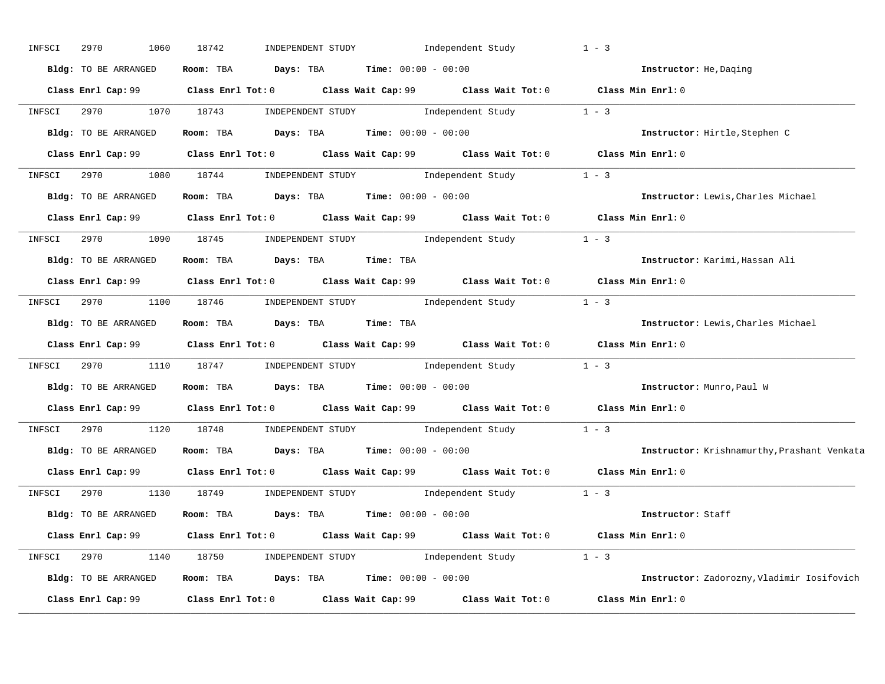INFSCI 2970 1060 18742 INDEPENDENT STUDY Independent Study 1 - 3

**Bldg:** TO BE ARRANGED **Room:** TBA **Days:** TBA **Time:** 00:00 - 00:00 **Instructor:** He,Daqing

**Class Enrl Cap:** 99 **Class Enrl Tot:** 0 **Class Wait Cap:** 99 **Class Wait Tot:** 0 **Class Min Enrl:** 0

---

INFSCI 2970 1070 18743 INDEPENDENT STUDY Independent Study 1 - 3

**Bldg:** TO BE ARRANGED **Room:** TBA **Days:** TBA **Time:** 00:00 - 00:00 **Instructor:** Hirtle,Stephen C

**Class Enrl Cap:** 99 **Class Enrl Tot:** 0 **Class Wait Cap:** 99 **Class Wait Tot:** 0 **Class Min Enrl:** 0

---

INFSCI 2970 1080 18744 INDEPENDENT STUDY Independent Study 1 - 3

**Bldg:** TO BE ARRANGED **Room:** TBA **Days:** TBA **Time:** 00:00 - 00:00 **Instructor:** Lewis,Charles Michael

**Class Enrl Cap:** 99 **Class Enrl Tot:** 0 **Class Wait Cap:** 99 **Class Wait Tot:** 0 **Class Min Enrl:** 0

---

INFSCI 2970 1090 18745 INDEPENDENT STUDY Independent Study 1 - 3

**Bldg:** TO BE ARRANGED **Room:** TBA **Days:** TBA **Time:** TBA **Instructor:** Karimi,Hassan Ali

**Class Enrl Cap:** 99 **Class Enrl Tot:** 0 **Class Wait Cap:** 99 **Class Wait Tot:** 0 **Class Min Enrl:** 0

---

INFSCI 2970 1100 18746 INDEPENDENT STUDY Independent Study 1 - 3

**Bldg:** TO BE ARRANGED **Room:** TBA **Days:** TBA **Time:** TBA **Instructor:** Lewis,Charles Michael

**Class Enrl Cap:** 99 **Class Enrl Tot:** 0 **Class Wait Cap:** 99 **Class Wait Tot:** 0 **Class Min Enrl:** 0

---

INFSCI 2970 1110 18747 INDEPENDENT STUDY Independent Study 1 - 3

**Bldg:** TO BE ARRANGED **Room:** TBA **Days:** TBA **Time:** 00:00 - 00:00 **Instructor:** Munro,Paul W

**Class Enrl Cap:** 99 **Class Enrl Tot:** 0 **Class Wait Cap:** 99 **Class Wait Tot:** 0 **Class Min Enrl:** 0

---

INFSCI 2970 1120 18748 INDEPENDENT STUDY Independent Study 1 - 3

**Bldg:** TO BE ARRANGED **Room:** TBA **Days:** TBA **Time:** 00:00 - 00:00 **Instructor:** Krishnamurthy,Prashant Venkata

**Class Enrl Cap:** 99 **Class Enrl Tot:** 0 **Class Wait Cap:** 99 **Class Wait Tot:** 0 **Class Min Enrl:** 0

---

INFSCI 2970 1130 18749 INDEPENDENT STUDY Independent Study 1 - 3

**Bldg:** TO BE ARRANGED **Room:** TBA **Days:** TBA **Time:** 00:00 - 00:00 **Instructor:** Staff

**Class Enrl Cap:** 99 **Class Enrl Tot:** 0 **Class Wait Cap:** 99 **Class Wait Tot:** 0 **Class Min Enrl:** 0

---

INFSCI 2970 1140 18750 INDEPENDENT STUDY Independent Study 1 - 3

**Bldg:** TO BE ARRANGED **Room:** TBA **Days:** TBA **Time:** 00:00 - 00:00 **Instructor:** Zadorozny,Vladimir Iosifovich

**Class Enrl Cap:** 99 **Class Enrl Tot:** 0 **Class Wait Cap:** 99 **Class Wait Tot:** 0 **Class Min Enrl:** 0

---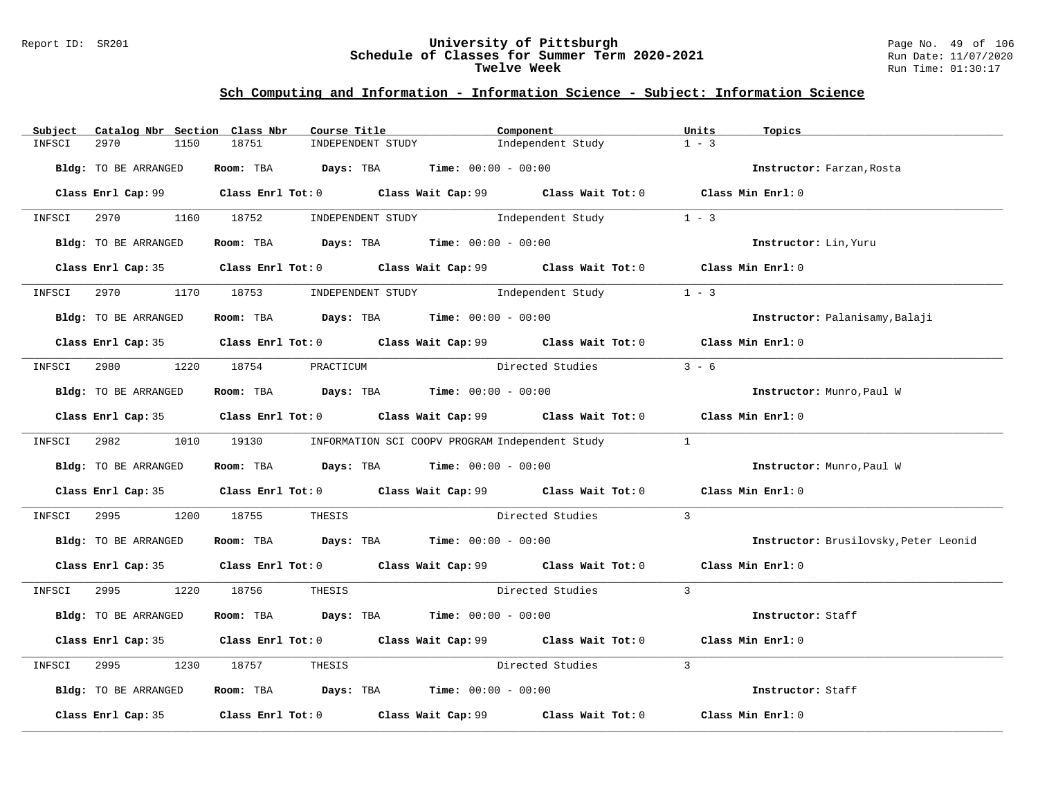# University of Pittsburgh
## Schedule of Classes for Summer Term 2020-2021
### Twelve Week

Report ID: SR201

## Sch Computing and Information - Information Science - Subject: Information Science

| Subject | Catalog Nbr | Section | Class Nbr | Course Title | Component | Units | Topics |
|---|---|---|---|---|---|---|---|
| INFSCI | 2970 | 1150 | 18751 | INDEPENDENT STUDY | Independent Study | 1 - 3 | |

**Bldg:** TO BE ARRANGED **Room:** TBA **Days:** TBA **Time:** 00:00 - 00:00 **Instructor:** Farzan,Rosta

**Class Enrl Cap:** 99 **Class Enrl Tot:** 0 **Class Wait Cap:** 99 **Class Wait Tot:** 0 **Class Min Enrl:** 0

| Subject | Catalog Nbr | Section | Class Nbr | Course Title | Component | Units | Topics |
|---|---|---|---|---|---|---|---|
| INFSCI | 2970 | 1160 | 18752 | INDEPENDENT STUDY | Independent Study | 1 - 3 | |

**Bldg:** TO BE ARRANGED **Room:** TBA **Days:** TBA **Time:** 00:00 - 00:00 **Instructor:** Lin,Yuru

**Class Enrl Cap:** 35 **Class Enrl Tot:** 0 **Class Wait Cap:** 99 **Class Wait Tot:** 0 **Class Min Enrl:** 0

| Subject | Catalog Nbr | Section | Class Nbr | Course Title | Component | Units | Topics |
|---|---|---|---|---|---|---|---|
| INFSCI | 2970 | 1170 | 18753 | INDEPENDENT STUDY | Independent Study | 1 - 3 | |

**Bldg:** TO BE ARRANGED **Room:** TBA **Days:** TBA **Time:** 00:00 - 00:00 **Instructor:** Palanisamy,Balaji

**Class Enrl Cap:** 35 **Class Enrl Tot:** 0 **Class Wait Cap:** 99 **Class Wait Tot:** 0 **Class Min Enrl:** 0

| Subject | Catalog Nbr | Section | Class Nbr | Course Title | Component | Units | Topics |
|---|---|---|---|---|---|---|---|
| INFSCI | 2980 | 1220 | 18754 | PRACTICUM | Directed Studies | 3 - 6 | |

**Bldg:** TO BE ARRANGED **Room:** TBA **Days:** TBA **Time:** 00:00 - 00:00 **Instructor:** Munro,Paul W

**Class Enrl Cap:** 35 **Class Enrl Tot:** 0 **Class Wait Cap:** 99 **Class Wait Tot:** 0 **Class Min Enrl:** 0

| Subject | Catalog Nbr | Section | Class Nbr | Course Title | Component | Units | Topics |
|---|---|---|---|---|---|---|---|
| INFSCI | 2982 | 1010 | 19130 | INFORMATION SCI COOPV PROGRAM | Independent Study | 1 | |

**Bldg:** TO BE ARRANGED **Room:** TBA **Days:** TBA **Time:** 00:00 - 00:00 **Instructor:** Munro,Paul W

**Class Enrl Cap:** 35 **Class Enrl Tot:** 0 **Class Wait Cap:** 99 **Class Wait Tot:** 0 **Class Min Enrl:** 0

| Subject | Catalog Nbr | Section | Class Nbr | Course Title | Component | Units | Topics |
|---|---|---|---|---|---|---|---|
| INFSCI | 2995 | 1200 | 18755 | THESIS | Directed Studies | 3 | |

**Bldg:** TO BE ARRANGED **Room:** TBA **Days:** TBA **Time:** 00:00 - 00:00 **Instructor:** Brusilovsky,Peter Leonid

**Class Enrl Cap:** 35 **Class Enrl Tot:** 0 **Class Wait Cap:** 99 **Class Wait Tot:** 0 **Class Min Enrl:** 0

| Subject | Catalog Nbr | Section | Class Nbr | Course Title | Component | Units | Topics |
|---|---|---|---|---|---|---|---|
| INFSCI | 2995 | 1220 | 18756 | THESIS | Directed Studies | 3 | |

**Bldg:** TO BE ARRANGED **Room:** TBA **Days:** TBA **Time:** 00:00 - 00:00 **Instructor:** Staff

**Class Enrl Cap:** 35 **Class Enrl Tot:** 0 **Class Wait Cap:** 99 **Class Wait Tot:** 0 **Class Min Enrl:** 0

| Subject | Catalog Nbr | Section | Class Nbr | Course Title | Component | Units | Topics |
|---|---|---|---|---|---|---|---|
| INFSCI | 2995 | 1230 | 18757 | THESIS | Directed Studies | 3 | |

**Bldg:** TO BE ARRANGED **Room:** TBA **Days:** TBA **Time:** 00:00 - 00:00 **Instructor:** Staff

**Class Enrl Cap:** 35 **Class Enrl Tot:** 0 **Class Wait Cap:** 99 **Class Wait Tot:** 0 **Class Min Enrl:** 0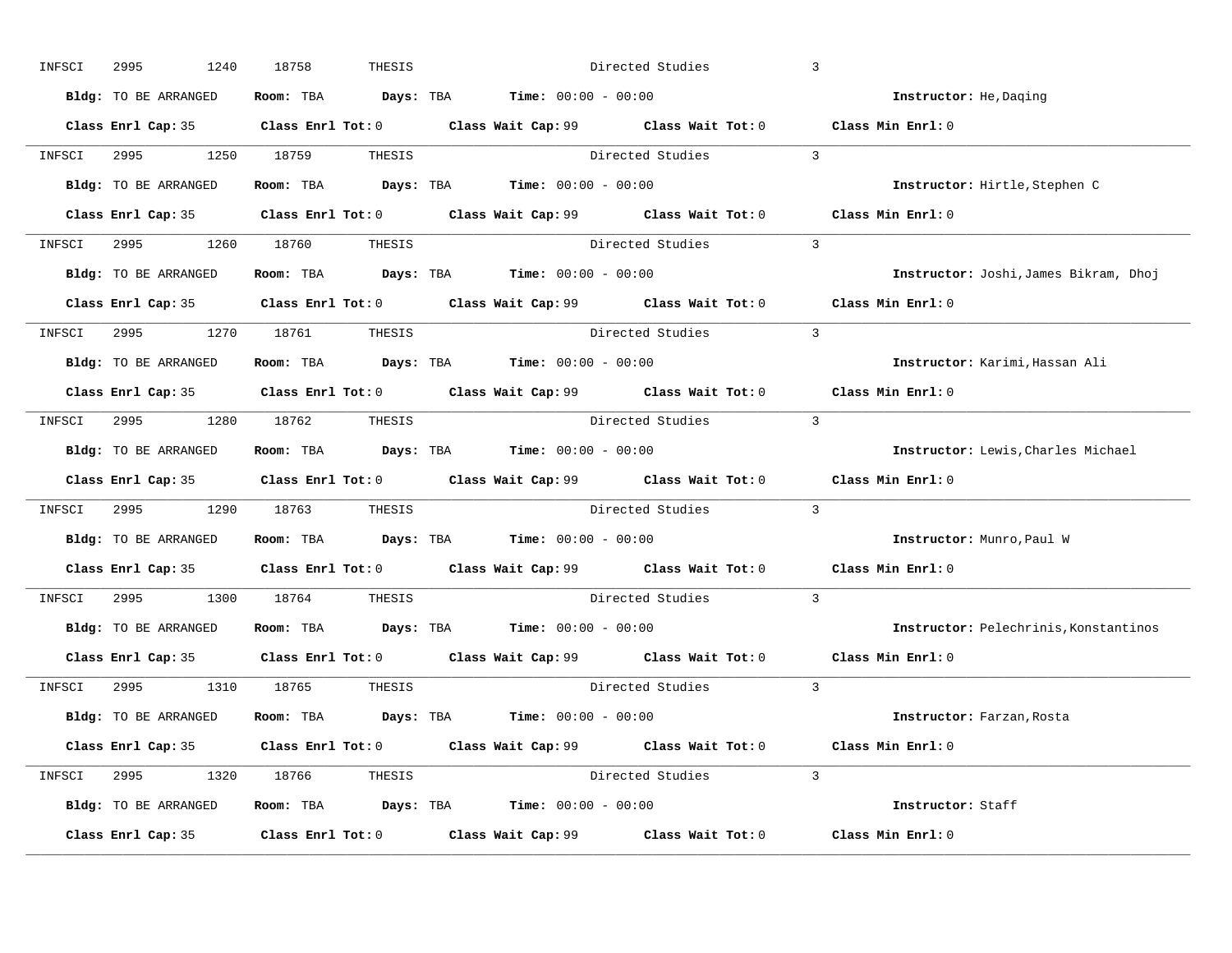INFSCI 2995 1240 18758 THESIS Directed Studies 3

**Bldg:** TO BE ARRANGED **Room:** TBA **Days:** TBA **Time:** 00:00 - 00:00 **Instructor:** He,Daqing

**Class Enrl Cap:** 35 **Class Enrl Tot:** 0 **Class Wait Cap:** 99 **Class Wait Tot:** 0 **Class Min Enrl:** 0

---

INFSCI 2995 1250 18759 THESIS Directed Studies 3

**Bldg:** TO BE ARRANGED **Room:** TBA **Days:** TBA **Time:** 00:00 - 00:00 **Instructor:** Hirtle,Stephen C

**Class Enrl Cap:** 35 **Class Enrl Tot:** 0 **Class Wait Cap:** 99 **Class Wait Tot:** 0 **Class Min Enrl:** 0

---

INFSCI 2995 1260 18760 THESIS Directed Studies 3

**Bldg:** TO BE ARRANGED **Room:** TBA **Days:** TBA **Time:** 00:00 - 00:00 **Instructor:** Joshi,James Bikram, Dhoj

**Class Enrl Cap:** 35 **Class Enrl Tot:** 0 **Class Wait Cap:** 99 **Class Wait Tot:** 0 **Class Min Enrl:** 0

---

INFSCI 2995 1270 18761 THESIS Directed Studies 3

**Bldg:** TO BE ARRANGED **Room:** TBA **Days:** TBA **Time:** 00:00 - 00:00 **Instructor:** Karimi,Hassan Ali

**Class Enrl Cap:** 35 **Class Enrl Tot:** 0 **Class Wait Cap:** 99 **Class Wait Tot:** 0 **Class Min Enrl:** 0

---

INFSCI 2995 1280 18762 THESIS Directed Studies 3

**Bldg:** TO BE ARRANGED **Room:** TBA **Days:** TBA **Time:** 00:00 - 00:00 **Instructor:** Lewis,Charles Michael

**Class Enrl Cap:** 35 **Class Enrl Tot:** 0 **Class Wait Cap:** 99 **Class Wait Tot:** 0 **Class Min Enrl:** 0

---

INFSCI 2995 1290 18763 THESIS Directed Studies 3

**Bldg:** TO BE ARRANGED **Room:** TBA **Days:** TBA **Time:** 00:00 - 00:00 **Instructor:** Munro,Paul W

**Class Enrl Cap:** 35 **Class Enrl Tot:** 0 **Class Wait Cap:** 99 **Class Wait Tot:** 0 **Class Min Enrl:** 0

---

INFSCI 2995 1300 18764 THESIS Directed Studies 3

**Bldg:** TO BE ARRANGED **Room:** TBA **Days:** TBA **Time:** 00:00 - 00:00 **Instructor:** Pelechrinis,Konstantinos

**Class Enrl Cap:** 35 **Class Enrl Tot:** 0 **Class Wait Cap:** 99 **Class Wait Tot:** 0 **Class Min Enrl:** 0

---

INFSCI 2995 1310 18765 THESIS Directed Studies 3

**Bldg:** TO BE ARRANGED **Room:** TBA **Days:** TBA **Time:** 00:00 - 00:00 **Instructor:** Farzan,Rosta

**Class Enrl Cap:** 35 **Class Enrl Tot:** 0 **Class Wait Cap:** 99 **Class Wait Tot:** 0 **Class Min Enrl:** 0

---

INFSCI 2995 1320 18766 THESIS Directed Studies 3

**Bldg:** TO BE ARRANGED **Room:** TBA **Days:** TBA **Time:** 00:00 - 00:00 **Instructor:** Staff

**Class Enrl Cap:** 35 **Class Enrl Tot:** 0 **Class Wait Cap:** 99 **Class Wait Tot:** 0 **Class Min Enrl:** 0

---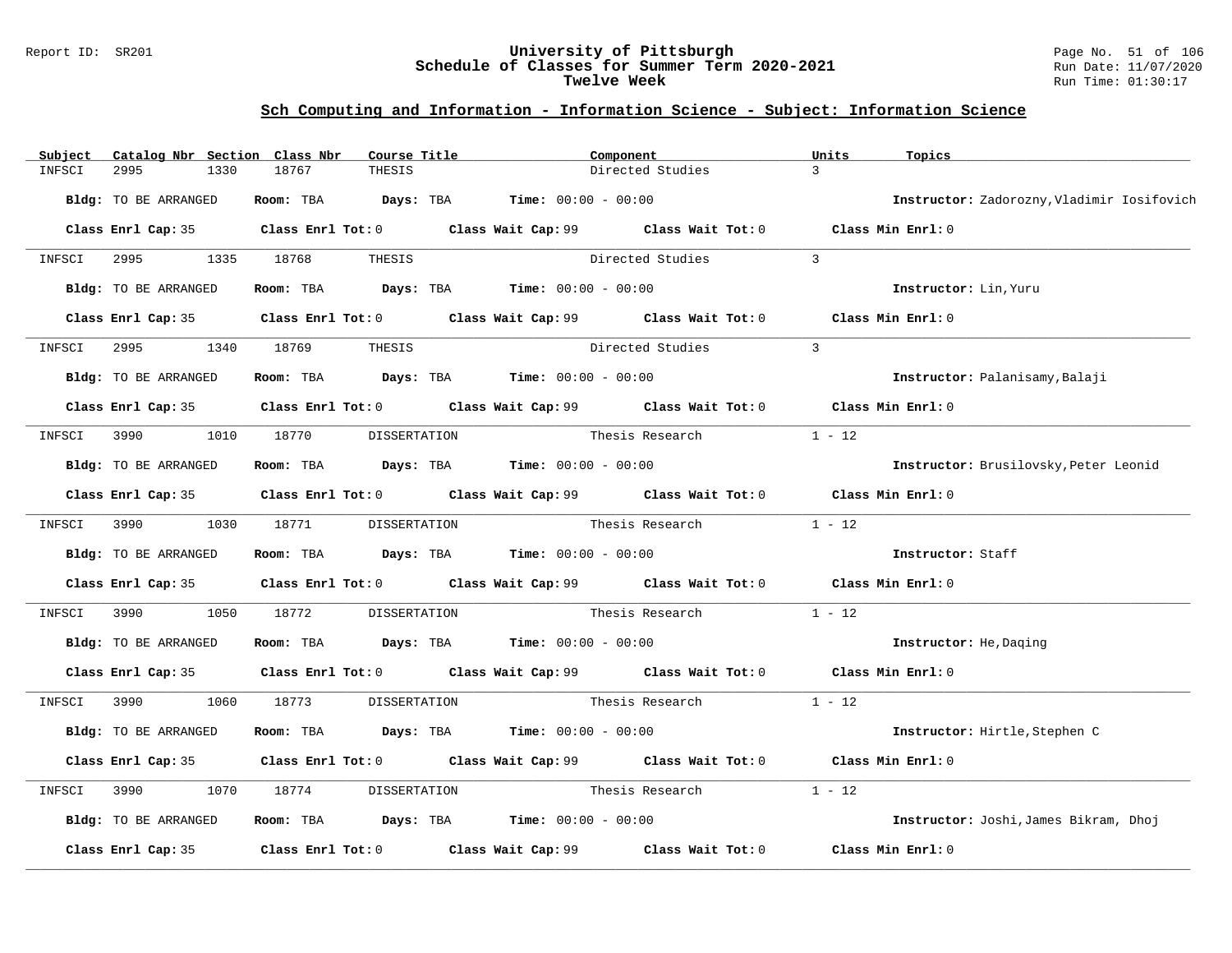## Sch Computing and Information - Information Science - Subject: Information Science

| Subject | Catalog Nbr | Section | Class Nbr | Course Title | Component | Units | Topics |
|---|---|---|---|---|---|---|---|
| INFSCI | 2995 | 1330 | 18767 | THESIS | Directed Studies | 3 | |

**Bldg:** TO BE ARRANGED **Room:** TBA **Days:** TBA **Time:** 00:00 - 00:00 **Instructor:** Zadorozny,Vladimir Iosifovich

**Class Enrl Cap:** 35 **Class Enrl Tot:** 0 **Class Wait Cap:** 99 **Class Wait Tot:** 0 **Class Min Enrl:** 0

| Subject | Catalog Nbr | Section | Class Nbr | Course Title | Component | Units | Topics |
|---|---|---|---|---|---|---|---|
| INFSCI | 2995 | 1335 | 18768 | THESIS | Directed Studies | 3 | |

**Bldg:** TO BE ARRANGED **Room:** TBA **Days:** TBA **Time:** 00:00 - 00:00 **Instructor:** Lin,Yuru

**Class Enrl Cap:** 35 **Class Enrl Tot:** 0 **Class Wait Cap:** 99 **Class Wait Tot:** 0 **Class Min Enrl:** 0

| Subject | Catalog Nbr | Section | Class Nbr | Course Title | Component | Units | Topics |
|---|---|---|---|---|---|---|---|
| INFSCI | 2995 | 1340 | 18769 | THESIS | Directed Studies | 3 | |

**Bldg:** TO BE ARRANGED **Room:** TBA **Days:** TBA **Time:** 00:00 - 00:00 **Instructor:** Palanisamy,Balaji

**Class Enrl Cap:** 35 **Class Enrl Tot:** 0 **Class Wait Cap:** 99 **Class Wait Tot:** 0 **Class Min Enrl:** 0

| Subject | Catalog Nbr | Section | Class Nbr | Course Title | Component | Units | Topics |
|---|---|---|---|---|---|---|---|
| INFSCI | 3990 | 1010 | 18770 | DISSERTATION | Thesis Research | 1 - 12 | |

**Bldg:** TO BE ARRANGED **Room:** TBA **Days:** TBA **Time:** 00:00 - 00:00 **Instructor:** Brusilovsky,Peter Leonid

**Class Enrl Cap:** 35 **Class Enrl Tot:** 0 **Class Wait Cap:** 99 **Class Wait Tot:** 0 **Class Min Enrl:** 0

| Subject | Catalog Nbr | Section | Class Nbr | Course Title | Component | Units | Topics |
|---|---|---|---|---|---|---|---|
| INFSCI | 3990 | 1030 | 18771 | DISSERTATION | Thesis Research | 1 - 12 | |

**Bldg:** TO BE ARRANGED **Room:** TBA **Days:** TBA **Time:** 00:00 - 00:00 **Instructor:** Staff

**Class Enrl Cap:** 35 **Class Enrl Tot:** 0 **Class Wait Cap:** 99 **Class Wait Tot:** 0 **Class Min Enrl:** 0

| Subject | Catalog Nbr | Section | Class Nbr | Course Title | Component | Units | Topics |
|---|---|---|---|---|---|---|---|
| INFSCI | 3990 | 1050 | 18772 | DISSERTATION | Thesis Research | 1 - 12 | |

**Bldg:** TO BE ARRANGED **Room:** TBA **Days:** TBA **Time:** 00:00 - 00:00 **Instructor:** He,Daqing

**Class Enrl Cap:** 35 **Class Enrl Tot:** 0 **Class Wait Cap:** 99 **Class Wait Tot:** 0 **Class Min Enrl:** 0

| Subject | Catalog Nbr | Section | Class Nbr | Course Title | Component | Units | Topics |
|---|---|---|---|---|---|---|---|
| INFSCI | 3990 | 1060 | 18773 | DISSERTATION | Thesis Research | 1 - 12 | |

**Bldg:** TO BE ARRANGED **Room:** TBA **Days:** TBA **Time:** 00:00 - 00:00 **Instructor:** Hirtle,Stephen C

**Class Enrl Cap:** 35 **Class Enrl Tot:** 0 **Class Wait Cap:** 99 **Class Wait Tot:** 0 **Class Min Enrl:** 0

| Subject | Catalog Nbr | Section | Class Nbr | Course Title | Component | Units | Topics |
|---|---|---|---|---|---|---|---|
| INFSCI | 3990 | 1070 | 18774 | DISSERTATION | Thesis Research | 1 - 12 | |

**Bldg:** TO BE ARRANGED **Room:** TBA **Days:** TBA **Time:** 00:00 - 00:00 **Instructor:** Joshi,James Bikram, Dhoj

**Class Enrl Cap:** 35 **Class Enrl Tot:** 0 **Class Wait Cap:** 99 **Class Wait Tot:** 0 **Class Min Enrl:** 0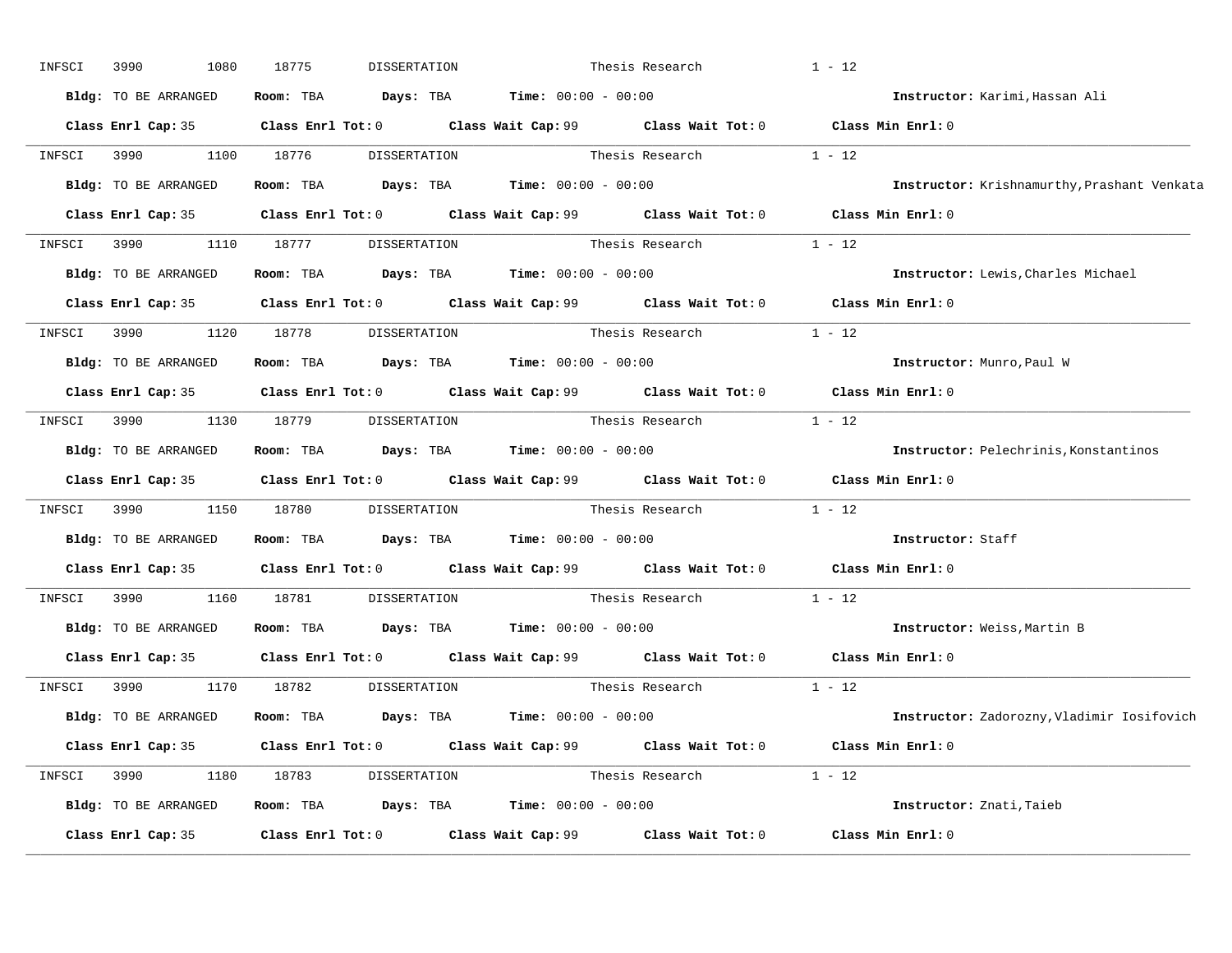INFSCI 3990 1080 18775 DISSERTATION Thesis Research 1 - 12

**Bldg:** TO BE ARRANGED **Room:** TBA **Days:** TBA **Time:** 00:00 - 00:00 **Instructor:** Karimi,Hassan Ali

**Class Enrl Cap:** 35 **Class Enrl Tot:** 0 **Class Wait Cap:** 99 **Class Wait Tot:** 0 **Class Min Enrl:** 0

---

INFSCI 3990 1100 18776 DISSERTATION Thesis Research 1 - 12

**Bldg:** TO BE ARRANGED **Room:** TBA **Days:** TBA **Time:** 00:00 - 00:00 **Instructor:** Krishnamurthy,Prashant Venkata

**Class Enrl Cap:** 35 **Class Enrl Tot:** 0 **Class Wait Cap:** 99 **Class Wait Tot:** 0 **Class Min Enrl:** 0

---

INFSCI 3990 1110 18777 DISSERTATION Thesis Research 1 - 12

**Bldg:** TO BE ARRANGED **Room:** TBA **Days:** TBA **Time:** 00:00 - 00:00 **Instructor:** Lewis,Charles Michael

**Class Enrl Cap:** 35 **Class Enrl Tot:** 0 **Class Wait Cap:** 99 **Class Wait Tot:** 0 **Class Min Enrl:** 0

---

INFSCI 3990 1120 18778 DISSERTATION Thesis Research 1 - 12

**Bldg:** TO BE ARRANGED **Room:** TBA **Days:** TBA **Time:** 00:00 - 00:00 **Instructor:** Munro,Paul W

**Class Enrl Cap:** 35 **Class Enrl Tot:** 0 **Class Wait Cap:** 99 **Class Wait Tot:** 0 **Class Min Enrl:** 0

---

INFSCI 3990 1130 18779 DISSERTATION Thesis Research 1 - 12

**Bldg:** TO BE ARRANGED **Room:** TBA **Days:** TBA **Time:** 00:00 - 00:00 **Instructor:** Pelechrinis,Konstantinos

**Class Enrl Cap:** 35 **Class Enrl Tot:** 0 **Class Wait Cap:** 99 **Class Wait Tot:** 0 **Class Min Enrl:** 0

---

INFSCI 3990 1150 18780 DISSERTATION Thesis Research 1 - 12

**Bldg:** TO BE ARRANGED **Room:** TBA **Days:** TBA **Time:** 00:00 - 00:00 **Instructor:** Staff

**Class Enrl Cap:** 35 **Class Enrl Tot:** 0 **Class Wait Cap:** 99 **Class Wait Tot:** 0 **Class Min Enrl:** 0

---

INFSCI 3990 1160 18781 DISSERTATION Thesis Research 1 - 12

**Bldg:** TO BE ARRANGED **Room:** TBA **Days:** TBA **Time:** 00:00 - 00:00 **Instructor:** Weiss,Martin B

**Class Enrl Cap:** 35 **Class Enrl Tot:** 0 **Class Wait Cap:** 99 **Class Wait Tot:** 0 **Class Min Enrl:** 0

---

INFSCI 3990 1170 18782 DISSERTATION Thesis Research 1 - 12

**Bldg:** TO BE ARRANGED **Room:** TBA **Days:** TBA **Time:** 00:00 - 00:00 **Instructor:** Zadorozny,Vladimir Iosifovich

**Class Enrl Cap:** 35 **Class Enrl Tot:** 0 **Class Wait Cap:** 99 **Class Wait Tot:** 0 **Class Min Enrl:** 0

---

INFSCI 3990 1180 18783 DISSERTATION Thesis Research 1 - 12

**Bldg:** TO BE ARRANGED **Room:** TBA **Days:** TBA **Time:** 00:00 - 00:00 **Instructor:** Znati,Taieb

**Class Enrl Cap:** 35 **Class Enrl Tot:** 0 **Class Wait Cap:** 99 **Class Wait Tot:** 0 **Class Min Enrl:** 0

---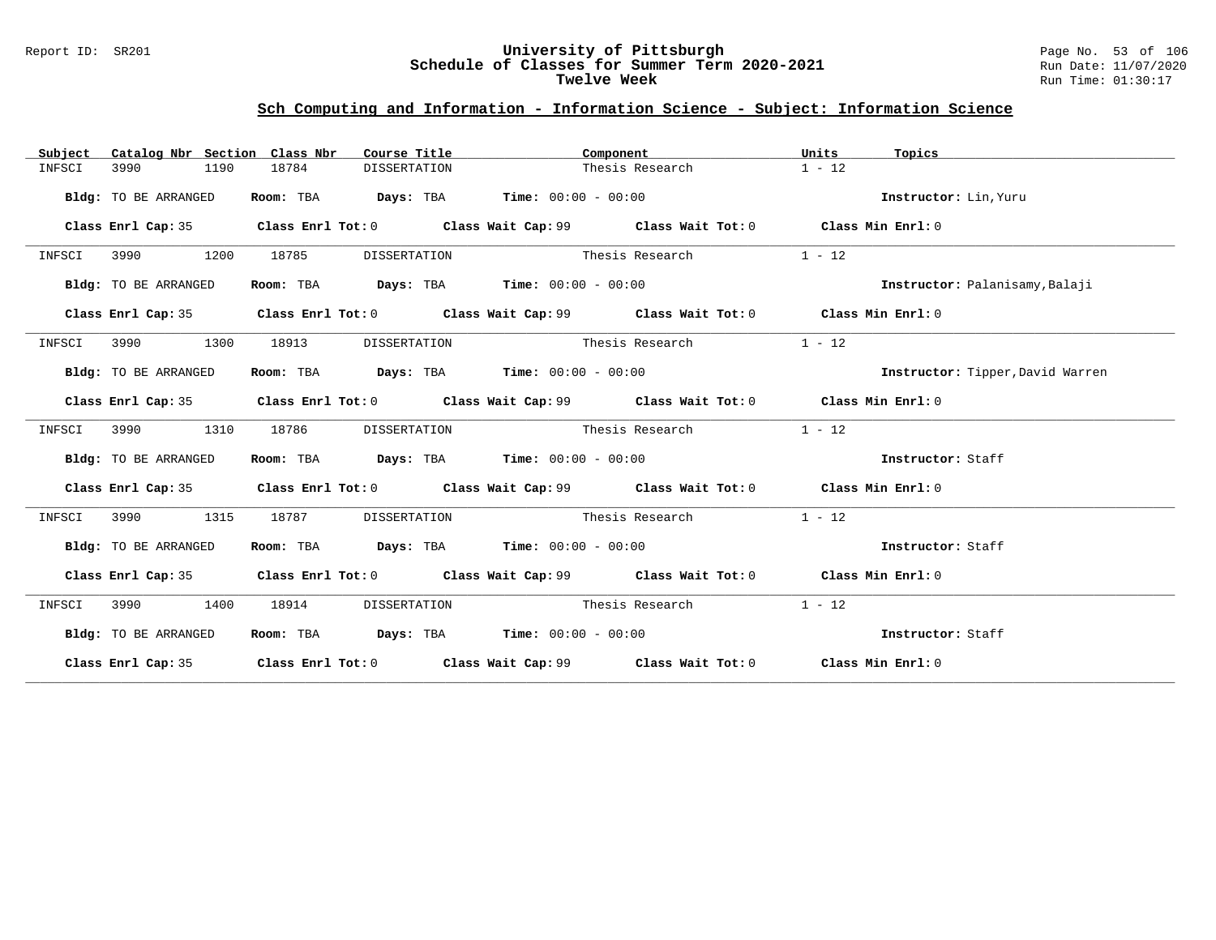## Sch Computing and Information - Information Science - Subject: Information Science

| Subject | Catalog Nbr | Section | Class Nbr | Course Title | Component | Units | Topics |
|---|---|---|---|---|---|---|---|
| INFSCI | 3990 | 1190 | 18784 | DISSERTATION | Thesis Research | 1 - 12 | |

**Bldg:** TO BE ARRANGED **Room:** TBA **Days:** TBA **Time:** 00:00 - 00:00 **Instructor:** Lin,Yuru

**Class Enrl Cap:** 35 **Class Enrl Tot:** 0 **Class Wait Cap:** 99 **Class Wait Tot:** 0 **Class Min Enrl:** 0

---

| Subject | Catalog Nbr | Section | Class Nbr | Course Title | Component | Units | Topics |
|---|---|---|---|---|---|---|---|
| INFSCI | 3990 | 1200 | 18785 | DISSERTATION | Thesis Research | 1 - 12 | |

**Bldg:** TO BE ARRANGED **Room:** TBA **Days:** TBA **Time:** 00:00 - 00:00 **Instructor:** Palanisamy,Balaji

**Class Enrl Cap:** 35 **Class Enrl Tot:** 0 **Class Wait Cap:** 99 **Class Wait Tot:** 0 **Class Min Enrl:** 0

---

| Subject | Catalog Nbr | Section | Class Nbr | Course Title | Component | Units | Topics |
|---|---|---|---|---|---|---|---|
| INFSCI | 3990 | 1300 | 18913 | DISSERTATION | Thesis Research | 1 - 12 | |

**Bldg:** TO BE ARRANGED **Room:** TBA **Days:** TBA **Time:** 00:00 - 00:00 **Instructor:** Tipper,David Warren

**Class Enrl Cap:** 35 **Class Enrl Tot:** 0 **Class Wait Cap:** 99 **Class Wait Tot:** 0 **Class Min Enrl:** 0

---

| Subject | Catalog Nbr | Section | Class Nbr | Course Title | Component | Units | Topics |
|---|---|---|---|---|---|---|---|
| INFSCI | 3990 | 1310 | 18786 | DISSERTATION | Thesis Research | 1 - 12 | |

**Bldg:** TO BE ARRANGED **Room:** TBA **Days:** TBA **Time:** 00:00 - 00:00 **Instructor:** Staff

**Class Enrl Cap:** 35 **Class Enrl Tot:** 0 **Class Wait Cap:** 99 **Class Wait Tot:** 0 **Class Min Enrl:** 0

---

| Subject | Catalog Nbr | Section | Class Nbr | Course Title | Component | Units | Topics |
|---|---|---|---|---|---|---|---|
| INFSCI | 3990 | 1315 | 18787 | DISSERTATION | Thesis Research | 1 - 12 | |

**Bldg:** TO BE ARRANGED **Room:** TBA **Days:** TBA **Time:** 00:00 - 00:00 **Instructor:** Staff

**Class Enrl Cap:** 35 **Class Enrl Tot:** 0 **Class Wait Cap:** 99 **Class Wait Tot:** 0 **Class Min Enrl:** 0

---

| Subject | Catalog Nbr | Section | Class Nbr | Course Title | Component | Units | Topics |
|---|---|---|---|---|---|---|---|
| INFSCI | 3990 | 1400 | 18914 | DISSERTATION | Thesis Research | 1 - 12 | |

**Bldg:** TO BE ARRANGED **Room:** TBA **Days:** TBA **Time:** 00:00 - 00:00 **Instructor:** Staff

**Class Enrl Cap:** 35 **Class Enrl Tot:** 0 **Class Wait Cap:** 99 **Class Wait Tot:** 0 **Class Min Enrl:** 0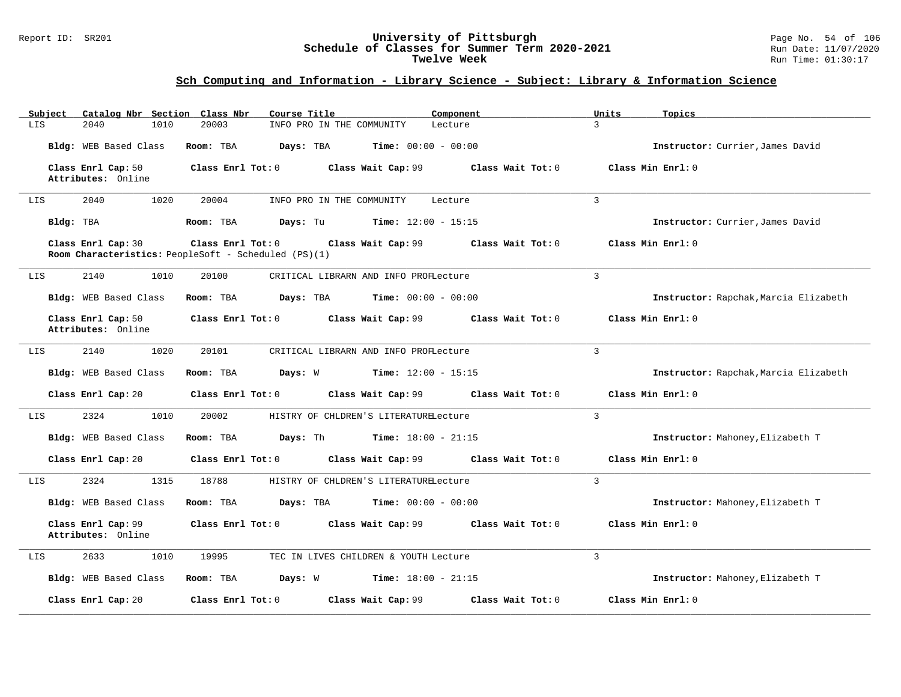# University of Pittsburgh
## Schedule of Classes for Summer Term 2020-2021
### Twelve Week

Report ID: SR201

Run Date: 11/07/2020
Run Time: 01:30:17

## Sch Computing and Information - Library Science - Subject: Library & Information Science

| Subject | Catalog Nbr | Section | Class Nbr | Course Title | Component | Units | Topics |
|---|---|---|---|---|---|---|---|
| LIS | 2040 | 1010 | 20003 | INFO PRO IN THE COMMUNITY | Lecture | 3 | |

**Bldg:** WEB Based Class **Room:** TBA **Days:** TBA **Time:** 00:00 - 00:00 **Instructor:** Currier,James David

**Class Enrl Cap:** 50 **Class Enrl Tot:** 0 **Class Wait Cap:** 99 **Class Wait Tot:** 0 **Class Min Enrl:** 0
**Attributes:** Online

---

| Subject | Catalog Nbr | Section | Class Nbr | Course Title | Component | Units | Topics |
|---|---|---|---|---|---|---|---|
| LIS | 2040 | 1020 | 20004 | INFO PRO IN THE COMMUNITY | Lecture | 3 | |

**Bldg:** TBA **Room:** TBA **Days:** Tu **Time:** 12:00 - 15:15 **Instructor:** Currier,James David

**Class Enrl Cap:** 30 **Class Enrl Tot:** 0 **Class Wait Cap:** 99 **Class Wait Tot:** 0 **Class Min Enrl:** 0
**Room Characteristics:** PeopleSoft - Scheduled (PS)(1)

---

| Subject | Catalog Nbr | Section | Class Nbr | Course Title | Component | Units | Topics |
|---|---|---|---|---|---|---|---|
| LIS | 2140 | 1010 | 20100 | CRITICAL LIBRARN AND INFO PROF | Lecture | 3 | |

**Bldg:** WEB Based Class **Room:** TBA **Days:** TBA **Time:** 00:00 - 00:00 **Instructor:** Rapchak,Marcia Elizabeth

**Class Enrl Cap:** 50 **Class Enrl Tot:** 0 **Class Wait Cap:** 99 **Class Wait Tot:** 0 **Class Min Enrl:** 0
**Attributes:** Online

---

| Subject | Catalog Nbr | Section | Class Nbr | Course Title | Component | Units | Topics |
|---|---|---|---|---|---|---|---|
| LIS | 2140 | 1020 | 20101 | CRITICAL LIBRARN AND INFO PROF | Lecture | 3 | |

**Bldg:** WEB Based Class **Room:** TBA **Days:** W **Time:** 12:00 - 15:15 **Instructor:** Rapchak,Marcia Elizabeth

**Class Enrl Cap:** 20 **Class Enrl Tot:** 0 **Class Wait Cap:** 99 **Class Wait Tot:** 0 **Class Min Enrl:** 0

---

| Subject | Catalog Nbr | Section | Class Nbr | Course Title | Component | Units | Topics |
|---|---|---|---|---|---|---|---|
| LIS | 2324 | 1010 | 20002 | HISTRY OF CHLDREN'S LITERATURE | Lecture | 3 | |

**Bldg:** WEB Based Class **Room:** TBA **Days:** Th **Time:** 18:00 - 21:15 **Instructor:** Mahoney,Elizabeth T

**Class Enrl Cap:** 20 **Class Enrl Tot:** 0 **Class Wait Cap:** 99 **Class Wait Tot:** 0 **Class Min Enrl:** 0

---

| Subject | Catalog Nbr | Section | Class Nbr | Course Title | Component | Units | Topics |
|---|---|---|---|---|---|---|---|
| LIS | 2324 | 1315 | 18788 | HISTRY OF CHLDREN'S LITERATURE | Lecture | 3 | |

**Bldg:** WEB Based Class **Room:** TBA **Days:** TBA **Time:** 00:00 - 00:00 **Instructor:** Mahoney,Elizabeth T

**Class Enrl Cap:** 99 **Class Enrl Tot:** 0 **Class Wait Cap:** 99 **Class Wait Tot:** 0 **Class Min Enrl:** 0
**Attributes:** Online

---

| Subject | Catalog Nbr | Section | Class Nbr | Course Title | Component | Units | Topics |
|---|---|---|---|---|---|---|---|
| LIS | 2633 | 1010 | 19995 | TEC IN LIVES CHILDREN & YOUTH | Lecture | 3 | |

**Bldg:** WEB Based Class **Room:** TBA **Days:** W **Time:** 18:00 - 21:15 **Instructor:** Mahoney,Elizabeth T

**Class Enrl Cap:** 20 **Class Enrl Tot:** 0 **Class Wait Cap:** 99 **Class Wait Tot:** 0 **Class Min Enrl:** 0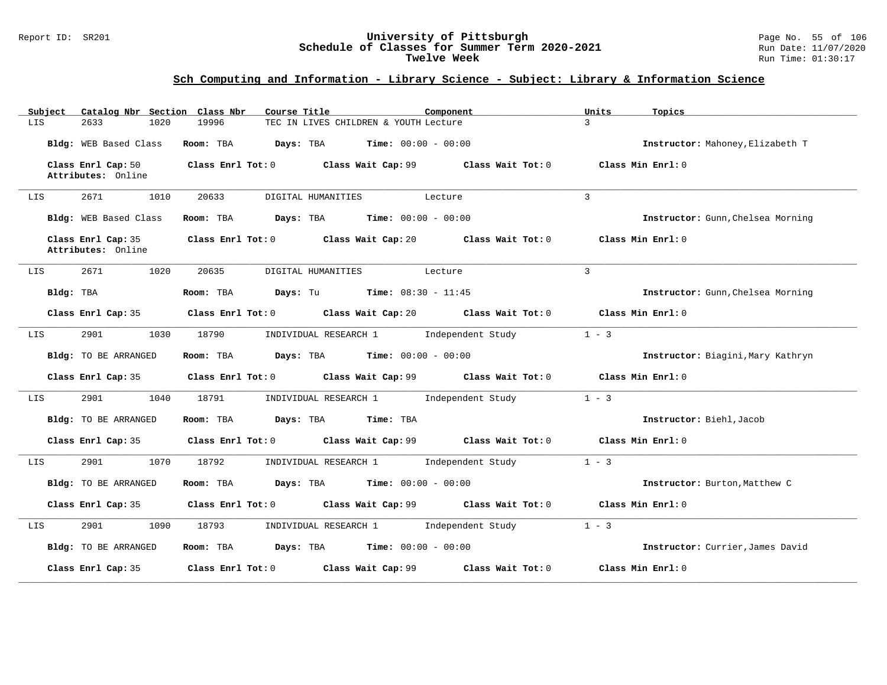## Sch Computing and Information - Library Science - Subject: Library & Information Science

| Subject | Catalog Nbr | Section | Class Nbr | Course Title | Component | Units | Topics |
|---|---|---|---|---|---|---|---|
| LIS | 2633 | 1020 | 19996 | TEC IN LIVES CHILDREN & YOUTH | Lecture | 3 | |

**Bldg:** WEB Based Class **Room:** TBA **Days:** TBA **Time:** 00:00 - 00:00 **Instructor:** Mahoney,Elizabeth T

**Class Enrl Cap:** 50 **Class Enrl Tot:** 0 **Class Wait Cap:** 99 **Class Wait Tot:** 0 **Class Min Enrl:** 0
**Attributes:** Online

---

| Subject | Catalog Nbr | Section | Class Nbr | Course Title | Component | Units | Topics |
|---|---|---|---|---|---|---|---|
| LIS | 2671 | 1010 | 20633 | DIGITAL HUMANITIES | Lecture | 3 | |

**Bldg:** WEB Based Class **Room:** TBA **Days:** TBA **Time:** 00:00 - 00:00 **Instructor:** Gunn,Chelsea Morning

**Class Enrl Cap:** 35 **Class Enrl Tot:** 0 **Class Wait Cap:** 20 **Class Wait Tot:** 0 **Class Min Enrl:** 0
**Attributes:** Online

---

| Subject | Catalog Nbr | Section | Class Nbr | Course Title | Component | Units | Topics |
|---|---|---|---|---|---|---|---|
| LIS | 2671 | 1020 | 20635 | DIGITAL HUMANITIES | Lecture | 3 | |

**Bldg:** TBA **Room:** TBA **Days:** Tu **Time:** 08:30 - 11:45 **Instructor:** Gunn,Chelsea Morning

**Class Enrl Cap:** 35 **Class Enrl Tot:** 0 **Class Wait Cap:** 20 **Class Wait Tot:** 0 **Class Min Enrl:** 0

---

| Subject | Catalog Nbr | Section | Class Nbr | Course Title | Component | Units | Topics |
|---|---|---|---|---|---|---|---|
| LIS | 2901 | 1030 | 18790 | INDIVIDUAL RESEARCH 1 | Independent Study | 1 - 3 | |

**Bldg:** TO BE ARRANGED **Room:** TBA **Days:** TBA **Time:** 00:00 - 00:00 **Instructor:** Biagini,Mary Kathryn

**Class Enrl Cap:** 35 **Class Enrl Tot:** 0 **Class Wait Cap:** 99 **Class Wait Tot:** 0 **Class Min Enrl:** 0

---

| Subject | Catalog Nbr | Section | Class Nbr | Course Title | Component | Units | Topics |
|---|---|---|---|---|---|---|---|
| LIS | 2901 | 1040 | 18791 | INDIVIDUAL RESEARCH 1 | Independent Study | 1 - 3 | |

**Bldg:** TO BE ARRANGED **Room:** TBA **Days:** TBA **Time:** TBA **Instructor:** Biehl,Jacob

**Class Enrl Cap:** 35 **Class Enrl Tot:** 0 **Class Wait Cap:** 99 **Class Wait Tot:** 0 **Class Min Enrl:** 0

---

| Subject | Catalog Nbr | Section | Class Nbr | Course Title | Component | Units | Topics |
|---|---|---|---|---|---|---|---|
| LIS | 2901 | 1070 | 18792 | INDIVIDUAL RESEARCH 1 | Independent Study | 1 - 3 | |

**Bldg:** TO BE ARRANGED **Room:** TBA **Days:** TBA **Time:** 00:00 - 00:00 **Instructor:** Burton,Matthew C

**Class Enrl Cap:** 35 **Class Enrl Tot:** 0 **Class Wait Cap:** 99 **Class Wait Tot:** 0 **Class Min Enrl:** 0

---

| Subject | Catalog Nbr | Section | Class Nbr | Course Title | Component | Units | Topics |
|---|---|---|---|---|---|---|---|
| LIS | 2901 | 1090 | 18793 | INDIVIDUAL RESEARCH 1 | Independent Study | 1 - 3 | |

**Bldg:** TO BE ARRANGED **Room:** TBA **Days:** TBA **Time:** 00:00 - 00:00 **Instructor:** Currier,James David

**Class Enrl Cap:** 35 **Class Enrl Tot:** 0 **Class Wait Cap:** 99 **Class Wait Tot:** 0 **Class Min Enrl:** 0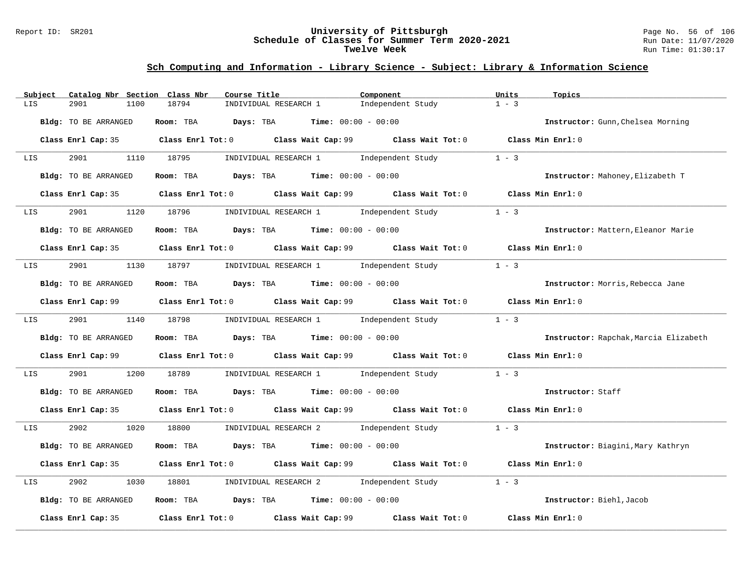# University of Pittsburgh
## Schedule of Classes for Summer Term 2020-2021
### Twelve Week

Report ID: SR201

Run Date: 11/07/2020
Run Time: 01:30:17

## Sch Computing and Information - Library Science - Subject: Library & Information Science

| Subject | Catalog Nbr | Section | Class Nbr | Course Title | Component | Units | Topics |
|---|---|---|---|---|---|---|---|
| LIS | 2901 | 1100 | 18794 | INDIVIDUAL RESEARCH 1 | Independent Study | 1 - 3 | |

**Bldg:** TO BE ARRANGED **Room:** TBA **Days:** TBA **Time:** 00:00 - 00:00 **Instructor:** Gunn,Chelsea Morning

**Class Enrl Cap:** 35 **Class Enrl Tot:** 0 **Class Wait Cap:** 99 **Class Wait Tot:** 0 **Class Min Enrl:** 0

---

| Subject | Catalog Nbr | Section | Class Nbr | Course Title | Component | Units | Topics |
|---|---|---|---|---|---|---|---|
| LIS | 2901 | 1110 | 18795 | INDIVIDUAL RESEARCH 1 | Independent Study | 1 - 3 | |

**Bldg:** TO BE ARRANGED **Room:** TBA **Days:** TBA **Time:** 00:00 - 00:00 **Instructor:** Mahoney,Elizabeth T

**Class Enrl Cap:** 35 **Class Enrl Tot:** 0 **Class Wait Cap:** 99 **Class Wait Tot:** 0 **Class Min Enrl:** 0

---

| Subject | Catalog Nbr | Section | Class Nbr | Course Title | Component | Units | Topics |
|---|---|---|---|---|---|---|---|
| LIS | 2901 | 1120 | 18796 | INDIVIDUAL RESEARCH 1 | Independent Study | 1 - 3 | |

**Bldg:** TO BE ARRANGED **Room:** TBA **Days:** TBA **Time:** 00:00 - 00:00 **Instructor:** Mattern,Eleanor Marie

**Class Enrl Cap:** 35 **Class Enrl Tot:** 0 **Class Wait Cap:** 99 **Class Wait Tot:** 0 **Class Min Enrl:** 0

---

| Subject | Catalog Nbr | Section | Class Nbr | Course Title | Component | Units | Topics |
|---|---|---|---|---|---|---|---|
| LIS | 2901 | 1130 | 18797 | INDIVIDUAL RESEARCH 1 | Independent Study | 1 - 3 | |

**Bldg:** TO BE ARRANGED **Room:** TBA **Days:** TBA **Time:** 00:00 - 00:00 **Instructor:** Morris,Rebecca Jane

**Class Enrl Cap:** 99 **Class Enrl Tot:** 0 **Class Wait Cap:** 99 **Class Wait Tot:** 0 **Class Min Enrl:** 0

---

| Subject | Catalog Nbr | Section | Class Nbr | Course Title | Component | Units | Topics |
|---|---|---|---|---|---|---|---|
| LIS | 2901 | 1140 | 18798 | INDIVIDUAL RESEARCH 1 | Independent Study | 1 - 3 | |

**Bldg:** TO BE ARRANGED **Room:** TBA **Days:** TBA **Time:** 00:00 - 00:00 **Instructor:** Rapchak,Marcia Elizabeth

**Class Enrl Cap:** 99 **Class Enrl Tot:** 0 **Class Wait Cap:** 99 **Class Wait Tot:** 0 **Class Min Enrl:** 0

---

| Subject | Catalog Nbr | Section | Class Nbr | Course Title | Component | Units | Topics |
|---|---|---|---|---|---|---|---|
| LIS | 2901 | 1200 | 18789 | INDIVIDUAL RESEARCH 1 | Independent Study | 1 - 3 | |

**Bldg:** TO BE ARRANGED **Room:** TBA **Days:** TBA **Time:** 00:00 - 00:00 **Instructor:** Staff

**Class Enrl Cap:** 35 **Class Enrl Tot:** 0 **Class Wait Cap:** 99 **Class Wait Tot:** 0 **Class Min Enrl:** 0

---

| Subject | Catalog Nbr | Section | Class Nbr | Course Title | Component | Units | Topics |
|---|---|---|---|---|---|---|---|
| LIS | 2902 | 1020 | 18800 | INDIVIDUAL RESEARCH 2 | Independent Study | 1 - 3 | |

**Bldg:** TO BE ARRANGED **Room:** TBA **Days:** TBA **Time:** 00:00 - 00:00 **Instructor:** Biagini,Mary Kathryn

**Class Enrl Cap:** 35 **Class Enrl Tot:** 0 **Class Wait Cap:** 99 **Class Wait Tot:** 0 **Class Min Enrl:** 0

---

| Subject | Catalog Nbr | Section | Class Nbr | Course Title | Component | Units | Topics |
|---|---|---|---|---|---|---|---|
| LIS | 2902 | 1030 | 18801 | INDIVIDUAL RESEARCH 2 | Independent Study | 1 - 3 | |

**Bldg:** TO BE ARRANGED **Room:** TBA **Days:** TBA **Time:** 00:00 - 00:00 **Instructor:** Biehl,Jacob

**Class Enrl Cap:** 35 **Class Enrl Tot:** 0 **Class Wait Cap:** 99 **Class Wait Tot:** 0 **Class Min Enrl:** 0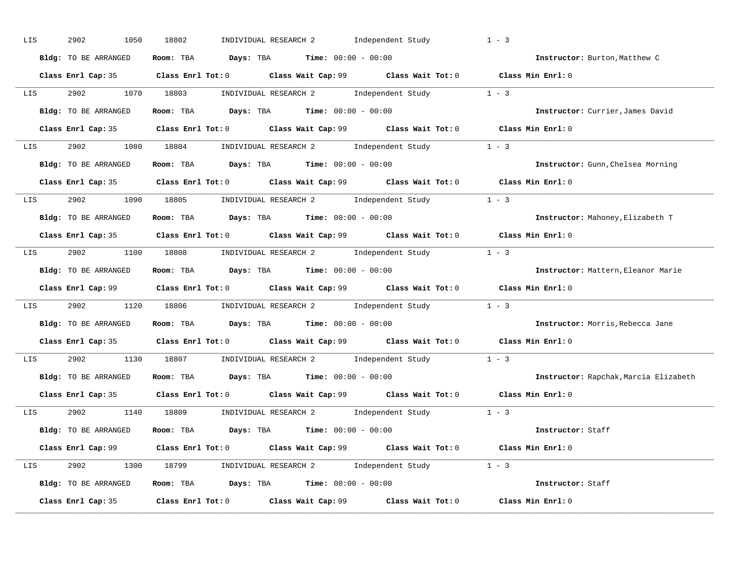LIS 2902 1050 18802 INDIVIDUAL RESEARCH 2 Independent Study 1 - 3

**Bldg:** TO BE ARRANGED **Room:** TBA **Days:** TBA **Time:** 00:00 - 00:00 **Instructor:** Burton,Matthew C

**Class Enrl Cap:** 35 **Class Enrl Tot:** 0 **Class Wait Cap:** 99 **Class Wait Tot:** 0 **Class Min Enrl:** 0

---

LIS 2902 1070 18803 INDIVIDUAL RESEARCH 2 Independent Study 1 - 3

**Bldg:** TO BE ARRANGED **Room:** TBA **Days:** TBA **Time:** 00:00 - 00:00 **Instructor:** Currier,James David

**Class Enrl Cap:** 35 **Class Enrl Tot:** 0 **Class Wait Cap:** 99 **Class Wait Tot:** 0 **Class Min Enrl:** 0

---

LIS 2902 1080 18804 INDIVIDUAL RESEARCH 2 Independent Study 1 - 3

**Bldg:** TO BE ARRANGED **Room:** TBA **Days:** TBA **Time:** 00:00 - 00:00 **Instructor:** Gunn,Chelsea Morning

**Class Enrl Cap:** 35 **Class Enrl Tot:** 0 **Class Wait Cap:** 99 **Class Wait Tot:** 0 **Class Min Enrl:** 0

---

LIS 2902 1090 18805 INDIVIDUAL RESEARCH 2 Independent Study 1 - 3

**Bldg:** TO BE ARRANGED **Room:** TBA **Days:** TBA **Time:** 00:00 - 00:00 **Instructor:** Mahoney,Elizabeth T

**Class Enrl Cap:** 35 **Class Enrl Tot:** 0 **Class Wait Cap:** 99 **Class Wait Tot:** 0 **Class Min Enrl:** 0

---

LIS 2902 1100 18808 INDIVIDUAL RESEARCH 2 Independent Study 1 - 3

**Bldg:** TO BE ARRANGED **Room:** TBA **Days:** TBA **Time:** 00:00 - 00:00 **Instructor:** Mattern,Eleanor Marie

**Class Enrl Cap:** 99 **Class Enrl Tot:** 0 **Class Wait Cap:** 99 **Class Wait Tot:** 0 **Class Min Enrl:** 0

---

LIS 2902 1120 18806 INDIVIDUAL RESEARCH 2 Independent Study 1 - 3

**Bldg:** TO BE ARRANGED **Room:** TBA **Days:** TBA **Time:** 00:00 - 00:00 **Instructor:** Morris,Rebecca Jane

**Class Enrl Cap:** 35 **Class Enrl Tot:** 0 **Class Wait Cap:** 99 **Class Wait Tot:** 0 **Class Min Enrl:** 0

---

LIS 2902 1130 18807 INDIVIDUAL RESEARCH 2 Independent Study 1 - 3

**Bldg:** TO BE ARRANGED **Room:** TBA **Days:** TBA **Time:** 00:00 - 00:00 **Instructor:** Rapchak,Marcia Elizabeth

**Class Enrl Cap:** 35 **Class Enrl Tot:** 0 **Class Wait Cap:** 99 **Class Wait Tot:** 0 **Class Min Enrl:** 0

---

LIS 2902 1140 18809 INDIVIDUAL RESEARCH 2 Independent Study 1 - 3

**Bldg:** TO BE ARRANGED **Room:** TBA **Days:** TBA **Time:** 00:00 - 00:00 **Instructor:** Staff

**Class Enrl Cap:** 99 **Class Enrl Tot:** 0 **Class Wait Cap:** 99 **Class Wait Tot:** 0 **Class Min Enrl:** 0

---

LIS 2902 1300 18799 INDIVIDUAL RESEARCH 2 Independent Study 1 - 3

**Bldg:** TO BE ARRANGED **Room:** TBA **Days:** TBA **Time:** 00:00 - 00:00 **Instructor:** Staff

**Class Enrl Cap:** 35 **Class Enrl Tot:** 0 **Class Wait Cap:** 99 **Class Wait Tot:** 0 **Class Min Enrl:** 0

---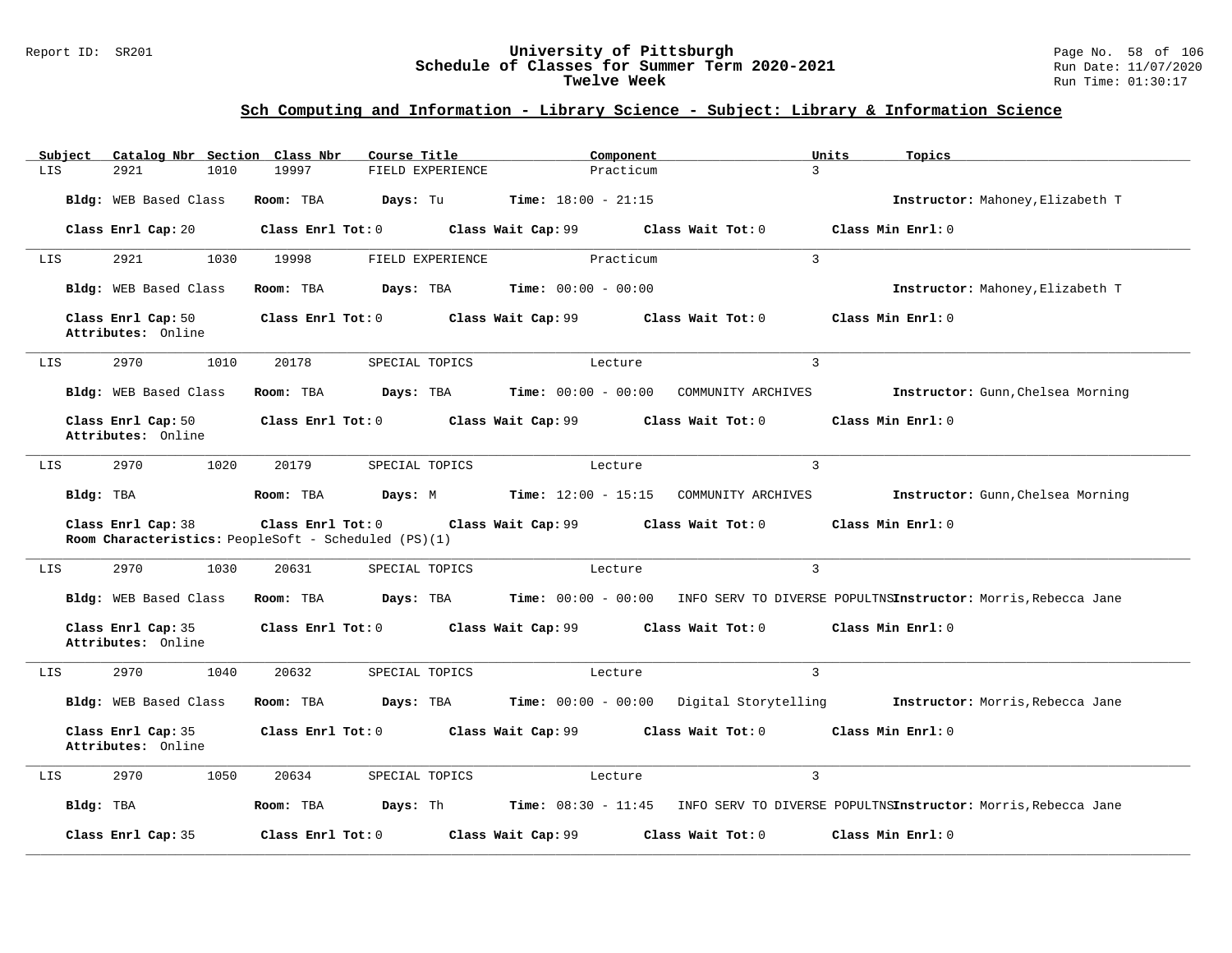## University of Pittsburgh
## Schedule of Classes for Summer Term 2020-2021
## Twelve Week

Report ID: SR201

Run Date: 11/07/2020
Run Time: 01:30:17

### Sch Computing and Information - Library Science - Subject: Library & Information Science

| Subject | Catalog Nbr | Section | Class Nbr | Course Title | Component | Units | Topics |
|---|---|---|---|---|---|---|---|
| LIS | 2921 | 1010 | 19997 | FIELD EXPERIENCE | Practicum | 3 | |

**Bldg:** WEB Based Class **Room:** TBA **Days:** Tu **Time:** 18:00 - 21:15 **Instructor:** Mahoney,Elizabeth T

**Class Enrl Cap:** 20 **Class Enrl Tot:** 0 **Class Wait Cap:** 99 **Class Wait Tot:** 0 **Class Min Enrl:** 0

---

| Subject | Catalog Nbr | Section | Class Nbr | Course Title | Component | Units | Topics |
|---|---|---|---|---|---|---|---|
| LIS | 2921 | 1030 | 19998 | FIELD EXPERIENCE | Practicum | 3 | |

**Bldg:** WEB Based Class **Room:** TBA **Days:** TBA **Time:** 00:00 - 00:00 **Instructor:** Mahoney,Elizabeth T

**Class Enrl Cap:** 50 **Class Enrl Tot:** 0 **Class Wait Cap:** 99 **Class Wait Tot:** 0 **Class Min Enrl:** 0
**Attributes:** Online

---

| Subject | Catalog Nbr | Section | Class Nbr | Course Title | Component | Units | Topics |
|---|---|---|---|---|---|---|---|
| LIS | 2970 | 1010 | 20178 | SPECIAL TOPICS | Lecture | 3 | COMMUNITY ARCHIVES |

**Bldg:** WEB Based Class **Room:** TBA **Days:** TBA **Time:** 00:00 - 00:00 **Instructor:** Gunn,Chelsea Morning

**Class Enrl Cap:** 50 **Class Enrl Tot:** 0 **Class Wait Cap:** 99 **Class Wait Tot:** 0 **Class Min Enrl:** 0
**Attributes:** Online

---

| Subject | Catalog Nbr | Section | Class Nbr | Course Title | Component | Units | Topics |
|---|---|---|---|---|---|---|---|
| LIS | 2970 | 1020 | 20179 | SPECIAL TOPICS | Lecture | 3 | COMMUNITY ARCHIVES |

**Bldg:** TBA **Room:** TBA **Days:** M **Time:** 12:00 - 15:15 **Instructor:** Gunn,Chelsea Morning

**Class Enrl Cap:** 38 **Class Enrl Tot:** 0 **Class Wait Cap:** 99 **Class Wait Tot:** 0 **Class Min Enrl:** 0
**Room Characteristics:** PeopleSoft - Scheduled (PS)(1)

---

| Subject | Catalog Nbr | Section | Class Nbr | Course Title | Component | Units | Topics |
|---|---|---|---|---|---|---|---|
| LIS | 2970 | 1030 | 20631 | SPECIAL TOPICS | Lecture | 3 | INFO SERV TO DIVERSE POPULTNS |

**Bldg:** WEB Based Class **Room:** TBA **Days:** TBA **Time:** 00:00 - 00:00 **Instructor:** Morris,Rebecca Jane

**Class Enrl Cap:** 35 **Class Enrl Tot:** 0 **Class Wait Cap:** 99 **Class Wait Tot:** 0 **Class Min Enrl:** 0
**Attributes:** Online

---

| Subject | Catalog Nbr | Section | Class Nbr | Course Title | Component | Units | Topics |
|---|---|---|---|---|---|---|---|
| LIS | 2970 | 1040 | 20632 | SPECIAL TOPICS | Lecture | 3 | Digital Storytelling |

**Bldg:** WEB Based Class **Room:** TBA **Days:** TBA **Time:** 00:00 - 00:00 **Instructor:** Morris,Rebecca Jane

**Class Enrl Cap:** 35 **Class Enrl Tot:** 0 **Class Wait Cap:** 99 **Class Wait Tot:** 0 **Class Min Enrl:** 0
**Attributes:** Online

---

| Subject | Catalog Nbr | Section | Class Nbr | Course Title | Component | Units | Topics |
|---|---|---|---|---|---|---|---|
| LIS | 2970 | 1050 | 20634 | SPECIAL TOPICS | Lecture | 3 | INFO SERV TO DIVERSE POPULTNS |

**Bldg:** TBA **Room:** TBA **Days:** Th **Time:** 08:30 - 11:45 **Instructor:** Morris,Rebecca Jane

**Class Enrl Cap:** 35 **Class Enrl Tot:** 0 **Class Wait Cap:** 99 **Class Wait Tot:** 0 **Class Min Enrl:** 0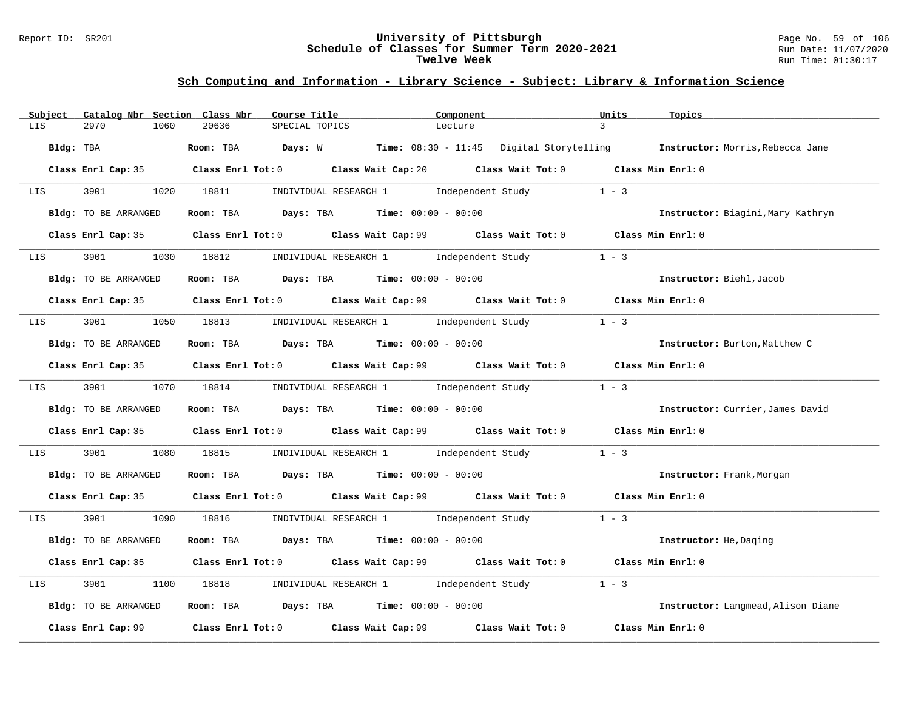# University of Pittsburgh
## Schedule of Classes for Summer Term 2020-2021
## Twelve Week

Report ID: SR201

Run Date: 11/07/2020
Run Time: 01:30:17

### Sch Computing and Information - Library Science - Subject: Library & Information Science

| Subject | Catalog Nbr | Section | Class Nbr | Course Title | Component | Units | Topics |
|---|---|---|---|---|---|---|---|
| LIS | 2970 | 1060 | 20636 | SPECIAL TOPICS | Lecture | 3 | |

**Bldg:** TBA **Room:** TBA **Days:** W **Time:** 08:30 - 11:45 Digital Storytelling **Instructor:** Morris,Rebecca Jane

**Class Enrl Cap:** 35 **Class Enrl Tot:** 0 **Class Wait Cap:** 20 **Class Wait Tot:** 0 **Class Min Enrl:** 0

---

| Subject | Catalog Nbr | Section | Class Nbr | Course Title | Component | Units |
|---|---|---|---|---|---|---|
| LIS | 3901 | 1020 | 18811 | INDIVIDUAL RESEARCH 1 | Independent Study | 1 - 3 |

**Bldg:** TO BE ARRANGED **Room:** TBA **Days:** TBA **Time:** 00:00 - 00:00 **Instructor:** Biagini,Mary Kathryn

**Class Enrl Cap:** 35 **Class Enrl Tot:** 0 **Class Wait Cap:** 99 **Class Wait Tot:** 0 **Class Min Enrl:** 0

---

| Subject | Catalog Nbr | Section | Class Nbr | Course Title | Component | Units |
|---|---|---|---|---|---|---|
| LIS | 3901 | 1030 | 18812 | INDIVIDUAL RESEARCH 1 | Independent Study | 1 - 3 |

**Bldg:** TO BE ARRANGED **Room:** TBA **Days:** TBA **Time:** 00:00 - 00:00 **Instructor:** Biehl,Jacob

**Class Enrl Cap:** 35 **Class Enrl Tot:** 0 **Class Wait Cap:** 99 **Class Wait Tot:** 0 **Class Min Enrl:** 0

---

| Subject | Catalog Nbr | Section | Class Nbr | Course Title | Component | Units |
|---|---|---|---|---|---|---|
| LIS | 3901 | 1050 | 18813 | INDIVIDUAL RESEARCH 1 | Independent Study | 1 - 3 |

**Bldg:** TO BE ARRANGED **Room:** TBA **Days:** TBA **Time:** 00:00 - 00:00 **Instructor:** Burton,Matthew C

**Class Enrl Cap:** 35 **Class Enrl Tot:** 0 **Class Wait Cap:** 99 **Class Wait Tot:** 0 **Class Min Enrl:** 0

---

| Subject | Catalog Nbr | Section | Class Nbr | Course Title | Component | Units |
|---|---|---|---|---|---|---|
| LIS | 3901 | 1070 | 18814 | INDIVIDUAL RESEARCH 1 | Independent Study | 1 - 3 |

**Bldg:** TO BE ARRANGED **Room:** TBA **Days:** TBA **Time:** 00:00 - 00:00 **Instructor:** Currier,James David

**Class Enrl Cap:** 35 **Class Enrl Tot:** 0 **Class Wait Cap:** 99 **Class Wait Tot:** 0 **Class Min Enrl:** 0

---

| Subject | Catalog Nbr | Section | Class Nbr | Course Title | Component | Units |
|---|---|---|---|---|---|---|
| LIS | 3901 | 1080 | 18815 | INDIVIDUAL RESEARCH 1 | Independent Study | 1 - 3 |

**Bldg:** TO BE ARRANGED **Room:** TBA **Days:** TBA **Time:** 00:00 - 00:00 **Instructor:** Frank,Morgan

**Class Enrl Cap:** 35 **Class Enrl Tot:** 0 **Class Wait Cap:** 99 **Class Wait Tot:** 0 **Class Min Enrl:** 0

---

| Subject | Catalog Nbr | Section | Class Nbr | Course Title | Component | Units |
|---|---|---|---|---|---|---|
| LIS | 3901 | 1090 | 18816 | INDIVIDUAL RESEARCH 1 | Independent Study | 1 - 3 |

**Bldg:** TO BE ARRANGED **Room:** TBA **Days:** TBA **Time:** 00:00 - 00:00 **Instructor:** He,Daqing

**Class Enrl Cap:** 35 **Class Enrl Tot:** 0 **Class Wait Cap:** 99 **Class Wait Tot:** 0 **Class Min Enrl:** 0

---

| Subject | Catalog Nbr | Section | Class Nbr | Course Title | Component | Units |
|---|---|---|---|---|---|---|
| LIS | 3901 | 1100 | 18818 | INDIVIDUAL RESEARCH 1 | Independent Study | 1 - 3 |

**Bldg:** TO BE ARRANGED **Room:** TBA **Days:** TBA **Time:** 00:00 - 00:00 **Instructor:** Langmead,Alison Diane

**Class Enrl Cap:** 99 **Class Enrl Tot:** 0 **Class Wait Cap:** 99 **Class Wait Tot:** 0 **Class Min Enrl:** 0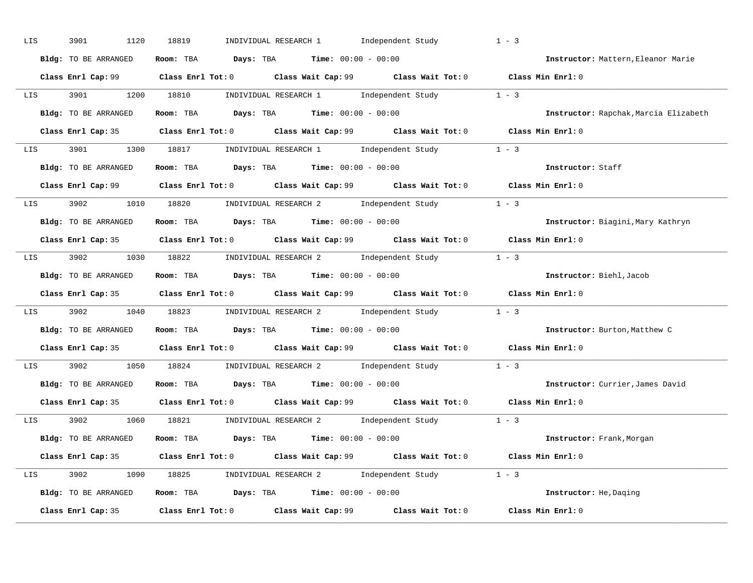LIS 3901 1120 18819 INDIVIDUAL RESEARCH 1 Independent Study 1 - 3

**Bldg:** TO BE ARRANGED **Room:** TBA **Days:** TBA **Time:** 00:00 - 00:00 **Instructor:** Mattern,Eleanor Marie

**Class Enrl Cap:** 99 **Class Enrl Tot:** 0 **Class Wait Cap:** 99 **Class Wait Tot:** 0 **Class Min Enrl:** 0

---

LIS 3901 1200 18810 INDIVIDUAL RESEARCH 1 Independent Study 1 - 3

**Bldg:** TO BE ARRANGED **Room:** TBA **Days:** TBA **Time:** 00:00 - 00:00 **Instructor:** Rapchak,Marcia Elizabeth

**Class Enrl Cap:** 35 **Class Enrl Tot:** 0 **Class Wait Cap:** 99 **Class Wait Tot:** 0 **Class Min Enrl:** 0

---

LIS 3901 1300 18817 INDIVIDUAL RESEARCH 1 Independent Study 1 - 3

**Bldg:** TO BE ARRANGED **Room:** TBA **Days:** TBA **Time:** 00:00 - 00:00 **Instructor:** Staff

**Class Enrl Cap:** 99 **Class Enrl Tot:** 0 **Class Wait Cap:** 99 **Class Wait Tot:** 0 **Class Min Enrl:** 0

---

LIS 3902 1010 18820 INDIVIDUAL RESEARCH 2 Independent Study 1 - 3

**Bldg:** TO BE ARRANGED **Room:** TBA **Days:** TBA **Time:** 00:00 - 00:00 **Instructor:** Biagini,Mary Kathryn

**Class Enrl Cap:** 35 **Class Enrl Tot:** 0 **Class Wait Cap:** 99 **Class Wait Tot:** 0 **Class Min Enrl:** 0

---

LIS 3902 1030 18822 INDIVIDUAL RESEARCH 2 Independent Study 1 - 3

**Bldg:** TO BE ARRANGED **Room:** TBA **Days:** TBA **Time:** 00:00 - 00:00 **Instructor:** Biehl,Jacob

**Class Enrl Cap:** 35 **Class Enrl Tot:** 0 **Class Wait Cap:** 99 **Class Wait Tot:** 0 **Class Min Enrl:** 0

---

LIS 3902 1040 18823 INDIVIDUAL RESEARCH 2 Independent Study 1 - 3

**Bldg:** TO BE ARRANGED **Room:** TBA **Days:** TBA **Time:** 00:00 - 00:00 **Instructor:** Burton,Matthew C

**Class Enrl Cap:** 35 **Class Enrl Tot:** 0 **Class Wait Cap:** 99 **Class Wait Tot:** 0 **Class Min Enrl:** 0

---

LIS 3902 1050 18824 INDIVIDUAL RESEARCH 2 Independent Study 1 - 3

**Bldg:** TO BE ARRANGED **Room:** TBA **Days:** TBA **Time:** 00:00 - 00:00 **Instructor:** Currier,James David

**Class Enrl Cap:** 35 **Class Enrl Tot:** 0 **Class Wait Cap:** 99 **Class Wait Tot:** 0 **Class Min Enrl:** 0

---

LIS 3902 1060 18821 INDIVIDUAL RESEARCH 2 Independent Study 1 - 3

**Bldg:** TO BE ARRANGED **Room:** TBA **Days:** TBA **Time:** 00:00 - 00:00 **Instructor:** Frank,Morgan

**Class Enrl Cap:** 35 **Class Enrl Tot:** 0 **Class Wait Cap:** 99 **Class Wait Tot:** 0 **Class Min Enrl:** 0

---

LIS 3902 1090 18825 INDIVIDUAL RESEARCH 2 Independent Study 1 - 3

**Bldg:** TO BE ARRANGED **Room:** TBA **Days:** TBA **Time:** 00:00 - 00:00 **Instructor:** He,Daqing

**Class Enrl Cap:** 35 **Class Enrl Tot:** 0 **Class Wait Cap:** 99 **Class Wait Tot:** 0 **Class Min Enrl:** 0

---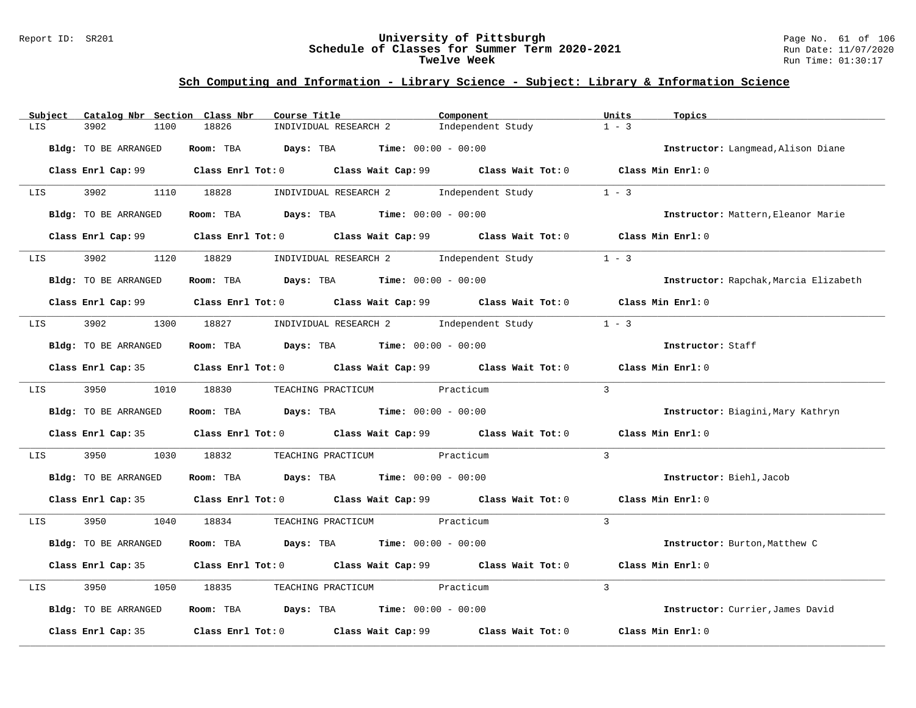## Sch Computing and Information - Library Science - Subject: Library & Information Science

| Subject | Catalog Nbr | Section | Class Nbr | Course Title | Component | Units | Topics |
|---|---|---|---|---|---|---|---|
| LIS | 3902 | 1100 | 18826 | INDIVIDUAL RESEARCH 2 | Independent Study | 1 - 3 | |

**Bldg:** TO BE ARRANGED **Room:** TBA **Days:** TBA **Time:** 00:00 - 00:00 **Instructor:** Langmead,Alison Diane

**Class Enrl Cap:** 99 **Class Enrl Tot:** 0 **Class Wait Cap:** 99 **Class Wait Tot:** 0 **Class Min Enrl:** 0

| Subject | Catalog Nbr | Section | Class Nbr | Course Title | Component | Units | Topics |
|---|---|---|---|---|---|---|---|
| LIS | 3902 | 1110 | 18828 | INDIVIDUAL RESEARCH 2 | Independent Study | 1 - 3 | |

**Bldg:** TO BE ARRANGED **Room:** TBA **Days:** TBA **Time:** 00:00 - 00:00 **Instructor:** Mattern,Eleanor Marie

**Class Enrl Cap:** 99 **Class Enrl Tot:** 0 **Class Wait Cap:** 99 **Class Wait Tot:** 0 **Class Min Enrl:** 0

| Subject | Catalog Nbr | Section | Class Nbr | Course Title | Component | Units | Topics |
|---|---|---|---|---|---|---|---|
| LIS | 3902 | 1120 | 18829 | INDIVIDUAL RESEARCH 2 | Independent Study | 1 - 3 | |

**Bldg:** TO BE ARRANGED **Room:** TBA **Days:** TBA **Time:** 00:00 - 00:00 **Instructor:** Rapchak,Marcia Elizabeth

**Class Enrl Cap:** 99 **Class Enrl Tot:** 0 **Class Wait Cap:** 99 **Class Wait Tot:** 0 **Class Min Enrl:** 0

| Subject | Catalog Nbr | Section | Class Nbr | Course Title | Component | Units | Topics |
|---|---|---|---|---|---|---|---|
| LIS | 3902 | 1300 | 18827 | INDIVIDUAL RESEARCH 2 | Independent Study | 1 - 3 | |

**Bldg:** TO BE ARRANGED **Room:** TBA **Days:** TBA **Time:** 00:00 - 00:00 **Instructor:** Staff

**Class Enrl Cap:** 35 **Class Enrl Tot:** 0 **Class Wait Cap:** 99 **Class Wait Tot:** 0 **Class Min Enrl:** 0

| Subject | Catalog Nbr | Section | Class Nbr | Course Title | Component | Units | Topics |
|---|---|---|---|---|---|---|---|
| LIS | 3950 | 1010 | 18830 | TEACHING PRACTICUM | Practicum | 3 | |

**Bldg:** TO BE ARRANGED **Room:** TBA **Days:** TBA **Time:** 00:00 - 00:00 **Instructor:** Biagini,Mary Kathryn

**Class Enrl Cap:** 35 **Class Enrl Tot:** 0 **Class Wait Cap:** 99 **Class Wait Tot:** 0 **Class Min Enrl:** 0

| Subject | Catalog Nbr | Section | Class Nbr | Course Title | Component | Units | Topics |
|---|---|---|---|---|---|---|---|
| LIS | 3950 | 1030 | 18832 | TEACHING PRACTICUM | Practicum | 3 | |

**Bldg:** TO BE ARRANGED **Room:** TBA **Days:** TBA **Time:** 00:00 - 00:00 **Instructor:** Biehl,Jacob

**Class Enrl Cap:** 35 **Class Enrl Tot:** 0 **Class Wait Cap:** 99 **Class Wait Tot:** 0 **Class Min Enrl:** 0

| Subject | Catalog Nbr | Section | Class Nbr | Course Title | Component | Units | Topics |
|---|---|---|---|---|---|---|---|
| LIS | 3950 | 1040 | 18834 | TEACHING PRACTICUM | Practicum | 3 | |

**Bldg:** TO BE ARRANGED **Room:** TBA **Days:** TBA **Time:** 00:00 - 00:00 **Instructor:** Burton,Matthew C

**Class Enrl Cap:** 35 **Class Enrl Tot:** 0 **Class Wait Cap:** 99 **Class Wait Tot:** 0 **Class Min Enrl:** 0

| Subject | Catalog Nbr | Section | Class Nbr | Course Title | Component | Units | Topics |
|---|---|---|---|---|---|---|---|
| LIS | 3950 | 1050 | 18835 | TEACHING PRACTICUM | Practicum | 3 | |

**Bldg:** TO BE ARRANGED **Room:** TBA **Days:** TBA **Time:** 00:00 - 00:00 **Instructor:** Currier,James David

**Class Enrl Cap:** 35 **Class Enrl Tot:** 0 **Class Wait Cap:** 99 **Class Wait Tot:** 0 **Class Min Enrl:** 0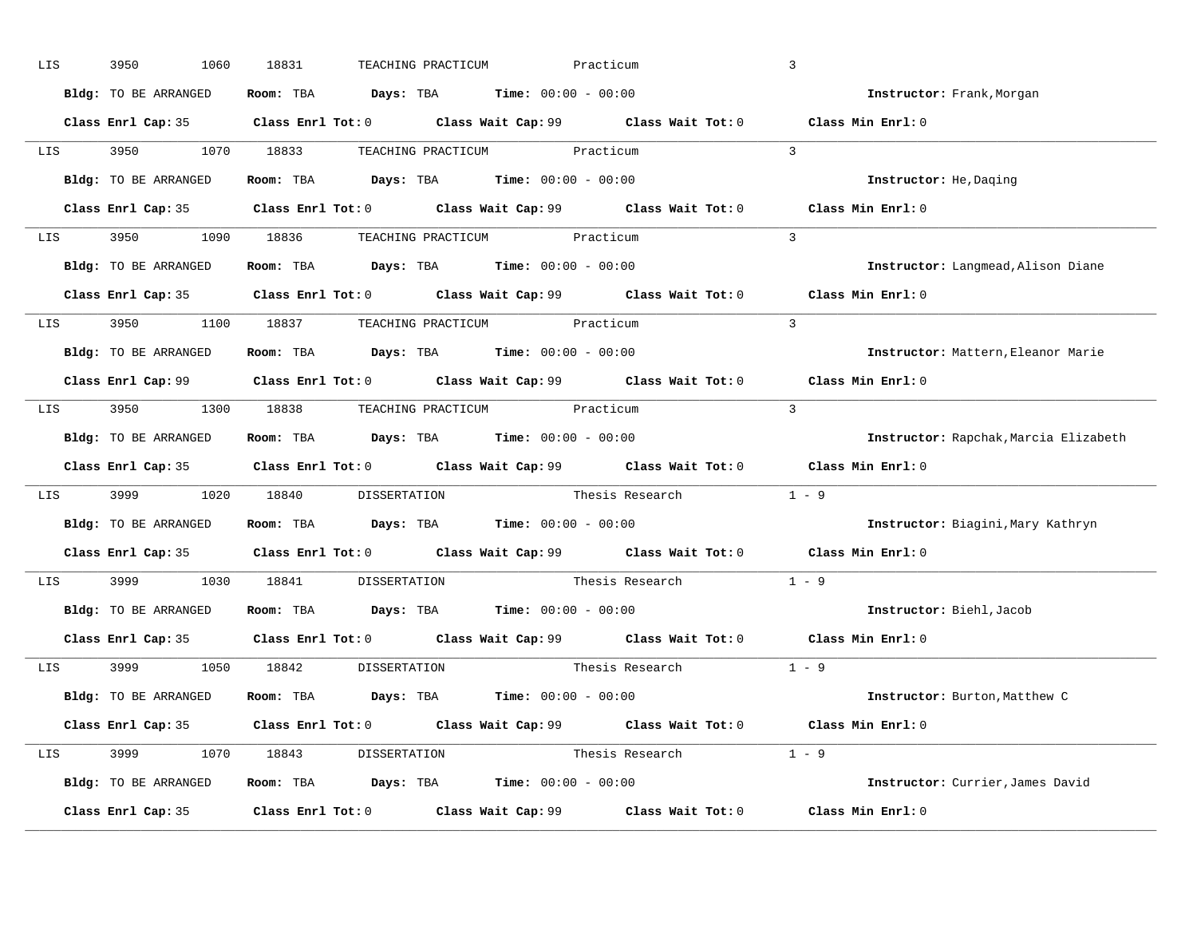LIS 3950 1060 18831 TEACHING PRACTICUM Practicum 3

**Bldg:** TO BE ARRANGED **Room:** TBA **Days:** TBA **Time:** 00:00 - 00:00 **Instructor:** Frank,Morgan

**Class Enrl Cap:** 35 **Class Enrl Tot:** 0 **Class Wait Cap:** 99 **Class Wait Tot:** 0 **Class Min Enrl:** 0

---

LIS 3950 1070 18833 TEACHING PRACTICUM Practicum 3

**Bldg:** TO BE ARRANGED **Room:** TBA **Days:** TBA **Time:** 00:00 - 00:00 **Instructor:** He,Daqing

**Class Enrl Cap:** 35 **Class Enrl Tot:** 0 **Class Wait Cap:** 99 **Class Wait Tot:** 0 **Class Min Enrl:** 0

---

LIS 3950 1090 18836 TEACHING PRACTICUM Practicum 3

**Bldg:** TO BE ARRANGED **Room:** TBA **Days:** TBA **Time:** 00:00 - 00:00 **Instructor:** Langmead,Alison Diane

**Class Enrl Cap:** 35 **Class Enrl Tot:** 0 **Class Wait Cap:** 99 **Class Wait Tot:** 0 **Class Min Enrl:** 0

---

LIS 3950 1100 18837 TEACHING PRACTICUM Practicum 3

**Bldg:** TO BE ARRANGED **Room:** TBA **Days:** TBA **Time:** 00:00 - 00:00 **Instructor:** Mattern,Eleanor Marie

**Class Enrl Cap:** 99 **Class Enrl Tot:** 0 **Class Wait Cap:** 99 **Class Wait Tot:** 0 **Class Min Enrl:** 0

---

LIS 3950 1300 18838 TEACHING PRACTICUM Practicum 3

**Bldg:** TO BE ARRANGED **Room:** TBA **Days:** TBA **Time:** 00:00 - 00:00 **Instructor:** Rapchak,Marcia Elizabeth

**Class Enrl Cap:** 35 **Class Enrl Tot:** 0 **Class Wait Cap:** 99 **Class Wait Tot:** 0 **Class Min Enrl:** 0

---

LIS 3999 1020 18840 DISSERTATION Thesis Research 1 - 9

**Bldg:** TO BE ARRANGED **Room:** TBA **Days:** TBA **Time:** 00:00 - 00:00 **Instructor:** Biagini,Mary Kathryn

**Class Enrl Cap:** 35 **Class Enrl Tot:** 0 **Class Wait Cap:** 99 **Class Wait Tot:** 0 **Class Min Enrl:** 0

---

LIS 3999 1030 18841 DISSERTATION Thesis Research 1 - 9

**Bldg:** TO BE ARRANGED **Room:** TBA **Days:** TBA **Time:** 00:00 - 00:00 **Instructor:** Biehl,Jacob

**Class Enrl Cap:** 35 **Class Enrl Tot:** 0 **Class Wait Cap:** 99 **Class Wait Tot:** 0 **Class Min Enrl:** 0

---

LIS 3999 1050 18842 DISSERTATION Thesis Research 1 - 9

**Bldg:** TO BE ARRANGED **Room:** TBA **Days:** TBA **Time:** 00:00 - 00:00 **Instructor:** Burton,Matthew C

**Class Enrl Cap:** 35 **Class Enrl Tot:** 0 **Class Wait Cap:** 99 **Class Wait Tot:** 0 **Class Min Enrl:** 0

---

LIS 3999 1070 18843 DISSERTATION Thesis Research 1 - 9

**Bldg:** TO BE ARRANGED **Room:** TBA **Days:** TBA **Time:** 00:00 - 00:00 **Instructor:** Currier,James David

**Class Enrl Cap:** 35 **Class Enrl Tot:** 0 **Class Wait Cap:** 99 **Class Wait Tot:** 0 **Class Min Enrl:** 0

---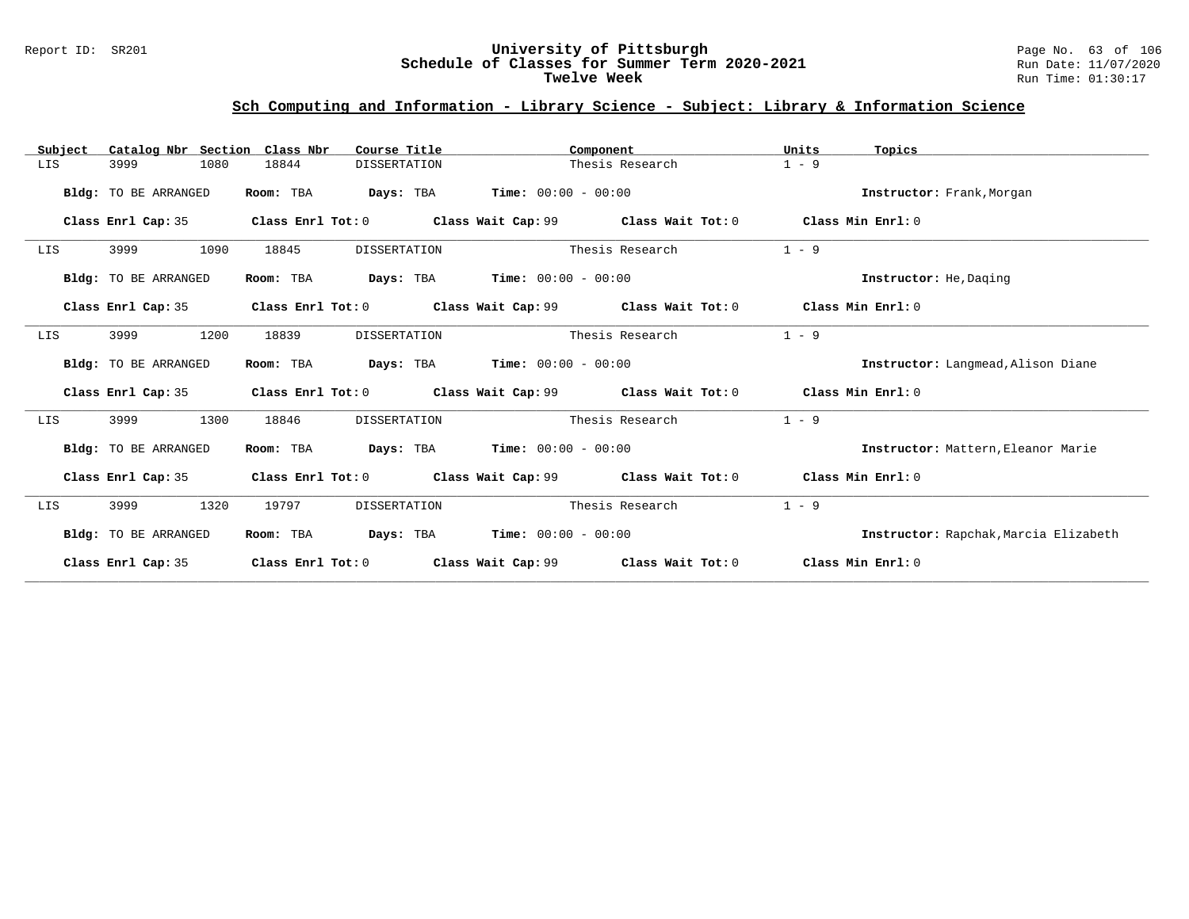## Sch Computing and Information - Library Science - Subject: Library & Information Science

| Subject | Catalog Nbr | Section | Class Nbr | Course Title | Component | Units | Topics |
|---|---|---|---|---|---|---|---|
| LIS | 3999 | 1080 | 18844 | DISSERTATION | Thesis Research | 1 - 9 | |

**Bldg:** TO BE ARRANGED **Room:** TBA **Days:** TBA **Time:** 00:00 - 00:00 **Instructor:** Frank,Morgan

**Class Enrl Cap:** 35 **Class Enrl Tot:** 0 **Class Wait Cap:** 99 **Class Wait Tot:** 0 **Class Min Enrl:** 0

| Subject | Catalog Nbr | Section | Class Nbr | Course Title | Component | Units | Topics |
|---|---|---|---|---|---|---|---|
| LIS | 3999 | 1090 | 18845 | DISSERTATION | Thesis Research | 1 - 9 | |

**Bldg:** TO BE ARRANGED **Room:** TBA **Days:** TBA **Time:** 00:00 - 00:00 **Instructor:** He,Daqing

**Class Enrl Cap:** 35 **Class Enrl Tot:** 0 **Class Wait Cap:** 99 **Class Wait Tot:** 0 **Class Min Enrl:** 0

| Subject | Catalog Nbr | Section | Class Nbr | Course Title | Component | Units | Topics |
|---|---|---|---|---|---|---|---|
| LIS | 3999 | 1200 | 18839 | DISSERTATION | Thesis Research | 1 - 9 | |

**Bldg:** TO BE ARRANGED **Room:** TBA **Days:** TBA **Time:** 00:00 - 00:00 **Instructor:** Langmead,Alison Diane

**Class Enrl Cap:** 35 **Class Enrl Tot:** 0 **Class Wait Cap:** 99 **Class Wait Tot:** 0 **Class Min Enrl:** 0

| Subject | Catalog Nbr | Section | Class Nbr | Course Title | Component | Units | Topics |
|---|---|---|---|---|---|---|---|
| LIS | 3999 | 1300 | 18846 | DISSERTATION | Thesis Research | 1 - 9 | |

**Bldg:** TO BE ARRANGED **Room:** TBA **Days:** TBA **Time:** 00:00 - 00:00 **Instructor:** Mattern,Eleanor Marie

**Class Enrl Cap:** 35 **Class Enrl Tot:** 0 **Class Wait Cap:** 99 **Class Wait Tot:** 0 **Class Min Enrl:** 0

| Subject | Catalog Nbr | Section | Class Nbr | Course Title | Component | Units | Topics |
|---|---|---|---|---|---|---|---|
| LIS | 3999 | 1320 | 19797 | DISSERTATION | Thesis Research | 1 - 9 | |

**Bldg:** TO BE ARRANGED **Room:** TBA **Days:** TBA **Time:** 00:00 - 00:00 **Instructor:** Rapchak,Marcia Elizabeth

**Class Enrl Cap:** 35 **Class Enrl Tot:** 0 **Class Wait Cap:** 99 **Class Wait Tot:** 0 **Class Min Enrl:** 0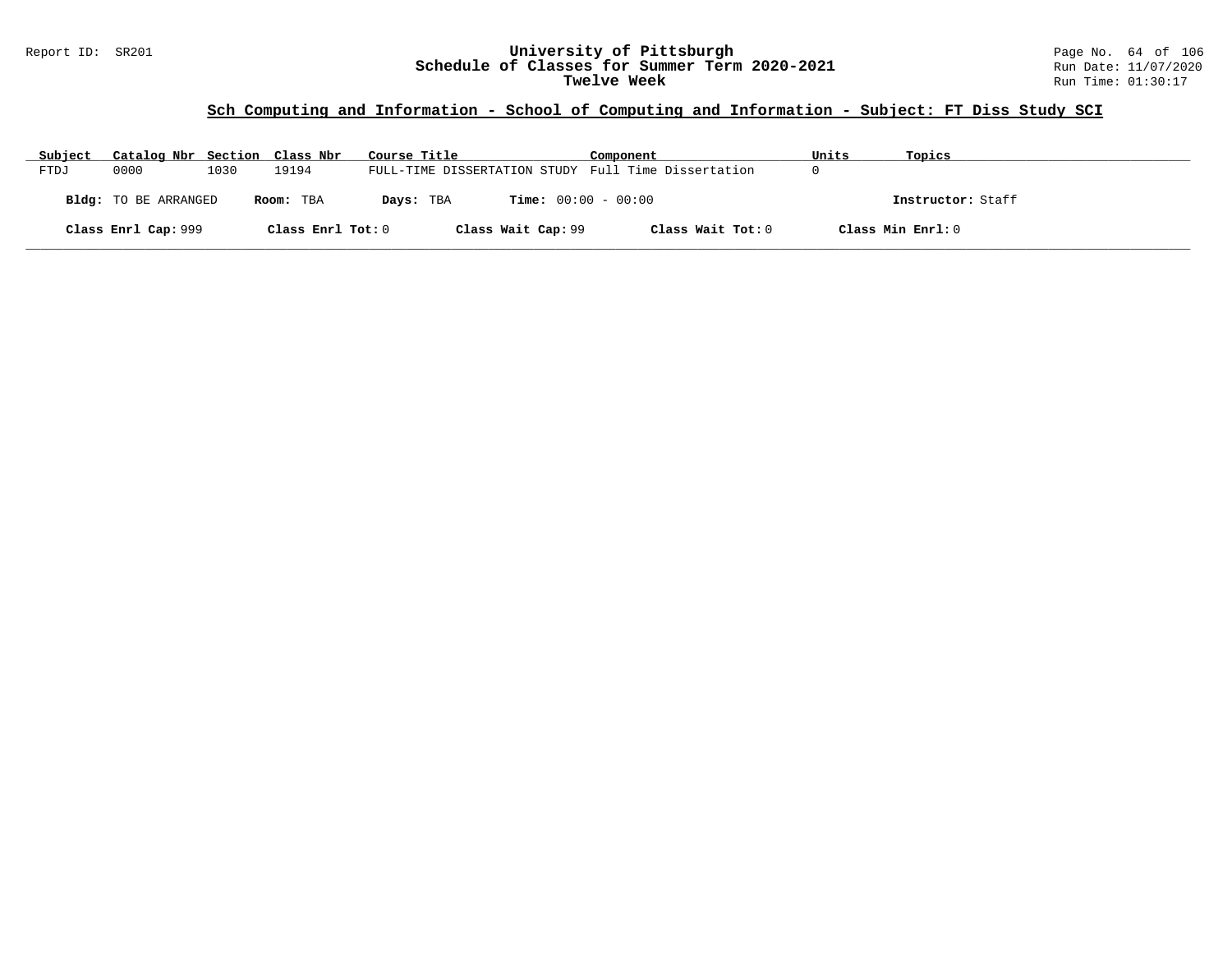## Sch Computing and Information - School of Computing and Information - Subject: FT Diss Study SCI

| Subject | Catalog Nbr | Section | Class Nbr | Course Title | Component | Units | Topics |
| --- | --- | --- | --- | --- | --- | --- | --- |
| FTDJ | 0000 | 1030 | 19194 | FULL-TIME DISSERTATION STUDY | Full Time Dissertation | 0 | |

**Bldg:** TO BE ARRANGED **Room:** TBA **Days:** TBA **Time:** 00:00 - 00:00 **Instructor:** Staff

**Class Enrl Cap:** 999 **Class Enrl Tot:** 0 **Class Wait Cap:** 99 **Class Wait Tot:** 0 **Class Min Enrl:** 0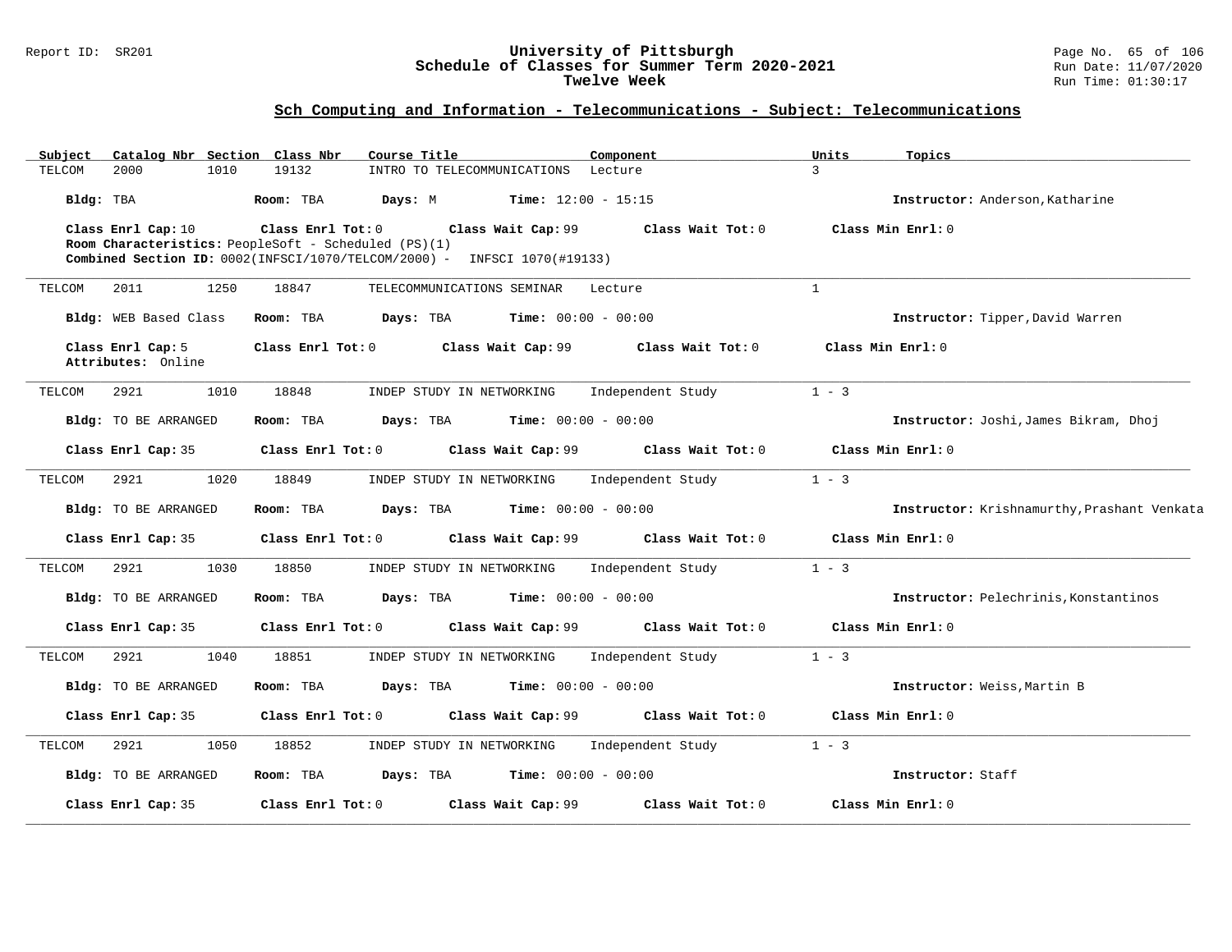## Sch Computing and Information - Telecommunications - Subject: Telecommunications

| Subject | Catalog Nbr | Section | Class Nbr | Course Title | Component | Units | Topics |
|---|---|---|---|---|---|---|---|
| TELCOM | 2000 | 1010 | 19132 | INTRO TO TELECOMMUNICATIONS | Lecture | 3 | |

**Bldg:** TBA **Room:** TBA **Days:** M **Time:** 12:00 - 15:15 **Instructor:** Anderson,Katharine

**Class Enrl Cap:** 10 **Class Enrl Tot:** 0 **Class Wait Cap:** 99 **Class Wait Tot:** 0 **Class Min Enrl:** 0
**Room Characteristics:** PeopleSoft - Scheduled (PS)(1)
**Combined Section ID:** 0002(INFSCI/1070/TELCOM/2000) - INFSCI 1070(#19133)

---

| Subject | Catalog Nbr | Section | Class Nbr | Course Title | Component | Units | Topics |
|---|---|---|---|---|---|---|---|
| TELCOM | 2011 | 1250 | 18847 | TELECOMMUNICATIONS SEMINAR | Lecture | 1 | |

**Bldg:** WEB Based Class **Room:** TBA **Days:** TBA **Time:** 00:00 - 00:00 **Instructor:** Tipper,David Warren

**Class Enrl Cap:** 5 **Class Enrl Tot:** 0 **Class Wait Cap:** 99 **Class Wait Tot:** 0 **Class Min Enrl:** 0
**Attributes:** Online

---

| Subject | Catalog Nbr | Section | Class Nbr | Course Title | Component | Units | Topics |
|---|---|---|---|---|---|---|---|
| TELCOM | 2921 | 1010 | 18848 | INDEP STUDY IN NETWORKING | Independent Study | 1 - 3 | |

**Bldg:** TO BE ARRANGED **Room:** TBA **Days:** TBA **Time:** 00:00 - 00:00 **Instructor:** Joshi,James Bikram, Dhoj

**Class Enrl Cap:** 35 **Class Enrl Tot:** 0 **Class Wait Cap:** 99 **Class Wait Tot:** 0 **Class Min Enrl:** 0

---

| Subject | Catalog Nbr | Section | Class Nbr | Course Title | Component | Units | Topics |
|---|---|---|---|---|---|---|---|
| TELCOM | 2921 | 1020 | 18849 | INDEP STUDY IN NETWORKING | Independent Study | 1 - 3 | |

**Bldg:** TO BE ARRANGED **Room:** TBA **Days:** TBA **Time:** 00:00 - 00:00 **Instructor:** Krishnamurthy,Prashant Venkata

**Class Enrl Cap:** 35 **Class Enrl Tot:** 0 **Class Wait Cap:** 99 **Class Wait Tot:** 0 **Class Min Enrl:** 0

---

| Subject | Catalog Nbr | Section | Class Nbr | Course Title | Component | Units | Topics |
|---|---|---|---|---|---|---|---|
| TELCOM | 2921 | 1030 | 18850 | INDEP STUDY IN NETWORKING | Independent Study | 1 - 3 | |

**Bldg:** TO BE ARRANGED **Room:** TBA **Days:** TBA **Time:** 00:00 - 00:00 **Instructor:** Pelechrinis,Konstantinos

**Class Enrl Cap:** 35 **Class Enrl Tot:** 0 **Class Wait Cap:** 99 **Class Wait Tot:** 0 **Class Min Enrl:** 0

---

| Subject | Catalog Nbr | Section | Class Nbr | Course Title | Component | Units | Topics |
|---|---|---|---|---|---|---|---|
| TELCOM | 2921 | 1040 | 18851 | INDEP STUDY IN NETWORKING | Independent Study | 1 - 3 | |

**Bldg:** TO BE ARRANGED **Room:** TBA **Days:** TBA **Time:** 00:00 - 00:00 **Instructor:** Weiss,Martin B

**Class Enrl Cap:** 35 **Class Enrl Tot:** 0 **Class Wait Cap:** 99 **Class Wait Tot:** 0 **Class Min Enrl:** 0

---

| Subject | Catalog Nbr | Section | Class Nbr | Course Title | Component | Units | Topics |
|---|---|---|---|---|---|---|---|
| TELCOM | 2921 | 1050 | 18852 | INDEP STUDY IN NETWORKING | Independent Study | 1 - 3 | |

**Bldg:** TO BE ARRANGED **Room:** TBA **Days:** TBA **Time:** 00:00 - 00:00 **Instructor:** Staff

**Class Enrl Cap:** 35 **Class Enrl Tot:** 0 **Class Wait Cap:** 99 **Class Wait Tot:** 0 **Class Min Enrl:** 0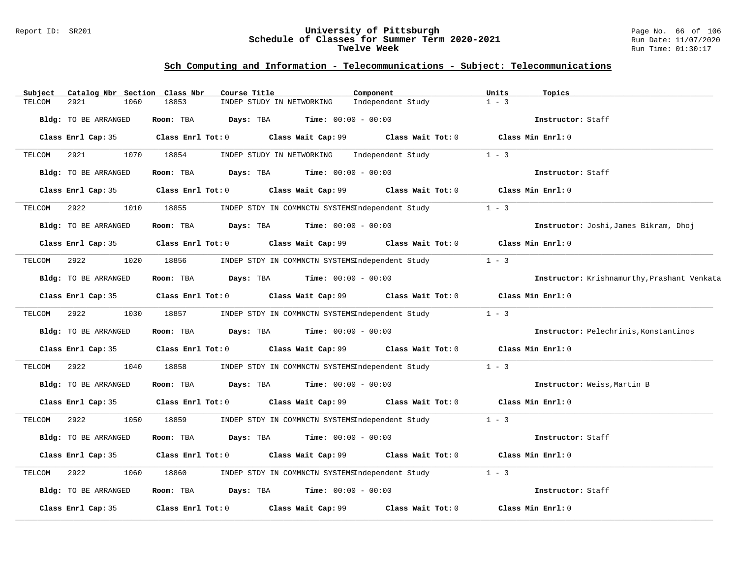## Sch Computing and Information - Telecommunications - Subject: Telecommunications

| Subject | Catalog Nbr | Section | Class Nbr | Course Title | Component | Units | Topics |
|---|---|---|---|---|---|---|---|
| TELCOM | 2921 | 1060 | 18853 | INDEP STUDY IN NETWORKING | Independent Study | 1 - 3 | |

**Bldg:** TO BE ARRANGED **Room:** TBA **Days:** TBA **Time:** 00:00 - 00:00 **Instructor:** Staff

**Class Enrl Cap:** 35 **Class Enrl Tot:** 0 **Class Wait Cap:** 99 **Class Wait Tot:** 0 **Class Min Enrl:** 0

| Subject | Catalog Nbr | Section | Class Nbr | Course Title | Component | Units | Topics |
|---|---|---|---|---|---|---|---|
| TELCOM | 2921 | 1070 | 18854 | INDEP STUDY IN NETWORKING | Independent Study | 1 - 3 | |

**Bldg:** TO BE ARRANGED **Room:** TBA **Days:** TBA **Time:** 00:00 - 00:00 **Instructor:** Staff

**Class Enrl Cap:** 35 **Class Enrl Tot:** 0 **Class Wait Cap:** 99 **Class Wait Tot:** 0 **Class Min Enrl:** 0

| Subject | Catalog Nbr | Section | Class Nbr | Course Title | Component | Units | Topics |
|---|---|---|---|---|---|---|---|
| TELCOM | 2922 | 1010 | 18855 | INDEP STDY IN COMMNCTN SYSTEMS | Independent Study | 1 - 3 | |

**Bldg:** TO BE ARRANGED **Room:** TBA **Days:** TBA **Time:** 00:00 - 00:00 **Instructor:** Joshi,James Bikram, Dhoj

**Class Enrl Cap:** 35 **Class Enrl Tot:** 0 **Class Wait Cap:** 99 **Class Wait Tot:** 0 **Class Min Enrl:** 0

| Subject | Catalog Nbr | Section | Class Nbr | Course Title | Component | Units | Topics |
|---|---|---|---|---|---|---|---|
| TELCOM | 2922 | 1020 | 18856 | INDEP STDY IN COMMNCTN SYSTEMS | Independent Study | 1 - 3 | |

**Bldg:** TO BE ARRANGED **Room:** TBA **Days:** TBA **Time:** 00:00 - 00:00 **Instructor:** Krishnamurthy,Prashant Venkata

**Class Enrl Cap:** 35 **Class Enrl Tot:** 0 **Class Wait Cap:** 99 **Class Wait Tot:** 0 **Class Min Enrl:** 0

| Subject | Catalog Nbr | Section | Class Nbr | Course Title | Component | Units | Topics |
|---|---|---|---|---|---|---|---|
| TELCOM | 2922 | 1030 | 18857 | INDEP STDY IN COMMNCTN SYSTEMS | Independent Study | 1 - 3 | |

**Bldg:** TO BE ARRANGED **Room:** TBA **Days:** TBA **Time:** 00:00 - 00:00 **Instructor:** Pelechrinis,Konstantinos

**Class Enrl Cap:** 35 **Class Enrl Tot:** 0 **Class Wait Cap:** 99 **Class Wait Tot:** 0 **Class Min Enrl:** 0

| Subject | Catalog Nbr | Section | Class Nbr | Course Title | Component | Units | Topics |
|---|---|---|---|---|---|---|---|
| TELCOM | 2922 | 1040 | 18858 | INDEP STDY IN COMMNCTN SYSTEMS | Independent Study | 1 - 3 | |

**Bldg:** TO BE ARRANGED **Room:** TBA **Days:** TBA **Time:** 00:00 - 00:00 **Instructor:** Weiss,Martin B

**Class Enrl Cap:** 35 **Class Enrl Tot:** 0 **Class Wait Cap:** 99 **Class Wait Tot:** 0 **Class Min Enrl:** 0

| Subject | Catalog Nbr | Section | Class Nbr | Course Title | Component | Units | Topics |
|---|---|---|---|---|---|---|---|
| TELCOM | 2922 | 1050 | 18859 | INDEP STDY IN COMMNCTN SYSTEMS | Independent Study | 1 - 3 | |

**Bldg:** TO BE ARRANGED **Room:** TBA **Days:** TBA **Time:** 00:00 - 00:00 **Instructor:** Staff

**Class Enrl Cap:** 35 **Class Enrl Tot:** 0 **Class Wait Cap:** 99 **Class Wait Tot:** 0 **Class Min Enrl:** 0

| Subject | Catalog Nbr | Section | Class Nbr | Course Title | Component | Units | Topics |
|---|---|---|---|---|---|---|---|
| TELCOM | 2922 | 1060 | 18860 | INDEP STDY IN COMMNCTN SYSTEMS | Independent Study | 1 - 3 | |

**Bldg:** TO BE ARRANGED **Room:** TBA **Days:** TBA **Time:** 00:00 - 00:00 **Instructor:** Staff

**Class Enrl Cap:** 35 **Class Enrl Tot:** 0 **Class Wait Cap:** 99 **Class Wait Tot:** 0 **Class Min Enrl:** 0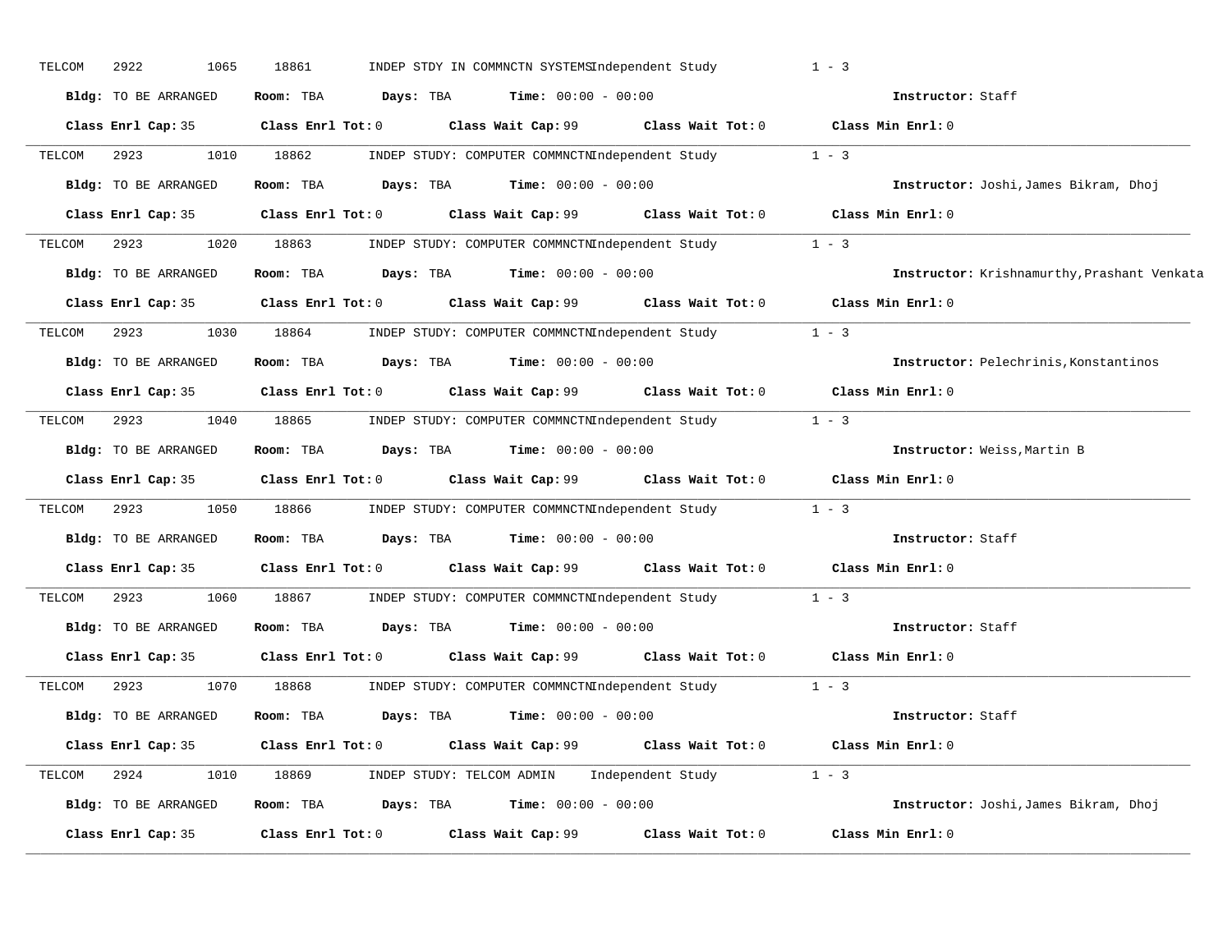TELCOM 2922 1065 18861 INDEP STDY IN COMMNCTN SYSTEMS Independent Study 1 - 3

**Bldg:** TO BE ARRANGED **Room:** TBA **Days:** TBA **Time:** 00:00 - 00:00 **Instructor:** Staff

**Class Enrl Cap:** 35 **Class Enrl Tot:** 0 **Class Wait Cap:** 99 **Class Wait Tot:** 0 **Class Min Enrl:** 0

---

TELCOM 2923 1010 18862 INDEP STUDY: COMPUTER COMMNCTN Independent Study 1 - 3

**Bldg:** TO BE ARRANGED **Room:** TBA **Days:** TBA **Time:** 00:00 - 00:00 **Instructor:** Joshi,James Bikram, Dhoj

**Class Enrl Cap:** 35 **Class Enrl Tot:** 0 **Class Wait Cap:** 99 **Class Wait Tot:** 0 **Class Min Enrl:** 0

---

TELCOM 2923 1020 18863 INDEP STUDY: COMPUTER COMMNCTN Independent Study 1 - 3

**Bldg:** TO BE ARRANGED **Room:** TBA **Days:** TBA **Time:** 00:00 - 00:00 **Instructor:** Krishnamurthy,Prashant Venkata

**Class Enrl Cap:** 35 **Class Enrl Tot:** 0 **Class Wait Cap:** 99 **Class Wait Tot:** 0 **Class Min Enrl:** 0

---

TELCOM 2923 1030 18864 INDEP STUDY: COMPUTER COMMNCTN Independent Study 1 - 3

**Bldg:** TO BE ARRANGED **Room:** TBA **Days:** TBA **Time:** 00:00 - 00:00 **Instructor:** Pelechrinis,Konstantinos

**Class Enrl Cap:** 35 **Class Enrl Tot:** 0 **Class Wait Cap:** 99 **Class Wait Tot:** 0 **Class Min Enrl:** 0

---

TELCOM 2923 1040 18865 INDEP STUDY: COMPUTER COMMNCTN Independent Study 1 - 3

**Bldg:** TO BE ARRANGED **Room:** TBA **Days:** TBA **Time:** 00:00 - 00:00 **Instructor:** Weiss,Martin B

**Class Enrl Cap:** 35 **Class Enrl Tot:** 0 **Class Wait Cap:** 99 **Class Wait Tot:** 0 **Class Min Enrl:** 0

---

TELCOM 2923 1050 18866 INDEP STUDY: COMPUTER COMMNCTN Independent Study 1 - 3

**Bldg:** TO BE ARRANGED **Room:** TBA **Days:** TBA **Time:** 00:00 - 00:00 **Instructor:** Staff

**Class Enrl Cap:** 35 **Class Enrl Tot:** 0 **Class Wait Cap:** 99 **Class Wait Tot:** 0 **Class Min Enrl:** 0

---

TELCOM 2923 1060 18867 INDEP STUDY: COMPUTER COMMNCTN Independent Study 1 - 3

**Bldg:** TO BE ARRANGED **Room:** TBA **Days:** TBA **Time:** 00:00 - 00:00 **Instructor:** Staff

**Class Enrl Cap:** 35 **Class Enrl Tot:** 0 **Class Wait Cap:** 99 **Class Wait Tot:** 0 **Class Min Enrl:** 0

---

TELCOM 2923 1070 18868 INDEP STUDY: COMPUTER COMMNCTN Independent Study 1 - 3

**Bldg:** TO BE ARRANGED **Room:** TBA **Days:** TBA **Time:** 00:00 - 00:00 **Instructor:** Staff

**Class Enrl Cap:** 35 **Class Enrl Tot:** 0 **Class Wait Cap:** 99 **Class Wait Tot:** 0 **Class Min Enrl:** 0

---

TELCOM 2924 1010 18869 INDEP STUDY: TELCOM ADMIN Independent Study 1 - 3

**Bldg:** TO BE ARRANGED **Room:** TBA **Days:** TBA **Time:** 00:00 - 00:00 **Instructor:** Joshi,James Bikram, Dhoj

**Class Enrl Cap:** 35 **Class Enrl Tot:** 0 **Class Wait Cap:** 99 **Class Wait Tot:** 0 **Class Min Enrl:** 0

---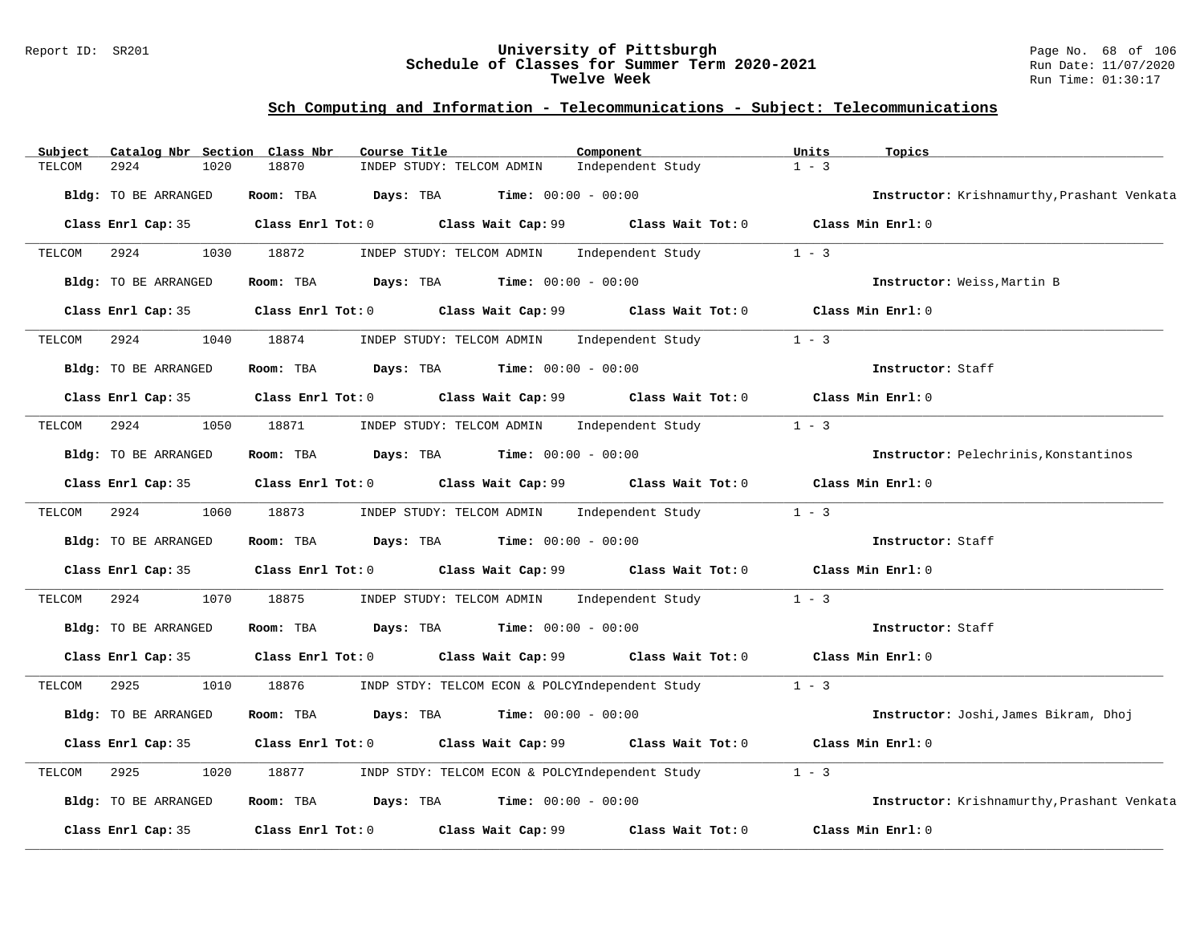## Sch Computing and Information - Telecommunications - Subject: Telecommunications

| Subject | Catalog Nbr | Section | Class Nbr | Course Title | Component | Units | Topics |
|---|---|---|---|---|---|---|---|
| TELCOM | 2924 | 1020 | 18870 | INDEP STUDY: TELCOM ADMIN | Independent Study | 1 - 3 | |

**Bldg:** TO BE ARRANGED **Room:** TBA **Days:** TBA **Time:** 00:00 - 00:00 **Instructor:** Krishnamurthy,Prashant Venkata

**Class Enrl Cap:** 35 **Class Enrl Tot:** 0 **Class Wait Cap:** 99 **Class Wait Tot:** 0 **Class Min Enrl:** 0

---

| Subject | Catalog Nbr | Section | Class Nbr | Course Title | Component | Units | Topics |
|---|---|---|---|---|---|---|---|
| TELCOM | 2924 | 1030 | 18872 | INDEP STUDY: TELCOM ADMIN | Independent Study | 1 - 3 | |

**Bldg:** TO BE ARRANGED **Room:** TBA **Days:** TBA **Time:** 00:00 - 00:00 **Instructor:** Weiss,Martin B

**Class Enrl Cap:** 35 **Class Enrl Tot:** 0 **Class Wait Cap:** 99 **Class Wait Tot:** 0 **Class Min Enrl:** 0

---

| Subject | Catalog Nbr | Section | Class Nbr | Course Title | Component | Units | Topics |
|---|---|---|---|---|---|---|---|
| TELCOM | 2924 | 1040 | 18874 | INDEP STUDY: TELCOM ADMIN | Independent Study | 1 - 3 | |

**Bldg:** TO BE ARRANGED **Room:** TBA **Days:** TBA **Time:** 00:00 - 00:00 **Instructor:** Staff

**Class Enrl Cap:** 35 **Class Enrl Tot:** 0 **Class Wait Cap:** 99 **Class Wait Tot:** 0 **Class Min Enrl:** 0

---

| Subject | Catalog Nbr | Section | Class Nbr | Course Title | Component | Units | Topics |
|---|---|---|---|---|---|---|---|
| TELCOM | 2924 | 1050 | 18871 | INDEP STUDY: TELCOM ADMIN | Independent Study | 1 - 3 | |

**Bldg:** TO BE ARRANGED **Room:** TBA **Days:** TBA **Time:** 00:00 - 00:00 **Instructor:** Pelechrinis,Konstantinos

**Class Enrl Cap:** 35 **Class Enrl Tot:** 0 **Class Wait Cap:** 99 **Class Wait Tot:** 0 **Class Min Enrl:** 0

---

| Subject | Catalog Nbr | Section | Class Nbr | Course Title | Component | Units | Topics |
|---|---|---|---|---|---|---|---|
| TELCOM | 2924 | 1060 | 18873 | INDEP STUDY: TELCOM ADMIN | Independent Study | 1 - 3 | |

**Bldg:** TO BE ARRANGED **Room:** TBA **Days:** TBA **Time:** 00:00 - 00:00 **Instructor:** Staff

**Class Enrl Cap:** 35 **Class Enrl Tot:** 0 **Class Wait Cap:** 99 **Class Wait Tot:** 0 **Class Min Enrl:** 0

---

| Subject | Catalog Nbr | Section | Class Nbr | Course Title | Component | Units | Topics |
|---|---|---|---|---|---|---|---|
| TELCOM | 2924 | 1070 | 18875 | INDEP STUDY: TELCOM ADMIN | Independent Study | 1 - 3 | |

**Bldg:** TO BE ARRANGED **Room:** TBA **Days:** TBA **Time:** 00:00 - 00:00 **Instructor:** Staff

**Class Enrl Cap:** 35 **Class Enrl Tot:** 0 **Class Wait Cap:** 99 **Class Wait Tot:** 0 **Class Min Enrl:** 0

---

| Subject | Catalog Nbr | Section | Class Nbr | Course Title | Component | Units | Topics |
|---|---|---|---|---|---|---|---|
| TELCOM | 2925 | 1010 | 18876 | INDP STDY: TELCOM ECON & POLCY | Independent Study | 1 - 3 | |

**Bldg:** TO BE ARRANGED **Room:** TBA **Days:** TBA **Time:** 00:00 - 00:00 **Instructor:** Joshi,James Bikram, Dhoj

**Class Enrl Cap:** 35 **Class Enrl Tot:** 0 **Class Wait Cap:** 99 **Class Wait Tot:** 0 **Class Min Enrl:** 0

---

| Subject | Catalog Nbr | Section | Class Nbr | Course Title | Component | Units | Topics |
|---|---|---|---|---|---|---|---|
| TELCOM | 2925 | 1020 | 18877 | INDP STDY: TELCOM ECON & POLCY | Independent Study | 1 - 3 | |

**Bldg:** TO BE ARRANGED **Room:** TBA **Days:** TBA **Time:** 00:00 - 00:00 **Instructor:** Krishnamurthy,Prashant Venkata

**Class Enrl Cap:** 35 **Class Enrl Tot:** 0 **Class Wait Cap:** 99 **Class Wait Tot:** 0 **Class Min Enrl:** 0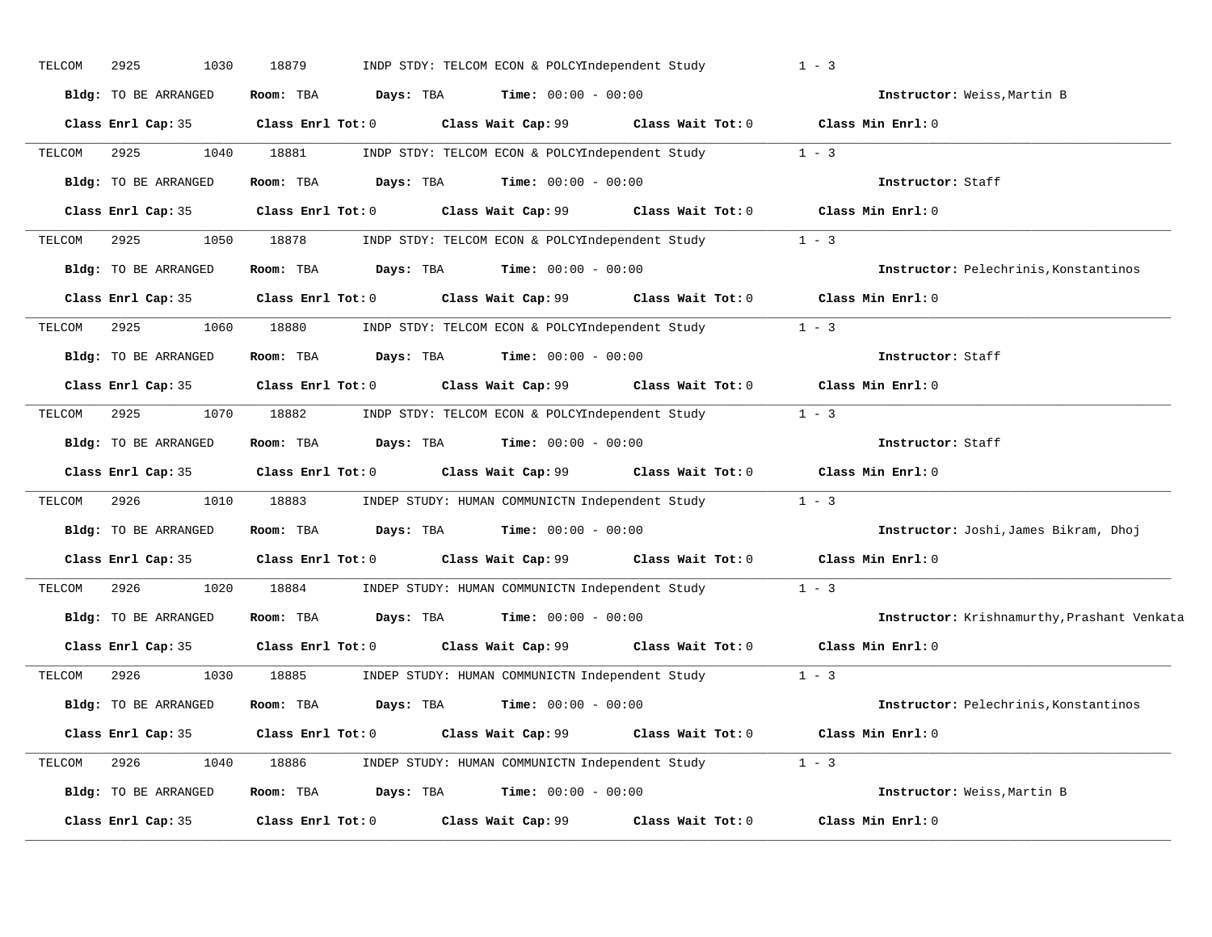TELCOM 2925 1030 18879 INDP STDY: TELCOM ECON & POLCY Independent Study 1 - 3

**Bldg:** TO BE ARRANGED **Room:** TBA **Days:** TBA **Time:** 00:00 - 00:00 **Instructor:** Weiss,Martin B

**Class Enrl Cap:** 35 **Class Enrl Tot:** 0 **Class Wait Cap:** 99 **Class Wait Tot:** 0 **Class Min Enrl:** 0

---

TELCOM 2925 1040 18881 INDP STDY: TELCOM ECON & POLCY Independent Study 1 - 3

**Bldg:** TO BE ARRANGED **Room:** TBA **Days:** TBA **Time:** 00:00 - 00:00 **Instructor:** Staff

**Class Enrl Cap:** 35 **Class Enrl Tot:** 0 **Class Wait Cap:** 99 **Class Wait Tot:** 0 **Class Min Enrl:** 0

---

TELCOM 2925 1050 18878 INDP STDY: TELCOM ECON & POLCY Independent Study 1 - 3

**Bldg:** TO BE ARRANGED **Room:** TBA **Days:** TBA **Time:** 00:00 - 00:00 **Instructor:** Pelechrinis,Konstantinos

**Class Enrl Cap:** 35 **Class Enrl Tot:** 0 **Class Wait Cap:** 99 **Class Wait Tot:** 0 **Class Min Enrl:** 0

---

TELCOM 2925 1060 18880 INDP STDY: TELCOM ECON & POLCY Independent Study 1 - 3

**Bldg:** TO BE ARRANGED **Room:** TBA **Days:** TBA **Time:** 00:00 - 00:00 **Instructor:** Staff

**Class Enrl Cap:** 35 **Class Enrl Tot:** 0 **Class Wait Cap:** 99 **Class Wait Tot:** 0 **Class Min Enrl:** 0

---

TELCOM 2925 1070 18882 INDP STDY: TELCOM ECON & POLCY Independent Study 1 - 3

**Bldg:** TO BE ARRANGED **Room:** TBA **Days:** TBA **Time:** 00:00 - 00:00 **Instructor:** Staff

**Class Enrl Cap:** 35 **Class Enrl Tot:** 0 **Class Wait Cap:** 99 **Class Wait Tot:** 0 **Class Min Enrl:** 0

---

TELCOM 2926 1010 18883 INDEP STUDY: HUMAN COMMUNICTN Independent Study 1 - 3

**Bldg:** TO BE ARRANGED **Room:** TBA **Days:** TBA **Time:** 00:00 - 00:00 **Instructor:** Joshi,James Bikram, Dhoj

**Class Enrl Cap:** 35 **Class Enrl Tot:** 0 **Class Wait Cap:** 99 **Class Wait Tot:** 0 **Class Min Enrl:** 0

---

TELCOM 2926 1020 18884 INDEP STUDY: HUMAN COMMUNICTN Independent Study 1 - 3

**Bldg:** TO BE ARRANGED **Room:** TBA **Days:** TBA **Time:** 00:00 - 00:00 **Instructor:** Krishnamurthy,Prashant Venkata

**Class Enrl Cap:** 35 **Class Enrl Tot:** 0 **Class Wait Cap:** 99 **Class Wait Tot:** 0 **Class Min Enrl:** 0

---

TELCOM 2926 1030 18885 INDEP STUDY: HUMAN COMMUNICTN Independent Study 1 - 3

**Bldg:** TO BE ARRANGED **Room:** TBA **Days:** TBA **Time:** 00:00 - 00:00 **Instructor:** Pelechrinis,Konstantinos

**Class Enrl Cap:** 35 **Class Enrl Tot:** 0 **Class Wait Cap:** 99 **Class Wait Tot:** 0 **Class Min Enrl:** 0

---

TELCOM 2926 1040 18886 INDEP STUDY: HUMAN COMMUNICTN Independent Study 1 - 3

**Bldg:** TO BE ARRANGED **Room:** TBA **Days:** TBA **Time:** 00:00 - 00:00 **Instructor:** Weiss,Martin B

**Class Enrl Cap:** 35 **Class Enrl Tot:** 0 **Class Wait Cap:** 99 **Class Wait Tot:** 0 **Class Min Enrl:** 0

---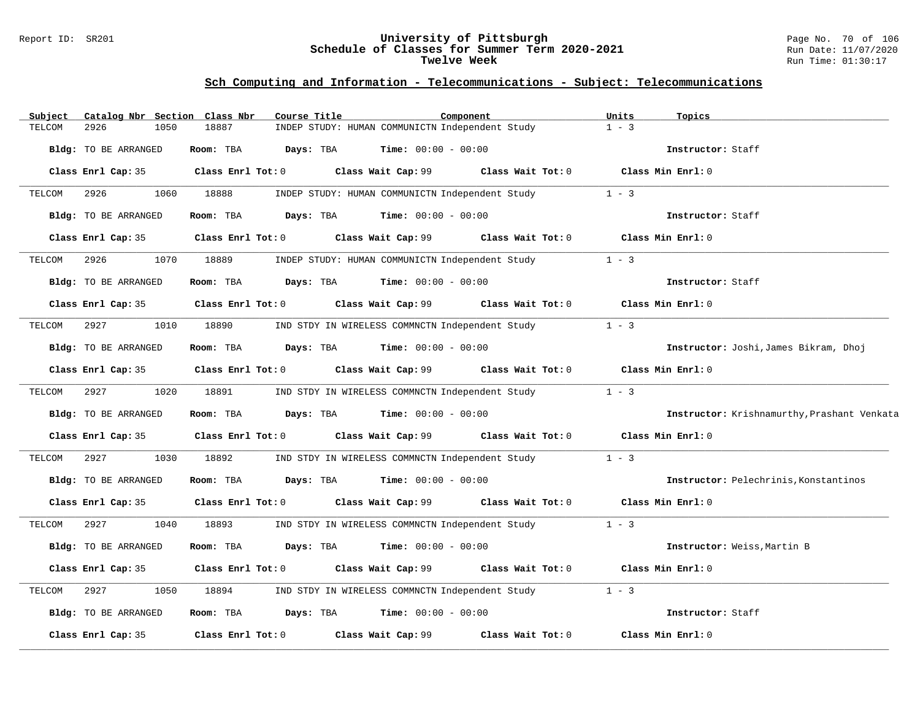## Sch Computing and Information - Telecommunications - Subject: Telecommunications

| Subject | Catalog Nbr | Section | Class Nbr | Course Title | Component | Units | Topics |
|---|---|---|---|---|---|---|---|
| TELCOM | 2926 | 1050 | 18887 | INDEP STUDY: HUMAN COMMUNICTN | Independent Study | 1 - 3 | |

**Bldg:** TO BE ARRANGED **Room:** TBA **Days:** TBA **Time:** 00:00 - 00:00 **Instructor:** Staff

**Class Enrl Cap:** 35 **Class Enrl Tot:** 0 **Class Wait Cap:** 99 **Class Wait Tot:** 0 **Class Min Enrl:** 0

---

| Subject | Catalog Nbr | Section | Class Nbr | Course Title | Component | Units | Topics |
|---|---|---|---|---|---|---|---|
| TELCOM | 2926 | 1060 | 18888 | INDEP STUDY: HUMAN COMMUNICTN | Independent Study | 1 - 3 | |

**Bldg:** TO BE ARRANGED **Room:** TBA **Days:** TBA **Time:** 00:00 - 00:00 **Instructor:** Staff

**Class Enrl Cap:** 35 **Class Enrl Tot:** 0 **Class Wait Cap:** 99 **Class Wait Tot:** 0 **Class Min Enrl:** 0

---

| Subject | Catalog Nbr | Section | Class Nbr | Course Title | Component | Units | Topics |
|---|---|---|---|---|---|---|---|
| TELCOM | 2926 | 1070 | 18889 | INDEP STUDY: HUMAN COMMUNICTN | Independent Study | 1 - 3 | |

**Bldg:** TO BE ARRANGED **Room:** TBA **Days:** TBA **Time:** 00:00 - 00:00 **Instructor:** Staff

**Class Enrl Cap:** 35 **Class Enrl Tot:** 0 **Class Wait Cap:** 99 **Class Wait Tot:** 0 **Class Min Enrl:** 0

---

| Subject | Catalog Nbr | Section | Class Nbr | Course Title | Component | Units | Topics |
|---|---|---|---|---|---|---|---|
| TELCOM | 2927 | 1010 | 18890 | IND STDY IN WIRELESS COMMNCTN | Independent Study | 1 - 3 | |

**Bldg:** TO BE ARRANGED **Room:** TBA **Days:** TBA **Time:** 00:00 - 00:00 **Instructor:** Joshi,James Bikram, Dhoj

**Class Enrl Cap:** 35 **Class Enrl Tot:** 0 **Class Wait Cap:** 99 **Class Wait Tot:** 0 **Class Min Enrl:** 0

---

| Subject | Catalog Nbr | Section | Class Nbr | Course Title | Component | Units | Topics |
|---|---|---|---|---|---|---|---|
| TELCOM | 2927 | 1020 | 18891 | IND STDY IN WIRELESS COMMNCTN | Independent Study | 1 - 3 | |

**Bldg:** TO BE ARRANGED **Room:** TBA **Days:** TBA **Time:** 00:00 - 00:00 **Instructor:** Krishnamurthy,Prashant Venkata

**Class Enrl Cap:** 35 **Class Enrl Tot:** 0 **Class Wait Cap:** 99 **Class Wait Tot:** 0 **Class Min Enrl:** 0

---

| Subject | Catalog Nbr | Section | Class Nbr | Course Title | Component | Units | Topics |
|---|---|---|---|---|---|---|---|
| TELCOM | 2927 | 1030 | 18892 | IND STDY IN WIRELESS COMMNCTN | Independent Study | 1 - 3 | |

**Bldg:** TO BE ARRANGED **Room:** TBA **Days:** TBA **Time:** 00:00 - 00:00 **Instructor:** Pelechrinis,Konstantinos

**Class Enrl Cap:** 35 **Class Enrl Tot:** 0 **Class Wait Cap:** 99 **Class Wait Tot:** 0 **Class Min Enrl:** 0

---

| Subject | Catalog Nbr | Section | Class Nbr | Course Title | Component | Units | Topics |
|---|---|---|---|---|---|---|---|
| TELCOM | 2927 | 1040 | 18893 | IND STDY IN WIRELESS COMMNCTN | Independent Study | 1 - 3 | |

**Bldg:** TO BE ARRANGED **Room:** TBA **Days:** TBA **Time:** 00:00 - 00:00 **Instructor:** Weiss,Martin B

**Class Enrl Cap:** 35 **Class Enrl Tot:** 0 **Class Wait Cap:** 99 **Class Wait Tot:** 0 **Class Min Enrl:** 0

---

| Subject | Catalog Nbr | Section | Class Nbr | Course Title | Component | Units | Topics |
|---|---|---|---|---|---|---|---|
| TELCOM | 2927 | 1050 | 18894 | IND STDY IN WIRELESS COMMNCTN | Independent Study | 1 - 3 | |

**Bldg:** TO BE ARRANGED **Room:** TBA **Days:** TBA **Time:** 00:00 - 00:00 **Instructor:** Staff

**Class Enrl Cap:** 35 **Class Enrl Tot:** 0 **Class Wait Cap:** 99 **Class Wait Tot:** 0 **Class Min Enrl:** 0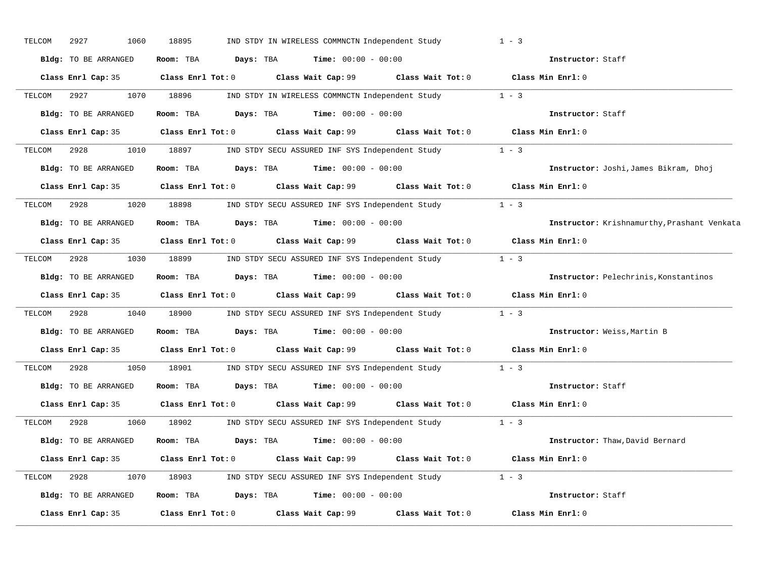TELCOM 2927 1060 18895 IND STDY IN WIRELESS COMMNCTN Independent Study 1 - 3

**Bldg:** TO BE ARRANGED **Room:** TBA **Days:** TBA **Time:** 00:00 - 00:00 **Instructor:** Staff

**Class Enrl Cap:** 35 **Class Enrl Tot:** 0 **Class Wait Cap:** 99 **Class Wait Tot:** 0 **Class Min Enrl:** 0

---

TELCOM 2927 1070 18896 IND STDY IN WIRELESS COMMNCTN Independent Study 1 - 3

**Bldg:** TO BE ARRANGED **Room:** TBA **Days:** TBA **Time:** 00:00 - 00:00 **Instructor:** Staff

**Class Enrl Cap:** 35 **Class Enrl Tot:** 0 **Class Wait Cap:** 99 **Class Wait Tot:** 0 **Class Min Enrl:** 0

---

TELCOM 2928 1010 18897 IND STDY SECU ASSURED INF SYS Independent Study 1 - 3

**Bldg:** TO BE ARRANGED **Room:** TBA **Days:** TBA **Time:** 00:00 - 00:00 **Instructor:** Joshi,James Bikram, Dhoj

**Class Enrl Cap:** 35 **Class Enrl Tot:** 0 **Class Wait Cap:** 99 **Class Wait Tot:** 0 **Class Min Enrl:** 0

---

TELCOM 2928 1020 18898 IND STDY SECU ASSURED INF SYS Independent Study 1 - 3

**Bldg:** TO BE ARRANGED **Room:** TBA **Days:** TBA **Time:** 00:00 - 00:00 **Instructor:** Krishnamurthy,Prashant Venkata

**Class Enrl Cap:** 35 **Class Enrl Tot:** 0 **Class Wait Cap:** 99 **Class Wait Tot:** 0 **Class Min Enrl:** 0

---

TELCOM 2928 1030 18899 IND STDY SECU ASSURED INF SYS Independent Study 1 - 3

**Bldg:** TO BE ARRANGED **Room:** TBA **Days:** TBA **Time:** 00:00 - 00:00 **Instructor:** Pelechrinis,Konstantinos

**Class Enrl Cap:** 35 **Class Enrl Tot:** 0 **Class Wait Cap:** 99 **Class Wait Tot:** 0 **Class Min Enrl:** 0

---

TELCOM 2928 1040 18900 IND STDY SECU ASSURED INF SYS Independent Study 1 - 3

**Bldg:** TO BE ARRANGED **Room:** TBA **Days:** TBA **Time:** 00:00 - 00:00 **Instructor:** Weiss,Martin B

**Class Enrl Cap:** 35 **Class Enrl Tot:** 0 **Class Wait Cap:** 99 **Class Wait Tot:** 0 **Class Min Enrl:** 0

---

TELCOM 2928 1050 18901 IND STDY SECU ASSURED INF SYS Independent Study 1 - 3

**Bldg:** TO BE ARRANGED **Room:** TBA **Days:** TBA **Time:** 00:00 - 00:00 **Instructor:** Staff

**Class Enrl Cap:** 35 **Class Enrl Tot:** 0 **Class Wait Cap:** 99 **Class Wait Tot:** 0 **Class Min Enrl:** 0

---

TELCOM 2928 1060 18902 IND STDY SECU ASSURED INF SYS Independent Study 1 - 3

**Bldg:** TO BE ARRANGED **Room:** TBA **Days:** TBA **Time:** 00:00 - 00:00 **Instructor:** Thaw,David Bernard

**Class Enrl Cap:** 35 **Class Enrl Tot:** 0 **Class Wait Cap:** 99 **Class Wait Tot:** 0 **Class Min Enrl:** 0

---

TELCOM 2928 1070 18903 IND STDY SECU ASSURED INF SYS Independent Study 1 - 3

**Bldg:** TO BE ARRANGED **Room:** TBA **Days:** TBA **Time:** 00:00 - 00:00 **Instructor:** Staff

**Class Enrl Cap:** 35 **Class Enrl Tot:** 0 **Class Wait Cap:** 99 **Class Wait Tot:** 0 **Class Min Enrl:** 0

---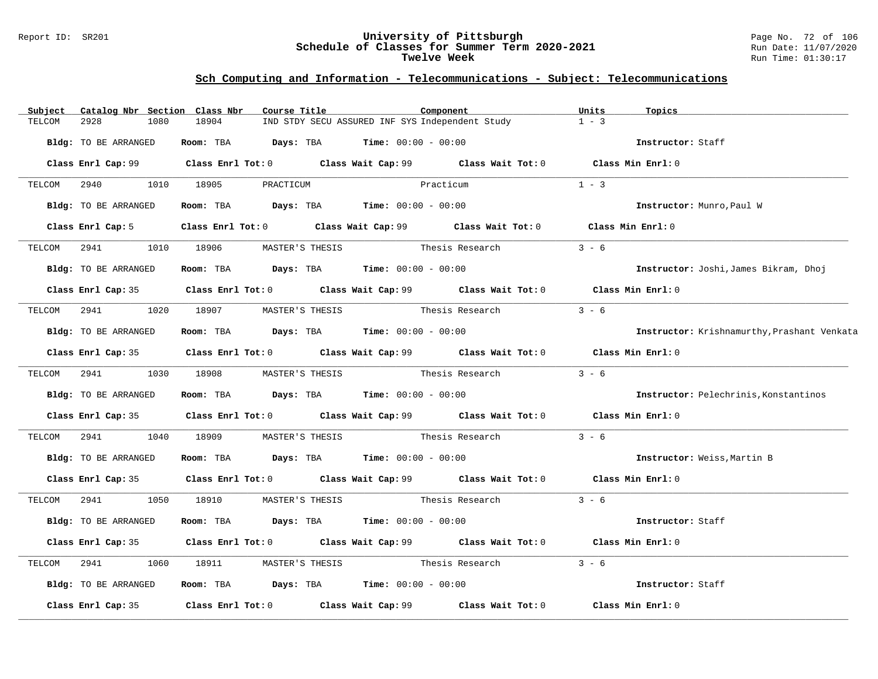## Sch Computing and Information - Telecommunications - Subject: Telecommunications

| Subject | Catalog Nbr | Section | Class Nbr | Course Title | Component | Units | Topics |
|---|---|---|---|---|---|---|---|
| TELCOM | 2928 | 1080 | 18904 | IND STDY SECU ASSURED INF SYS | Independent Study | 1 - 3 | |

**Bldg:** TO BE ARRANGED **Room:** TBA **Days:** TBA **Time:** 00:00 - 00:00 **Instructor:** Staff

**Class Enrl Cap:** 99 **Class Enrl Tot:** 0 **Class Wait Cap:** 99 **Class Wait Tot:** 0 **Class Min Enrl:** 0

---

| Subject | Catalog Nbr | Section | Class Nbr | Course Title | Component | Units | Topics |
|---|---|---|---|---|---|---|---|
| TELCOM | 2940 | 1010 | 18905 | PRACTICUM | Practicum | 1 - 3 | |

**Bldg:** TO BE ARRANGED **Room:** TBA **Days:** TBA **Time:** 00:00 - 00:00 **Instructor:** Munro,Paul W

**Class Enrl Cap:** 5 **Class Enrl Tot:** 0 **Class Wait Cap:** 99 **Class Wait Tot:** 0 **Class Min Enrl:** 0

---

| Subject | Catalog Nbr | Section | Class Nbr | Course Title | Component | Units | Topics |
|---|---|---|---|---|---|---|---|
| TELCOM | 2941 | 1010 | 18906 | MASTER'S THESIS | Thesis Research | 3 - 6 | |

**Bldg:** TO BE ARRANGED **Room:** TBA **Days:** TBA **Time:** 00:00 - 00:00 **Instructor:** Joshi,James Bikram, Dhoj

**Class Enrl Cap:** 35 **Class Enrl Tot:** 0 **Class Wait Cap:** 99 **Class Wait Tot:** 0 **Class Min Enrl:** 0

---

| Subject | Catalog Nbr | Section | Class Nbr | Course Title | Component | Units | Topics |
|---|---|---|---|---|---|---|---|
| TELCOM | 2941 | 1020 | 18907 | MASTER'S THESIS | Thesis Research | 3 - 6 | |

**Bldg:** TO BE ARRANGED **Room:** TBA **Days:** TBA **Time:** 00:00 - 00:00 **Instructor:** Krishnamurthy,Prashant Venkata

**Class Enrl Cap:** 35 **Class Enrl Tot:** 0 **Class Wait Cap:** 99 **Class Wait Tot:** 0 **Class Min Enrl:** 0

---

| Subject | Catalog Nbr | Section | Class Nbr | Course Title | Component | Units | Topics |
|---|---|---|---|---|---|---|---|
| TELCOM | 2941 | 1030 | 18908 | MASTER'S THESIS | Thesis Research | 3 - 6 | |

**Bldg:** TO BE ARRANGED **Room:** TBA **Days:** TBA **Time:** 00:00 - 00:00 **Instructor:** Pelechrinis,Konstantinos

**Class Enrl Cap:** 35 **Class Enrl Tot:** 0 **Class Wait Cap:** 99 **Class Wait Tot:** 0 **Class Min Enrl:** 0

---

| Subject | Catalog Nbr | Section | Class Nbr | Course Title | Component | Units | Topics |
|---|---|---|---|---|---|---|---|
| TELCOM | 2941 | 1040 | 18909 | MASTER'S THESIS | Thesis Research | 3 - 6 | |

**Bldg:** TO BE ARRANGED **Room:** TBA **Days:** TBA **Time:** 00:00 - 00:00 **Instructor:** Weiss,Martin B

**Class Enrl Cap:** 35 **Class Enrl Tot:** 0 **Class Wait Cap:** 99 **Class Wait Tot:** 0 **Class Min Enrl:** 0

---

| Subject | Catalog Nbr | Section | Class Nbr | Course Title | Component | Units | Topics |
|---|---|---|---|---|---|---|---|
| TELCOM | 2941 | 1050 | 18910 | MASTER'S THESIS | Thesis Research | 3 - 6 | |

**Bldg:** TO BE ARRANGED **Room:** TBA **Days:** TBA **Time:** 00:00 - 00:00 **Instructor:** Staff

**Class Enrl Cap:** 35 **Class Enrl Tot:** 0 **Class Wait Cap:** 99 **Class Wait Tot:** 0 **Class Min Enrl:** 0

---

| Subject | Catalog Nbr | Section | Class Nbr | Course Title | Component | Units | Topics |
|---|---|---|---|---|---|---|---|
| TELCOM | 2941 | 1060 | 18911 | MASTER'S THESIS | Thesis Research | 3 - 6 | |

**Bldg:** TO BE ARRANGED **Room:** TBA **Days:** TBA **Time:** 00:00 - 00:00 **Instructor:** Staff

**Class Enrl Cap:** 35 **Class Enrl Tot:** 0 **Class Wait Cap:** 99 **Class Wait Tot:** 0 **Class Min Enrl:** 0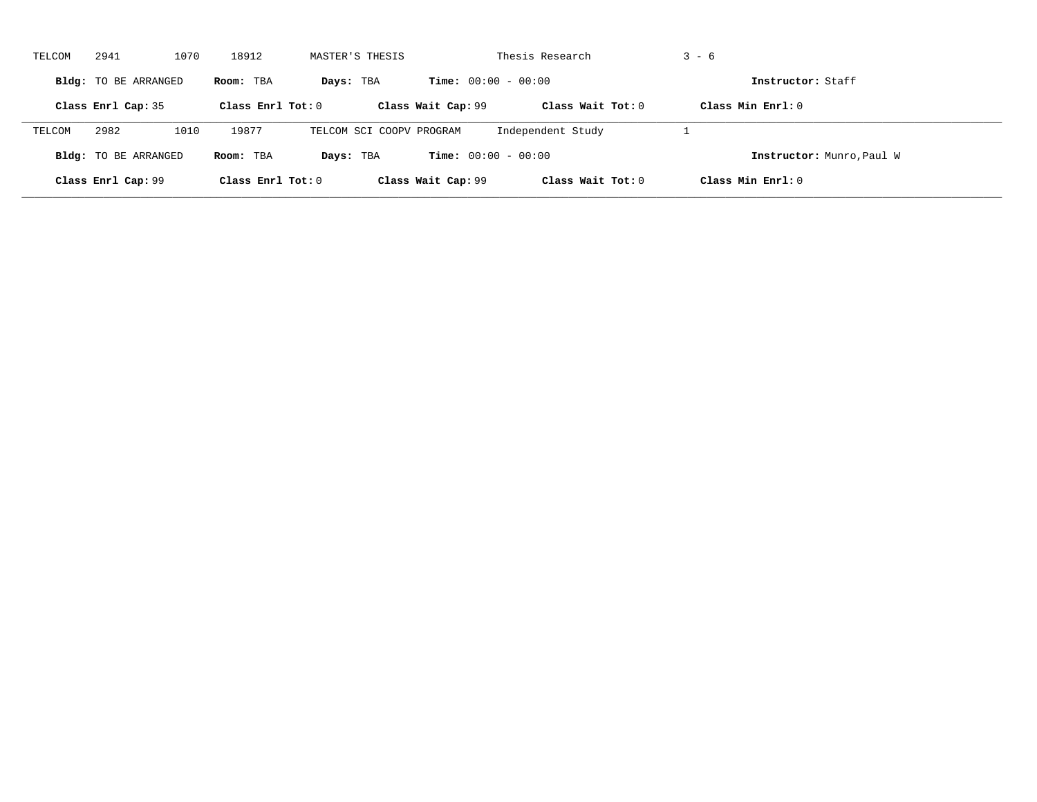TELCOM 2941 1070 18912 MASTER'S THESIS Thesis Research 3 - 6

**Bldg:** TO BE ARRANGED **Room:** TBA **Days:** TBA **Time:** 00:00 - 00:00 **Instructor:** Staff

**Class Enrl Cap:** 35 **Class Enrl Tot:** 0 **Class Wait Cap:** 99 **Class Wait Tot:** 0 **Class Min Enrl:** 0

---

TELCOM 2982 1010 19877 TELCOM SCI COOPV PROGRAM Independent Study 1

**Bldg:** TO BE ARRANGED **Room:** TBA **Days:** TBA **Time:** 00:00 - 00:00 **Instructor:** Munro,Paul W

**Class Enrl Cap:** 99 **Class Enrl Tot:** 0 **Class Wait Cap:** 99 **Class Wait Tot:** 0 **Class Min Enrl:** 0

---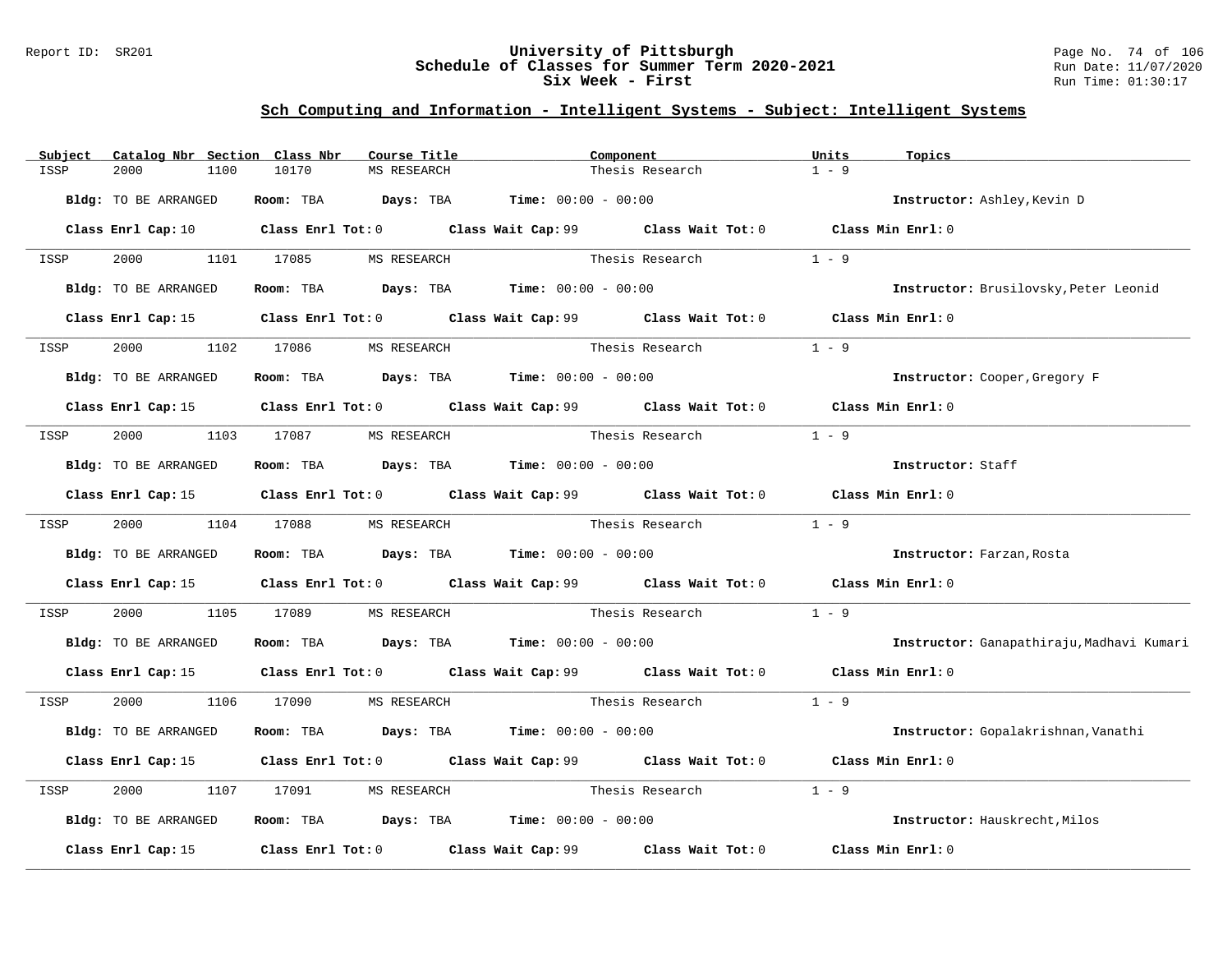## Sch Computing and Information - Intelligent Systems - Subject: Intelligent Systems

| Subject | Catalog Nbr | Section | Class Nbr | Course Title | Component | Units | Topics |
|---|---|---|---|---|---|---|---|
| ISSP | 2000 | 1100 | 10170 | MS RESEARCH | Thesis Research | 1 - 9 | |

**Bldg:** TO BE ARRANGED **Room:** TBA **Days:** TBA **Time:** 00:00 - 00:00 **Instructor:** Ashley,Kevin D

**Class Enrl Cap:** 10 **Class Enrl Tot:** 0 **Class Wait Cap:** 99 **Class Wait Tot:** 0 **Class Min Enrl:** 0

---

| Subject | Catalog Nbr | Section | Class Nbr | Course Title | Component | Units | Topics |
|---|---|---|---|---|---|---|---|
| ISSP | 2000 | 1101 | 17085 | MS RESEARCH | Thesis Research | 1 - 9 | |

**Bldg:** TO BE ARRANGED **Room:** TBA **Days:** TBA **Time:** 00:00 - 00:00 **Instructor:** Brusilovsky,Peter Leonid

**Class Enrl Cap:** 15 **Class Enrl Tot:** 0 **Class Wait Cap:** 99 **Class Wait Tot:** 0 **Class Min Enrl:** 0

---

| Subject | Catalog Nbr | Section | Class Nbr | Course Title | Component | Units | Topics |
|---|---|---|---|---|---|---|---|
| ISSP | 2000 | 1102 | 17086 | MS RESEARCH | Thesis Research | 1 - 9 | |

**Bldg:** TO BE ARRANGED **Room:** TBA **Days:** TBA **Time:** 00:00 - 00:00 **Instructor:** Cooper,Gregory F

**Class Enrl Cap:** 15 **Class Enrl Tot:** 0 **Class Wait Cap:** 99 **Class Wait Tot:** 0 **Class Min Enrl:** 0

---

| Subject | Catalog Nbr | Section | Class Nbr | Course Title | Component | Units | Topics |
|---|---|---|---|---|---|---|---|
| ISSP | 2000 | 1103 | 17087 | MS RESEARCH | Thesis Research | 1 - 9 | |

**Bldg:** TO BE ARRANGED **Room:** TBA **Days:** TBA **Time:** 00:00 - 00:00 **Instructor:** Staff

**Class Enrl Cap:** 15 **Class Enrl Tot:** 0 **Class Wait Cap:** 99 **Class Wait Tot:** 0 **Class Min Enrl:** 0

---

| Subject | Catalog Nbr | Section | Class Nbr | Course Title | Component | Units | Topics |
|---|---|---|---|---|---|---|---|
| ISSP | 2000 | 1104 | 17088 | MS RESEARCH | Thesis Research | 1 - 9 | |

**Bldg:** TO BE ARRANGED **Room:** TBA **Days:** TBA **Time:** 00:00 - 00:00 **Instructor:** Farzan,Rosta

**Class Enrl Cap:** 15 **Class Enrl Tot:** 0 **Class Wait Cap:** 99 **Class Wait Tot:** 0 **Class Min Enrl:** 0

---

| Subject | Catalog Nbr | Section | Class Nbr | Course Title | Component | Units | Topics |
|---|---|---|---|---|---|---|---|
| ISSP | 2000 | 1105 | 17089 | MS RESEARCH | Thesis Research | 1 - 9 | |

**Bldg:** TO BE ARRANGED **Room:** TBA **Days:** TBA **Time:** 00:00 - 00:00 **Instructor:** Ganapathiraju,Madhavi Kumari

**Class Enrl Cap:** 15 **Class Enrl Tot:** 0 **Class Wait Cap:** 99 **Class Wait Tot:** 0 **Class Min Enrl:** 0

---

| Subject | Catalog Nbr | Section | Class Nbr | Course Title | Component | Units | Topics |
|---|---|---|---|---|---|---|---|
| ISSP | 2000 | 1106 | 17090 | MS RESEARCH | Thesis Research | 1 - 9 | |

**Bldg:** TO BE ARRANGED **Room:** TBA **Days:** TBA **Time:** 00:00 - 00:00 **Instructor:** Gopalakrishnan,Vanathi

**Class Enrl Cap:** 15 **Class Enrl Tot:** 0 **Class Wait Cap:** 99 **Class Wait Tot:** 0 **Class Min Enrl:** 0

---

| Subject | Catalog Nbr | Section | Class Nbr | Course Title | Component | Units | Topics |
|---|---|---|---|---|---|---|---|
| ISSP | 2000 | 1107 | 17091 | MS RESEARCH | Thesis Research | 1 - 9 | |

**Bldg:** TO BE ARRANGED **Room:** TBA **Days:** TBA **Time:** 00:00 - 00:00 **Instructor:** Hauskrecht,Milos

**Class Enrl Cap:** 15 **Class Enrl Tot:** 0 **Class Wait Cap:** 99 **Class Wait Tot:** 0 **Class Min Enrl:** 0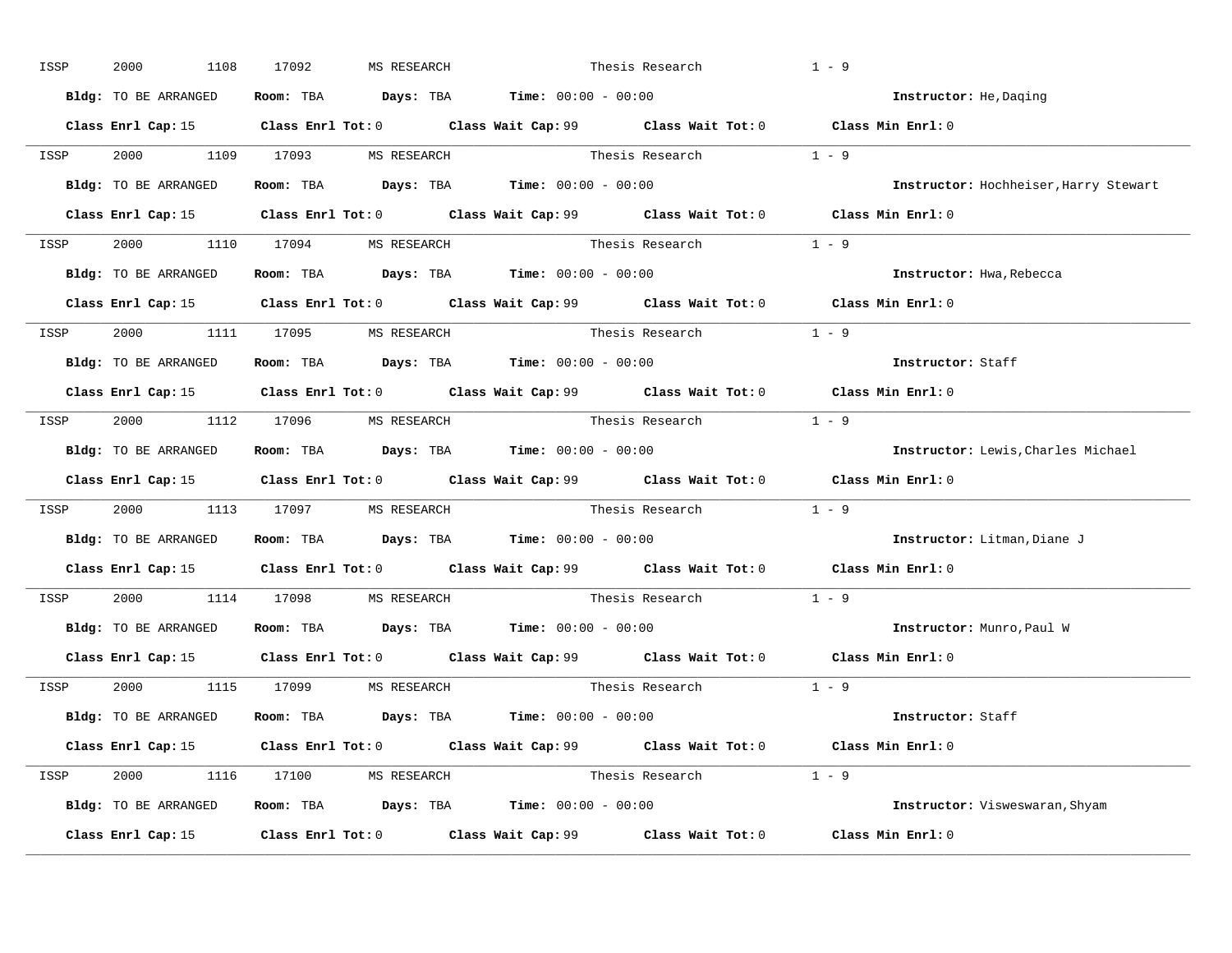ISSP 2000 1108 17092 MS RESEARCH Thesis Research 1 - 9

**Bldg:** TO BE ARRANGED **Room:** TBA **Days:** TBA **Time:** 00:00 - 00:00 **Instructor:** He,Daqing

**Class Enrl Cap:** 15 **Class Enrl Tot:** 0 **Class Wait Cap:** 99 **Class Wait Tot:** 0 **Class Min Enrl:** 0

---

ISSP 2000 1109 17093 MS RESEARCH Thesis Research 1 - 9

**Bldg:** TO BE ARRANGED **Room:** TBA **Days:** TBA **Time:** 00:00 - 00:00 **Instructor:** Hochheiser,Harry Stewart

**Class Enrl Cap:** 15 **Class Enrl Tot:** 0 **Class Wait Cap:** 99 **Class Wait Tot:** 0 **Class Min Enrl:** 0

---

ISSP 2000 1110 17094 MS RESEARCH Thesis Research 1 - 9

**Bldg:** TO BE ARRANGED **Room:** TBA **Days:** TBA **Time:** 00:00 - 00:00 **Instructor:** Hwa,Rebecca

**Class Enrl Cap:** 15 **Class Enrl Tot:** 0 **Class Wait Cap:** 99 **Class Wait Tot:** 0 **Class Min Enrl:** 0

---

ISSP 2000 1111 17095 MS RESEARCH Thesis Research 1 - 9

**Bldg:** TO BE ARRANGED **Room:** TBA **Days:** TBA **Time:** 00:00 - 00:00 **Instructor:** Staff

**Class Enrl Cap:** 15 **Class Enrl Tot:** 0 **Class Wait Cap:** 99 **Class Wait Tot:** 0 **Class Min Enrl:** 0

---

ISSP 2000 1112 17096 MS RESEARCH Thesis Research 1 - 9

**Bldg:** TO BE ARRANGED **Room:** TBA **Days:** TBA **Time:** 00:00 - 00:00 **Instructor:** Lewis,Charles Michael

**Class Enrl Cap:** 15 **Class Enrl Tot:** 0 **Class Wait Cap:** 99 **Class Wait Tot:** 0 **Class Min Enrl:** 0

---

ISSP 2000 1113 17097 MS RESEARCH Thesis Research 1 - 9

**Bldg:** TO BE ARRANGED **Room:** TBA **Days:** TBA **Time:** 00:00 - 00:00 **Instructor:** Litman,Diane J

**Class Enrl Cap:** 15 **Class Enrl Tot:** 0 **Class Wait Cap:** 99 **Class Wait Tot:** 0 **Class Min Enrl:** 0

---

ISSP 2000 1114 17098 MS RESEARCH Thesis Research 1 - 9

**Bldg:** TO BE ARRANGED **Room:** TBA **Days:** TBA **Time:** 00:00 - 00:00 **Instructor:** Munro,Paul W

**Class Enrl Cap:** 15 **Class Enrl Tot:** 0 **Class Wait Cap:** 99 **Class Wait Tot:** 0 **Class Min Enrl:** 0

---

ISSP 2000 1115 17099 MS RESEARCH Thesis Research 1 - 9

**Bldg:** TO BE ARRANGED **Room:** TBA **Days:** TBA **Time:** 00:00 - 00:00 **Instructor:** Staff

**Class Enrl Cap:** 15 **Class Enrl Tot:** 0 **Class Wait Cap:** 99 **Class Wait Tot:** 0 **Class Min Enrl:** 0

---

ISSP 2000 1116 17100 MS RESEARCH Thesis Research 1 - 9

**Bldg:** TO BE ARRANGED **Room:** TBA **Days:** TBA **Time:** 00:00 - 00:00 **Instructor:** Visweswaran,Shyam

**Class Enrl Cap:** 15 **Class Enrl Tot:** 0 **Class Wait Cap:** 99 **Class Wait Tot:** 0 **Class Min Enrl:** 0

---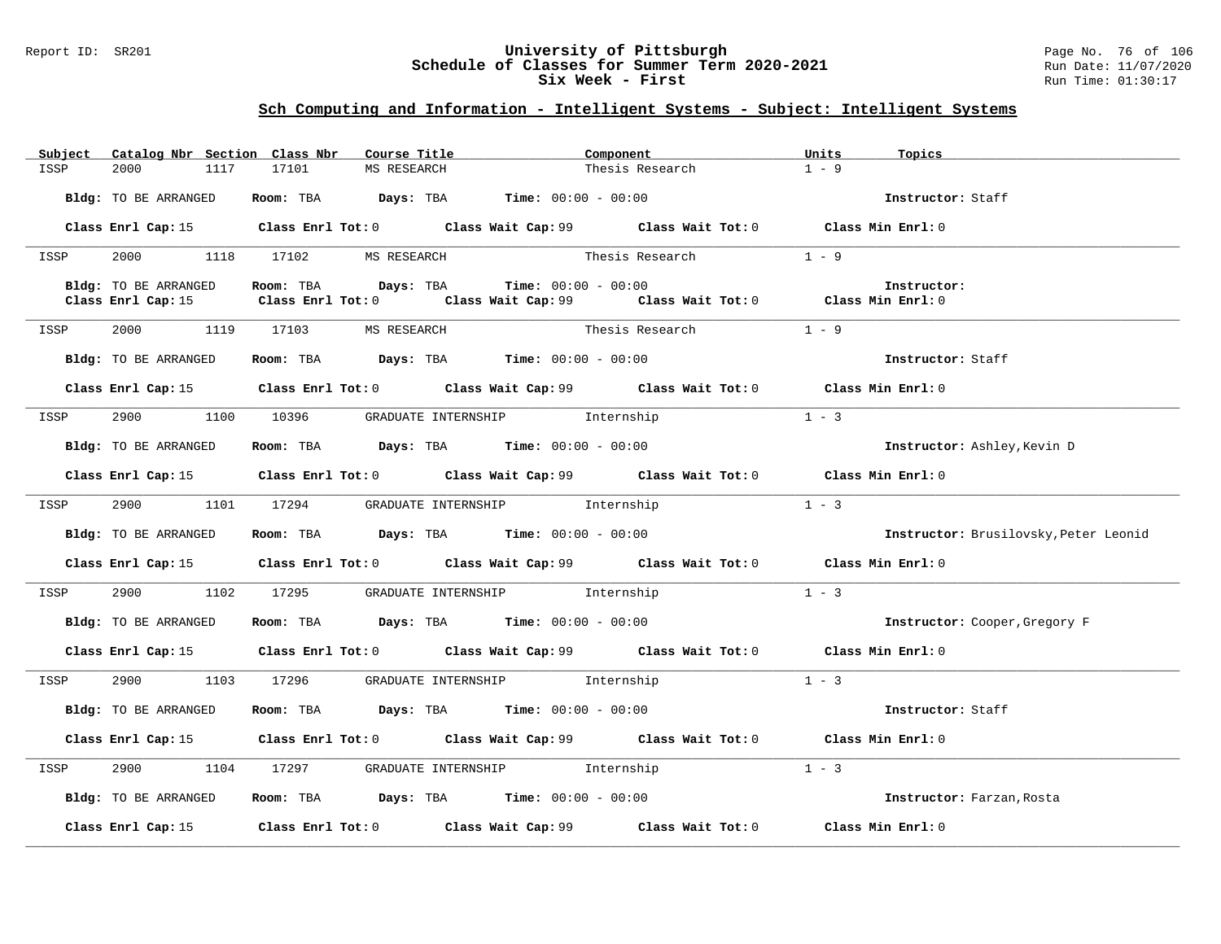## Sch Computing and Information - Intelligent Systems - Subject: Intelligent Systems

| Subject | Catalog Nbr | Section | Class Nbr | Course Title | Component | Units | Topics |
|---|---|---|---|---|---|---|---|
| ISSP | 2000 | 1117 | 17101 | MS RESEARCH | Thesis Research | 1 - 9 | |

**Bldg:** TO BE ARRANGED **Room:** TBA **Days:** TBA **Time:** 00:00 - 00:00 **Instructor:** Staff

**Class Enrl Cap:** 15 **Class Enrl Tot:** 0 **Class Wait Cap:** 99 **Class Wait Tot:** 0 **Class Min Enrl:** 0

---

| Subject | Catalog Nbr | Section | Class Nbr | Course Title | Component | Units | Topics |
|---|---|---|---|---|---|---|---|
| ISSP | 2000 | 1118 | 17102 | MS RESEARCH | Thesis Research | 1 - 9 | |

**Bldg:** TO BE ARRANGED **Room:** TBA **Days:** TBA **Time:** 00:00 - 00:00 **Instructor:**

**Class Enrl Cap:** 15 **Class Enrl Tot:** 0 **Class Wait Cap:** 99 **Class Wait Tot:** 0 **Class Min Enrl:** 0

---

| Subject | Catalog Nbr | Section | Class Nbr | Course Title | Component | Units | Topics |
|---|---|---|---|---|---|---|---|
| ISSP | 2000 | 1119 | 17103 | MS RESEARCH | Thesis Research | 1 - 9 | |

**Bldg:** TO BE ARRANGED **Room:** TBA **Days:** TBA **Time:** 00:00 - 00:00 **Instructor:** Staff

**Class Enrl Cap:** 15 **Class Enrl Tot:** 0 **Class Wait Cap:** 99 **Class Wait Tot:** 0 **Class Min Enrl:** 0

---

| Subject | Catalog Nbr | Section | Class Nbr | Course Title | Component | Units | Topics |
|---|---|---|---|---|---|---|---|
| ISSP | 2900 | 1100 | 10396 | GRADUATE INTERNSHIP | Internship | 1 - 3 | |

**Bldg:** TO BE ARRANGED **Room:** TBA **Days:** TBA **Time:** 00:00 - 00:00 **Instructor:** Ashley,Kevin D

**Class Enrl Cap:** 15 **Class Enrl Tot:** 0 **Class Wait Cap:** 99 **Class Wait Tot:** 0 **Class Min Enrl:** 0

---

| Subject | Catalog Nbr | Section | Class Nbr | Course Title | Component | Units | Topics |
|---|---|---|---|---|---|---|---|
| ISSP | 2900 | 1101 | 17294 | GRADUATE INTERNSHIP | Internship | 1 - 3 | |

**Bldg:** TO BE ARRANGED **Room:** TBA **Days:** TBA **Time:** 00:00 - 00:00 **Instructor:** Brusilovsky,Peter Leonid

**Class Enrl Cap:** 15 **Class Enrl Tot:** 0 **Class Wait Cap:** 99 **Class Wait Tot:** 0 **Class Min Enrl:** 0

---

| Subject | Catalog Nbr | Section | Class Nbr | Course Title | Component | Units | Topics |
|---|---|---|---|---|---|---|---|
| ISSP | 2900 | 1102 | 17295 | GRADUATE INTERNSHIP | Internship | 1 - 3 | |

**Bldg:** TO BE ARRANGED **Room:** TBA **Days:** TBA **Time:** 00:00 - 00:00 **Instructor:** Cooper,Gregory F

**Class Enrl Cap:** 15 **Class Enrl Tot:** 0 **Class Wait Cap:** 99 **Class Wait Tot:** 0 **Class Min Enrl:** 0

---

| Subject | Catalog Nbr | Section | Class Nbr | Course Title | Component | Units | Topics |
|---|---|---|---|---|---|---|---|
| ISSP | 2900 | 1103 | 17296 | GRADUATE INTERNSHIP | Internship | 1 - 3 | |

**Bldg:** TO BE ARRANGED **Room:** TBA **Days:** TBA **Time:** 00:00 - 00:00 **Instructor:** Staff

**Class Enrl Cap:** 15 **Class Enrl Tot:** 0 **Class Wait Cap:** 99 **Class Wait Tot:** 0 **Class Min Enrl:** 0

---

| Subject | Catalog Nbr | Section | Class Nbr | Course Title | Component | Units | Topics |
|---|---|---|---|---|---|---|---|
| ISSP | 2900 | 1104 | 17297 | GRADUATE INTERNSHIP | Internship | 1 - 3 | |

**Bldg:** TO BE ARRANGED **Room:** TBA **Days:** TBA **Time:** 00:00 - 00:00 **Instructor:** Farzan,Rosta

**Class Enrl Cap:** 15 **Class Enrl Tot:** 0 **Class Wait Cap:** 99 **Class Wait Tot:** 0 **Class Min Enrl:** 0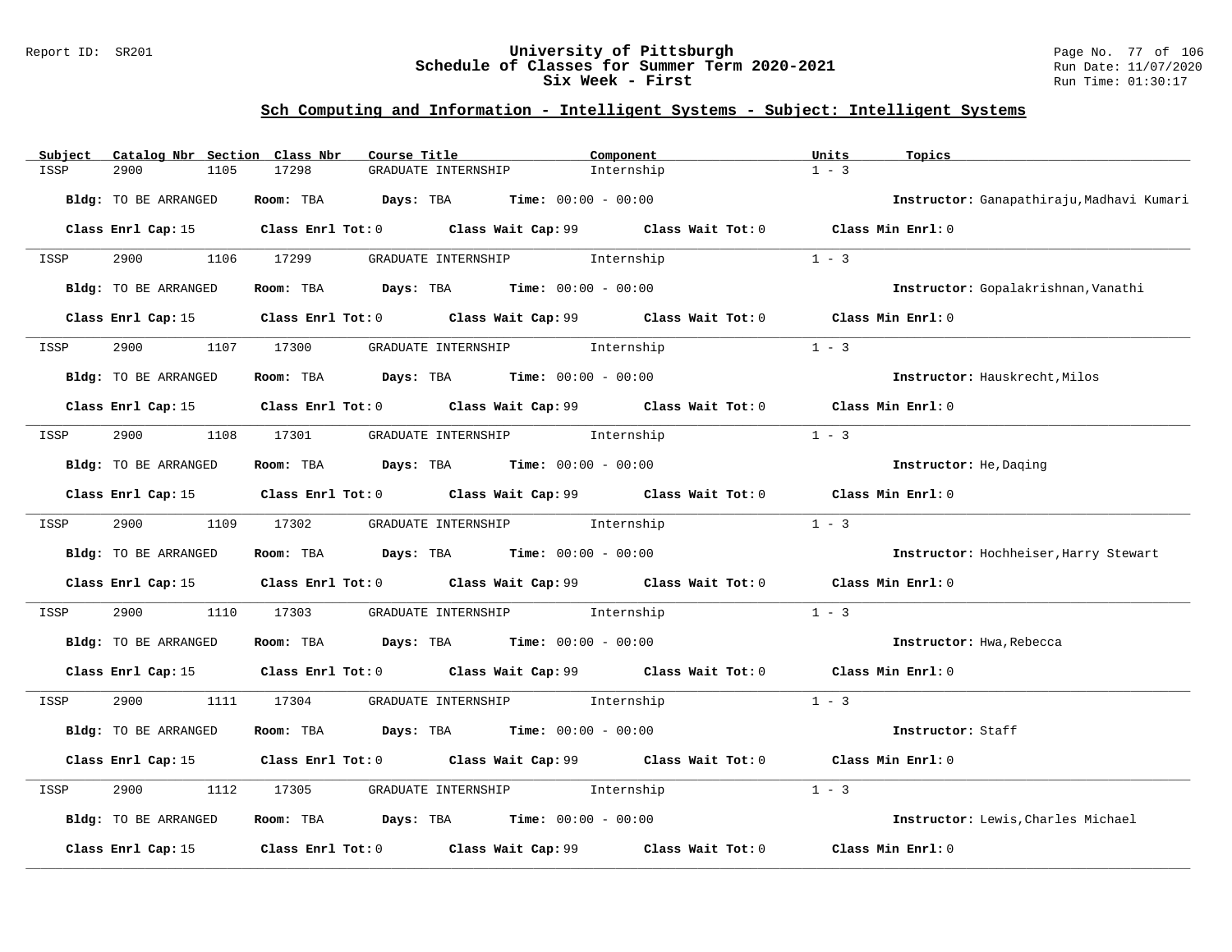## Sch Computing and Information - Intelligent Systems - Subject: Intelligent Systems

| Subject | Catalog Nbr | Section | Class Nbr | Course Title | Component | Units | Topics |
|---|---|---|---|---|---|---|---|
| ISSP | 2900 | 1105 | 17298 | GRADUATE INTERNSHIP | Internship | 1 - 3 | |

**Bldg:** TO BE ARRANGED **Room:** TBA **Days:** TBA **Time:** 00:00 - 00:00 **Instructor:** Ganapathiraju,Madhavi Kumari

**Class Enrl Cap:** 15 **Class Enrl Tot:** 0 **Class Wait Cap:** 99 **Class Wait Tot:** 0 **Class Min Enrl:** 0

---

| Subject | Catalog Nbr | Section | Class Nbr | Course Title | Component | Units | Topics |
|---|---|---|---|---|---|---|---|
| ISSP | 2900 | 1106 | 17299 | GRADUATE INTERNSHIP | Internship | 1 - 3 | |

**Bldg:** TO BE ARRANGED **Room:** TBA **Days:** TBA **Time:** 00:00 - 00:00 **Instructor:** Gopalakrishnan,Vanathi

**Class Enrl Cap:** 15 **Class Enrl Tot:** 0 **Class Wait Cap:** 99 **Class Wait Tot:** 0 **Class Min Enrl:** 0

---

| Subject | Catalog Nbr | Section | Class Nbr | Course Title | Component | Units | Topics |
|---|---|---|---|---|---|---|---|
| ISSP | 2900 | 1107 | 17300 | GRADUATE INTERNSHIP | Internship | 1 - 3 | |

**Bldg:** TO BE ARRANGED **Room:** TBA **Days:** TBA **Time:** 00:00 - 00:00 **Instructor:** Hauskrecht,Milos

**Class Enrl Cap:** 15 **Class Enrl Tot:** 0 **Class Wait Cap:** 99 **Class Wait Tot:** 0 **Class Min Enrl:** 0

---

| Subject | Catalog Nbr | Section | Class Nbr | Course Title | Component | Units | Topics |
|---|---|---|---|---|---|---|---|
| ISSP | 2900 | 1108 | 17301 | GRADUATE INTERNSHIP | Internship | 1 - 3 | |

**Bldg:** TO BE ARRANGED **Room:** TBA **Days:** TBA **Time:** 00:00 - 00:00 **Instructor:** He,Daqing

**Class Enrl Cap:** 15 **Class Enrl Tot:** 0 **Class Wait Cap:** 99 **Class Wait Tot:** 0 **Class Min Enrl:** 0

---

| Subject | Catalog Nbr | Section | Class Nbr | Course Title | Component | Units | Topics |
|---|---|---|---|---|---|---|---|
| ISSP | 2900 | 1109 | 17302 | GRADUATE INTERNSHIP | Internship | 1 - 3 | |

**Bldg:** TO BE ARRANGED **Room:** TBA **Days:** TBA **Time:** 00:00 - 00:00 **Instructor:** Hochheiser,Harry Stewart

**Class Enrl Cap:** 15 **Class Enrl Tot:** 0 **Class Wait Cap:** 99 **Class Wait Tot:** 0 **Class Min Enrl:** 0

---

| Subject | Catalog Nbr | Section | Class Nbr | Course Title | Component | Units | Topics |
|---|---|---|---|---|---|---|---|
| ISSP | 2900 | 1110 | 17303 | GRADUATE INTERNSHIP | Internship | 1 - 3 | |

**Bldg:** TO BE ARRANGED **Room:** TBA **Days:** TBA **Time:** 00:00 - 00:00 **Instructor:** Hwa,Rebecca

**Class Enrl Cap:** 15 **Class Enrl Tot:** 0 **Class Wait Cap:** 99 **Class Wait Tot:** 0 **Class Min Enrl:** 0

---

| Subject | Catalog Nbr | Section | Class Nbr | Course Title | Component | Units | Topics |
|---|---|---|---|---|---|---|---|
| ISSP | 2900 | 1111 | 17304 | GRADUATE INTERNSHIP | Internship | 1 - 3 | |

**Bldg:** TO BE ARRANGED **Room:** TBA **Days:** TBA **Time:** 00:00 - 00:00 **Instructor:** Staff

**Class Enrl Cap:** 15 **Class Enrl Tot:** 0 **Class Wait Cap:** 99 **Class Wait Tot:** 0 **Class Min Enrl:** 0

---

| Subject | Catalog Nbr | Section | Class Nbr | Course Title | Component | Units | Topics |
|---|---|---|---|---|---|---|---|
| ISSP | 2900 | 1112 | 17305 | GRADUATE INTERNSHIP | Internship | 1 - 3 | |

**Bldg:** TO BE ARRANGED **Room:** TBA **Days:** TBA **Time:** 00:00 - 00:00 **Instructor:** Lewis,Charles Michael

**Class Enrl Cap:** 15 **Class Enrl Tot:** 0 **Class Wait Cap:** 99 **Class Wait Tot:** 0 **Class Min Enrl:** 0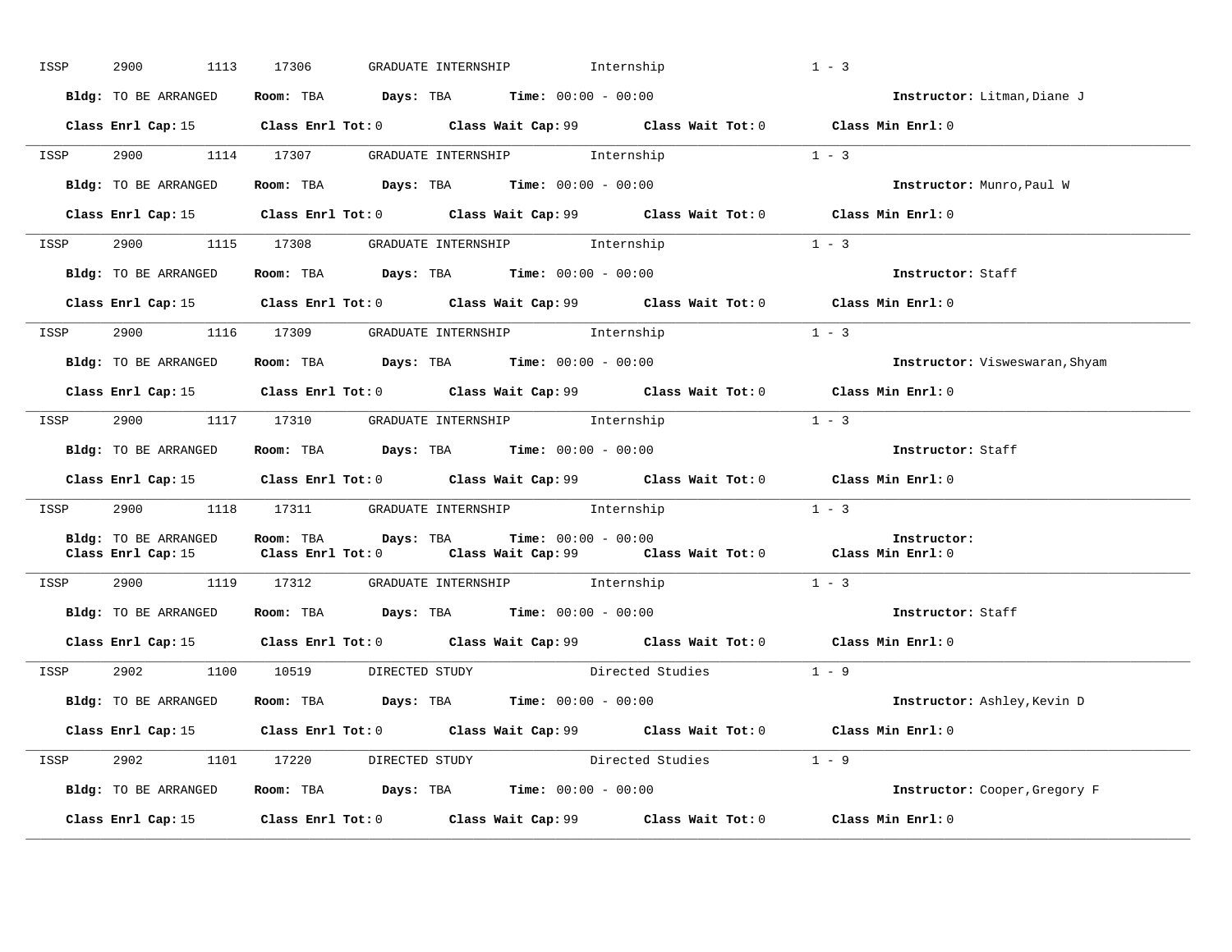ISSP 2900 1113 17306 GRADUATE INTERNSHIP Internship 1 - 3

**Bldg:** TO BE ARRANGED **Room:** TBA **Days:** TBA **Time:** 00:00 - 00:00 **Instructor:** Litman,Diane J

**Class Enrl Cap:** 15 **Class Enrl Tot:** 0 **Class Wait Cap:** 99 **Class Wait Tot:** 0 **Class Min Enrl:** 0

---

ISSP 2900 1114 17307 GRADUATE INTERNSHIP Internship 1 - 3

**Bldg:** TO BE ARRANGED **Room:** TBA **Days:** TBA **Time:** 00:00 - 00:00 **Instructor:** Munro,Paul W

**Class Enrl Cap:** 15 **Class Enrl Tot:** 0 **Class Wait Cap:** 99 **Class Wait Tot:** 0 **Class Min Enrl:** 0

---

ISSP 2900 1115 17308 GRADUATE INTERNSHIP Internship 1 - 3

**Bldg:** TO BE ARRANGED **Room:** TBA **Days:** TBA **Time:** 00:00 - 00:00 **Instructor:** Staff

**Class Enrl Cap:** 15 **Class Enrl Tot:** 0 **Class Wait Cap:** 99 **Class Wait Tot:** 0 **Class Min Enrl:** 0

---

ISSP 2900 1116 17309 GRADUATE INTERNSHIP Internship 1 - 3

**Bldg:** TO BE ARRANGED **Room:** TBA **Days:** TBA **Time:** 00:00 - 00:00 **Instructor:** Visweswaran,Shyam

**Class Enrl Cap:** 15 **Class Enrl Tot:** 0 **Class Wait Cap:** 99 **Class Wait Tot:** 0 **Class Min Enrl:** 0

---

ISSP 2900 1117 17310 GRADUATE INTERNSHIP Internship 1 - 3

**Bldg:** TO BE ARRANGED **Room:** TBA **Days:** TBA **Time:** 00:00 - 00:00 **Instructor:** Staff

**Class Enrl Cap:** 15 **Class Enrl Tot:** 0 **Class Wait Cap:** 99 **Class Wait Tot:** 0 **Class Min Enrl:** 0

---

ISSP 2900 1118 17311 GRADUATE INTERNSHIP Internship 1 - 3

**Bldg:** TO BE ARRANGED **Room:** TBA **Days:** TBA **Time:** 00:00 - 00:00 **Instructor:**
**Class Enrl Cap:** 15 **Class Enrl Tot:** 0 **Class Wait Cap:** 99 **Class Wait Tot:** 0 **Class Min Enrl:** 0

---

ISSP 2900 1119 17312 GRADUATE INTERNSHIP Internship 1 - 3

**Bldg:** TO BE ARRANGED **Room:** TBA **Days:** TBA **Time:** 00:00 - 00:00 **Instructor:** Staff

**Class Enrl Cap:** 15 **Class Enrl Tot:** 0 **Class Wait Cap:** 99 **Class Wait Tot:** 0 **Class Min Enrl:** 0

---

ISSP 2902 1100 10519 DIRECTED STUDY Directed Studies 1 - 9

**Bldg:** TO BE ARRANGED **Room:** TBA **Days:** TBA **Time:** 00:00 - 00:00 **Instructor:** Ashley,Kevin D

**Class Enrl Cap:** 15 **Class Enrl Tot:** 0 **Class Wait Cap:** 99 **Class Wait Tot:** 0 **Class Min Enrl:** 0

---

ISSP 2902 1101 17220 DIRECTED STUDY Directed Studies 1 - 9

**Bldg:** TO BE ARRANGED **Room:** TBA **Days:** TBA **Time:** 00:00 - 00:00 **Instructor:** Cooper,Gregory F

**Class Enrl Cap:** 15 **Class Enrl Tot:** 0 **Class Wait Cap:** 99 **Class Wait Tot:** 0 **Class Min Enrl:** 0

---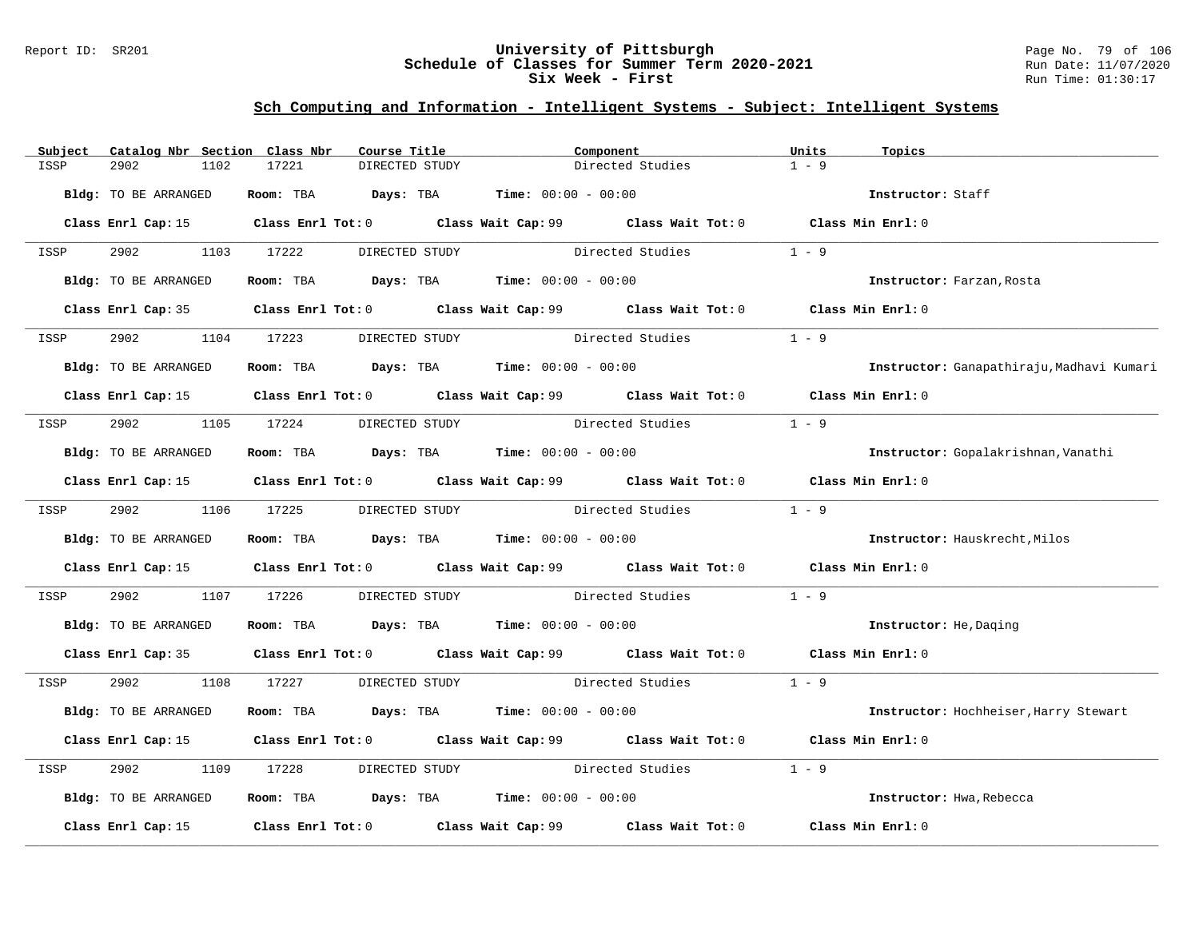## Sch Computing and Information - Intelligent Systems - Subject: Intelligent Systems

| Subject | Catalog Nbr | Section | Class Nbr | Course Title | Component | Units | Topics |
|---|---|---|---|---|---|---|---|
| ISSP | 2902 | 1102 | 17221 | DIRECTED STUDY | Directed Studies | 1 - 9 | |

**Bldg:** TO BE ARRANGED **Room:** TBA **Days:** TBA **Time:** 00:00 - 00:00 **Instructor:** Staff

**Class Enrl Cap:** 15 **Class Enrl Tot:** 0 **Class Wait Cap:** 99 **Class Wait Tot:** 0 **Class Min Enrl:** 0

---

| Subject | Catalog Nbr | Section | Class Nbr | Course Title | Component | Units | Topics |
|---|---|---|---|---|---|---|---|
| ISSP | 2902 | 1103 | 17222 | DIRECTED STUDY | Directed Studies | 1 - 9 | |

**Bldg:** TO BE ARRANGED **Room:** TBA **Days:** TBA **Time:** 00:00 - 00:00 **Instructor:** Farzan,Rosta

**Class Enrl Cap:** 35 **Class Enrl Tot:** 0 **Class Wait Cap:** 99 **Class Wait Tot:** 0 **Class Min Enrl:** 0

---

| Subject | Catalog Nbr | Section | Class Nbr | Course Title | Component | Units | Topics |
|---|---|---|---|---|---|---|---|
| ISSP | 2902 | 1104 | 17223 | DIRECTED STUDY | Directed Studies | 1 - 9 | |

**Bldg:** TO BE ARRANGED **Room:** TBA **Days:** TBA **Time:** 00:00 - 00:00 **Instructor:** Ganapathiraju,Madhavi Kumari

**Class Enrl Cap:** 15 **Class Enrl Tot:** 0 **Class Wait Cap:** 99 **Class Wait Tot:** 0 **Class Min Enrl:** 0

---

| Subject | Catalog Nbr | Section | Class Nbr | Course Title | Component | Units | Topics |
|---|---|---|---|---|---|---|---|
| ISSP | 2902 | 1105 | 17224 | DIRECTED STUDY | Directed Studies | 1 - 9 | |

**Bldg:** TO BE ARRANGED **Room:** TBA **Days:** TBA **Time:** 00:00 - 00:00 **Instructor:** Gopalakrishnan,Vanathi

**Class Enrl Cap:** 15 **Class Enrl Tot:** 0 **Class Wait Cap:** 99 **Class Wait Tot:** 0 **Class Min Enrl:** 0

---

| Subject | Catalog Nbr | Section | Class Nbr | Course Title | Component | Units | Topics |
|---|---|---|---|---|---|---|---|
| ISSP | 2902 | 1106 | 17225 | DIRECTED STUDY | Directed Studies | 1 - 9 | |

**Bldg:** TO BE ARRANGED **Room:** TBA **Days:** TBA **Time:** 00:00 - 00:00 **Instructor:** Hauskrecht,Milos

**Class Enrl Cap:** 15 **Class Enrl Tot:** 0 **Class Wait Cap:** 99 **Class Wait Tot:** 0 **Class Min Enrl:** 0

---

| Subject | Catalog Nbr | Section | Class Nbr | Course Title | Component | Units | Topics |
|---|---|---|---|---|---|---|---|
| ISSP | 2902 | 1107 | 17226 | DIRECTED STUDY | Directed Studies | 1 - 9 | |

**Bldg:** TO BE ARRANGED **Room:** TBA **Days:** TBA **Time:** 00:00 - 00:00 **Instructor:** He,Daqing

**Class Enrl Cap:** 35 **Class Enrl Tot:** 0 **Class Wait Cap:** 99 **Class Wait Tot:** 0 **Class Min Enrl:** 0

---

| Subject | Catalog Nbr | Section | Class Nbr | Course Title | Component | Units | Topics |
|---|---|---|---|---|---|---|---|
| ISSP | 2902 | 1108 | 17227 | DIRECTED STUDY | Directed Studies | 1 - 9 | |

**Bldg:** TO BE ARRANGED **Room:** TBA **Days:** TBA **Time:** 00:00 - 00:00 **Instructor:** Hochheiser,Harry Stewart

**Class Enrl Cap:** 15 **Class Enrl Tot:** 0 **Class Wait Cap:** 99 **Class Wait Tot:** 0 **Class Min Enrl:** 0

---

| Subject | Catalog Nbr | Section | Class Nbr | Course Title | Component | Units | Topics |
|---|---|---|---|---|---|---|---|
| ISSP | 2902 | 1109 | 17228 | DIRECTED STUDY | Directed Studies | 1 - 9 | |

**Bldg:** TO BE ARRANGED **Room:** TBA **Days:** TBA **Time:** 00:00 - 00:00 **Instructor:** Hwa,Rebecca

**Class Enrl Cap:** 15 **Class Enrl Tot:** 0 **Class Wait Cap:** 99 **Class Wait Tot:** 0 **Class Min Enrl:** 0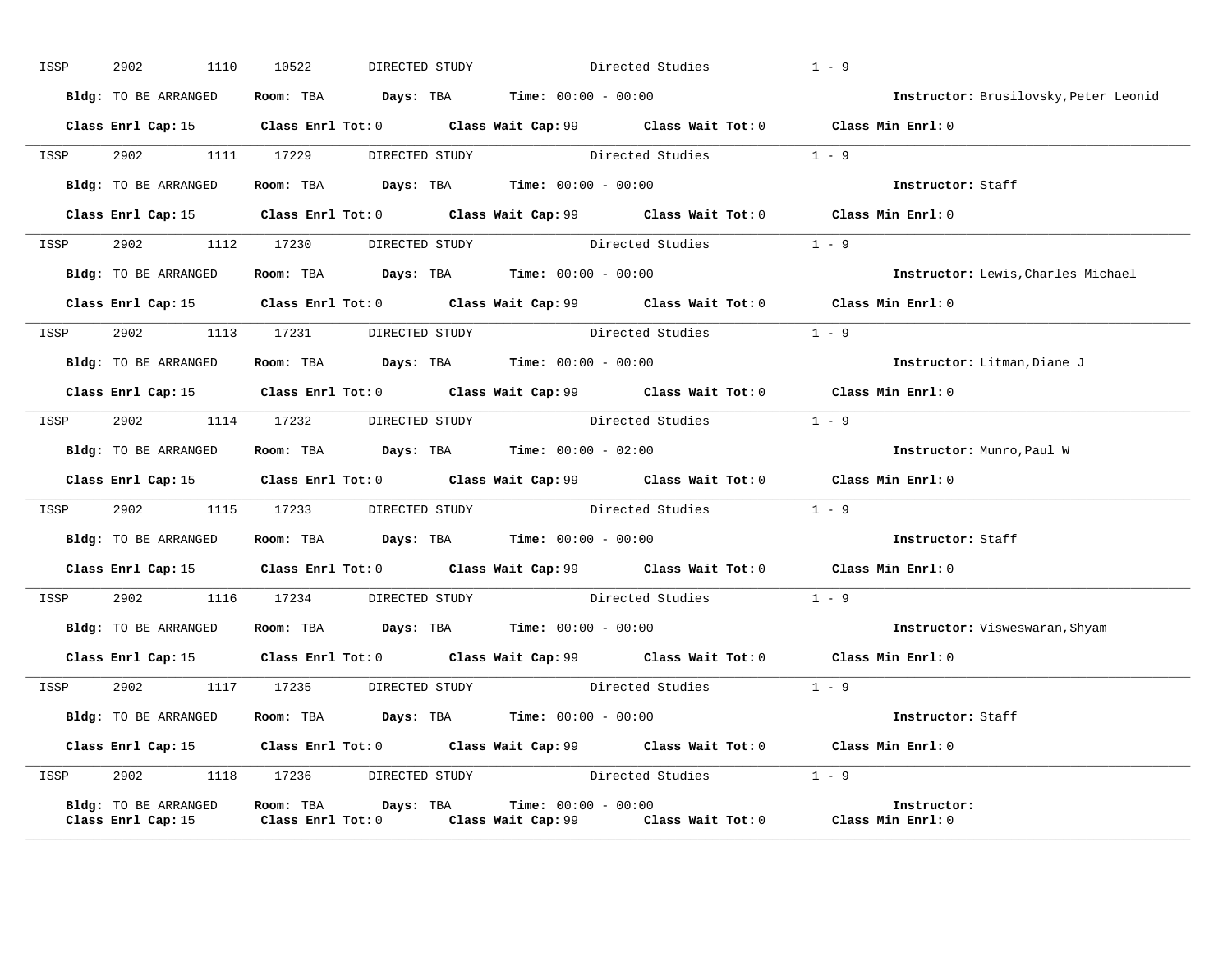ISSP 2902 1110 10522 DIRECTED STUDY Directed Studies 1 - 9

**Bldg:** TO BE ARRANGED **Room:** TBA **Days:** TBA **Time:** 00:00 - 00:00 **Instructor:** Brusilovsky,Peter Leonid

**Class Enrl Cap:** 15 **Class Enrl Tot:** 0 **Class Wait Cap:** 99 **Class Wait Tot:** 0 **Class Min Enrl:** 0

---

ISSP 2902 1111 17229 DIRECTED STUDY Directed Studies 1 - 9

**Bldg:** TO BE ARRANGED **Room:** TBA **Days:** TBA **Time:** 00:00 - 00:00 **Instructor:** Staff

**Class Enrl Cap:** 15 **Class Enrl Tot:** 0 **Class Wait Cap:** 99 **Class Wait Tot:** 0 **Class Min Enrl:** 0

---

ISSP 2902 1112 17230 DIRECTED STUDY Directed Studies 1 - 9

**Bldg:** TO BE ARRANGED **Room:** TBA **Days:** TBA **Time:** 00:00 - 00:00 **Instructor:** Lewis,Charles Michael

**Class Enrl Cap:** 15 **Class Enrl Tot:** 0 **Class Wait Cap:** 99 **Class Wait Tot:** 0 **Class Min Enrl:** 0

---

ISSP 2902 1113 17231 DIRECTED STUDY Directed Studies 1 - 9

**Bldg:** TO BE ARRANGED **Room:** TBA **Days:** TBA **Time:** 00:00 - 00:00 **Instructor:** Litman,Diane J

**Class Enrl Cap:** 15 **Class Enrl Tot:** 0 **Class Wait Cap:** 99 **Class Wait Tot:** 0 **Class Min Enrl:** 0

---

ISSP 2902 1114 17232 DIRECTED STUDY Directed Studies 1 - 9

**Bldg:** TO BE ARRANGED **Room:** TBA **Days:** TBA **Time:** 00:00 - 02:00 **Instructor:** Munro,Paul W

**Class Enrl Cap:** 15 **Class Enrl Tot:** 0 **Class Wait Cap:** 99 **Class Wait Tot:** 0 **Class Min Enrl:** 0

---

ISSP 2902 1115 17233 DIRECTED STUDY Directed Studies 1 - 9

**Bldg:** TO BE ARRANGED **Room:** TBA **Days:** TBA **Time:** 00:00 - 00:00 **Instructor:** Staff

**Class Enrl Cap:** 15 **Class Enrl Tot:** 0 **Class Wait Cap:** 99 **Class Wait Tot:** 0 **Class Min Enrl:** 0

---

ISSP 2902 1116 17234 DIRECTED STUDY Directed Studies 1 - 9

**Bldg:** TO BE ARRANGED **Room:** TBA **Days:** TBA **Time:** 00:00 - 00:00 **Instructor:** Visweswaran,Shyam

**Class Enrl Cap:** 15 **Class Enrl Tot:** 0 **Class Wait Cap:** 99 **Class Wait Tot:** 0 **Class Min Enrl:** 0

---

ISSP 2902 1117 17235 DIRECTED STUDY Directed Studies 1 - 9

**Bldg:** TO BE ARRANGED **Room:** TBA **Days:** TBA **Time:** 00:00 - 00:00 **Instructor:** Staff

**Class Enrl Cap:** 15 **Class Enrl Tot:** 0 **Class Wait Cap:** 99 **Class Wait Tot:** 0 **Class Min Enrl:** 0

---

ISSP 2902 1118 17236 DIRECTED STUDY Directed Studies 1 - 9

**Bldg:** TO BE ARRANGED **Room:** TBA **Days:** TBA **Time:** 00:00 - 00:00 **Instructor:**

**Class Enrl Cap:** 15 **Class Enrl Tot:** 0 **Class Wait Cap:** 99 **Class Wait Tot:** 0 **Class Min Enrl:** 0

---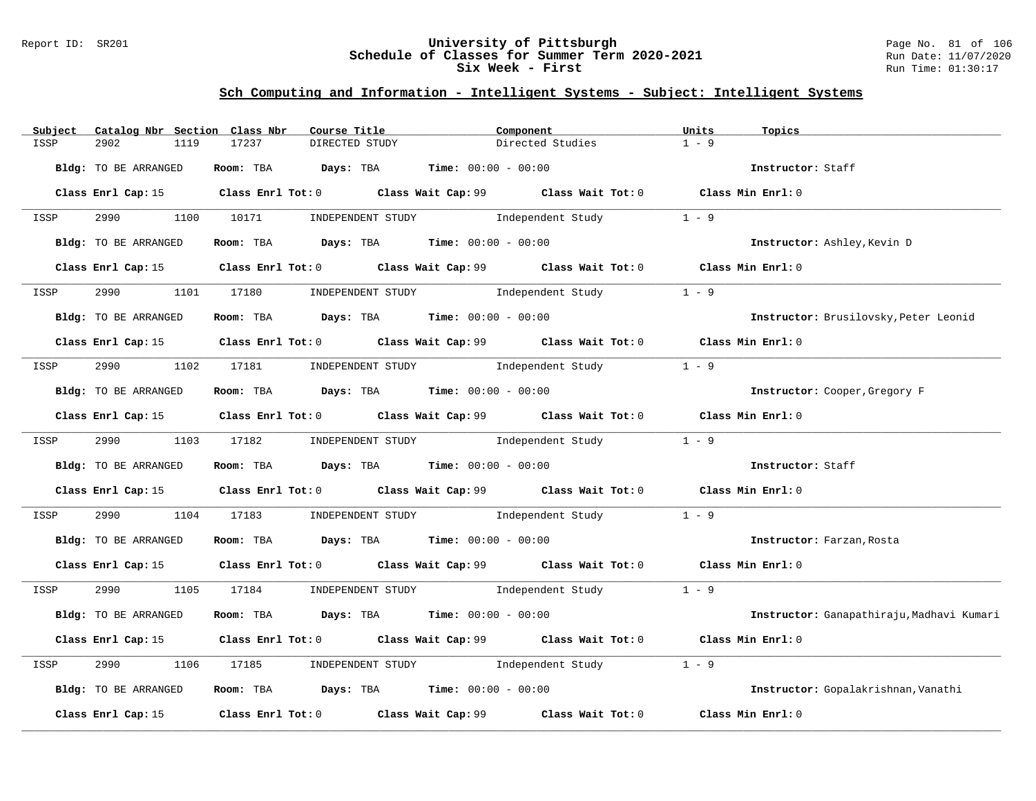## Sch Computing and Information - Intelligent Systems - Subject: Intelligent Systems

| Subject | Catalog Nbr | Section | Class Nbr | Course Title | Component | Units | Topics |
|---|---|---|---|---|---|---|---|
| ISSP | 2902 | 1119 | 17237 | DIRECTED STUDY | Directed Studies | 1 - 9 | |

**Bldg:** TO BE ARRANGED **Room:** TBA **Days:** TBA **Time:** 00:00 - 00:00 **Instructor:** Staff

**Class Enrl Cap:** 15 **Class Enrl Tot:** 0 **Class Wait Cap:** 99 **Class Wait Tot:** 0 **Class Min Enrl:** 0

---

| Subject | Catalog Nbr | Section | Class Nbr | Course Title | Component | Units | Topics |
|---|---|---|---|---|---|---|---|
| ISSP | 2990 | 1100 | 10171 | INDEPENDENT STUDY | Independent Study | 1 - 9 | |

**Bldg:** TO BE ARRANGED **Room:** TBA **Days:** TBA **Time:** 00:00 - 00:00 **Instructor:** Ashley,Kevin D

**Class Enrl Cap:** 15 **Class Enrl Tot:** 0 **Class Wait Cap:** 99 **Class Wait Tot:** 0 **Class Min Enrl:** 0

---

| Subject | Catalog Nbr | Section | Class Nbr | Course Title | Component | Units | Topics |
|---|---|---|---|---|---|---|---|
| ISSP | 2990 | 1101 | 17180 | INDEPENDENT STUDY | Independent Study | 1 - 9 | |

**Bldg:** TO BE ARRANGED **Room:** TBA **Days:** TBA **Time:** 00:00 - 00:00 **Instructor:** Brusilovsky,Peter Leonid

**Class Enrl Cap:** 15 **Class Enrl Tot:** 0 **Class Wait Cap:** 99 **Class Wait Tot:** 0 **Class Min Enrl:** 0

---

| Subject | Catalog Nbr | Section | Class Nbr | Course Title | Component | Units | Topics |
|---|---|---|---|---|---|---|---|
| ISSP | 2990 | 1102 | 17181 | INDEPENDENT STUDY | Independent Study | 1 - 9 | |

**Bldg:** TO BE ARRANGED **Room:** TBA **Days:** TBA **Time:** 00:00 - 00:00 **Instructor:** Cooper,Gregory F

**Class Enrl Cap:** 15 **Class Enrl Tot:** 0 **Class Wait Cap:** 99 **Class Wait Tot:** 0 **Class Min Enrl:** 0

---

| Subject | Catalog Nbr | Section | Class Nbr | Course Title | Component | Units | Topics |
|---|---|---|---|---|---|---|---|
| ISSP | 2990 | 1103 | 17182 | INDEPENDENT STUDY | Independent Study | 1 - 9 | |

**Bldg:** TO BE ARRANGED **Room:** TBA **Days:** TBA **Time:** 00:00 - 00:00 **Instructor:** Staff

**Class Enrl Cap:** 15 **Class Enrl Tot:** 0 **Class Wait Cap:** 99 **Class Wait Tot:** 0 **Class Min Enrl:** 0

---

| Subject | Catalog Nbr | Section | Class Nbr | Course Title | Component | Units | Topics |
|---|---|---|---|---|---|---|---|
| ISSP | 2990 | 1104 | 17183 | INDEPENDENT STUDY | Independent Study | 1 - 9 | |

**Bldg:** TO BE ARRANGED **Room:** TBA **Days:** TBA **Time:** 00:00 - 00:00 **Instructor:** Farzan,Rosta

**Class Enrl Cap:** 15 **Class Enrl Tot:** 0 **Class Wait Cap:** 99 **Class Wait Tot:** 0 **Class Min Enrl:** 0

---

| Subject | Catalog Nbr | Section | Class Nbr | Course Title | Component | Units | Topics |
|---|---|---|---|---|---|---|---|
| ISSP | 2990 | 1105 | 17184 | INDEPENDENT STUDY | Independent Study | 1 - 9 | |

**Bldg:** TO BE ARRANGED **Room:** TBA **Days:** TBA **Time:** 00:00 - 00:00 **Instructor:** Ganapathiraju,Madhavi Kumari

**Class Enrl Cap:** 15 **Class Enrl Tot:** 0 **Class Wait Cap:** 99 **Class Wait Tot:** 0 **Class Min Enrl:** 0

---

| Subject | Catalog Nbr | Section | Class Nbr | Course Title | Component | Units | Topics |
|---|---|---|---|---|---|---|---|
| ISSP | 2990 | 1106 | 17185 | INDEPENDENT STUDY | Independent Study | 1 - 9 | |

**Bldg:** TO BE ARRANGED **Room:** TBA **Days:** TBA **Time:** 00:00 - 00:00 **Instructor:** Gopalakrishnan,Vanathi

**Class Enrl Cap:** 15 **Class Enrl Tot:** 0 **Class Wait Cap:** 99 **Class Wait Tot:** 0 **Class Min Enrl:** 0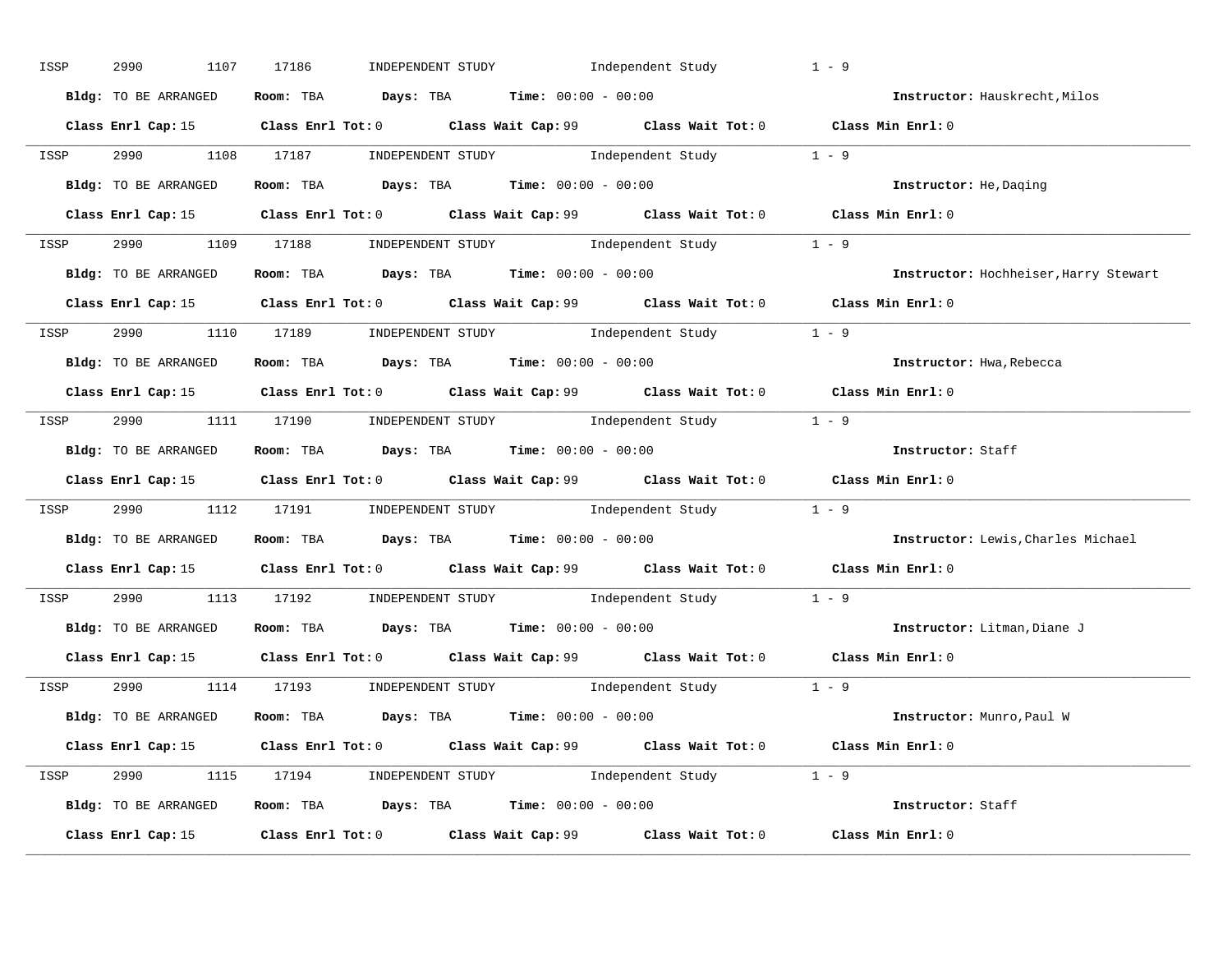ISSP 2990 1107 17186 INDEPENDENT STUDY Independent Study 1 - 9

**Bldg:** TO BE ARRANGED **Room:** TBA **Days:** TBA **Time:** 00:00 - 00:00 **Instructor:** Hauskrecht,Milos

**Class Enrl Cap:** 15 **Class Enrl Tot:** 0 **Class Wait Cap:** 99 **Class Wait Tot:** 0 **Class Min Enrl:** 0

---

ISSP 2990 1108 17187 INDEPENDENT STUDY Independent Study 1 - 9

**Bldg:** TO BE ARRANGED **Room:** TBA **Days:** TBA **Time:** 00:00 - 00:00 **Instructor:** He,Daqing

**Class Enrl Cap:** 15 **Class Enrl Tot:** 0 **Class Wait Cap:** 99 **Class Wait Tot:** 0 **Class Min Enrl:** 0

---

ISSP 2990 1109 17188 INDEPENDENT STUDY Independent Study 1 - 9

**Bldg:** TO BE ARRANGED **Room:** TBA **Days:** TBA **Time:** 00:00 - 00:00 **Instructor:** Hochheiser,Harry Stewart

**Class Enrl Cap:** 15 **Class Enrl Tot:** 0 **Class Wait Cap:** 99 **Class Wait Tot:** 0 **Class Min Enrl:** 0

---

ISSP 2990 1110 17189 INDEPENDENT STUDY Independent Study 1 - 9

**Bldg:** TO BE ARRANGED **Room:** TBA **Days:** TBA **Time:** 00:00 - 00:00 **Instructor:** Hwa,Rebecca

**Class Enrl Cap:** 15 **Class Enrl Tot:** 0 **Class Wait Cap:** 99 **Class Wait Tot:** 0 **Class Min Enrl:** 0

---

ISSP 2990 1111 17190 INDEPENDENT STUDY Independent Study 1 - 9

**Bldg:** TO BE ARRANGED **Room:** TBA **Days:** TBA **Time:** 00:00 - 00:00 **Instructor:** Staff

**Class Enrl Cap:** 15 **Class Enrl Tot:** 0 **Class Wait Cap:** 99 **Class Wait Tot:** 0 **Class Min Enrl:** 0

---

ISSP 2990 1112 17191 INDEPENDENT STUDY Independent Study 1 - 9

**Bldg:** TO BE ARRANGED **Room:** TBA **Days:** TBA **Time:** 00:00 - 00:00 **Instructor:** Lewis,Charles Michael

**Class Enrl Cap:** 15 **Class Enrl Tot:** 0 **Class Wait Cap:** 99 **Class Wait Tot:** 0 **Class Min Enrl:** 0

---

ISSP 2990 1113 17192 INDEPENDENT STUDY Independent Study 1 - 9

**Bldg:** TO BE ARRANGED **Room:** TBA **Days:** TBA **Time:** 00:00 - 00:00 **Instructor:** Litman,Diane J

**Class Enrl Cap:** 15 **Class Enrl Tot:** 0 **Class Wait Cap:** 99 **Class Wait Tot:** 0 **Class Min Enrl:** 0

---

ISSP 2990 1114 17193 INDEPENDENT STUDY Independent Study 1 - 9

**Bldg:** TO BE ARRANGED **Room:** TBA **Days:** TBA **Time:** 00:00 - 00:00 **Instructor:** Munro,Paul W

**Class Enrl Cap:** 15 **Class Enrl Tot:** 0 **Class Wait Cap:** 99 **Class Wait Tot:** 0 **Class Min Enrl:** 0

---

ISSP 2990 1115 17194 INDEPENDENT STUDY Independent Study 1 - 9

**Bldg:** TO BE ARRANGED **Room:** TBA **Days:** TBA **Time:** 00:00 - 00:00 **Instructor:** Staff

**Class Enrl Cap:** 15 **Class Enrl Tot:** 0 **Class Wait Cap:** 99 **Class Wait Tot:** 0 **Class Min Enrl:** 0

---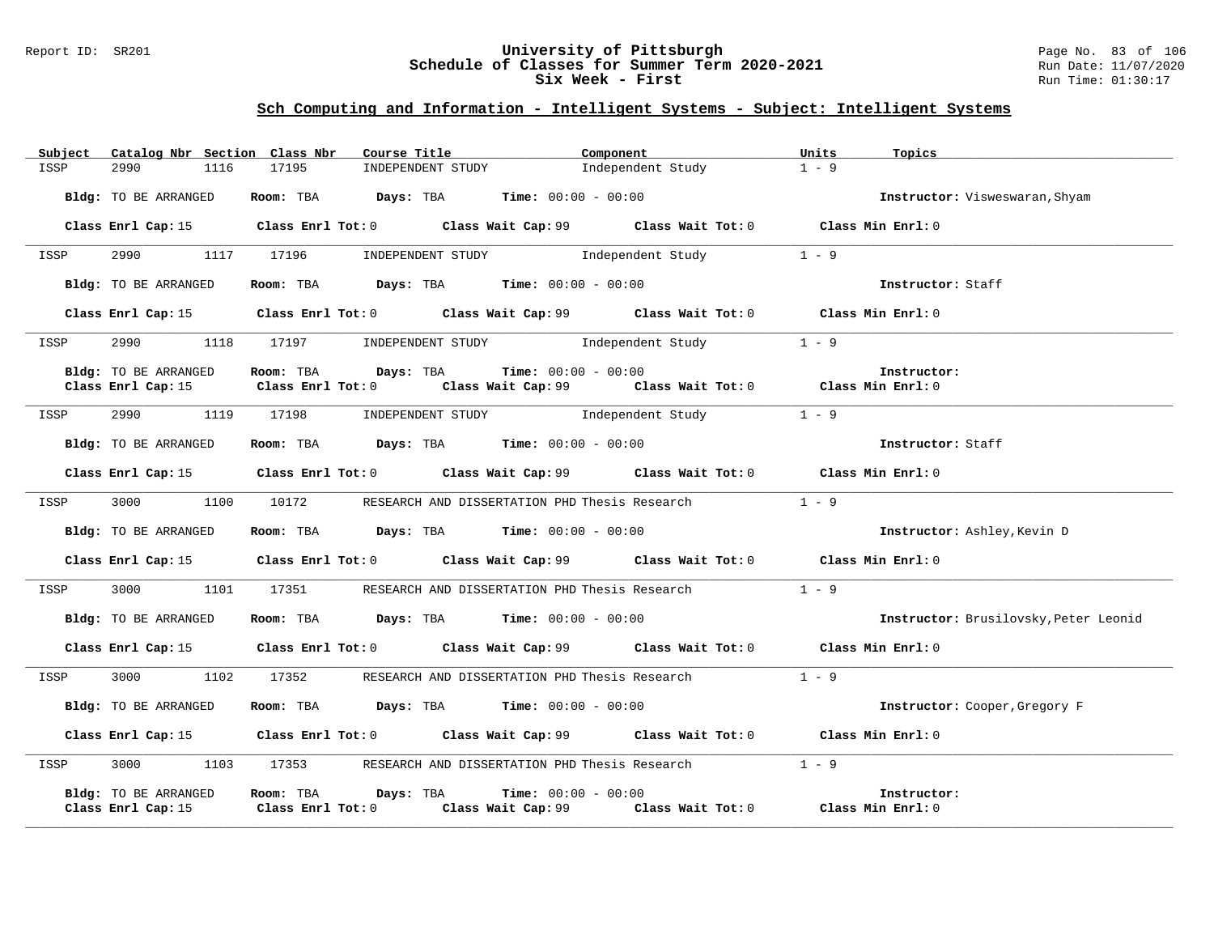## Sch Computing and Information - Intelligent Systems - Subject: Intelligent Systems

| Subject | Catalog Nbr | Section | Class Nbr | Course Title | Component | Units | Topics |
|---|---|---|---|---|---|---|---|
| ISSP | 2990 | 1116 | 17195 | INDEPENDENT STUDY | Independent Study | 1 - 9 | |

**Bldg:** TO BE ARRANGED **Room:** TBA **Days:** TBA **Time:** 00:00 - 00:00 **Instructor:** Visweswaran,Shyam

**Class Enrl Cap:** 15 **Class Enrl Tot:** 0 **Class Wait Cap:** 99 **Class Wait Tot:** 0 **Class Min Enrl:** 0

---

| Subject | Catalog Nbr | Section | Class Nbr | Course Title | Component | Units | Topics |
|---|---|---|---|---|---|---|---|
| ISSP | 2990 | 1117 | 17196 | INDEPENDENT STUDY | Independent Study | 1 - 9 | |

**Bldg:** TO BE ARRANGED **Room:** TBA **Days:** TBA **Time:** 00:00 - 00:00 **Instructor:** Staff

**Class Enrl Cap:** 15 **Class Enrl Tot:** 0 **Class Wait Cap:** 99 **Class Wait Tot:** 0 **Class Min Enrl:** 0

---

| Subject | Catalog Nbr | Section | Class Nbr | Course Title | Component | Units | Topics |
|---|---|---|---|---|---|---|---|
| ISSP | 2990 | 1118 | 17197 | INDEPENDENT STUDY | Independent Study | 1 - 9 | |

**Bldg:** TO BE ARRANGED **Room:** TBA **Days:** TBA **Time:** 00:00 - 00:00 **Instructor:**
**Class Enrl Cap:** 15 **Class Enrl Tot:** 0 **Class Wait Cap:** 99 **Class Wait Tot:** 0 **Class Min Enrl:** 0

---

| Subject | Catalog Nbr | Section | Class Nbr | Course Title | Component | Units | Topics |
|---|---|---|---|---|---|---|---|
| ISSP | 2990 | 1119 | 17198 | INDEPENDENT STUDY | Independent Study | 1 - 9 | |

**Bldg:** TO BE ARRANGED **Room:** TBA **Days:** TBA **Time:** 00:00 - 00:00 **Instructor:** Staff

**Class Enrl Cap:** 15 **Class Enrl Tot:** 0 **Class Wait Cap:** 99 **Class Wait Tot:** 0 **Class Min Enrl:** 0

---

| Subject | Catalog Nbr | Section | Class Nbr | Course Title | Component | Units | Topics |
|---|---|---|---|---|---|---|---|
| ISSP | 3000 | 1100 | 10172 | RESEARCH AND DISSERTATION PHD | Thesis Research | 1 - 9 | |

**Bldg:** TO BE ARRANGED **Room:** TBA **Days:** TBA **Time:** 00:00 - 00:00 **Instructor:** Ashley,Kevin D

**Class Enrl Cap:** 15 **Class Enrl Tot:** 0 **Class Wait Cap:** 99 **Class Wait Tot:** 0 **Class Min Enrl:** 0

---

| Subject | Catalog Nbr | Section | Class Nbr | Course Title | Component | Units | Topics |
|---|---|---|---|---|---|---|---|
| ISSP | 3000 | 1101 | 17351 | RESEARCH AND DISSERTATION PHD | Thesis Research | 1 - 9 | |

**Bldg:** TO BE ARRANGED **Room:** TBA **Days:** TBA **Time:** 00:00 - 00:00 **Instructor:** Brusilovsky,Peter Leonid

**Class Enrl Cap:** 15 **Class Enrl Tot:** 0 **Class Wait Cap:** 99 **Class Wait Tot:** 0 **Class Min Enrl:** 0

---

| Subject | Catalog Nbr | Section | Class Nbr | Course Title | Component | Units | Topics |
|---|---|---|---|---|---|---|---|
| ISSP | 3000 | 1102 | 17352 | RESEARCH AND DISSERTATION PHD | Thesis Research | 1 - 9 | |

**Bldg:** TO BE ARRANGED **Room:** TBA **Days:** TBA **Time:** 00:00 - 00:00 **Instructor:** Cooper,Gregory F

**Class Enrl Cap:** 15 **Class Enrl Tot:** 0 **Class Wait Cap:** 99 **Class Wait Tot:** 0 **Class Min Enrl:** 0

---

| Subject | Catalog Nbr | Section | Class Nbr | Course Title | Component | Units | Topics |
|---|---|---|---|---|---|---|---|
| ISSP | 3000 | 1103 | 17353 | RESEARCH AND DISSERTATION PHD | Thesis Research | 1 - 9 | |

**Bldg:** TO BE ARRANGED **Room:** TBA **Days:** TBA **Time:** 00:00 - 00:00 **Instructor:**
**Class Enrl Cap:** 15 **Class Enrl Tot:** 0 **Class Wait Cap:** 99 **Class Wait Tot:** 0 **Class Min Enrl:** 0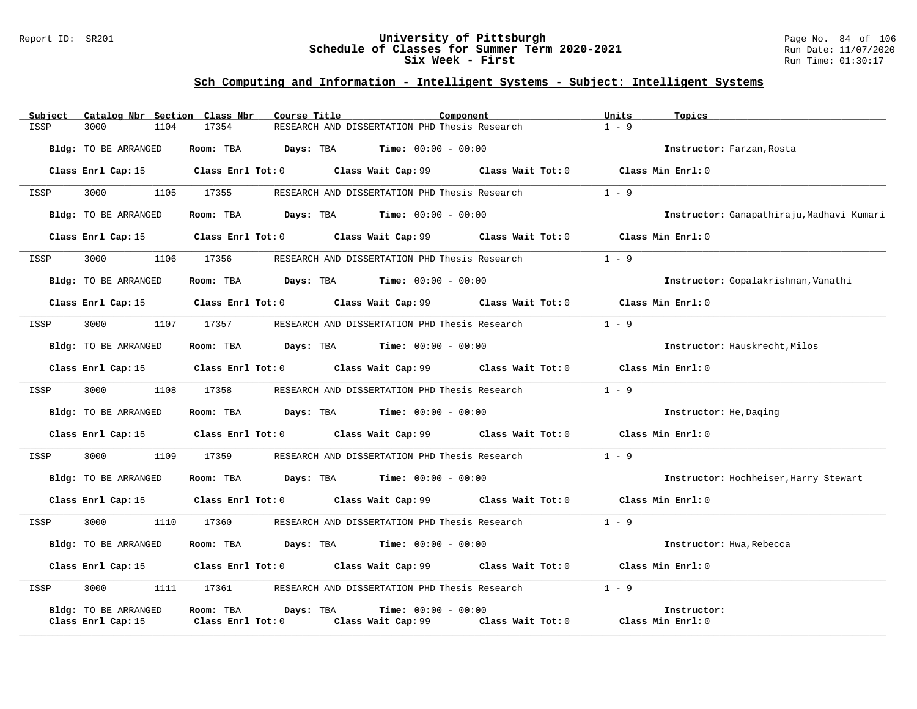## Sch Computing and Information - Intelligent Systems - Subject: Intelligent Systems

| Subject | Catalog Nbr | Section | Class Nbr | Course Title | Component | Units | Topics |
|---|---|---|---|---|---|---|---|
| ISSP | 3000 | 1104 | 17354 | RESEARCH AND DISSERTATION PHD | Thesis Research | 1 - 9 | |

**Bldg:** TO BE ARRANGED **Room:** TBA **Days:** TBA **Time:** 00:00 - 00:00 **Instructor:** Farzan,Rosta

**Class Enrl Cap:** 15 **Class Enrl Tot:** 0 **Class Wait Cap:** 99 **Class Wait Tot:** 0 **Class Min Enrl:** 0

---

| Subject | Catalog Nbr | Section | Class Nbr | Course Title | Component | Units | Topics |
|---|---|---|---|---|---|---|---|
| ISSP | 3000 | 1105 | 17355 | RESEARCH AND DISSERTATION PHD | Thesis Research | 1 - 9 | |

**Bldg:** TO BE ARRANGED **Room:** TBA **Days:** TBA **Time:** 00:00 - 00:00 **Instructor:** Ganapathiraju,Madhavi Kumari

**Class Enrl Cap:** 15 **Class Enrl Tot:** 0 **Class Wait Cap:** 99 **Class Wait Tot:** 0 **Class Min Enrl:** 0

---

| Subject | Catalog Nbr | Section | Class Nbr | Course Title | Component | Units | Topics |
|---|---|---|---|---|---|---|---|
| ISSP | 3000 | 1106 | 17356 | RESEARCH AND DISSERTATION PHD | Thesis Research | 1 - 9 | |

**Bldg:** TO BE ARRANGED **Room:** TBA **Days:** TBA **Time:** 00:00 - 00:00 **Instructor:** Gopalakrishnan,Vanathi

**Class Enrl Cap:** 15 **Class Enrl Tot:** 0 **Class Wait Cap:** 99 **Class Wait Tot:** 0 **Class Min Enrl:** 0

---

| Subject | Catalog Nbr | Section | Class Nbr | Course Title | Component | Units | Topics |
|---|---|---|---|---|---|---|---|
| ISSP | 3000 | 1107 | 17357 | RESEARCH AND DISSERTATION PHD | Thesis Research | 1 - 9 | |

**Bldg:** TO BE ARRANGED **Room:** TBA **Days:** TBA **Time:** 00:00 - 00:00 **Instructor:** Hauskrecht,Milos

**Class Enrl Cap:** 15 **Class Enrl Tot:** 0 **Class Wait Cap:** 99 **Class Wait Tot:** 0 **Class Min Enrl:** 0

---

| Subject | Catalog Nbr | Section | Class Nbr | Course Title | Component | Units | Topics |
|---|---|---|---|---|---|---|---|
| ISSP | 3000 | 1108 | 17358 | RESEARCH AND DISSERTATION PHD | Thesis Research | 1 - 9 | |

**Bldg:** TO BE ARRANGED **Room:** TBA **Days:** TBA **Time:** 00:00 - 00:00 **Instructor:** He,Daqing

**Class Enrl Cap:** 15 **Class Enrl Tot:** 0 **Class Wait Cap:** 99 **Class Wait Tot:** 0 **Class Min Enrl:** 0

---

| Subject | Catalog Nbr | Section | Class Nbr | Course Title | Component | Units | Topics |
|---|---|---|---|---|---|---|---|
| ISSP | 3000 | 1109 | 17359 | RESEARCH AND DISSERTATION PHD | Thesis Research | 1 - 9 | |

**Bldg:** TO BE ARRANGED **Room:** TBA **Days:** TBA **Time:** 00:00 - 00:00 **Instructor:** Hochheiser,Harry Stewart

**Class Enrl Cap:** 15 **Class Enrl Tot:** 0 **Class Wait Cap:** 99 **Class Wait Tot:** 0 **Class Min Enrl:** 0

---

| Subject | Catalog Nbr | Section | Class Nbr | Course Title | Component | Units | Topics |
|---|---|---|---|---|---|---|---|
| ISSP | 3000 | 1110 | 17360 | RESEARCH AND DISSERTATION PHD | Thesis Research | 1 - 9 | |

**Bldg:** TO BE ARRANGED **Room:** TBA **Days:** TBA **Time:** 00:00 - 00:00 **Instructor:** Hwa,Rebecca

**Class Enrl Cap:** 15 **Class Enrl Tot:** 0 **Class Wait Cap:** 99 **Class Wait Tot:** 0 **Class Min Enrl:** 0

---

| Subject | Catalog Nbr | Section | Class Nbr | Course Title | Component | Units | Topics |
|---|---|---|---|---|---|---|---|
| ISSP | 3000 | 1111 | 17361 | RESEARCH AND DISSERTATION PHD | Thesis Research | 1 - 9 | |

**Bldg:** TO BE ARRANGED **Room:** TBA **Days:** TBA **Time:** 00:00 - 00:00 **Instructor:**

**Class Enrl Cap:** 15 **Class Enrl Tot:** 0 **Class Wait Cap:** 99 **Class Wait Tot:** 0 **Class Min Enrl:** 0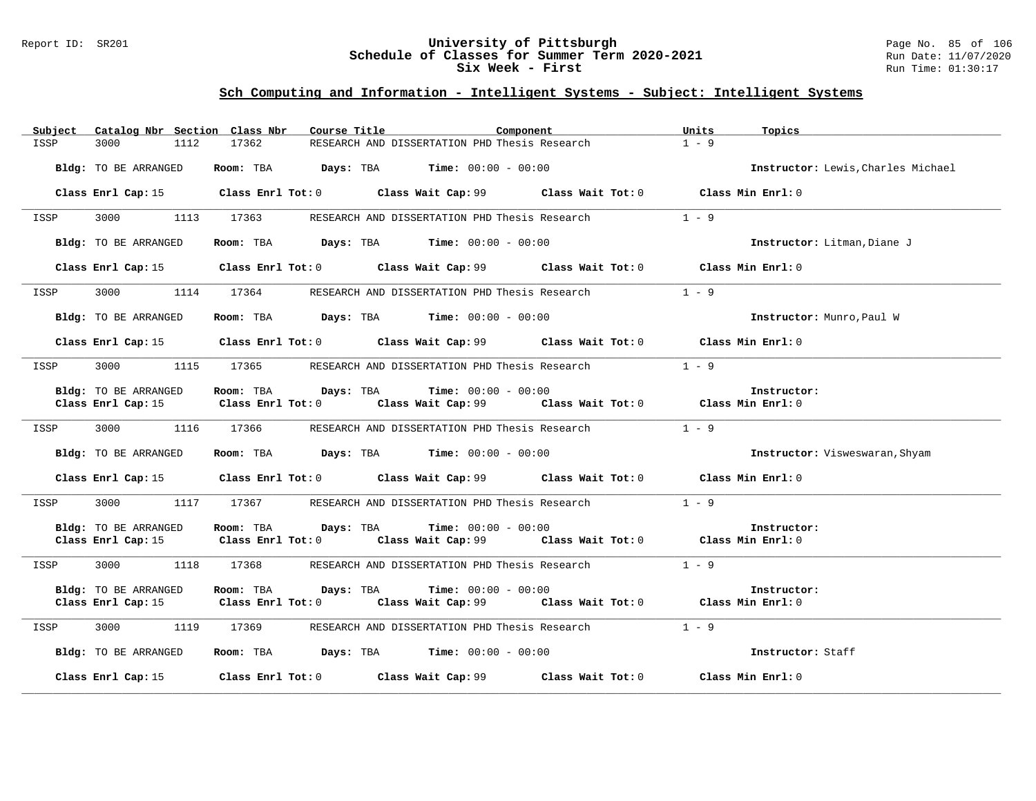## Sch Computing and Information - Intelligent Systems - Subject: Intelligent Systems

| Subject | Catalog Nbr | Section | Class Nbr | Course Title | Component | Units | Topics |
|---|---|---|---|---|---|---|---|
| ISSP | 3000 | 1112 | 17362 | RESEARCH AND DISSERTATION PHD | Thesis Research | 1 - 9 | |

**Bldg:** TO BE ARRANGED **Room:** TBA **Days:** TBA **Time:** 00:00 - 00:00 **Instructor:** Lewis,Charles Michael

**Class Enrl Cap:** 15 **Class Enrl Tot:** 0 **Class Wait Cap:** 99 **Class Wait Tot:** 0 **Class Min Enrl:** 0

---

| Subject | Catalog Nbr | Section | Class Nbr | Course Title | Component | Units | Topics |
|---|---|---|---|---|---|---|---|
| ISSP | 3000 | 1113 | 17363 | RESEARCH AND DISSERTATION PHD | Thesis Research | 1 - 9 | |

**Bldg:** TO BE ARRANGED **Room:** TBA **Days:** TBA **Time:** 00:00 - 00:00 **Instructor:** Litman,Diane J

**Class Enrl Cap:** 15 **Class Enrl Tot:** 0 **Class Wait Cap:** 99 **Class Wait Tot:** 0 **Class Min Enrl:** 0

---

| Subject | Catalog Nbr | Section | Class Nbr | Course Title | Component | Units | Topics |
|---|---|---|---|---|---|---|---|
| ISSP | 3000 | 1114 | 17364 | RESEARCH AND DISSERTATION PHD | Thesis Research | 1 - 9 | |

**Bldg:** TO BE ARRANGED **Room:** TBA **Days:** TBA **Time:** 00:00 - 00:00 **Instructor:** Munro,Paul W

**Class Enrl Cap:** 15 **Class Enrl Tot:** 0 **Class Wait Cap:** 99 **Class Wait Tot:** 0 **Class Min Enrl:** 0

---

| Subject | Catalog Nbr | Section | Class Nbr | Course Title | Component | Units | Topics |
|---|---|---|---|---|---|---|---|
| ISSP | 3000 | 1115 | 17365 | RESEARCH AND DISSERTATION PHD | Thesis Research | 1 - 9 | |

**Bldg:** TO BE ARRANGED **Room:** TBA **Days:** TBA **Time:** 00:00 - 00:00 **Instructor:**

**Class Enrl Cap:** 15 **Class Enrl Tot:** 0 **Class Wait Cap:** 99 **Class Wait Tot:** 0 **Class Min Enrl:** 0

---

| Subject | Catalog Nbr | Section | Class Nbr | Course Title | Component | Units | Topics |
|---|---|---|---|---|---|---|---|
| ISSP | 3000 | 1116 | 17366 | RESEARCH AND DISSERTATION PHD | Thesis Research | 1 - 9 | |

**Bldg:** TO BE ARRANGED **Room:** TBA **Days:** TBA **Time:** 00:00 - 00:00 **Instructor:** Visweswaran,Shyam

**Class Enrl Cap:** 15 **Class Enrl Tot:** 0 **Class Wait Cap:** 99 **Class Wait Tot:** 0 **Class Min Enrl:** 0

---

| Subject | Catalog Nbr | Section | Class Nbr | Course Title | Component | Units | Topics |
|---|---|---|---|---|---|---|---|
| ISSP | 3000 | 1117 | 17367 | RESEARCH AND DISSERTATION PHD | Thesis Research | 1 - 9 | |

**Bldg:** TO BE ARRANGED **Room:** TBA **Days:** TBA **Time:** 00:00 - 00:00 **Instructor:**

**Class Enrl Cap:** 15 **Class Enrl Tot:** 0 **Class Wait Cap:** 99 **Class Wait Tot:** 0 **Class Min Enrl:** 0

---

| Subject | Catalog Nbr | Section | Class Nbr | Course Title | Component | Units | Topics |
|---|---|---|---|---|---|---|---|
| ISSP | 3000 | 1118 | 17368 | RESEARCH AND DISSERTATION PHD | Thesis Research | 1 - 9 | |

**Bldg:** TO BE ARRANGED **Room:** TBA **Days:** TBA **Time:** 00:00 - 00:00 **Instructor:**

**Class Enrl Cap:** 15 **Class Enrl Tot:** 0 **Class Wait Cap:** 99 **Class Wait Tot:** 0 **Class Min Enrl:** 0

---

| Subject | Catalog Nbr | Section | Class Nbr | Course Title | Component | Units | Topics |
|---|---|---|---|---|---|---|---|
| ISSP | 3000 | 1119 | 17369 | RESEARCH AND DISSERTATION PHD | Thesis Research | 1 - 9 | |

**Bldg:** TO BE ARRANGED **Room:** TBA **Days:** TBA **Time:** 00:00 - 00:00 **Instructor:** Staff

**Class Enrl Cap:** 15 **Class Enrl Tot:** 0 **Class Wait Cap:** 99 **Class Wait Tot:** 0 **Class Min Enrl:** 0

---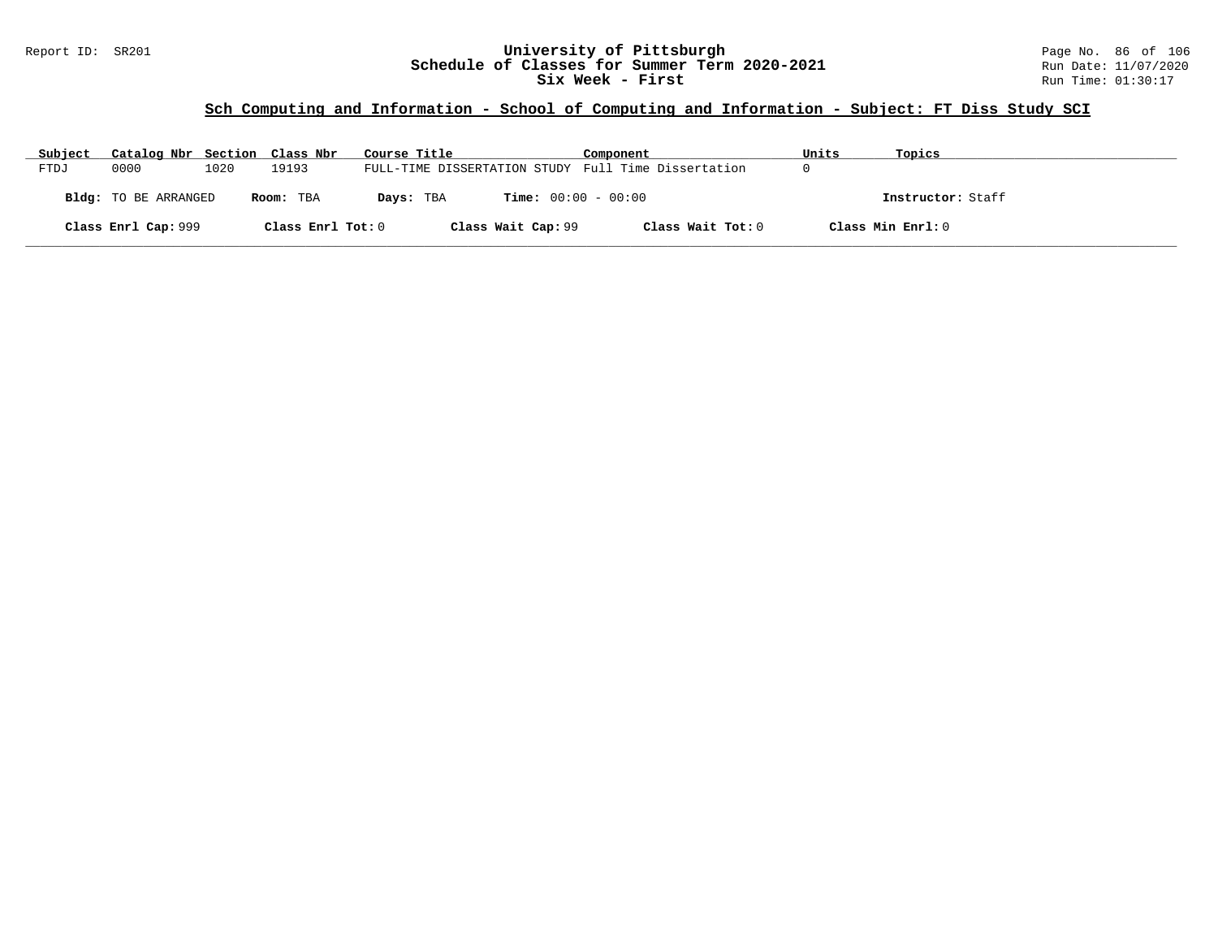# University of Pittsburgh
## Schedule of Classes for Summer Term 2020-2021
### Six Week - First

Report ID: SR201

Run Date: 11/07/2020
Run Time: 01:30:17

## Sch Computing and Information - School of Computing and Information - Subject: FT Diss Study SCI

| Subject | Catalog Nbr | Section | Class Nbr | Course Title | Component | Units | Topics |
|---|---|---|---|---|---|---|---|
| FTDJ | 0000 | 1020 | 19193 | FULL-TIME DISSERTATION STUDY | Full Time Dissertation | 0 | |

**Bldg:** TO BE ARRANGED **Room:** TBA **Days:** TBA **Time:** 00:00 - 00:00 **Instructor:** Staff

**Class Enrl Cap:** 999 **Class Enrl Tot:** 0 **Class Wait Cap:** 99 **Class Wait Tot:** 0 **Class Min Enrl:** 0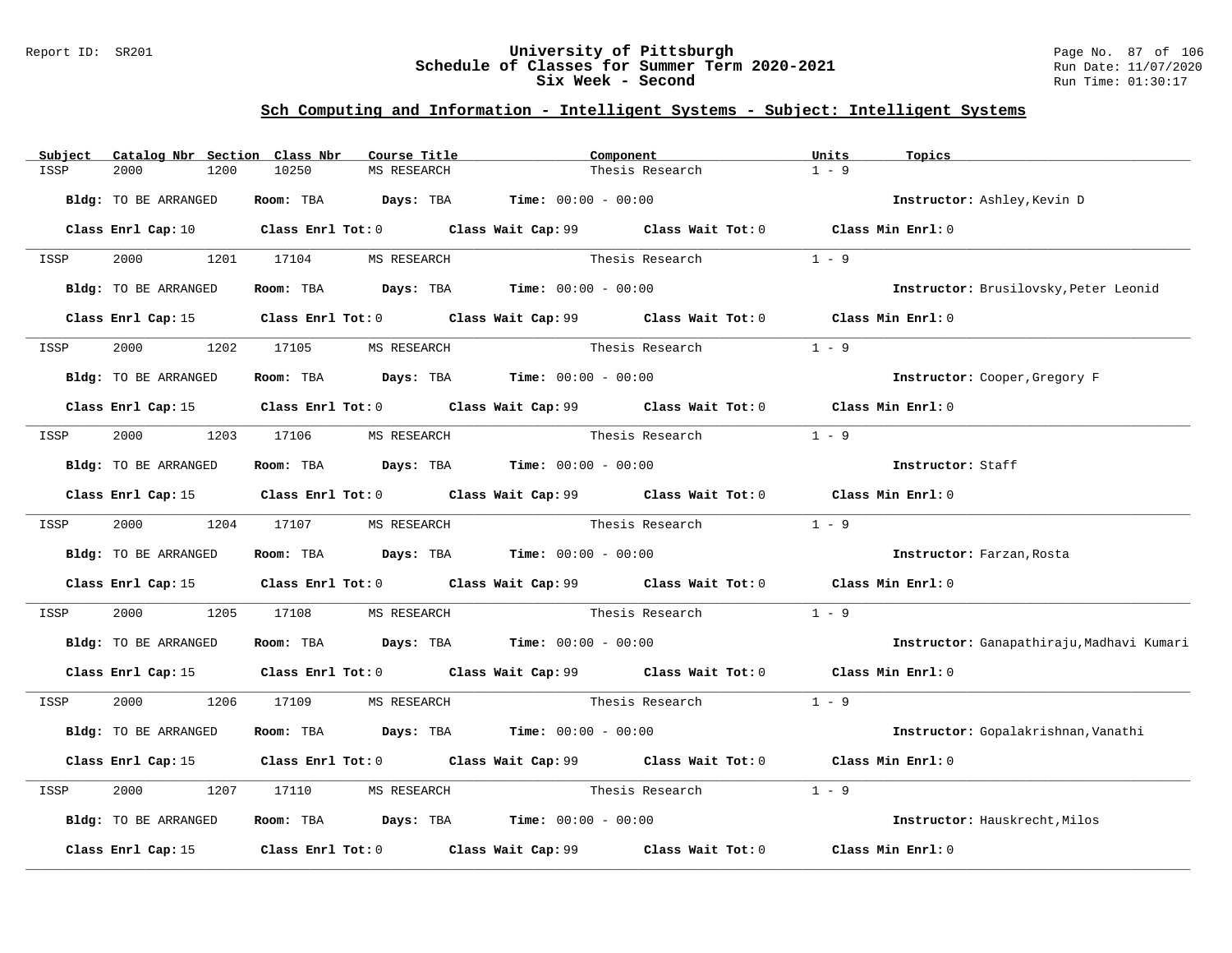# University of Pittsburgh
## Schedule of Classes for Summer Term 2020-2021
## Six Week - Second

### Sch Computing and Information - Intelligent Systems - Subject: Intelligent Systems

| Subject | Catalog Nbr | Section | Class Nbr | Course Title | Component | Units | Topics |
|---|---|---|---|---|---|---|---|
| ISSP | 2000 | 1200 | 10250 | MS RESEARCH | Thesis Research | 1 - 9 | |

**Bldg:** TO BE ARRANGED **Room:** TBA **Days:** TBA **Time:** 00:00 - 00:00 **Instructor:** Ashley,Kevin D

**Class Enrl Cap:** 10 **Class Enrl Tot:** 0 **Class Wait Cap:** 99 **Class Wait Tot:** 0 **Class Min Enrl:** 0

---

| Subject | Catalog Nbr | Section | Class Nbr | Course Title | Component | Units | Topics |
|---|---|---|---|---|---|---|---|
| ISSP | 2000 | 1201 | 17104 | MS RESEARCH | Thesis Research | 1 - 9 | |

**Bldg:** TO BE ARRANGED **Room:** TBA **Days:** TBA **Time:** 00:00 - 00:00 **Instructor:** Brusilovsky,Peter Leonid

**Class Enrl Cap:** 15 **Class Enrl Tot:** 0 **Class Wait Cap:** 99 **Class Wait Tot:** 0 **Class Min Enrl:** 0

---

| Subject | Catalog Nbr | Section | Class Nbr | Course Title | Component | Units | Topics |
|---|---|---|---|---|---|---|---|
| ISSP | 2000 | 1202 | 17105 | MS RESEARCH | Thesis Research | 1 - 9 | |

**Bldg:** TO BE ARRANGED **Room:** TBA **Days:** TBA **Time:** 00:00 - 00:00 **Instructor:** Cooper,Gregory F

**Class Enrl Cap:** 15 **Class Enrl Tot:** 0 **Class Wait Cap:** 99 **Class Wait Tot:** 0 **Class Min Enrl:** 0

---

| Subject | Catalog Nbr | Section | Class Nbr | Course Title | Component | Units | Topics |
|---|---|---|---|---|---|---|---|
| ISSP | 2000 | 1203 | 17106 | MS RESEARCH | Thesis Research | 1 - 9 | |

**Bldg:** TO BE ARRANGED **Room:** TBA **Days:** TBA **Time:** 00:00 - 00:00 **Instructor:** Staff

**Class Enrl Cap:** 15 **Class Enrl Tot:** 0 **Class Wait Cap:** 99 **Class Wait Tot:** 0 **Class Min Enrl:** 0

---

| Subject | Catalog Nbr | Section | Class Nbr | Course Title | Component | Units | Topics |
|---|---|---|---|---|---|---|---|
| ISSP | 2000 | 1204 | 17107 | MS RESEARCH | Thesis Research | 1 - 9 | |

**Bldg:** TO BE ARRANGED **Room:** TBA **Days:** TBA **Time:** 00:00 - 00:00 **Instructor:** Farzan,Rosta

**Class Enrl Cap:** 15 **Class Enrl Tot:** 0 **Class Wait Cap:** 99 **Class Wait Tot:** 0 **Class Min Enrl:** 0

---

| Subject | Catalog Nbr | Section | Class Nbr | Course Title | Component | Units | Topics |
|---|---|---|---|---|---|---|---|
| ISSP | 2000 | 1205 | 17108 | MS RESEARCH | Thesis Research | 1 - 9 | |

**Bldg:** TO BE ARRANGED **Room:** TBA **Days:** TBA **Time:** 00:00 - 00:00 **Instructor:** Ganapathiraju,Madhavi Kumari

**Class Enrl Cap:** 15 **Class Enrl Tot:** 0 **Class Wait Cap:** 99 **Class Wait Tot:** 0 **Class Min Enrl:** 0

---

| Subject | Catalog Nbr | Section | Class Nbr | Course Title | Component | Units | Topics |
|---|---|---|---|---|---|---|---|
| ISSP | 2000 | 1206 | 17109 | MS RESEARCH | Thesis Research | 1 - 9 | |

**Bldg:** TO BE ARRANGED **Room:** TBA **Days:** TBA **Time:** 00:00 - 00:00 **Instructor:** Gopalakrishnan,Vanathi

**Class Enrl Cap:** 15 **Class Enrl Tot:** 0 **Class Wait Cap:** 99 **Class Wait Tot:** 0 **Class Min Enrl:** 0

---

| Subject | Catalog Nbr | Section | Class Nbr | Course Title | Component | Units | Topics |
|---|---|---|---|---|---|---|---|
| ISSP | 2000 | 1207 | 17110 | MS RESEARCH | Thesis Research | 1 - 9 | |

**Bldg:** TO BE ARRANGED **Room:** TBA **Days:** TBA **Time:** 00:00 - 00:00 **Instructor:** Hauskrecht,Milos

**Class Enrl Cap:** 15 **Class Enrl Tot:** 0 **Class Wait Cap:** 99 **Class Wait Tot:** 0 **Class Min Enrl:** 0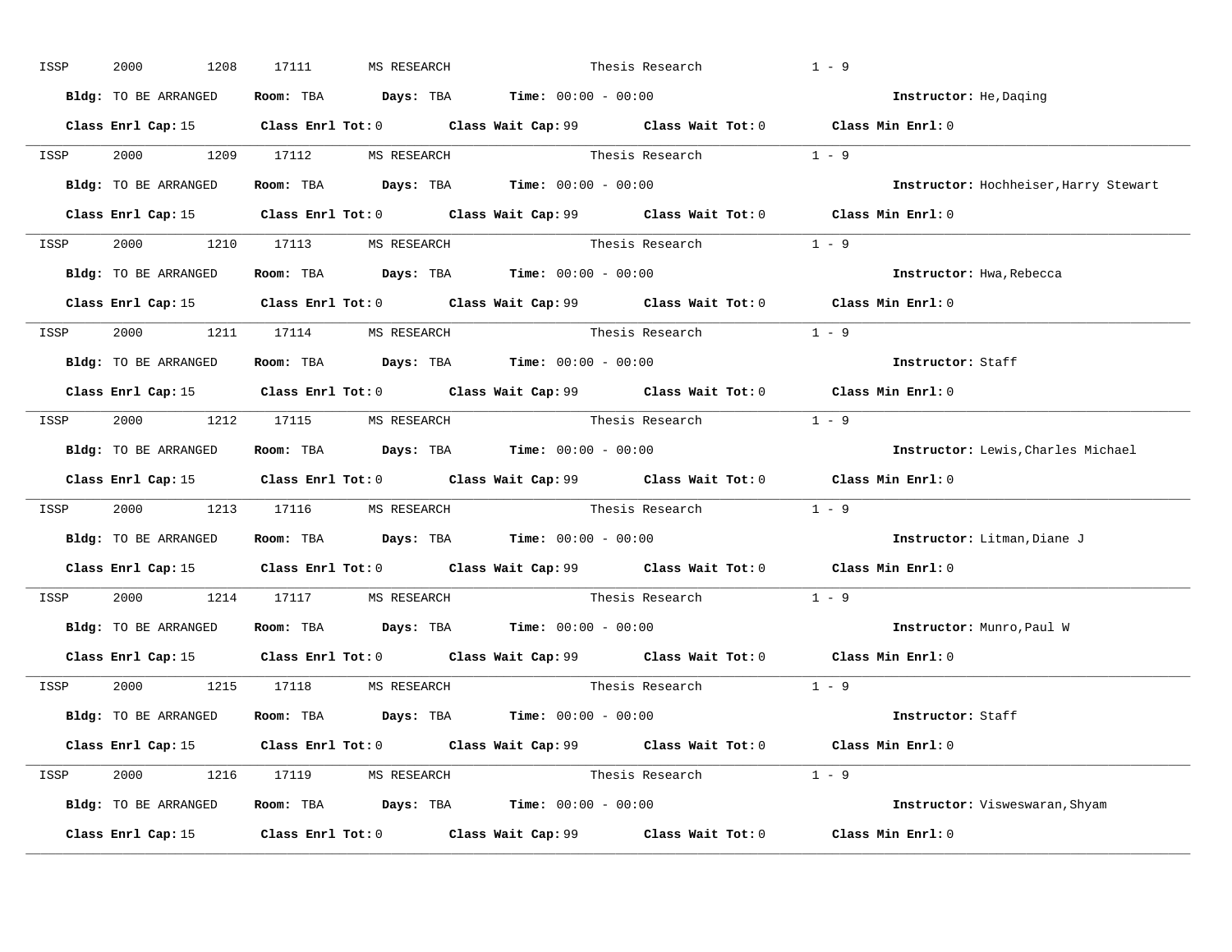ISSP 2000 1208 17111 MS RESEARCH Thesis Research 1 - 9

**Bldg:** TO BE ARRANGED **Room:** TBA **Days:** TBA **Time:** 00:00 - 00:00 **Instructor:** He,Daqing

**Class Enrl Cap:** 15 **Class Enrl Tot:** 0 **Class Wait Cap:** 99 **Class Wait Tot:** 0 **Class Min Enrl:** 0

---

ISSP 2000 1209 17112 MS RESEARCH Thesis Research 1 - 9

**Bldg:** TO BE ARRANGED **Room:** TBA **Days:** TBA **Time:** 00:00 - 00:00 **Instructor:** Hochheiser,Harry Stewart

**Class Enrl Cap:** 15 **Class Enrl Tot:** 0 **Class Wait Cap:** 99 **Class Wait Tot:** 0 **Class Min Enrl:** 0

---

ISSP 2000 1210 17113 MS RESEARCH Thesis Research 1 - 9

**Bldg:** TO BE ARRANGED **Room:** TBA **Days:** TBA **Time:** 00:00 - 00:00 **Instructor:** Hwa,Rebecca

**Class Enrl Cap:** 15 **Class Enrl Tot:** 0 **Class Wait Cap:** 99 **Class Wait Tot:** 0 **Class Min Enrl:** 0

---

ISSP 2000 1211 17114 MS RESEARCH Thesis Research 1 - 9

**Bldg:** TO BE ARRANGED **Room:** TBA **Days:** TBA **Time:** 00:00 - 00:00 **Instructor:** Staff

**Class Enrl Cap:** 15 **Class Enrl Tot:** 0 **Class Wait Cap:** 99 **Class Wait Tot:** 0 **Class Min Enrl:** 0

---

ISSP 2000 1212 17115 MS RESEARCH Thesis Research 1 - 9

**Bldg:** TO BE ARRANGED **Room:** TBA **Days:** TBA **Time:** 00:00 - 00:00 **Instructor:** Lewis,Charles Michael

**Class Enrl Cap:** 15 **Class Enrl Tot:** 0 **Class Wait Cap:** 99 **Class Wait Tot:** 0 **Class Min Enrl:** 0

---

ISSP 2000 1213 17116 MS RESEARCH Thesis Research 1 - 9

**Bldg:** TO BE ARRANGED **Room:** TBA **Days:** TBA **Time:** 00:00 - 00:00 **Instructor:** Litman,Diane J

**Class Enrl Cap:** 15 **Class Enrl Tot:** 0 **Class Wait Cap:** 99 **Class Wait Tot:** 0 **Class Min Enrl:** 0

---

ISSP 2000 1214 17117 MS RESEARCH Thesis Research 1 - 9

**Bldg:** TO BE ARRANGED **Room:** TBA **Days:** TBA **Time:** 00:00 - 00:00 **Instructor:** Munro,Paul W

**Class Enrl Cap:** 15 **Class Enrl Tot:** 0 **Class Wait Cap:** 99 **Class Wait Tot:** 0 **Class Min Enrl:** 0

---

ISSP 2000 1215 17118 MS RESEARCH Thesis Research 1 - 9

**Bldg:** TO BE ARRANGED **Room:** TBA **Days:** TBA **Time:** 00:00 - 00:00 **Instructor:** Staff

**Class Enrl Cap:** 15 **Class Enrl Tot:** 0 **Class Wait Cap:** 99 **Class Wait Tot:** 0 **Class Min Enrl:** 0

---

ISSP 2000 1216 17119 MS RESEARCH Thesis Research 1 - 9

**Bldg:** TO BE ARRANGED **Room:** TBA **Days:** TBA **Time:** 00:00 - 00:00 **Instructor:** Visweswaran,Shyam

**Class Enrl Cap:** 15 **Class Enrl Tot:** 0 **Class Wait Cap:** 99 **Class Wait Tot:** 0 **Class Min Enrl:** 0

---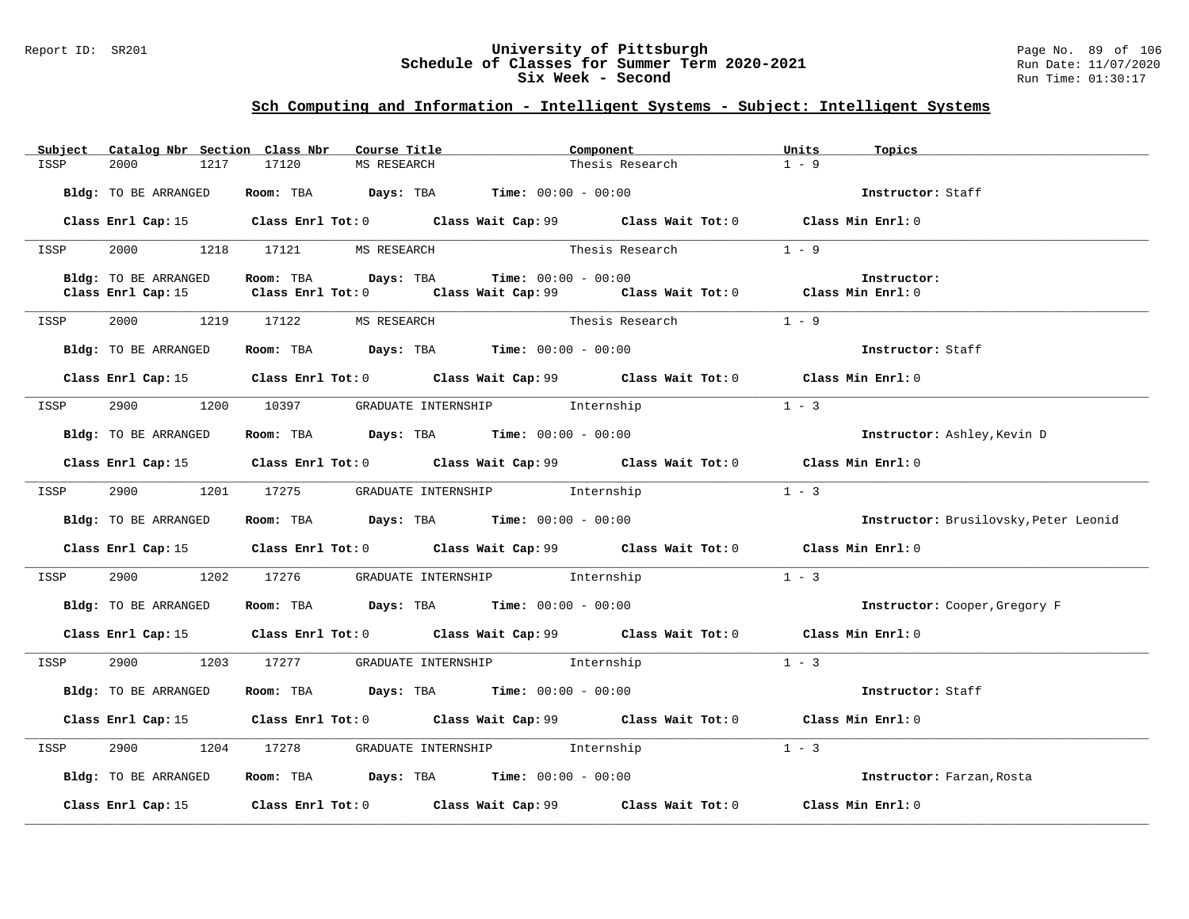## Sch Computing and Information - Intelligent Systems - Subject: Intelligent Systems

| Subject | Catalog Nbr | Section | Class Nbr | Course Title | Component | Units | Topics |
|---|---|---|---|---|---|---|---|
| ISSP | 2000 | 1217 | 17120 | MS RESEARCH | Thesis Research | 1 - 9 | |

**Bldg:** TO BE ARRANGED **Room:** TBA **Days:** TBA **Time:** 00:00 - 00:00 **Instructor:** Staff

**Class Enrl Cap:** 15 **Class Enrl Tot:** 0 **Class Wait Cap:** 99 **Class Wait Tot:** 0 **Class Min Enrl:** 0

---

| Subject | Catalog Nbr | Section | Class Nbr | Course Title | Component | Units | Topics |
|---|---|---|---|---|---|---|---|
| ISSP | 2000 | 1218 | 17121 | MS RESEARCH | Thesis Research | 1 - 9 | |

**Bldg:** TO BE ARRANGED **Room:** TBA **Days:** TBA **Time:** 00:00 - 00:00 **Instructor:**

**Class Enrl Cap:** 15 **Class Enrl Tot:** 0 **Class Wait Cap:** 99 **Class Wait Tot:** 0 **Class Min Enrl:** 0

---

| Subject | Catalog Nbr | Section | Class Nbr | Course Title | Component | Units | Topics |
|---|---|---|---|---|---|---|---|
| ISSP | 2000 | 1219 | 17122 | MS RESEARCH | Thesis Research | 1 - 9 | |

**Bldg:** TO BE ARRANGED **Room:** TBA **Days:** TBA **Time:** 00:00 - 00:00 **Instructor:** Staff

**Class Enrl Cap:** 15 **Class Enrl Tot:** 0 **Class Wait Cap:** 99 **Class Wait Tot:** 0 **Class Min Enrl:** 0

---

| Subject | Catalog Nbr | Section | Class Nbr | Course Title | Component | Units | Topics |
|---|---|---|---|---|---|---|---|
| ISSP | 2900 | 1200 | 10397 | GRADUATE INTERNSHIP | Internship | 1 - 3 | |

**Bldg:** TO BE ARRANGED **Room:** TBA **Days:** TBA **Time:** 00:00 - 00:00 **Instructor:** Ashley,Kevin D

**Class Enrl Cap:** 15 **Class Enrl Tot:** 0 **Class Wait Cap:** 99 **Class Wait Tot:** 0 **Class Min Enrl:** 0

---

| Subject | Catalog Nbr | Section | Class Nbr | Course Title | Component | Units | Topics |
|---|---|---|---|---|---|---|---|
| ISSP | 2900 | 1201 | 17275 | GRADUATE INTERNSHIP | Internship | 1 - 3 | |

**Bldg:** TO BE ARRANGED **Room:** TBA **Days:** TBA **Time:** 00:00 - 00:00 **Instructor:** Brusilovsky,Peter Leonid

**Class Enrl Cap:** 15 **Class Enrl Tot:** 0 **Class Wait Cap:** 99 **Class Wait Tot:** 0 **Class Min Enrl:** 0

---

| Subject | Catalog Nbr | Section | Class Nbr | Course Title | Component | Units | Topics |
|---|---|---|---|---|---|---|---|
| ISSP | 2900 | 1202 | 17276 | GRADUATE INTERNSHIP | Internship | 1 - 3 | |

**Bldg:** TO BE ARRANGED **Room:** TBA **Days:** TBA **Time:** 00:00 - 00:00 **Instructor:** Cooper,Gregory F

**Class Enrl Cap:** 15 **Class Enrl Tot:** 0 **Class Wait Cap:** 99 **Class Wait Tot:** 0 **Class Min Enrl:** 0

---

| Subject | Catalog Nbr | Section | Class Nbr | Course Title | Component | Units | Topics |
|---|---|---|---|---|---|---|---|
| ISSP | 2900 | 1203 | 17277 | GRADUATE INTERNSHIP | Internship | 1 - 3 | |

**Bldg:** TO BE ARRANGED **Room:** TBA **Days:** TBA **Time:** 00:00 - 00:00 **Instructor:** Staff

**Class Enrl Cap:** 15 **Class Enrl Tot:** 0 **Class Wait Cap:** 99 **Class Wait Tot:** 0 **Class Min Enrl:** 0

---

| Subject | Catalog Nbr | Section | Class Nbr | Course Title | Component | Units | Topics |
|---|---|---|---|---|---|---|---|
| ISSP | 2900 | 1204 | 17278 | GRADUATE INTERNSHIP | Internship | 1 - 3 | |

**Bldg:** TO BE ARRANGED **Room:** TBA **Days:** TBA **Time:** 00:00 - 00:00 **Instructor:** Farzan,Rosta

**Class Enrl Cap:** 15 **Class Enrl Tot:** 0 **Class Wait Cap:** 99 **Class Wait Tot:** 0 **Class Min Enrl:** 0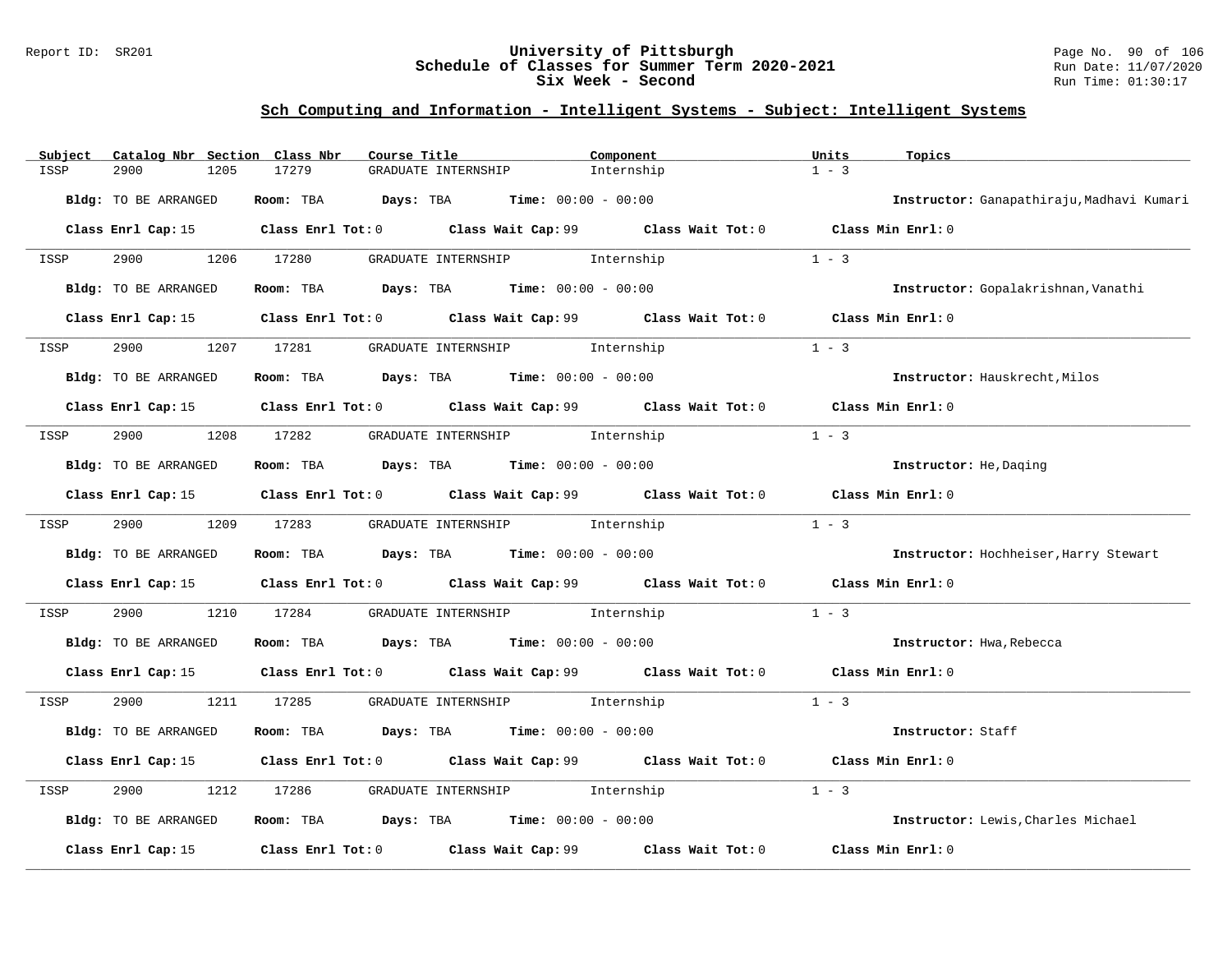## Sch Computing and Information - Intelligent Systems - Subject: Intelligent Systems

| Subject | Catalog Nbr | Section | Class Nbr | Course Title | Component | Units | Topics |
|---|---|---|---|---|---|---|---|
| ISSP | 2900 | 1205 | 17279 | GRADUATE INTERNSHIP | Internship | 1 - 3 | |

**Bldg:** TO BE ARRANGED **Room:** TBA **Days:** TBA **Time:** 00:00 - 00:00 **Instructor:** Ganapathiraju,Madhavi Kumari

**Class Enrl Cap:** 15 **Class Enrl Tot:** 0 **Class Wait Cap:** 99 **Class Wait Tot:** 0 **Class Min Enrl:** 0

---

| Subject | Catalog Nbr | Section | Class Nbr | Course Title | Component | Units | Topics |
|---|---|---|---|---|---|---|---|
| ISSP | 2900 | 1206 | 17280 | GRADUATE INTERNSHIP | Internship | 1 - 3 | |

**Bldg:** TO BE ARRANGED **Room:** TBA **Days:** TBA **Time:** 00:00 - 00:00 **Instructor:** Gopalakrishnan,Vanathi

**Class Enrl Cap:** 15 **Class Enrl Tot:** 0 **Class Wait Cap:** 99 **Class Wait Tot:** 0 **Class Min Enrl:** 0

---

| Subject | Catalog Nbr | Section | Class Nbr | Course Title | Component | Units | Topics |
|---|---|---|---|---|---|---|---|
| ISSP | 2900 | 1207 | 17281 | GRADUATE INTERNSHIP | Internship | 1 - 3 | |

**Bldg:** TO BE ARRANGED **Room:** TBA **Days:** TBA **Time:** 00:00 - 00:00 **Instructor:** Hauskrecht,Milos

**Class Enrl Cap:** 15 **Class Enrl Tot:** 0 **Class Wait Cap:** 99 **Class Wait Tot:** 0 **Class Min Enrl:** 0

---

| Subject | Catalog Nbr | Section | Class Nbr | Course Title | Component | Units | Topics |
|---|---|---|---|---|---|---|---|
| ISSP | 2900 | 1208 | 17282 | GRADUATE INTERNSHIP | Internship | 1 - 3 | |

**Bldg:** TO BE ARRANGED **Room:** TBA **Days:** TBA **Time:** 00:00 - 00:00 **Instructor:** He,Daqing

**Class Enrl Cap:** 15 **Class Enrl Tot:** 0 **Class Wait Cap:** 99 **Class Wait Tot:** 0 **Class Min Enrl:** 0

---

| Subject | Catalog Nbr | Section | Class Nbr | Course Title | Component | Units | Topics |
|---|---|---|---|---|---|---|---|
| ISSP | 2900 | 1209 | 17283 | GRADUATE INTERNSHIP | Internship | 1 - 3 | |

**Bldg:** TO BE ARRANGED **Room:** TBA **Days:** TBA **Time:** 00:00 - 00:00 **Instructor:** Hochheiser,Harry Stewart

**Class Enrl Cap:** 15 **Class Enrl Tot:** 0 **Class Wait Cap:** 99 **Class Wait Tot:** 0 **Class Min Enrl:** 0

---

| Subject | Catalog Nbr | Section | Class Nbr | Course Title | Component | Units | Topics |
|---|---|---|---|---|---|---|---|
| ISSP | 2900 | 1210 | 17284 | GRADUATE INTERNSHIP | Internship | 1 - 3 | |

**Bldg:** TO BE ARRANGED **Room:** TBA **Days:** TBA **Time:** 00:00 - 00:00 **Instructor:** Hwa,Rebecca

**Class Enrl Cap:** 15 **Class Enrl Tot:** 0 **Class Wait Cap:** 99 **Class Wait Tot:** 0 **Class Min Enrl:** 0

---

| Subject | Catalog Nbr | Section | Class Nbr | Course Title | Component | Units | Topics |
|---|---|---|---|---|---|---|---|
| ISSP | 2900 | 1211 | 17285 | GRADUATE INTERNSHIP | Internship | 1 - 3 | |

**Bldg:** TO BE ARRANGED **Room:** TBA **Days:** TBA **Time:** 00:00 - 00:00 **Instructor:** Staff

**Class Enrl Cap:** 15 **Class Enrl Tot:** 0 **Class Wait Cap:** 99 **Class Wait Tot:** 0 **Class Min Enrl:** 0

---

| Subject | Catalog Nbr | Section | Class Nbr | Course Title | Component | Units | Topics |
|---|---|---|---|---|---|---|---|
| ISSP | 2900 | 1212 | 17286 | GRADUATE INTERNSHIP | Internship | 1 - 3 | |

**Bldg:** TO BE ARRANGED **Room:** TBA **Days:** TBA **Time:** 00:00 - 00:00 **Instructor:** Lewis,Charles Michael

**Class Enrl Cap:** 15 **Class Enrl Tot:** 0 **Class Wait Cap:** 99 **Class Wait Tot:** 0 **Class Min Enrl:** 0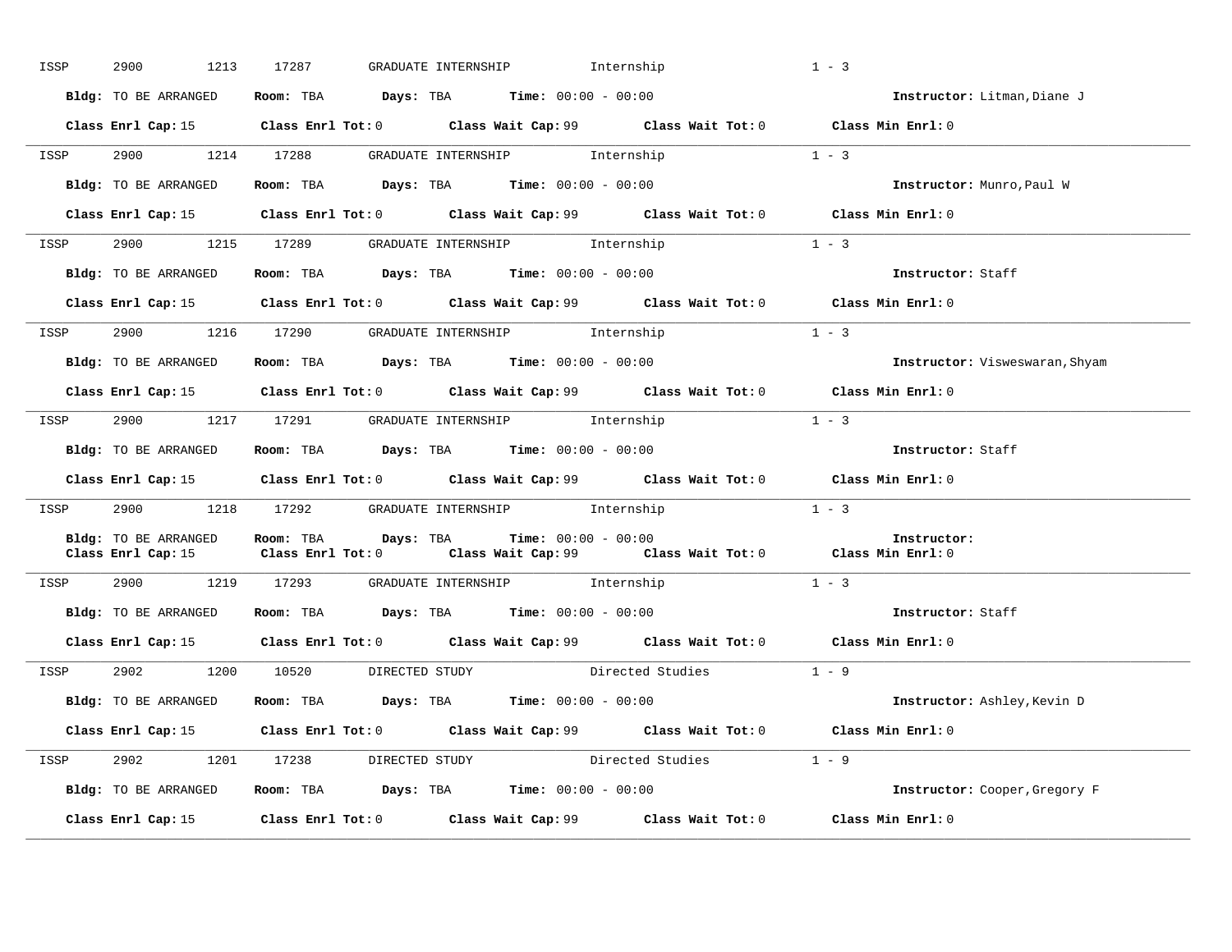ISSP 2900 1213 17287 GRADUATE INTERNSHIP Internship 1 - 3

**Bldg:** TO BE ARRANGED **Room:** TBA **Days:** TBA **Time:** 00:00 - 00:00 **Instructor:** Litman,Diane J

**Class Enrl Cap:** 15 **Class Enrl Tot:** 0 **Class Wait Cap:** 99 **Class Wait Tot:** 0 **Class Min Enrl:** 0

---

ISSP 2900 1214 17288 GRADUATE INTERNSHIP Internship 1 - 3

**Bldg:** TO BE ARRANGED **Room:** TBA **Days:** TBA **Time:** 00:00 - 00:00 **Instructor:** Munro,Paul W

**Class Enrl Cap:** 15 **Class Enrl Tot:** 0 **Class Wait Cap:** 99 **Class Wait Tot:** 0 **Class Min Enrl:** 0

---

ISSP 2900 1215 17289 GRADUATE INTERNSHIP Internship 1 - 3

**Bldg:** TO BE ARRANGED **Room:** TBA **Days:** TBA **Time:** 00:00 - 00:00 **Instructor:** Staff

**Class Enrl Cap:** 15 **Class Enrl Tot:** 0 **Class Wait Cap:** 99 **Class Wait Tot:** 0 **Class Min Enrl:** 0

---

ISSP 2900 1216 17290 GRADUATE INTERNSHIP Internship 1 - 3

**Bldg:** TO BE ARRANGED **Room:** TBA **Days:** TBA **Time:** 00:00 - 00:00 **Instructor:** Visweswaran,Shyam

**Class Enrl Cap:** 15 **Class Enrl Tot:** 0 **Class Wait Cap:** 99 **Class Wait Tot:** 0 **Class Min Enrl:** 0

---

ISSP 2900 1217 17291 GRADUATE INTERNSHIP Internship 1 - 3

**Bldg:** TO BE ARRANGED **Room:** TBA **Days:** TBA **Time:** 00:00 - 00:00 **Instructor:** Staff

**Class Enrl Cap:** 15 **Class Enrl Tot:** 0 **Class Wait Cap:** 99 **Class Wait Tot:** 0 **Class Min Enrl:** 0

---

ISSP 2900 1218 17292 GRADUATE INTERNSHIP Internship 1 - 3

**Bldg:** TO BE ARRANGED **Room:** TBA **Days:** TBA **Time:** 00:00 - 00:00 **Instructor:**
**Class Enrl Cap:** 15 **Class Enrl Tot:** 0 **Class Wait Cap:** 99 **Class Wait Tot:** 0 **Class Min Enrl:** 0

---

ISSP 2900 1219 17293 GRADUATE INTERNSHIP Internship 1 - 3

**Bldg:** TO BE ARRANGED **Room:** TBA **Days:** TBA **Time:** 00:00 - 00:00 **Instructor:** Staff

**Class Enrl Cap:** 15 **Class Enrl Tot:** 0 **Class Wait Cap:** 99 **Class Wait Tot:** 0 **Class Min Enrl:** 0

---

ISSP 2902 1200 10520 DIRECTED STUDY Directed Studies 1 - 9

**Bldg:** TO BE ARRANGED **Room:** TBA **Days:** TBA **Time:** 00:00 - 00:00 **Instructor:** Ashley,Kevin D

**Class Enrl Cap:** 15 **Class Enrl Tot:** 0 **Class Wait Cap:** 99 **Class Wait Tot:** 0 **Class Min Enrl:** 0

---

ISSP 2902 1201 17238 DIRECTED STUDY Directed Studies 1 - 9

**Bldg:** TO BE ARRANGED **Room:** TBA **Days:** TBA **Time:** 00:00 - 00:00 **Instructor:** Cooper,Gregory F

**Class Enrl Cap:** 15 **Class Enrl Tot:** 0 **Class Wait Cap:** 99 **Class Wait Tot:** 0 **Class Min Enrl:** 0

---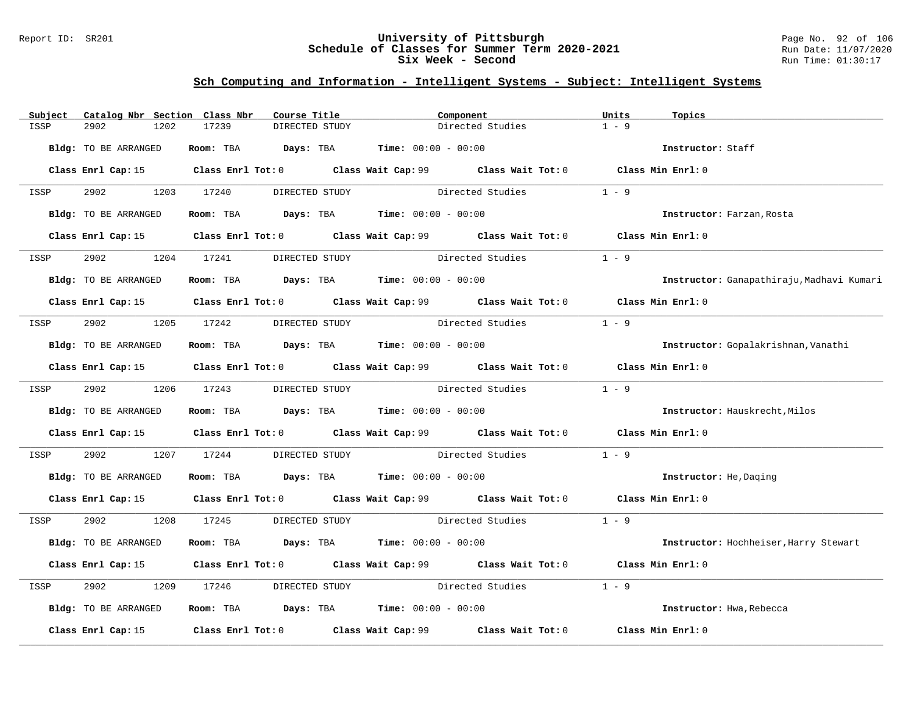## Sch Computing and Information - Intelligent Systems - Subject: Intelligent Systems

| Subject | Catalog Nbr | Section | Class Nbr | Course Title | Component | Units | Topics |
|---|---|---|---|---|---|---|---|
| ISSP | 2902 | 1202 | 17239 | DIRECTED STUDY | Directed Studies | 1 - 9 | |

**Bldg:** TO BE ARRANGED **Room:** TBA **Days:** TBA **Time:** 00:00 - 00:00 **Instructor:** Staff

**Class Enrl Cap:** 15 **Class Enrl Tot:** 0 **Class Wait Cap:** 99 **Class Wait Tot:** 0 **Class Min Enrl:** 0

---

| Subject | Catalog Nbr | Section | Class Nbr | Course Title | Component | Units | Topics |
|---|---|---|---|---|---|---|---|
| ISSP | 2902 | 1203 | 17240 | DIRECTED STUDY | Directed Studies | 1 - 9 | |

**Bldg:** TO BE ARRANGED **Room:** TBA **Days:** TBA **Time:** 00:00 - 00:00 **Instructor:** Farzan,Rosta

**Class Enrl Cap:** 15 **Class Enrl Tot:** 0 **Class Wait Cap:** 99 **Class Wait Tot:** 0 **Class Min Enrl:** 0

---

| Subject | Catalog Nbr | Section | Class Nbr | Course Title | Component | Units | Topics |
|---|---|---|---|---|---|---|---|
| ISSP | 2902 | 1204 | 17241 | DIRECTED STUDY | Directed Studies | 1 - 9 | |

**Bldg:** TO BE ARRANGED **Room:** TBA **Days:** TBA **Time:** 00:00 - 00:00 **Instructor:** Ganapathiraju,Madhavi Kumari

**Class Enrl Cap:** 15 **Class Enrl Tot:** 0 **Class Wait Cap:** 99 **Class Wait Tot:** 0 **Class Min Enrl:** 0

---

| Subject | Catalog Nbr | Section | Class Nbr | Course Title | Component | Units | Topics |
|---|---|---|---|---|---|---|---|
| ISSP | 2902 | 1205 | 17242 | DIRECTED STUDY | Directed Studies | 1 - 9 | |

**Bldg:** TO BE ARRANGED **Room:** TBA **Days:** TBA **Time:** 00:00 - 00:00 **Instructor:** Gopalakrishnan,Vanathi

**Class Enrl Cap:** 15 **Class Enrl Tot:** 0 **Class Wait Cap:** 99 **Class Wait Tot:** 0 **Class Min Enrl:** 0

---

| Subject | Catalog Nbr | Section | Class Nbr | Course Title | Component | Units | Topics |
|---|---|---|---|---|---|---|---|
| ISSP | 2902 | 1206 | 17243 | DIRECTED STUDY | Directed Studies | 1 - 9 | |

**Bldg:** TO BE ARRANGED **Room:** TBA **Days:** TBA **Time:** 00:00 - 00:00 **Instructor:** Hauskrecht,Milos

**Class Enrl Cap:** 15 **Class Enrl Tot:** 0 **Class Wait Cap:** 99 **Class Wait Tot:** 0 **Class Min Enrl:** 0

---

| Subject | Catalog Nbr | Section | Class Nbr | Course Title | Component | Units | Topics |
|---|---|---|---|---|---|---|---|
| ISSP | 2902 | 1207 | 17244 | DIRECTED STUDY | Directed Studies | 1 - 9 | |

**Bldg:** TO BE ARRANGED **Room:** TBA **Days:** TBA **Time:** 00:00 - 00:00 **Instructor:** He,Daqing

**Class Enrl Cap:** 15 **Class Enrl Tot:** 0 **Class Wait Cap:** 99 **Class Wait Tot:** 0 **Class Min Enrl:** 0

---

| Subject | Catalog Nbr | Section | Class Nbr | Course Title | Component | Units | Topics |
|---|---|---|---|---|---|---|---|
| ISSP | 2902 | 1208 | 17245 | DIRECTED STUDY | Directed Studies | 1 - 9 | |

**Bldg:** TO BE ARRANGED **Room:** TBA **Days:** TBA **Time:** 00:00 - 00:00 **Instructor:** Hochheiser,Harry Stewart

**Class Enrl Cap:** 15 **Class Enrl Tot:** 0 **Class Wait Cap:** 99 **Class Wait Tot:** 0 **Class Min Enrl:** 0

---

| Subject | Catalog Nbr | Section | Class Nbr | Course Title | Component | Units | Topics |
|---|---|---|---|---|---|---|---|
| ISSP | 2902 | 1209 | 17246 | DIRECTED STUDY | Directed Studies | 1 - 9 | |

**Bldg:** TO BE ARRANGED **Room:** TBA **Days:** TBA **Time:** 00:00 - 00:00 **Instructor:** Hwa,Rebecca

**Class Enrl Cap:** 15 **Class Enrl Tot:** 0 **Class Wait Cap:** 99 **Class Wait Tot:** 0 **Class Min Enrl:** 0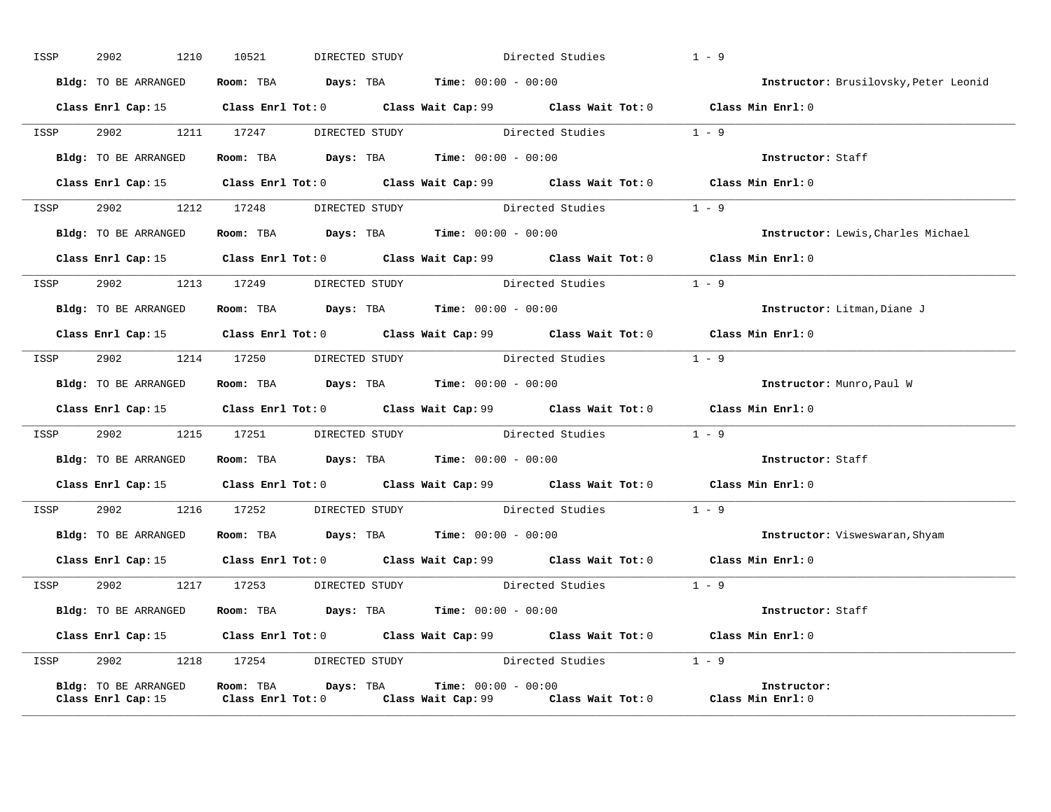ISSP 2902 1210 10521 DIRECTED STUDY Directed Studies 1 - 9

**Bldg:** TO BE ARRANGED **Room:** TBA **Days:** TBA **Time:** 00:00 - 00:00 **Instructor:** Brusilovsky,Peter Leonid

**Class Enrl Cap:** 15 **Class Enrl Tot:** 0 **Class Wait Cap:** 99 **Class Wait Tot:** 0 **Class Min Enrl:** 0

---

ISSP 2902 1211 17247 DIRECTED STUDY Directed Studies 1 - 9

**Bldg:** TO BE ARRANGED **Room:** TBA **Days:** TBA **Time:** 00:00 - 00:00 **Instructor:** Staff

**Class Enrl Cap:** 15 **Class Enrl Tot:** 0 **Class Wait Cap:** 99 **Class Wait Tot:** 0 **Class Min Enrl:** 0

---

ISSP 2902 1212 17248 DIRECTED STUDY Directed Studies 1 - 9

**Bldg:** TO BE ARRANGED **Room:** TBA **Days:** TBA **Time:** 00:00 - 00:00 **Instructor:** Lewis,Charles Michael

**Class Enrl Cap:** 15 **Class Enrl Tot:** 0 **Class Wait Cap:** 99 **Class Wait Tot:** 0 **Class Min Enrl:** 0

---

ISSP 2902 1213 17249 DIRECTED STUDY Directed Studies 1 - 9

**Bldg:** TO BE ARRANGED **Room:** TBA **Days:** TBA **Time:** 00:00 - 00:00 **Instructor:** Litman,Diane J

**Class Enrl Cap:** 15 **Class Enrl Tot:** 0 **Class Wait Cap:** 99 **Class Wait Tot:** 0 **Class Min Enrl:** 0

---

ISSP 2902 1214 17250 DIRECTED STUDY Directed Studies 1 - 9

**Bldg:** TO BE ARRANGED **Room:** TBA **Days:** TBA **Time:** 00:00 - 00:00 **Instructor:** Munro,Paul W

**Class Enrl Cap:** 15 **Class Enrl Tot:** 0 **Class Wait Cap:** 99 **Class Wait Tot:** 0 **Class Min Enrl:** 0

---

ISSP 2902 1215 17251 DIRECTED STUDY Directed Studies 1 - 9

**Bldg:** TO BE ARRANGED **Room:** TBA **Days:** TBA **Time:** 00:00 - 00:00 **Instructor:** Staff

**Class Enrl Cap:** 15 **Class Enrl Tot:** 0 **Class Wait Cap:** 99 **Class Wait Tot:** 0 **Class Min Enrl:** 0

---

ISSP 2902 1216 17252 DIRECTED STUDY Directed Studies 1 - 9

**Bldg:** TO BE ARRANGED **Room:** TBA **Days:** TBA **Time:** 00:00 - 00:00 **Instructor:** Visweswaran,Shyam

**Class Enrl Cap:** 15 **Class Enrl Tot:** 0 **Class Wait Cap:** 99 **Class Wait Tot:** 0 **Class Min Enrl:** 0

---

ISSP 2902 1217 17253 DIRECTED STUDY Directed Studies 1 - 9

**Bldg:** TO BE ARRANGED **Room:** TBA **Days:** TBA **Time:** 00:00 - 00:00 **Instructor:** Staff

**Class Enrl Cap:** 15 **Class Enrl Tot:** 0 **Class Wait Cap:** 99 **Class Wait Tot:** 0 **Class Min Enrl:** 0

---

ISSP 2902 1218 17254 DIRECTED STUDY Directed Studies 1 - 9

**Bldg:** TO BE ARRANGED **Room:** TBA **Days:** TBA **Time:** 00:00 - 00:00 **Instructor:**

**Class Enrl Cap:** 15 **Class Enrl Tot:** 0 **Class Wait Cap:** 99 **Class Wait Tot:** 0 **Class Min Enrl:** 0

---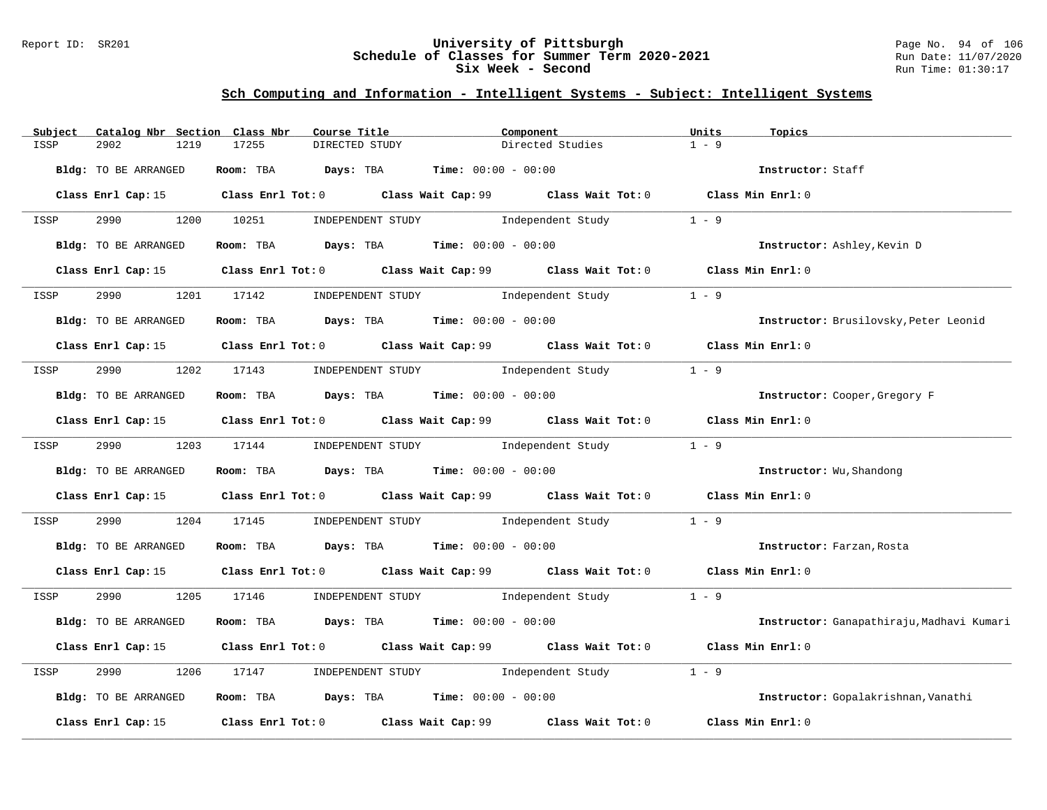# University of Pittsburgh
## Schedule of Classes for Summer Term 2020-2021
## Six Week - Second

### Sch Computing and Information - Intelligent Systems - Subject: Intelligent Systems

| Subject | Catalog Nbr | Section | Class Nbr | Course Title | Component | Units | Topics |
|---|---|---|---|---|---|---|---|
| ISSP | 2902 | 1219 | 17255 | DIRECTED STUDY | Directed Studies | 1 - 9 | |

**Bldg:** TO BE ARRANGED **Room:** TBA **Days:** TBA **Time:** 00:00 - 00:00 **Instructor:** Staff

**Class Enrl Cap:** 15 **Class Enrl Tot:** 0 **Class Wait Cap:** 99 **Class Wait Tot:** 0 **Class Min Enrl:** 0

---

| Subject | Catalog Nbr | Section | Class Nbr | Course Title | Component | Units | Topics |
|---|---|---|---|---|---|---|---|
| ISSP | 2990 | 1200 | 10251 | INDEPENDENT STUDY | Independent Study | 1 - 9 | |

**Bldg:** TO BE ARRANGED **Room:** TBA **Days:** TBA **Time:** 00:00 - 00:00 **Instructor:** Ashley,Kevin D

**Class Enrl Cap:** 15 **Class Enrl Tot:** 0 **Class Wait Cap:** 99 **Class Wait Tot:** 0 **Class Min Enrl:** 0

---

| Subject | Catalog Nbr | Section | Class Nbr | Course Title | Component | Units | Topics |
|---|---|---|---|---|---|---|---|
| ISSP | 2990 | 1201 | 17142 | INDEPENDENT STUDY | Independent Study | 1 - 9 | |

**Bldg:** TO BE ARRANGED **Room:** TBA **Days:** TBA **Time:** 00:00 - 00:00 **Instructor:** Brusilovsky,Peter Leonid

**Class Enrl Cap:** 15 **Class Enrl Tot:** 0 **Class Wait Cap:** 99 **Class Wait Tot:** 0 **Class Min Enrl:** 0

---

| Subject | Catalog Nbr | Section | Class Nbr | Course Title | Component | Units | Topics |
|---|---|---|---|---|---|---|---|
| ISSP | 2990 | 1202 | 17143 | INDEPENDENT STUDY | Independent Study | 1 - 9 | |

**Bldg:** TO BE ARRANGED **Room:** TBA **Days:** TBA **Time:** 00:00 - 00:00 **Instructor:** Cooper,Gregory F

**Class Enrl Cap:** 15 **Class Enrl Tot:** 0 **Class Wait Cap:** 99 **Class Wait Tot:** 0 **Class Min Enrl:** 0

---

| Subject | Catalog Nbr | Section | Class Nbr | Course Title | Component | Units | Topics |
|---|---|---|---|---|---|---|---|
| ISSP | 2990 | 1203 | 17144 | INDEPENDENT STUDY | Independent Study | 1 - 9 | |

**Bldg:** TO BE ARRANGED **Room:** TBA **Days:** TBA **Time:** 00:00 - 00:00 **Instructor:** Wu,Shandong

**Class Enrl Cap:** 15 **Class Enrl Tot:** 0 **Class Wait Cap:** 99 **Class Wait Tot:** 0 **Class Min Enrl:** 0

---

| Subject | Catalog Nbr | Section | Class Nbr | Course Title | Component | Units | Topics |
|---|---|---|---|---|---|---|---|
| ISSP | 2990 | 1204 | 17145 | INDEPENDENT STUDY | Independent Study | 1 - 9 | |

**Bldg:** TO BE ARRANGED **Room:** TBA **Days:** TBA **Time:** 00:00 - 00:00 **Instructor:** Farzan,Rosta

**Class Enrl Cap:** 15 **Class Enrl Tot:** 0 **Class Wait Cap:** 99 **Class Wait Tot:** 0 **Class Min Enrl:** 0

---

| Subject | Catalog Nbr | Section | Class Nbr | Course Title | Component | Units | Topics |
|---|---|---|---|---|---|---|---|
| ISSP | 2990 | 1205 | 17146 | INDEPENDENT STUDY | Independent Study | 1 - 9 | |

**Bldg:** TO BE ARRANGED **Room:** TBA **Days:** TBA **Time:** 00:00 - 00:00 **Instructor:** Ganapathiraju,Madhavi Kumari

**Class Enrl Cap:** 15 **Class Enrl Tot:** 0 **Class Wait Cap:** 99 **Class Wait Tot:** 0 **Class Min Enrl:** 0

---

| Subject | Catalog Nbr | Section | Class Nbr | Course Title | Component | Units | Topics |
|---|---|---|---|---|---|---|---|
| ISSP | 2990 | 1206 | 17147 | INDEPENDENT STUDY | Independent Study | 1 - 9 | |

**Bldg:** TO BE ARRANGED **Room:** TBA **Days:** TBA **Time:** 00:00 - 00:00 **Instructor:** Gopalakrishnan,Vanathi

**Class Enrl Cap:** 15 **Class Enrl Tot:** 0 **Class Wait Cap:** 99 **Class Wait Tot:** 0 **Class Min Enrl:** 0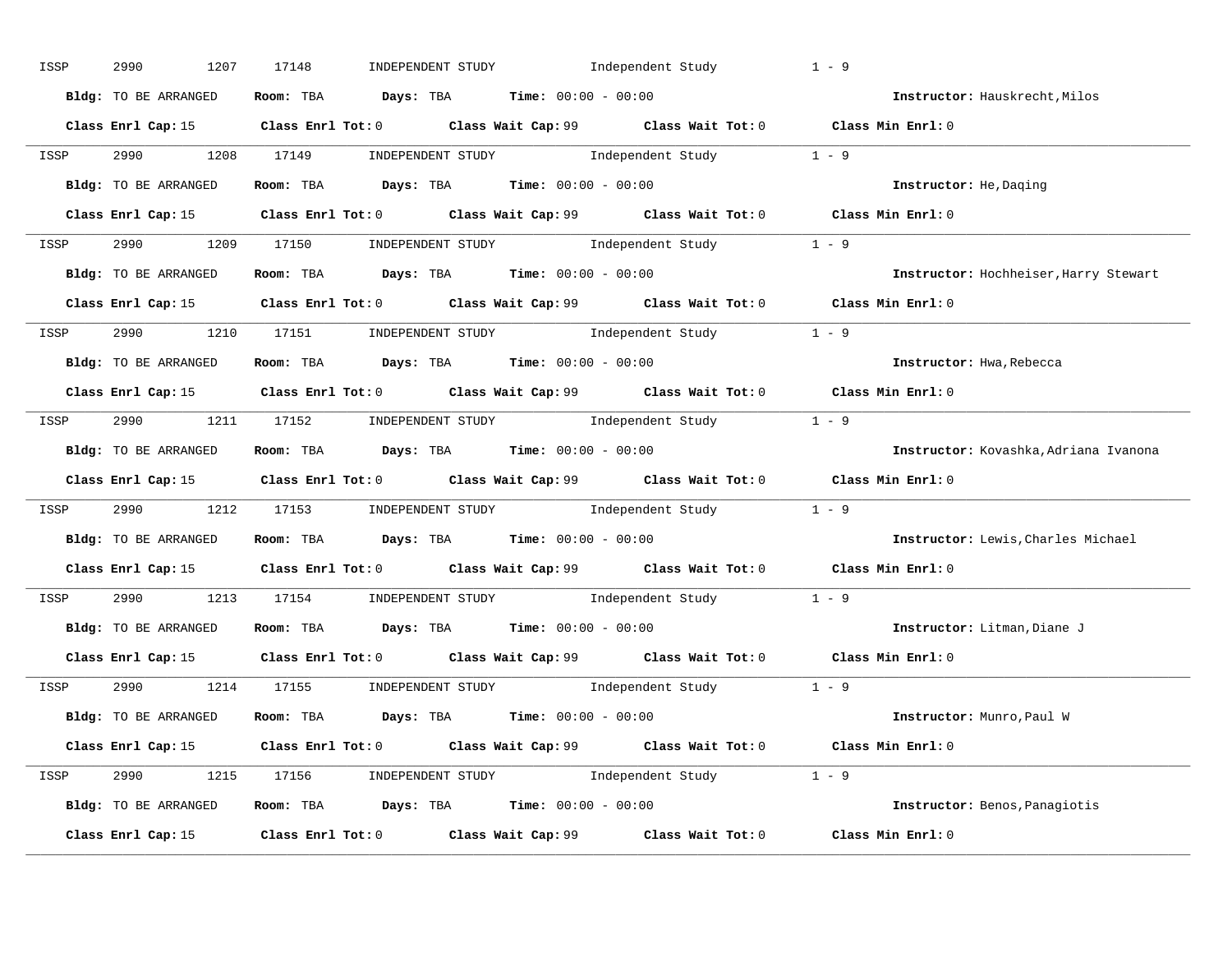ISSP 2990 1207 17148 INDEPENDENT STUDY Independent Study 1 - 9

**Bldg:** TO BE ARRANGED **Room:** TBA **Days:** TBA **Time:** 00:00 - 00:00 **Instructor:** Hauskrecht,Milos

**Class Enrl Cap:** 15 **Class Enrl Tot:** 0 **Class Wait Cap:** 99 **Class Wait Tot:** 0 **Class Min Enrl:** 0

---

ISSP 2990 1208 17149 INDEPENDENT STUDY Independent Study 1 - 9

**Bldg:** TO BE ARRANGED **Room:** TBA **Days:** TBA **Time:** 00:00 - 00:00 **Instructor:** He,Daqing

**Class Enrl Cap:** 15 **Class Enrl Tot:** 0 **Class Wait Cap:** 99 **Class Wait Tot:** 0 **Class Min Enrl:** 0

---

ISSP 2990 1209 17150 INDEPENDENT STUDY Independent Study 1 - 9

**Bldg:** TO BE ARRANGED **Room:** TBA **Days:** TBA **Time:** 00:00 - 00:00 **Instructor:** Hochheiser,Harry Stewart

**Class Enrl Cap:** 15 **Class Enrl Tot:** 0 **Class Wait Cap:** 99 **Class Wait Tot:** 0 **Class Min Enrl:** 0

---

ISSP 2990 1210 17151 INDEPENDENT STUDY Independent Study 1 - 9

**Bldg:** TO BE ARRANGED **Room:** TBA **Days:** TBA **Time:** 00:00 - 00:00 **Instructor:** Hwa,Rebecca

**Class Enrl Cap:** 15 **Class Enrl Tot:** 0 **Class Wait Cap:** 99 **Class Wait Tot:** 0 **Class Min Enrl:** 0

---

ISSP 2990 1211 17152 INDEPENDENT STUDY Independent Study 1 - 9

**Bldg:** TO BE ARRANGED **Room:** TBA **Days:** TBA **Time:** 00:00 - 00:00 **Instructor:** Kovashka,Adriana Ivanona

**Class Enrl Cap:** 15 **Class Enrl Tot:** 0 **Class Wait Cap:** 99 **Class Wait Tot:** 0 **Class Min Enrl:** 0

---

ISSP 2990 1212 17153 INDEPENDENT STUDY Independent Study 1 - 9

**Bldg:** TO BE ARRANGED **Room:** TBA **Days:** TBA **Time:** 00:00 - 00:00 **Instructor:** Lewis,Charles Michael

**Class Enrl Cap:** 15 **Class Enrl Tot:** 0 **Class Wait Cap:** 99 **Class Wait Tot:** 0 **Class Min Enrl:** 0

---

ISSP 2990 1213 17154 INDEPENDENT STUDY Independent Study 1 - 9

**Bldg:** TO BE ARRANGED **Room:** TBA **Days:** TBA **Time:** 00:00 - 00:00 **Instructor:** Litman,Diane J

**Class Enrl Cap:** 15 **Class Enrl Tot:** 0 **Class Wait Cap:** 99 **Class Wait Tot:** 0 **Class Min Enrl:** 0

---

ISSP 2990 1214 17155 INDEPENDENT STUDY Independent Study 1 - 9

**Bldg:** TO BE ARRANGED **Room:** TBA **Days:** TBA **Time:** 00:00 - 00:00 **Instructor:** Munro,Paul W

**Class Enrl Cap:** 15 **Class Enrl Tot:** 0 **Class Wait Cap:** 99 **Class Wait Tot:** 0 **Class Min Enrl:** 0

---

ISSP 2990 1215 17156 INDEPENDENT STUDY Independent Study 1 - 9

**Bldg:** TO BE ARRANGED **Room:** TBA **Days:** TBA **Time:** 00:00 - 00:00 **Instructor:** Benos,Panagiotis

**Class Enrl Cap:** 15 **Class Enrl Tot:** 0 **Class Wait Cap:** 99 **Class Wait Tot:** 0 **Class Min Enrl:** 0

---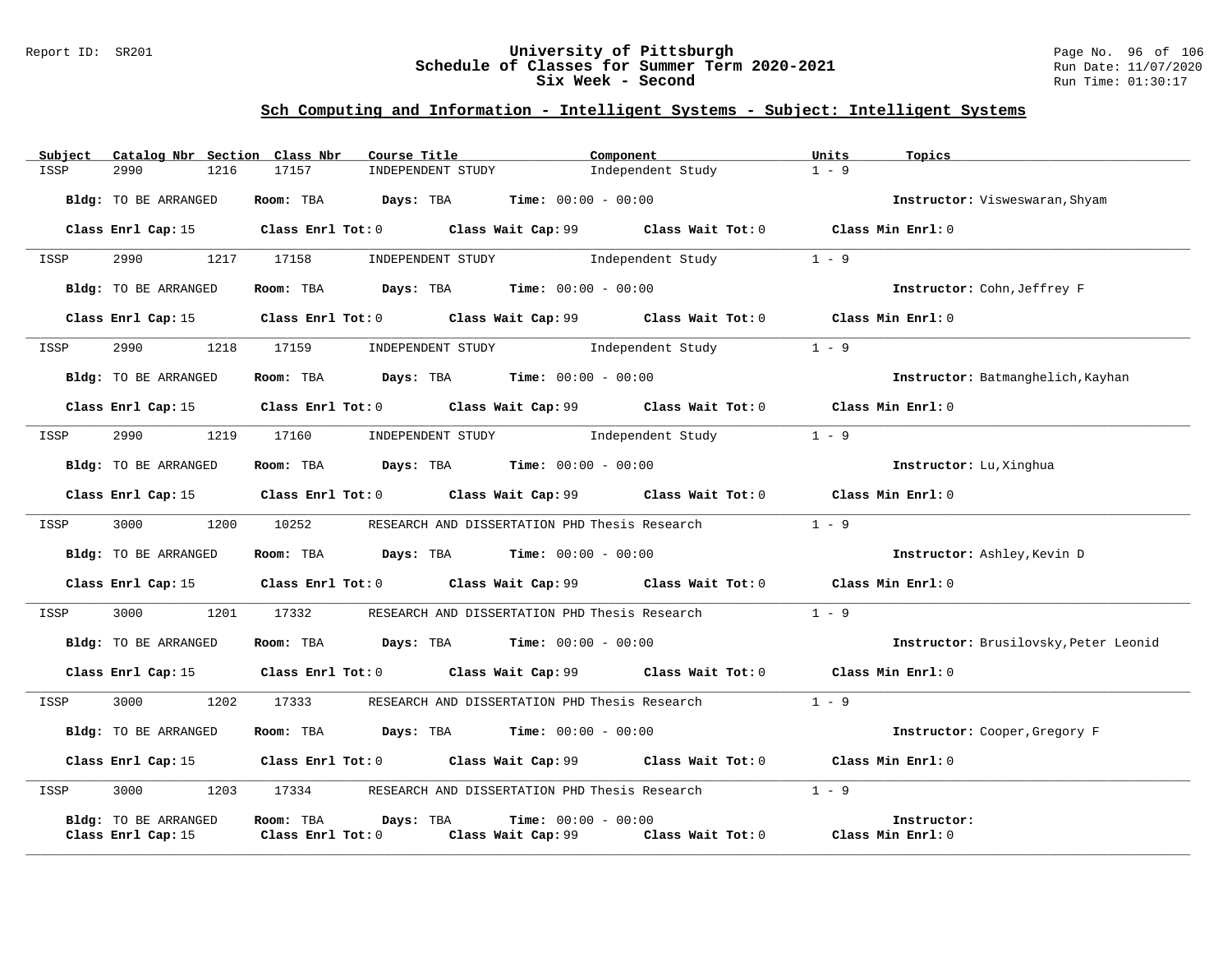## Sch Computing and Information - Intelligent Systems - Subject: Intelligent Systems

| Subject | Catalog Nbr | Section | Class Nbr | Course Title | Component | Units | Topics |
|---|---|---|---|---|---|---|---|
| ISSP | 2990 | 1216 | 17157 | INDEPENDENT STUDY | Independent Study | 1 - 9 | |

**Bldg:** TO BE ARRANGED **Room:** TBA **Days:** TBA **Time:** 00:00 - 00:00 **Instructor:** Visweswaran,Shyam

**Class Enrl Cap:** 15 **Class Enrl Tot:** 0 **Class Wait Cap:** 99 **Class Wait Tot:** 0 **Class Min Enrl:** 0

---

| Subject | Catalog Nbr | Section | Class Nbr | Course Title | Component | Units | Topics |
|---|---|---|---|---|---|---|---|
| ISSP | 2990 | 1217 | 17158 | INDEPENDENT STUDY | Independent Study | 1 - 9 | |

**Bldg:** TO BE ARRANGED **Room:** TBA **Days:** TBA **Time:** 00:00 - 00:00 **Instructor:** Cohn,Jeffrey F

**Class Enrl Cap:** 15 **Class Enrl Tot:** 0 **Class Wait Cap:** 99 **Class Wait Tot:** 0 **Class Min Enrl:** 0

---

| Subject | Catalog Nbr | Section | Class Nbr | Course Title | Component | Units | Topics |
|---|---|---|---|---|---|---|---|
| ISSP | 2990 | 1218 | 17159 | INDEPENDENT STUDY | Independent Study | 1 - 9 | |

**Bldg:** TO BE ARRANGED **Room:** TBA **Days:** TBA **Time:** 00:00 - 00:00 **Instructor:** Batmanghelich,Kayhan

**Class Enrl Cap:** 15 **Class Enrl Tot:** 0 **Class Wait Cap:** 99 **Class Wait Tot:** 0 **Class Min Enrl:** 0

---

| Subject | Catalog Nbr | Section | Class Nbr | Course Title | Component | Units | Topics |
|---|---|---|---|---|---|---|---|
| ISSP | 2990 | 1219 | 17160 | INDEPENDENT STUDY | Independent Study | 1 - 9 | |

**Bldg:** TO BE ARRANGED **Room:** TBA **Days:** TBA **Time:** 00:00 - 00:00 **Instructor:** Lu,Xinghua

**Class Enrl Cap:** 15 **Class Enrl Tot:** 0 **Class Wait Cap:** 99 **Class Wait Tot:** 0 **Class Min Enrl:** 0

---

| Subject | Catalog Nbr | Section | Class Nbr | Course Title | Component | Units | Topics |
|---|---|---|---|---|---|---|---|
| ISSP | 3000 | 1200 | 10252 | RESEARCH AND DISSERTATION PHD | Thesis Research | 1 - 9 | |

**Bldg:** TO BE ARRANGED **Room:** TBA **Days:** TBA **Time:** 00:00 - 00:00 **Instructor:** Ashley,Kevin D

**Class Enrl Cap:** 15 **Class Enrl Tot:** 0 **Class Wait Cap:** 99 **Class Wait Tot:** 0 **Class Min Enrl:** 0

---

| Subject | Catalog Nbr | Section | Class Nbr | Course Title | Component | Units | Topics |
|---|---|---|---|---|---|---|---|
| ISSP | 3000 | 1201 | 17332 | RESEARCH AND DISSERTATION PHD | Thesis Research | 1 - 9 | |

**Bldg:** TO BE ARRANGED **Room:** TBA **Days:** TBA **Time:** 00:00 - 00:00 **Instructor:** Brusilovsky,Peter Leonid

**Class Enrl Cap:** 15 **Class Enrl Tot:** 0 **Class Wait Cap:** 99 **Class Wait Tot:** 0 **Class Min Enrl:** 0

---

| Subject | Catalog Nbr | Section | Class Nbr | Course Title | Component | Units | Topics |
|---|---|---|---|---|---|---|---|
| ISSP | 3000 | 1202 | 17333 | RESEARCH AND DISSERTATION PHD | Thesis Research | 1 - 9 | |

**Bldg:** TO BE ARRANGED **Room:** TBA **Days:** TBA **Time:** 00:00 - 00:00 **Instructor:** Cooper,Gregory F

**Class Enrl Cap:** 15 **Class Enrl Tot:** 0 **Class Wait Cap:** 99 **Class Wait Tot:** 0 **Class Min Enrl:** 0

---

| Subject | Catalog Nbr | Section | Class Nbr | Course Title | Component | Units | Topics |
|---|---|---|---|---|---|---|---|
| ISSP | 3000 | 1203 | 17334 | RESEARCH AND DISSERTATION PHD | Thesis Research | 1 - 9 | |

**Bldg:** TO BE ARRANGED **Room:** TBA **Days:** TBA **Time:** 00:00 - 00:00 **Instructor:**

**Class Enrl Cap:** 15 **Class Enrl Tot:** 0 **Class Wait Cap:** 99 **Class Wait Tot:** 0 **Class Min Enrl:** 0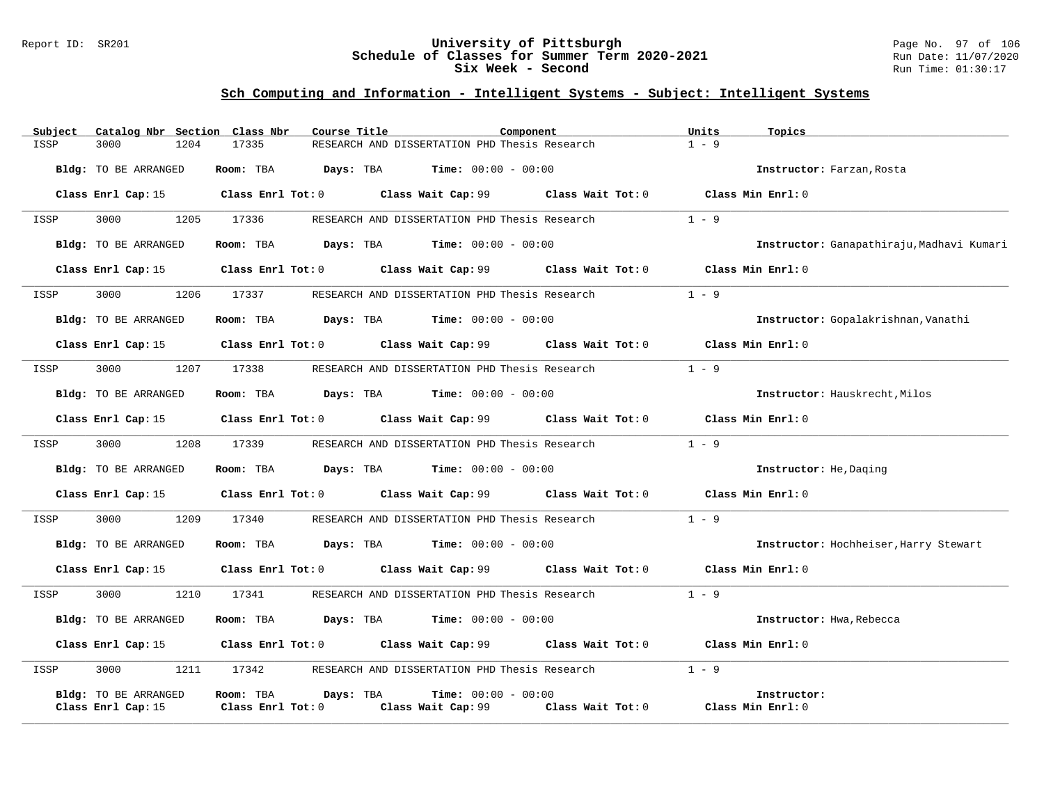## Sch Computing and Information - Intelligent Systems - Subject: Intelligent Systems

| Subject | Catalog Nbr | Section | Class Nbr | Course Title | Component | Units | Topics |
|---|---|---|---|---|---|---|---|
| ISSP | 3000 | 1204 | 17335 | RESEARCH AND DISSERTATION PHD | Thesis Research | 1 - 9 | |

**Bldg:** TO BE ARRANGED **Room:** TBA **Days:** TBA **Time:** 00:00 - 00:00 **Instructor:** Farzan,Rosta

**Class Enrl Cap:** 15 **Class Enrl Tot:** 0 **Class Wait Cap:** 99 **Class Wait Tot:** 0 **Class Min Enrl:** 0

| Subject | Catalog Nbr | Section | Class Nbr | Course Title | Component | Units | Topics |
|---|---|---|---|---|---|---|---|
| ISSP | 3000 | 1205 | 17336 | RESEARCH AND DISSERTATION PHD | Thesis Research | 1 - 9 | |

**Bldg:** TO BE ARRANGED **Room:** TBA **Days:** TBA **Time:** 00:00 - 00:00 **Instructor:** Ganapathiraju,Madhavi Kumari

**Class Enrl Cap:** 15 **Class Enrl Tot:** 0 **Class Wait Cap:** 99 **Class Wait Tot:** 0 **Class Min Enrl:** 0

| Subject | Catalog Nbr | Section | Class Nbr | Course Title | Component | Units | Topics |
|---|---|---|---|---|---|---|---|
| ISSP | 3000 | 1206 | 17337 | RESEARCH AND DISSERTATION PHD | Thesis Research | 1 - 9 | |

**Bldg:** TO BE ARRANGED **Room:** TBA **Days:** TBA **Time:** 00:00 - 00:00 **Instructor:** Gopalakrishnan,Vanathi

**Class Enrl Cap:** 15 **Class Enrl Tot:** 0 **Class Wait Cap:** 99 **Class Wait Tot:** 0 **Class Min Enrl:** 0

| Subject | Catalog Nbr | Section | Class Nbr | Course Title | Component | Units | Topics |
|---|---|---|---|---|---|---|---|
| ISSP | 3000 | 1207 | 17338 | RESEARCH AND DISSERTATION PHD | Thesis Research | 1 - 9 | |

**Bldg:** TO BE ARRANGED **Room:** TBA **Days:** TBA **Time:** 00:00 - 00:00 **Instructor:** Hauskrecht,Milos

**Class Enrl Cap:** 15 **Class Enrl Tot:** 0 **Class Wait Cap:** 99 **Class Wait Tot:** 0 **Class Min Enrl:** 0

| Subject | Catalog Nbr | Section | Class Nbr | Course Title | Component | Units | Topics |
|---|---|---|---|---|---|---|---|
| ISSP | 3000 | 1208 | 17339 | RESEARCH AND DISSERTATION PHD | Thesis Research | 1 - 9 | |

**Bldg:** TO BE ARRANGED **Room:** TBA **Days:** TBA **Time:** 00:00 - 00:00 **Instructor:** He,Daqing

**Class Enrl Cap:** 15 **Class Enrl Tot:** 0 **Class Wait Cap:** 99 **Class Wait Tot:** 0 **Class Min Enrl:** 0

| Subject | Catalog Nbr | Section | Class Nbr | Course Title | Component | Units | Topics |
|---|---|---|---|---|---|---|---|
| ISSP | 3000 | 1209 | 17340 | RESEARCH AND DISSERTATION PHD | Thesis Research | 1 - 9 | |

**Bldg:** TO BE ARRANGED **Room:** TBA **Days:** TBA **Time:** 00:00 - 00:00 **Instructor:** Hochheiser,Harry Stewart

**Class Enrl Cap:** 15 **Class Enrl Tot:** 0 **Class Wait Cap:** 99 **Class Wait Tot:** 0 **Class Min Enrl:** 0

| Subject | Catalog Nbr | Section | Class Nbr | Course Title | Component | Units | Topics |
|---|---|---|---|---|---|---|---|
| ISSP | 3000 | 1210 | 17341 | RESEARCH AND DISSERTATION PHD | Thesis Research | 1 - 9 | |

**Bldg:** TO BE ARRANGED **Room:** TBA **Days:** TBA **Time:** 00:00 - 00:00 **Instructor:** Hwa,Rebecca

**Class Enrl Cap:** 15 **Class Enrl Tot:** 0 **Class Wait Cap:** 99 **Class Wait Tot:** 0 **Class Min Enrl:** 0

| Subject | Catalog Nbr | Section | Class Nbr | Course Title | Component | Units | Topics |
|---|---|---|---|---|---|---|---|
| ISSP | 3000 | 1211 | 17342 | RESEARCH AND DISSERTATION PHD | Thesis Research | 1 - 9 | |

**Bldg:** TO BE ARRANGED **Room:** TBA **Days:** TBA **Time:** 00:00 - 00:00 **Instructor:**

**Class Enrl Cap:** 15 **Class Enrl Tot:** 0 **Class Wait Cap:** 99 **Class Wait Tot:** 0 **Class Min Enrl:** 0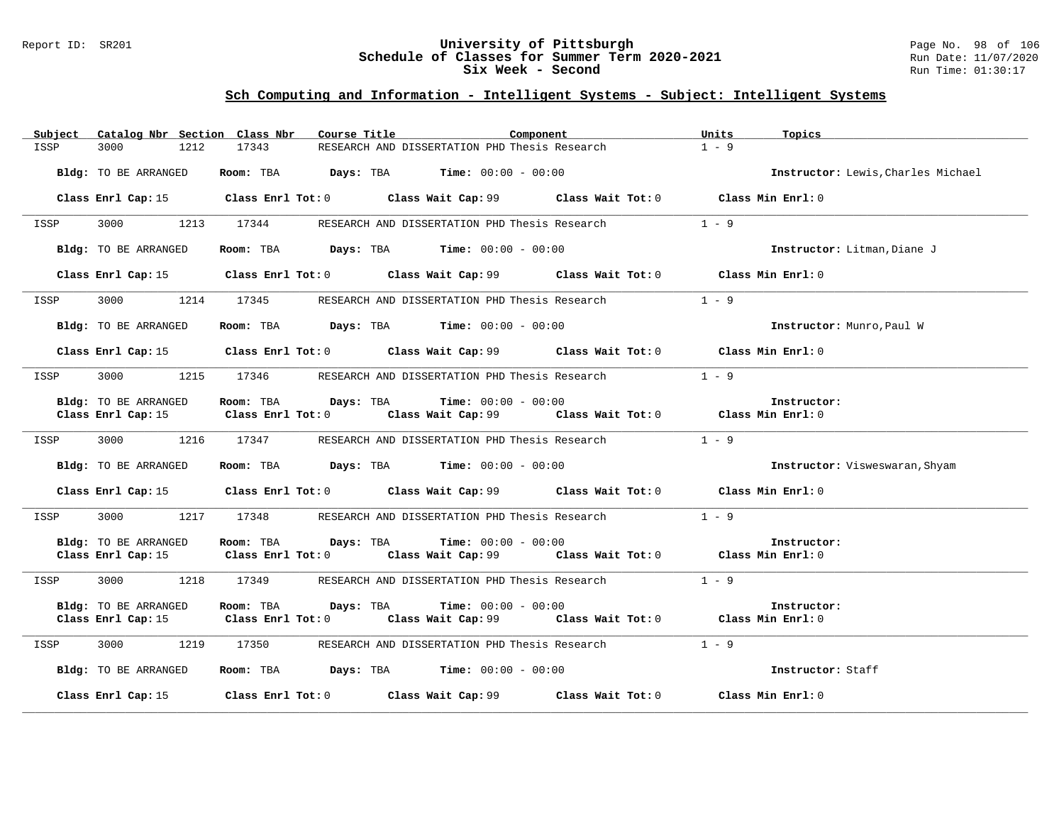## Sch Computing and Information - Intelligent Systems - Subject: Intelligent Systems

| Subject | Catalog Nbr | Section | Class Nbr | Course Title | Component | Units | Topics |
|---|---|---|---|---|---|---|---|
| ISSP | 3000 | 1212 | 17343 | RESEARCH AND DISSERTATION PHD | Thesis Research | 1 - 9 | |

**Bldg:** TO BE ARRANGED **Room:** TBA **Days:** TBA **Time:** 00:00 - 00:00 **Instructor:** Lewis,Charles Michael

**Class Enrl Cap:** 15 **Class Enrl Tot:** 0 **Class Wait Cap:** 99 **Class Wait Tot:** 0 **Class Min Enrl:** 0

| Subject | Catalog Nbr | Section | Class Nbr | Course Title | Component | Units | Topics |
|---|---|---|---|---|---|---|---|
| ISSP | 3000 | 1213 | 17344 | RESEARCH AND DISSERTATION PHD | Thesis Research | 1 - 9 | |

**Bldg:** TO BE ARRANGED **Room:** TBA **Days:** TBA **Time:** 00:00 - 00:00 **Instructor:** Litman,Diane J

**Class Enrl Cap:** 15 **Class Enrl Tot:** 0 **Class Wait Cap:** 99 **Class Wait Tot:** 0 **Class Min Enrl:** 0

| Subject | Catalog Nbr | Section | Class Nbr | Course Title | Component | Units | Topics |
|---|---|---|---|---|---|---|---|
| ISSP | 3000 | 1214 | 17345 | RESEARCH AND DISSERTATION PHD | Thesis Research | 1 - 9 | |

**Bldg:** TO BE ARRANGED **Room:** TBA **Days:** TBA **Time:** 00:00 - 00:00 **Instructor:** Munro,Paul W

**Class Enrl Cap:** 15 **Class Enrl Tot:** 0 **Class Wait Cap:** 99 **Class Wait Tot:** 0 **Class Min Enrl:** 0

| Subject | Catalog Nbr | Section | Class Nbr | Course Title | Component | Units | Topics |
|---|---|---|---|---|---|---|---|
| ISSP | 3000 | 1215 | 17346 | RESEARCH AND DISSERTATION PHD | Thesis Research | 1 - 9 | |

**Bldg:** TO BE ARRANGED **Room:** TBA **Days:** TBA **Time:** 00:00 - 00:00 **Instructor:**
**Class Enrl Cap:** 15 **Class Enrl Tot:** 0 **Class Wait Cap:** 99 **Class Wait Tot:** 0 **Class Min Enrl:** 0

| Subject | Catalog Nbr | Section | Class Nbr | Course Title | Component | Units | Topics |
|---|---|---|---|---|---|---|---|
| ISSP | 3000 | 1216 | 17347 | RESEARCH AND DISSERTATION PHD | Thesis Research | 1 - 9 | |

**Bldg:** TO BE ARRANGED **Room:** TBA **Days:** TBA **Time:** 00:00 - 00:00 **Instructor:** Visweswaran,Shyam

**Class Enrl Cap:** 15 **Class Enrl Tot:** 0 **Class Wait Cap:** 99 **Class Wait Tot:** 0 **Class Min Enrl:** 0

| Subject | Catalog Nbr | Section | Class Nbr | Course Title | Component | Units | Topics |
|---|---|---|---|---|---|---|---|
| ISSP | 3000 | 1217 | 17348 | RESEARCH AND DISSERTATION PHD | Thesis Research | 1 - 9 | |

**Bldg:** TO BE ARRANGED **Room:** TBA **Days:** TBA **Time:** 00:00 - 00:00 **Instructor:**
**Class Enrl Cap:** 15 **Class Enrl Tot:** 0 **Class Wait Cap:** 99 **Class Wait Tot:** 0 **Class Min Enrl:** 0

| Subject | Catalog Nbr | Section | Class Nbr | Course Title | Component | Units | Topics |
|---|---|---|---|---|---|---|---|
| ISSP | 3000 | 1218 | 17349 | RESEARCH AND DISSERTATION PHD | Thesis Research | 1 - 9 | |

**Bldg:** TO BE ARRANGED **Room:** TBA **Days:** TBA **Time:** 00:00 - 00:00 **Instructor:**
**Class Enrl Cap:** 15 **Class Enrl Tot:** 0 **Class Wait Cap:** 99 **Class Wait Tot:** 0 **Class Min Enrl:** 0

| Subject | Catalog Nbr | Section | Class Nbr | Course Title | Component | Units | Topics |
|---|---|---|---|---|---|---|---|
| ISSP | 3000 | 1219 | 17350 | RESEARCH AND DISSERTATION PHD | Thesis Research | 1 - 9 | |

**Bldg:** TO BE ARRANGED **Room:** TBA **Days:** TBA **Time:** 00:00 - 00:00 **Instructor:** Staff

**Class Enrl Cap:** 15 **Class Enrl Tot:** 0 **Class Wait Cap:** 99 **Class Wait Tot:** 0 **Class Min Enrl:** 0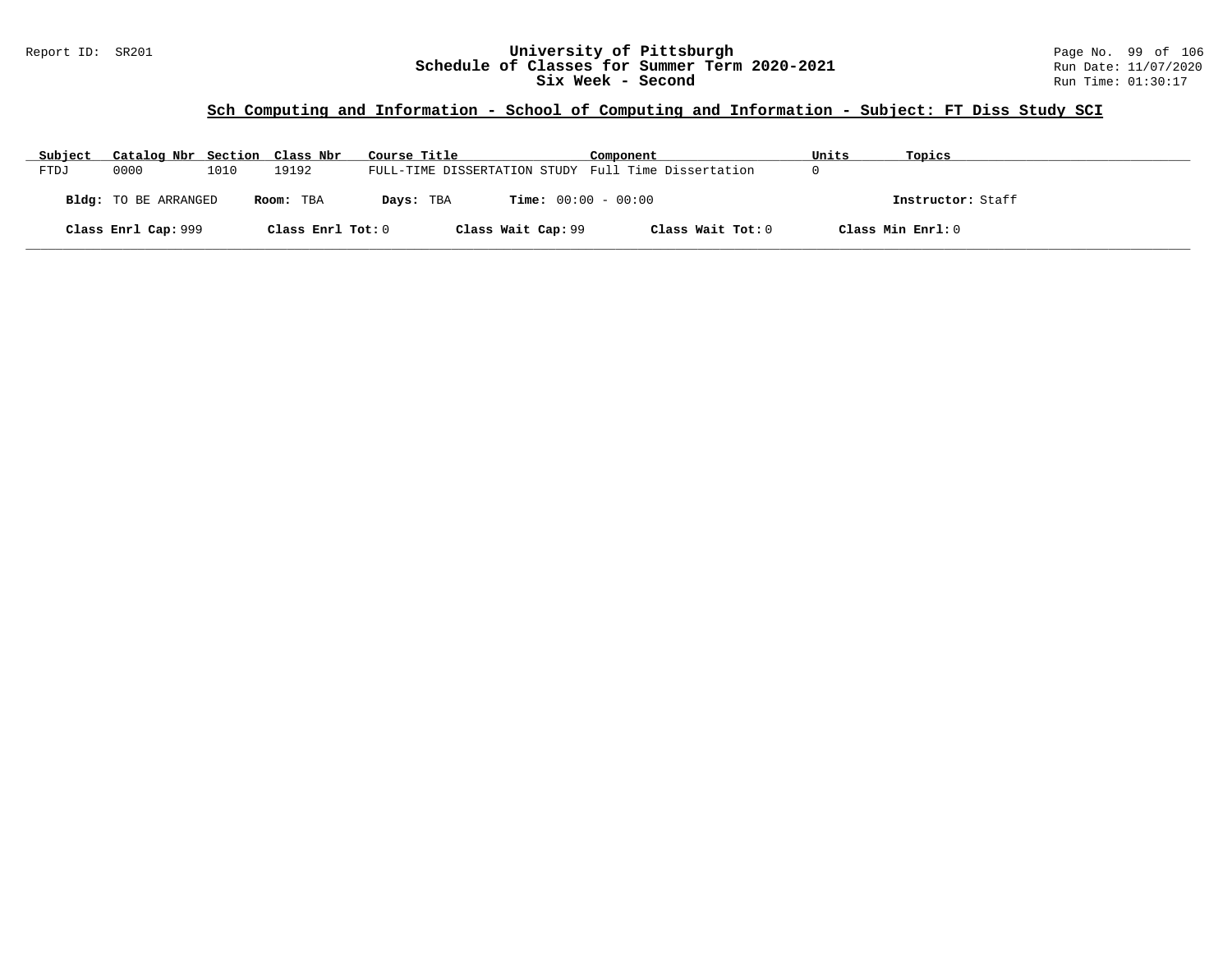## Sch Computing and Information - School of Computing and Information - Subject: FT Diss Study SCI

| Subject | Catalog Nbr | Section | Class Nbr | Course Title | Component | Units | Topics |
|---|---|---|---|---|---|---|---|
| FTDJ | 0000 | 1010 | 19192 | FULL-TIME DISSERTATION STUDY | Full Time Dissertation | 0 | |

**Bldg:** TO BE ARRANGED **Room:** TBA **Days:** TBA **Time:** 00:00 - 00:00 **Instructor:** Staff

**Class Enrl Cap:** 999 **Class Enrl Tot:** 0 **Class Wait Cap:** 99 **Class Wait Tot:** 0 **Class Min Enrl:** 0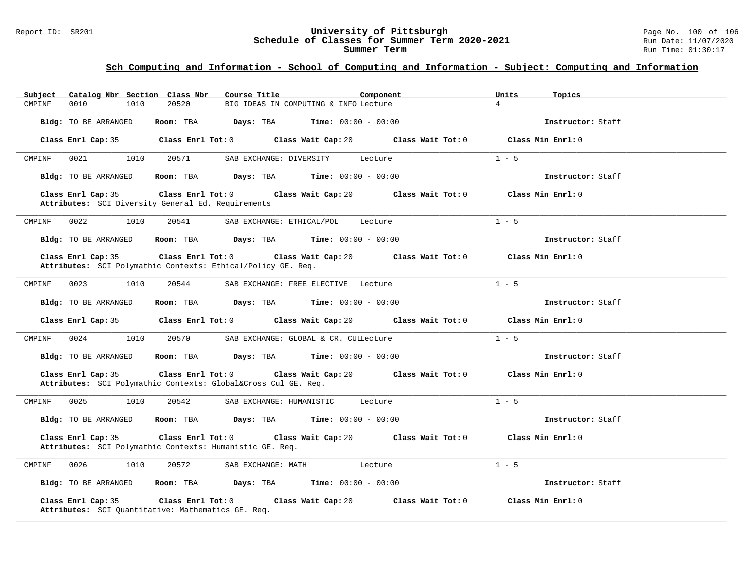# University of Pittsburgh
## Schedule of Classes for Summer Term 2020-2021
## Summer Term

### Sch Computing and Information - School of Computing and Information - Subject: Computing and Information

| Subject | Catalog Nbr | Section | Class Nbr | Course Title | Component | Units | Topics |
|---|---|---|---|---|---|---|---|
| CMPINF | 0010 | 1010 | 20520 | BIG IDEAS IN COMPUTING & INFO | Lecture | 4 | |

**Bldg:** TO BE ARRANGED **Room:** TBA **Days:** TBA **Time:** 00:00 - 00:00 **Instructor:** Staff

**Class Enrl Cap:** 35 **Class Enrl Tot:** 0 **Class Wait Cap:** 20 **Class Wait Tot:** 0 **Class Min Enrl:** 0

---

| Subject | Catalog Nbr | Section | Class Nbr | Course Title | Component | Units | Topics |
|---|---|---|---|---|---|---|---|
| CMPINF | 0021 | 1010 | 20571 | SAB EXCHANGE: DIVERSITY | Lecture | 1 - 5 | |

**Bldg:** TO BE ARRANGED **Room:** TBA **Days:** TBA **Time:** 00:00 - 00:00 **Instructor:** Staff

**Class Enrl Cap:** 35 **Class Enrl Tot:** 0 **Class Wait Cap:** 20 **Class Wait Tot:** 0 **Class Min Enrl:** 0

**Attributes:** SCI Diversity General Ed. Requirements

---

| Subject | Catalog Nbr | Section | Class Nbr | Course Title | Component | Units | Topics |
|---|---|---|---|---|---|---|---|
| CMPINF | 0022 | 1010 | 20541 | SAB EXCHANGE: ETHICAL/POL | Lecture | 1 - 5 | |

**Bldg:** TO BE ARRANGED **Room:** TBA **Days:** TBA **Time:** 00:00 - 00:00 **Instructor:** Staff

**Class Enrl Cap:** 35 **Class Enrl Tot:** 0 **Class Wait Cap:** 20 **Class Wait Tot:** 0 **Class Min Enrl:** 0

**Attributes:** SCI Polymathic Contexts: Ethical/Policy GE. Req.

---

| Subject | Catalog Nbr | Section | Class Nbr | Course Title | Component | Units | Topics |
|---|---|---|---|---|---|---|---|
| CMPINF | 0023 | 1010 | 20544 | SAB EXCHANGE: FREE ELECTIVE | Lecture | 1 - 5 | |

**Bldg:** TO BE ARRANGED **Room:** TBA **Days:** TBA **Time:** 00:00 - 00:00 **Instructor:** Staff

**Class Enrl Cap:** 35 **Class Enrl Tot:** 0 **Class Wait Cap:** 20 **Class Wait Tot:** 0 **Class Min Enrl:** 0

---

| Subject | Catalog Nbr | Section | Class Nbr | Course Title | Component | Units | Topics |
|---|---|---|---|---|---|---|---|
| CMPINF | 0024 | 1010 | 20570 | SAB EXCHANGE: GLOBAL & CR. CUL | Lecture | 1 - 5 | |

**Bldg:** TO BE ARRANGED **Room:** TBA **Days:** TBA **Time:** 00:00 - 00:00 **Instructor:** Staff

**Class Enrl Cap:** 35 **Class Enrl Tot:** 0 **Class Wait Cap:** 20 **Class Wait Tot:** 0 **Class Min Enrl:** 0

**Attributes:** SCI Polymathic Contexts: Global&Cross Cul GE. Req.

---

| Subject | Catalog Nbr | Section | Class Nbr | Course Title | Component | Units | Topics |
|---|---|---|---|---|---|---|---|
| CMPINF | 0025 | 1010 | 20542 | SAB EXCHANGE: HUMANISTIC | Lecture | 1 - 5 | |

**Bldg:** TO BE ARRANGED **Room:** TBA **Days:** TBA **Time:** 00:00 - 00:00 **Instructor:** Staff

**Class Enrl Cap:** 35 **Class Enrl Tot:** 0 **Class Wait Cap:** 20 **Class Wait Tot:** 0 **Class Min Enrl:** 0

**Attributes:** SCI Polymathic Contexts: Humanistic GE. Req.

---

| Subject | Catalog Nbr | Section | Class Nbr | Course Title | Component | Units | Topics |
|---|---|---|---|---|---|---|---|
| CMPINF | 0026 | 1010 | 20572 | SAB EXCHANGE: MATH | Lecture | 1 - 5 | |

**Bldg:** TO BE ARRANGED **Room:** TBA **Days:** TBA **Time:** 00:00 - 00:00 **Instructor:** Staff

**Class Enrl Cap:** 35 **Class Enrl Tot:** 0 **Class Wait Cap:** 20 **Class Wait Tot:** 0 **Class Min Enrl:** 0

**Attributes:** SCI Quantitative: Mathematics GE. Req.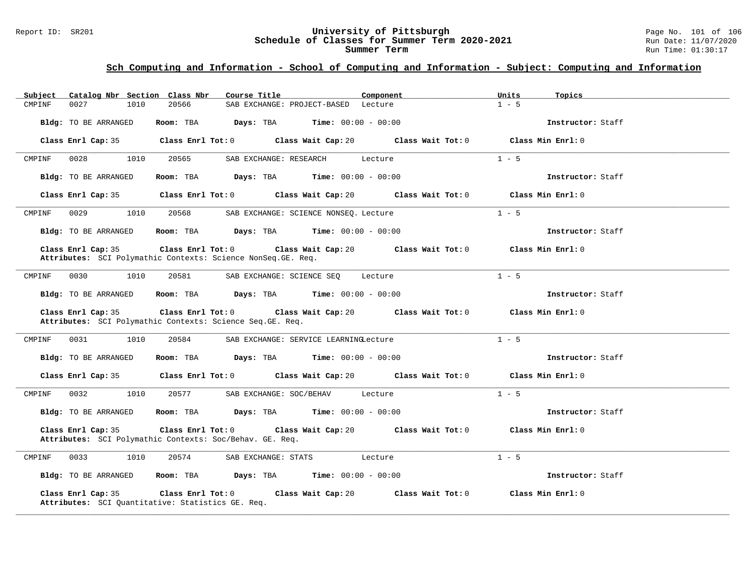## Sch Computing and Information - School of Computing and Information - Subject: Computing and Information

| Subject | Catalog Nbr | Section | Class Nbr | Course Title | Component | Units | Topics |
|---|---|---|---|---|---|---|---|
| CMPINF | 0027 | 1010 | 20566 | SAB EXCHANGE: PROJECT-BASED | Lecture | 1 - 5 | |

**Bldg:** TO BE ARRANGED **Room:** TBA **Days:** TBA **Time:** 00:00 - 00:00 **Instructor:** Staff

**Class Enrl Cap:** 35 **Class Enrl Tot:** 0 **Class Wait Cap:** 20 **Class Wait Tot:** 0 **Class Min Enrl:** 0

---

| Subject | Catalog Nbr | Section | Class Nbr | Course Title | Component | Units | Topics |
|---|---|---|---|---|---|---|---|
| CMPINF | 0028 | 1010 | 20565 | SAB EXCHANGE: RESEARCH | Lecture | 1 - 5 | |

**Bldg:** TO BE ARRANGED **Room:** TBA **Days:** TBA **Time:** 00:00 - 00:00 **Instructor:** Staff

**Class Enrl Cap:** 35 **Class Enrl Tot:** 0 **Class Wait Cap:** 20 **Class Wait Tot:** 0 **Class Min Enrl:** 0

---

| Subject | Catalog Nbr | Section | Class Nbr | Course Title | Component | Units | Topics |
|---|---|---|---|---|---|---|---|
| CMPINF | 0029 | 1010 | 20568 | SAB EXCHANGE: SCIENCE NONSEQ. | Lecture | 1 - 5 | |

**Bldg:** TO BE ARRANGED **Room:** TBA **Days:** TBA **Time:** 00:00 - 00:00 **Instructor:** Staff

**Class Enrl Cap:** 35 **Class Enrl Tot:** 0 **Class Wait Cap:** 20 **Class Wait Tot:** 0 **Class Min Enrl:** 0
**Attributes:** SCI Polymathic Contexts: Science NonSeq.GE. Req.

---

| Subject | Catalog Nbr | Section | Class Nbr | Course Title | Component | Units | Topics |
|---|---|---|---|---|---|---|---|
| CMPINF | 0030 | 1010 | 20581 | SAB EXCHANGE: SCIENCE SEQ | Lecture | 1 - 5 | |

**Bldg:** TO BE ARRANGED **Room:** TBA **Days:** TBA **Time:** 00:00 - 00:00 **Instructor:** Staff

**Class Enrl Cap:** 35 **Class Enrl Tot:** 0 **Class Wait Cap:** 20 **Class Wait Tot:** 0 **Class Min Enrl:** 0
**Attributes:** SCI Polymathic Contexts: Science Seq.GE. Req.

---

| Subject | Catalog Nbr | Section | Class Nbr | Course Title | Component | Units | Topics |
|---|---|---|---|---|---|---|---|
| CMPINF | 0031 | 1010 | 20584 | SAB EXCHANGE: SERVICE LEARNING | Lecture | 1 - 5 | |

**Bldg:** TO BE ARRANGED **Room:** TBA **Days:** TBA **Time:** 00:00 - 00:00 **Instructor:** Staff

**Class Enrl Cap:** 35 **Class Enrl Tot:** 0 **Class Wait Cap:** 20 **Class Wait Tot:** 0 **Class Min Enrl:** 0

---

| Subject | Catalog Nbr | Section | Class Nbr | Course Title | Component | Units | Topics |
|---|---|---|---|---|---|---|---|
| CMPINF | 0032 | 1010 | 20577 | SAB EXCHANGE: SOC/BEHAV | Lecture | 1 - 5 | |

**Bldg:** TO BE ARRANGED **Room:** TBA **Days:** TBA **Time:** 00:00 - 00:00 **Instructor:** Staff

**Class Enrl Cap:** 35 **Class Enrl Tot:** 0 **Class Wait Cap:** 20 **Class Wait Tot:** 0 **Class Min Enrl:** 0
**Attributes:** SCI Polymathic Contexts: Soc/Behav. GE. Req.

---

| Subject | Catalog Nbr | Section | Class Nbr | Course Title | Component | Units | Topics |
|---|---|---|---|---|---|---|---|
| CMPINF | 0033 | 1010 | 20574 | SAB EXCHANGE: STATS | Lecture | 1 - 5 | |

**Bldg:** TO BE ARRANGED **Room:** TBA **Days:** TBA **Time:** 00:00 - 00:00 **Instructor:** Staff

**Class Enrl Cap:** 35 **Class Enrl Tot:** 0 **Class Wait Cap:** 20 **Class Wait Tot:** 0 **Class Min Enrl:** 0
**Attributes:** SCI Quantitative: Statistics GE. Req.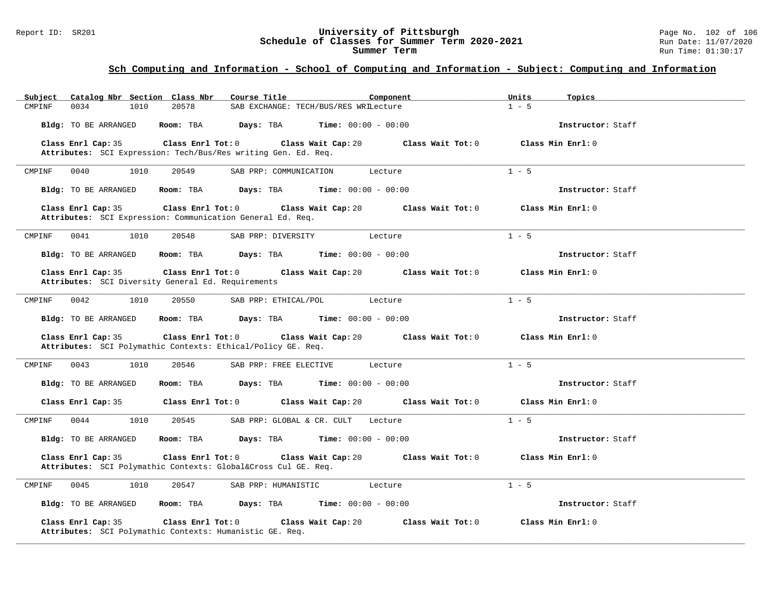## Sch Computing and Information - School of Computing and Information - Subject: Computing and Information

| Subject | Catalog Nbr | Section | Class Nbr | Course Title | Component | Units | Topics |
|---|---|---|---|---|---|---|---|
| CMPINF | 0034 | 1010 | 20578 | SAB EXCHANGE: TECH/BUS/RES WRI | Lecture | 1 - 5 | |

**Bldg:** TO BE ARRANGED **Room:** TBA **Days:** TBA **Time:** 00:00 - 00:00 **Instructor:** Staff

**Class Enrl Cap:** 35 **Class Enrl Tot:** 0 **Class Wait Cap:** 20 **Class Wait Tot:** 0 **Class Min Enrl:** 0

**Attributes:** SCI Expression: Tech/Bus/Res writing Gen. Ed. Req.

---

| Subject | Catalog Nbr | Section | Class Nbr | Course Title | Component | Units | Topics |
|---|---|---|---|---|---|---|---|
| CMPINF | 0040 | 1010 | 20549 | SAB PRP: COMMUNICATION | Lecture | 1 - 5 | |

**Bldg:** TO BE ARRANGED **Room:** TBA **Days:** TBA **Time:** 00:00 - 00:00 **Instructor:** Staff

**Class Enrl Cap:** 35 **Class Enrl Tot:** 0 **Class Wait Cap:** 20 **Class Wait Tot:** 0 **Class Min Enrl:** 0

**Attributes:** SCI Expression: Communication General Ed. Req.

---

| Subject | Catalog Nbr | Section | Class Nbr | Course Title | Component | Units | Topics |
|---|---|---|---|---|---|---|---|
| CMPINF | 0041 | 1010 | 20548 | SAB PRP: DIVERSITY | Lecture | 1 - 5 | |

**Bldg:** TO BE ARRANGED **Room:** TBA **Days:** TBA **Time:** 00:00 - 00:00 **Instructor:** Staff

**Class Enrl Cap:** 35 **Class Enrl Tot:** 0 **Class Wait Cap:** 20 **Class Wait Tot:** 0 **Class Min Enrl:** 0

**Attributes:** SCI Diversity General Ed. Requirements

---

| Subject | Catalog Nbr | Section | Class Nbr | Course Title | Component | Units | Topics |
|---|---|---|---|---|---|---|---|
| CMPINF | 0042 | 1010 | 20550 | SAB PRP: ETHICAL/POL | Lecture | 1 - 5 | |

**Bldg:** TO BE ARRANGED **Room:** TBA **Days:** TBA **Time:** 00:00 - 00:00 **Instructor:** Staff

**Class Enrl Cap:** 35 **Class Enrl Tot:** 0 **Class Wait Cap:** 20 **Class Wait Tot:** 0 **Class Min Enrl:** 0

**Attributes:** SCI Polymathic Contexts: Ethical/Policy GE. Req.

---

| Subject | Catalog Nbr | Section | Class Nbr | Course Title | Component | Units | Topics |
|---|---|---|---|---|---|---|---|
| CMPINF | 0043 | 1010 | 20546 | SAB PRP: FREE ELECTIVE | Lecture | 1 - 5 | |

**Bldg:** TO BE ARRANGED **Room:** TBA **Days:** TBA **Time:** 00:00 - 00:00 **Instructor:** Staff

**Class Enrl Cap:** 35 **Class Enrl Tot:** 0 **Class Wait Cap:** 20 **Class Wait Tot:** 0 **Class Min Enrl:** 0

---

| Subject | Catalog Nbr | Section | Class Nbr | Course Title | Component | Units | Topics |
|---|---|---|---|---|---|---|---|
| CMPINF | 0044 | 1010 | 20545 | SAB PRP: GLOBAL & CR. CULT | Lecture | 1 - 5 | |

**Bldg:** TO BE ARRANGED **Room:** TBA **Days:** TBA **Time:** 00:00 - 00:00 **Instructor:** Staff

**Class Enrl Cap:** 35 **Class Enrl Tot:** 0 **Class Wait Cap:** 20 **Class Wait Tot:** 0 **Class Min Enrl:** 0

**Attributes:** SCI Polymathic Contexts: Global&Cross Cul GE. Req.

---

| Subject | Catalog Nbr | Section | Class Nbr | Course Title | Component | Units | Topics |
|---|---|---|---|---|---|---|---|
| CMPINF | 0045 | 1010 | 20547 | SAB PRP: HUMANISTIC | Lecture | 1 - 5 | |

**Bldg:** TO BE ARRANGED **Room:** TBA **Days:** TBA **Time:** 00:00 - 00:00 **Instructor:** Staff

**Class Enrl Cap:** 35 **Class Enrl Tot:** 0 **Class Wait Cap:** 20 **Class Wait Tot:** 0 **Class Min Enrl:** 0

**Attributes:** SCI Polymathic Contexts: Humanistic GE. Req.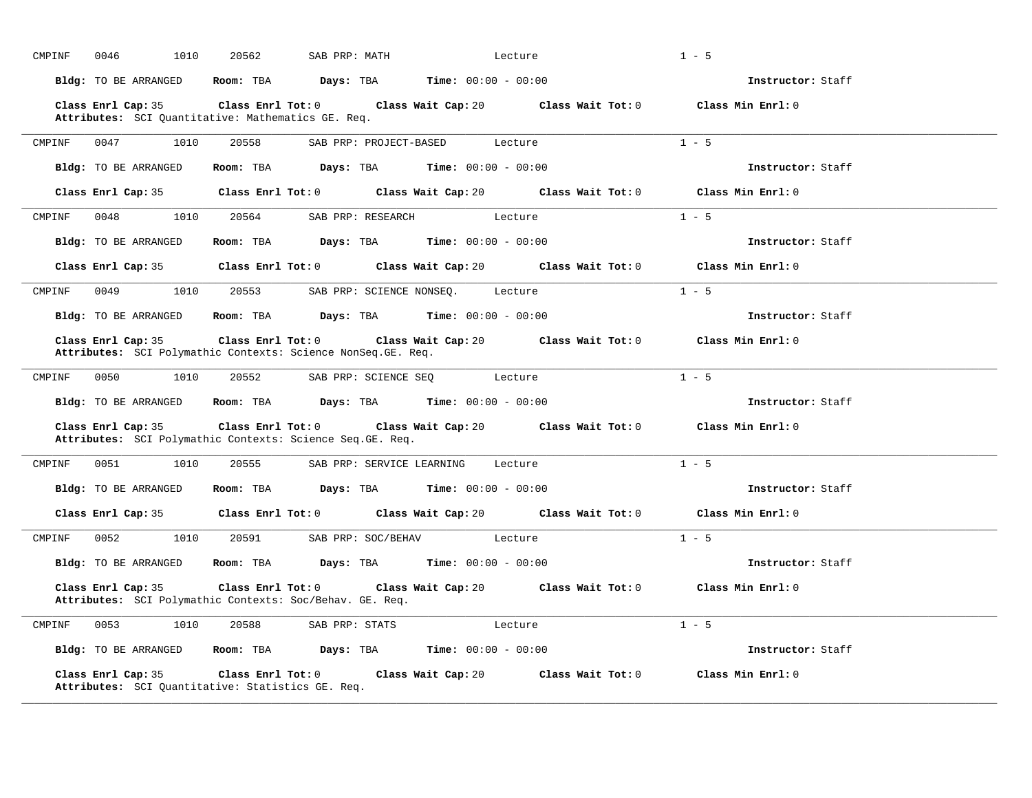CMPINF 0046 1010 20562 SAB PRP: MATH Lecture 1 - 5

**Bldg:** TO BE ARRANGED **Room:** TBA **Days:** TBA **Time:** 00:00 - 00:00 **Instructor:** Staff

**Class Enrl Cap:** 35 **Class Enrl Tot:** 0 **Class Wait Cap:** 20 **Class Wait Tot:** 0 **Class Min Enrl:** 0
**Attributes:** SCI Quantitative: Mathematics GE. Req.

---

CMPINF 0047 1010 20558 SAB PRP: PROJECT-BASED Lecture 1 - 5

**Bldg:** TO BE ARRANGED **Room:** TBA **Days:** TBA **Time:** 00:00 - 00:00 **Instructor:** Staff

**Class Enrl Cap:** 35 **Class Enrl Tot:** 0 **Class Wait Cap:** 20 **Class Wait Tot:** 0 **Class Min Enrl:** 0

---

CMPINF 0048 1010 20564 SAB PRP: RESEARCH Lecture 1 - 5

**Bldg:** TO BE ARRANGED **Room:** TBA **Days:** TBA **Time:** 00:00 - 00:00 **Instructor:** Staff

**Class Enrl Cap:** 35 **Class Enrl Tot:** 0 **Class Wait Cap:** 20 **Class Wait Tot:** 0 **Class Min Enrl:** 0

---

CMPINF 0049 1010 20553 SAB PRP: SCIENCE NONSEQ. Lecture 1 - 5

**Bldg:** TO BE ARRANGED **Room:** TBA **Days:** TBA **Time:** 00:00 - 00:00 **Instructor:** Staff

**Class Enrl Cap:** 35 **Class Enrl Tot:** 0 **Class Wait Cap:** 20 **Class Wait Tot:** 0 **Class Min Enrl:** 0
**Attributes:** SCI Polymathic Contexts: Science NonSeq.GE. Req.

---

CMPINF 0050 1010 20552 SAB PRP: SCIENCE SEQ Lecture 1 - 5

**Bldg:** TO BE ARRANGED **Room:** TBA **Days:** TBA **Time:** 00:00 - 00:00 **Instructor:** Staff

**Class Enrl Cap:** 35 **Class Enrl Tot:** 0 **Class Wait Cap:** 20 **Class Wait Tot:** 0 **Class Min Enrl:** 0
**Attributes:** SCI Polymathic Contexts: Science Seq.GE. Req.

---

CMPINF 0051 1010 20555 SAB PRP: SERVICE LEARNING Lecture 1 - 5

**Bldg:** TO BE ARRANGED **Room:** TBA **Days:** TBA **Time:** 00:00 - 00:00 **Instructor:** Staff

**Class Enrl Cap:** 35 **Class Enrl Tot:** 0 **Class Wait Cap:** 20 **Class Wait Tot:** 0 **Class Min Enrl:** 0

---

CMPINF 0052 1010 20591 SAB PRP: SOC/BEHAV Lecture 1 - 5

**Bldg:** TO BE ARRANGED **Room:** TBA **Days:** TBA **Time:** 00:00 - 00:00 **Instructor:** Staff

**Class Enrl Cap:** 35 **Class Enrl Tot:** 0 **Class Wait Cap:** 20 **Class Wait Tot:** 0 **Class Min Enrl:** 0
**Attributes:** SCI Polymathic Contexts: Soc/Behav. GE. Req.

---

CMPINF 0053 1010 20588 SAB PRP: STATS Lecture 1 - 5

**Bldg:** TO BE ARRANGED **Room:** TBA **Days:** TBA **Time:** 00:00 - 00:00 **Instructor:** Staff

**Class Enrl Cap:** 35 **Class Enrl Tot:** 0 **Class Wait Cap:** 20 **Class Wait Tot:** 0 **Class Min Enrl:** 0
**Attributes:** SCI Quantitative: Statistics GE. Req.

---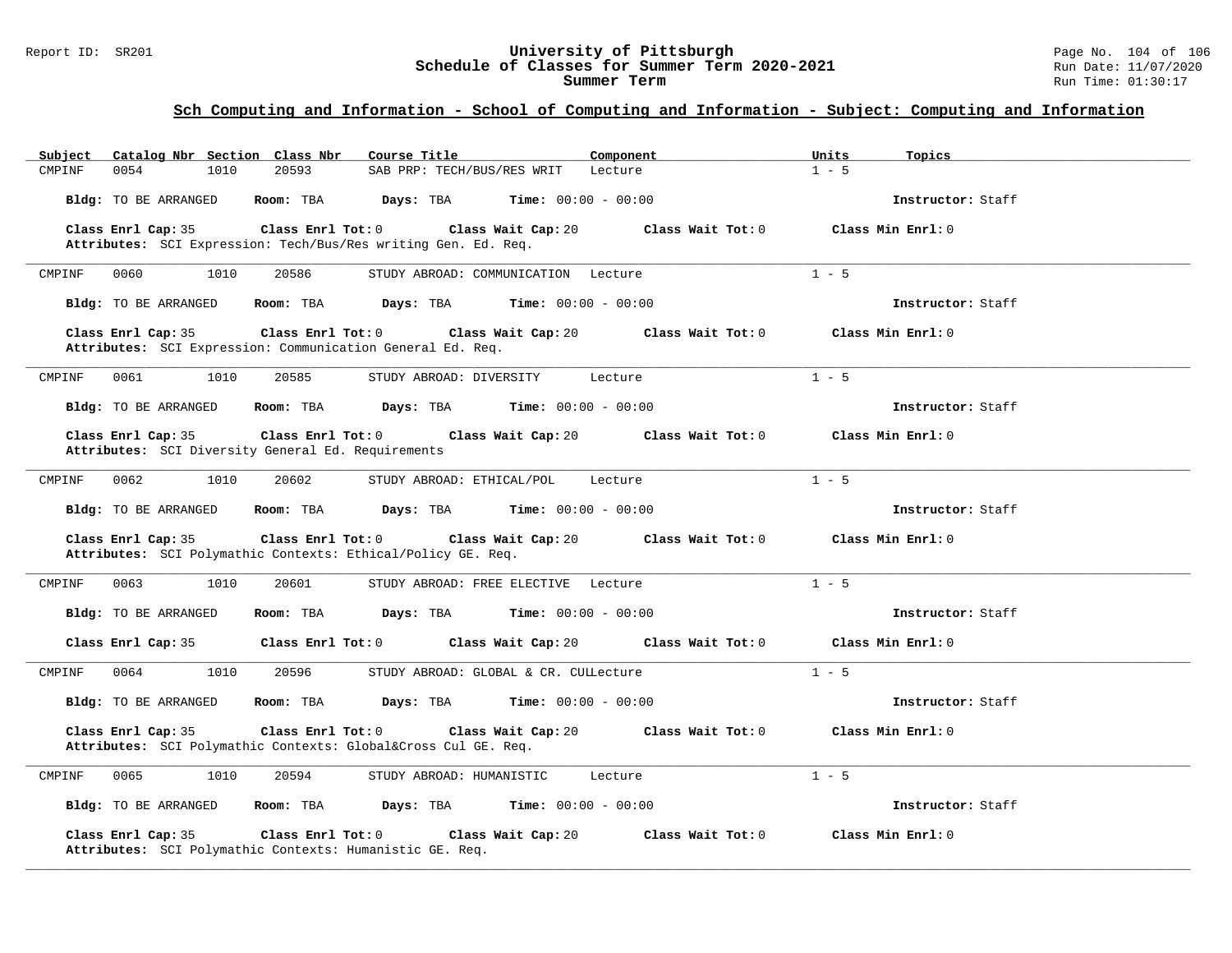## Sch Computing and Information - School of Computing and Information - Subject: Computing and Information

| Subject | Catalog Nbr | Section | Class Nbr | Course Title | Component | Units | Topics |
|---|---|---|---|---|---|---|---|
| CMPINF | 0054 | 1010 | 20593 | SAB PRP: TECH/BUS/RES WRIT | Lecture | 1 - 5 | |

**Bldg:** TO BE ARRANGED **Room:** TBA **Days:** TBA **Time:** 00:00 - 00:00 **Instructor:** Staff

**Class Enrl Cap:** 35 **Class Enrl Tot:** 0 **Class Wait Cap:** 20 **Class Wait Tot:** 0 **Class Min Enrl:** 0

**Attributes:** SCI Expression: Tech/Bus/Res writing Gen. Ed. Req.

---

| Subject | Catalog Nbr | Section | Class Nbr | Course Title | Component | Units | Topics |
|---|---|---|---|---|---|---|---|
| CMPINF | 0060 | 1010 | 20586 | STUDY ABROAD: COMMUNICATION | Lecture | 1 - 5 | |

**Bldg:** TO BE ARRANGED **Room:** TBA **Days:** TBA **Time:** 00:00 - 00:00 **Instructor:** Staff

**Class Enrl Cap:** 35 **Class Enrl Tot:** 0 **Class Wait Cap:** 20 **Class Wait Tot:** 0 **Class Min Enrl:** 0

**Attributes:** SCI Expression: Communication General Ed. Req.

---

| Subject | Catalog Nbr | Section | Class Nbr | Course Title | Component | Units | Topics |
|---|---|---|---|---|---|---|---|
| CMPINF | 0061 | 1010 | 20585 | STUDY ABROAD: DIVERSITY | Lecture | 1 - 5 | |

**Bldg:** TO BE ARRANGED **Room:** TBA **Days:** TBA **Time:** 00:00 - 00:00 **Instructor:** Staff

**Class Enrl Cap:** 35 **Class Enrl Tot:** 0 **Class Wait Cap:** 20 **Class Wait Tot:** 0 **Class Min Enrl:** 0

**Attributes:** SCI Diversity General Ed. Requirements

---

| Subject | Catalog Nbr | Section | Class Nbr | Course Title | Component | Units | Topics |
|---|---|---|---|---|---|---|---|
| CMPINF | 0062 | 1010 | 20602 | STUDY ABROAD: ETHICAL/POL | Lecture | 1 - 5 | |

**Bldg:** TO BE ARRANGED **Room:** TBA **Days:** TBA **Time:** 00:00 - 00:00 **Instructor:** Staff

**Class Enrl Cap:** 35 **Class Enrl Tot:** 0 **Class Wait Cap:** 20 **Class Wait Tot:** 0 **Class Min Enrl:** 0

**Attributes:** SCI Polymathic Contexts: Ethical/Policy GE. Req.

---

| Subject | Catalog Nbr | Section | Class Nbr | Course Title | Component | Units | Topics |
|---|---|---|---|---|---|---|---|
| CMPINF | 0063 | 1010 | 20601 | STUDY ABROAD: FREE ELECTIVE | Lecture | 1 - 5 | |

**Bldg:** TO BE ARRANGED **Room:** TBA **Days:** TBA **Time:** 00:00 - 00:00 **Instructor:** Staff

**Class Enrl Cap:** 35 **Class Enrl Tot:** 0 **Class Wait Cap:** 20 **Class Wait Tot:** 0 **Class Min Enrl:** 0

---

| Subject | Catalog Nbr | Section | Class Nbr | Course Title | Component | Units | Topics |
|---|---|---|---|---|---|---|---|
| CMPINF | 0064 | 1010 | 20596 | STUDY ABROAD: GLOBAL & CR. CUL | Lecture | 1 - 5 | |

**Bldg:** TO BE ARRANGED **Room:** TBA **Days:** TBA **Time:** 00:00 - 00:00 **Instructor:** Staff

**Class Enrl Cap:** 35 **Class Enrl Tot:** 0 **Class Wait Cap:** 20 **Class Wait Tot:** 0 **Class Min Enrl:** 0

**Attributes:** SCI Polymathic Contexts: Global&Cross Cul GE. Req.

---

| Subject | Catalog Nbr | Section | Class Nbr | Course Title | Component | Units | Topics |
|---|---|---|---|---|---|---|---|
| CMPINF | 0065 | 1010 | 20594 | STUDY ABROAD: HUMANISTIC | Lecture | 1 - 5 | |

**Bldg:** TO BE ARRANGED **Room:** TBA **Days:** TBA **Time:** 00:00 - 00:00 **Instructor:** Staff

**Class Enrl Cap:** 35 **Class Enrl Tot:** 0 **Class Wait Cap:** 20 **Class Wait Tot:** 0 **Class Min Enrl:** 0

**Attributes:** SCI Polymathic Contexts: Humanistic GE. Req.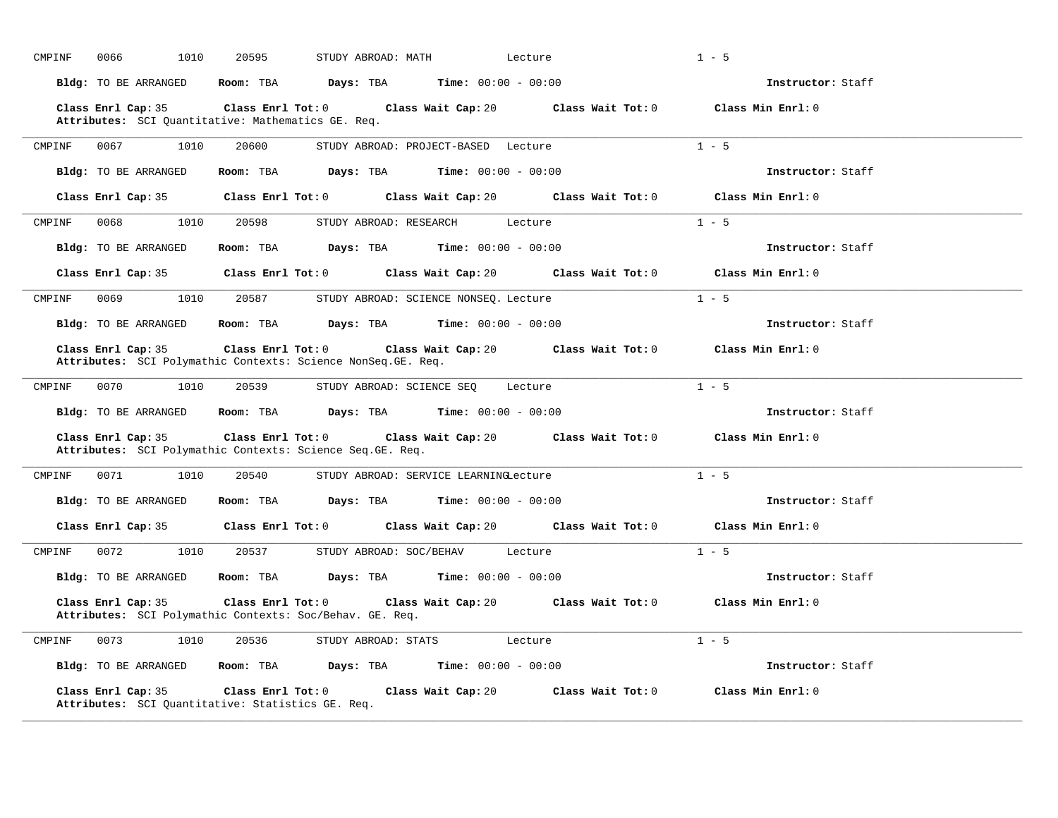CMPINF 0066 1010 20595 STUDY ABROAD: MATH Lecture 1 - 5

**Bldg:** TO BE ARRANGED **Room:** TBA **Days:** TBA **Time:** 00:00 - 00:00 **Instructor:** Staff

**Class Enrl Cap:** 35 **Class Enrl Tot:** 0 **Class Wait Cap:** 20 **Class Wait Tot:** 0 **Class Min Enrl:** 0
**Attributes:** SCI Quantitative: Mathematics GE. Req.

---

CMPINF 0067 1010 20600 STUDY ABROAD: PROJECT-BASED Lecture 1 - 5

**Bldg:** TO BE ARRANGED **Room:** TBA **Days:** TBA **Time:** 00:00 - 00:00 **Instructor:** Staff

**Class Enrl Cap:** 35 **Class Enrl Tot:** 0 **Class Wait Cap:** 20 **Class Wait Tot:** 0 **Class Min Enrl:** 0

---

CMPINF 0068 1010 20598 STUDY ABROAD: RESEARCH Lecture 1 - 5

**Bldg:** TO BE ARRANGED **Room:** TBA **Days:** TBA **Time:** 00:00 - 00:00 **Instructor:** Staff

**Class Enrl Cap:** 35 **Class Enrl Tot:** 0 **Class Wait Cap:** 20 **Class Wait Tot:** 0 **Class Min Enrl:** 0

---

CMPINF 0069 1010 20587 STUDY ABROAD: SCIENCE NONSEQ. Lecture 1 - 5

**Bldg:** TO BE ARRANGED **Room:** TBA **Days:** TBA **Time:** 00:00 - 00:00 **Instructor:** Staff

**Class Enrl Cap:** 35 **Class Enrl Tot:** 0 **Class Wait Cap:** 20 **Class Wait Tot:** 0 **Class Min Enrl:** 0
**Attributes:** SCI Polymathic Contexts: Science NonSeq.GE. Req.

---

CMPINF 0070 1010 20539 STUDY ABROAD: SCIENCE SEQ Lecture 1 - 5

**Bldg:** TO BE ARRANGED **Room:** TBA **Days:** TBA **Time:** 00:00 - 00:00 **Instructor:** Staff

**Class Enrl Cap:** 35 **Class Enrl Tot:** 0 **Class Wait Cap:** 20 **Class Wait Tot:** 0 **Class Min Enrl:** 0
**Attributes:** SCI Polymathic Contexts: Science Seq.GE. Req.

---

CMPINF 0071 1010 20540 STUDY ABROAD: SERVICE LEARNING Lecture 1 - 5

**Bldg:** TO BE ARRANGED **Room:** TBA **Days:** TBA **Time:** 00:00 - 00:00 **Instructor:** Staff

**Class Enrl Cap:** 35 **Class Enrl Tot:** 0 **Class Wait Cap:** 20 **Class Wait Tot:** 0 **Class Min Enrl:** 0

---

CMPINF 0072 1010 20537 STUDY ABROAD: SOC/BEHAV Lecture 1 - 5

**Bldg:** TO BE ARRANGED **Room:** TBA **Days:** TBA **Time:** 00:00 - 00:00 **Instructor:** Staff

**Class Enrl Cap:** 35 **Class Enrl Tot:** 0 **Class Wait Cap:** 20 **Class Wait Tot:** 0 **Class Min Enrl:** 0
**Attributes:** SCI Polymathic Contexts: Soc/Behav. GE. Req.

---

CMPINF 0073 1010 20536 STUDY ABROAD: STATS Lecture 1 - 5

**Bldg:** TO BE ARRANGED **Room:** TBA **Days:** TBA **Time:** 00:00 - 00:00 **Instructor:** Staff

**Class Enrl Cap:** 35 **Class Enrl Tot:** 0 **Class Wait Cap:** 20 **Class Wait Tot:** 0 **Class Min Enrl:** 0
**Attributes:** SCI Quantitative: Statistics GE. Req.

---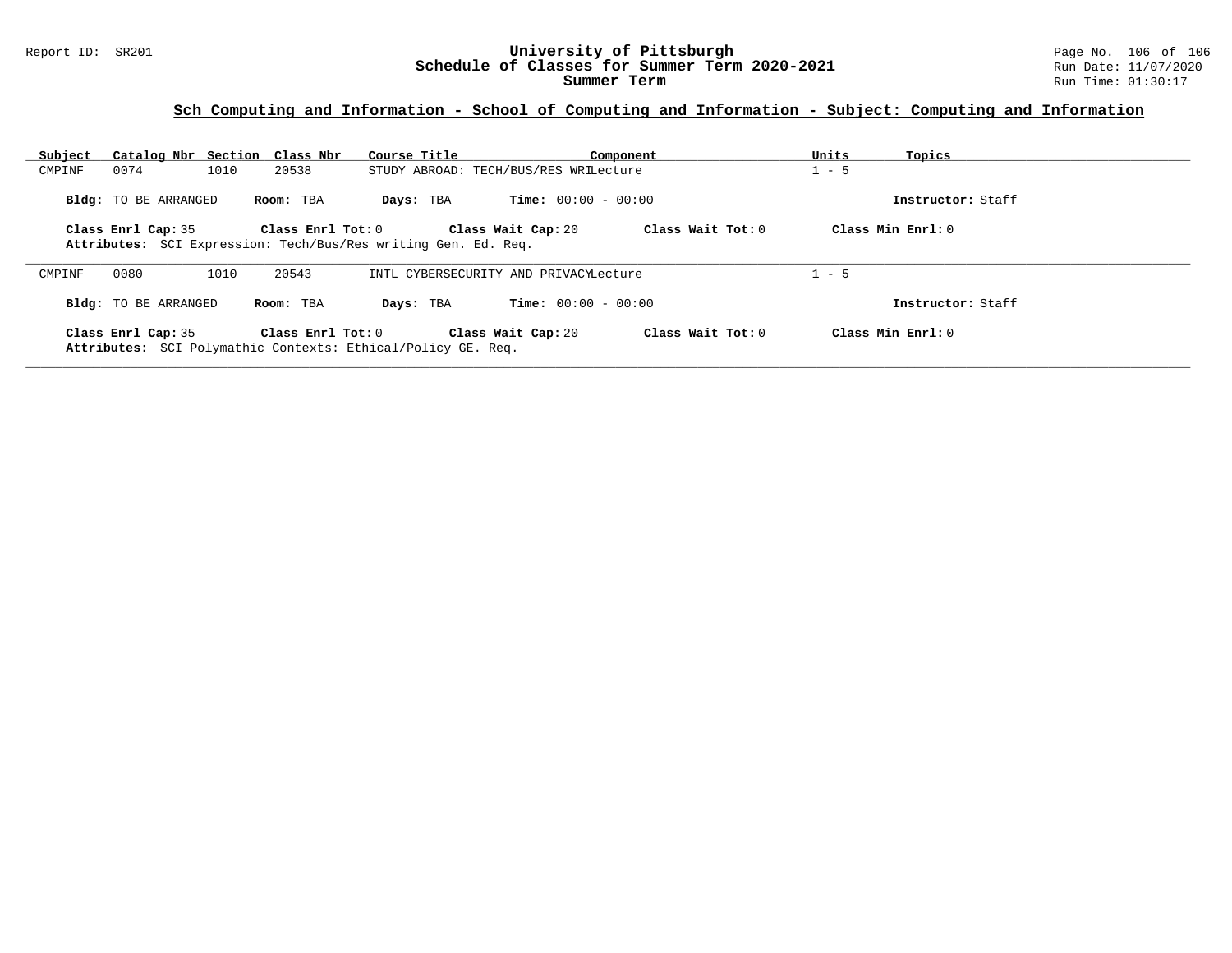## Sch Computing and Information - School of Computing and Information - Subject: Computing and Information

| Subject | Catalog Nbr | Section | Class Nbr | Course Title | Component | Units | Topics |
|---|---|---|---|---|---|---|---|
| CMPINF | 0074 | 1010 | 20538 | STUDY ABROAD: TECH/BUS/RES WRI | Lecture | 1 - 5 | |

**Bldg:** TO BE ARRANGED **Room:** TBA **Days:** TBA **Time:** 00:00 - 00:00 **Instructor:** Staff

**Class Enrl Cap:** 35 **Class Enrl Tot:** 0 **Class Wait Cap:** 20 **Class Wait Tot:** 0 **Class Min Enrl:** 0

**Attributes:** SCI Expression: Tech/Bus/Res writing Gen. Ed. Req.

---

| Subject | Catalog Nbr | Section | Class Nbr | Course Title | Component | Units | Topics |
|---|---|---|---|---|---|---|---|
| CMPINF | 0080 | 1010 | 20543 | INTL CYBERSECURITY AND PRIVACY | Lecture | 1 - 5 | |

**Bldg:** TO BE ARRANGED **Room:** TBA **Days:** TBA **Time:** 00:00 - 00:00 **Instructor:** Staff

**Class Enrl Cap:** 35 **Class Enrl Tot:** 0 **Class Wait Cap:** 20 **Class Wait Tot:** 0 **Class Min Enrl:** 0

**Attributes:** SCI Polymathic Contexts: Ethical/Policy GE. Req.